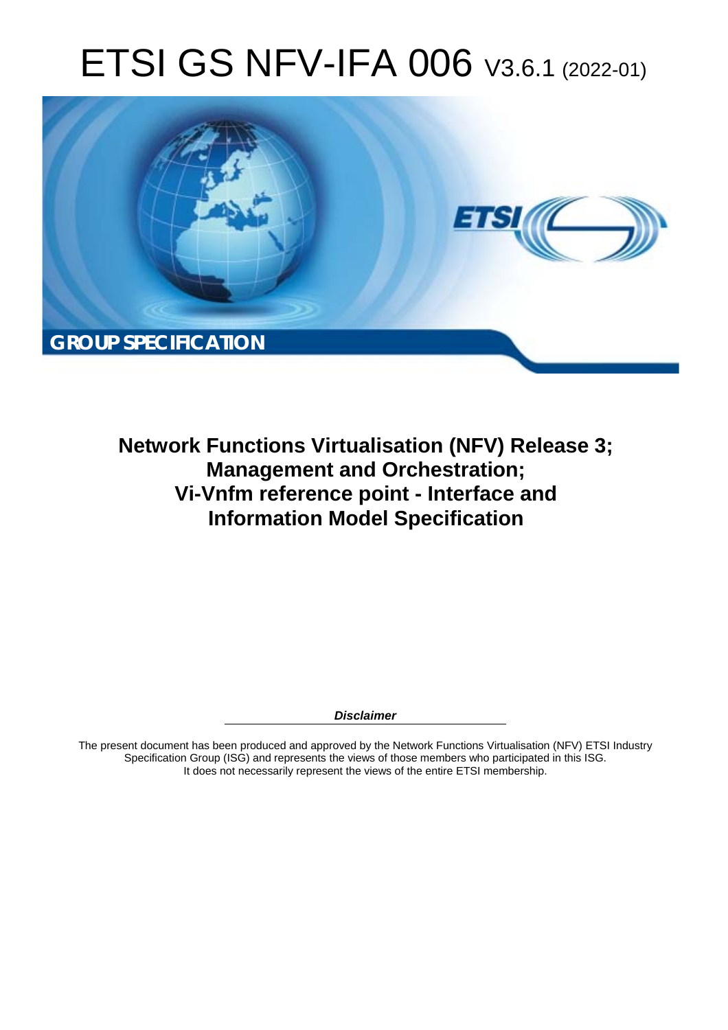# ETSI GS NFV-IFA 006 V3.6.1 (2022-01)

GROUP SPECIFICATION

**Network Functions Virtualisation (NFV) Release 3; Management and Orchestration; Vi-Vnfm reference point - Interface and Information Model Specification**

***Disclaimer***

The present document has been produced and approved by the Network Functions Virtualisation (NFV) ETSI Industry Specification Group (ISG) and represents the views of those members who participated in this ISG.
It does not necessarily represent the views of the entire ETSI membership.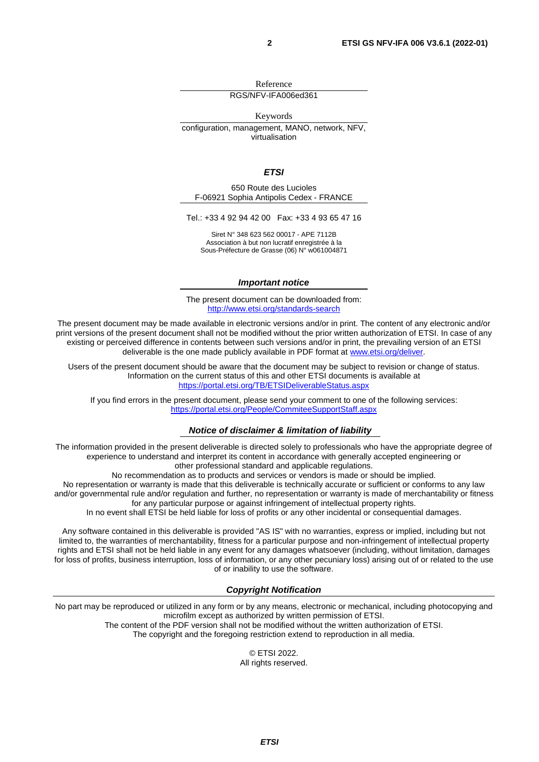Reference

RGS/NFV-IFA006ed361

Keywords

configuration, management, MANO, network, NFV, virtualisation

***ETSI***

650 Route des Lucioles
F-06921 Sophia Antipolis Cedex - FRANCE

Tel.: +33 4 92 94 42 00   Fax: +33 4 93 65 47 16

Siret N° 348 623 562 00017 - APE 7112B
Association à but non lucratif enregistrée à la
Sous-Préfecture de Grasse (06) N° w061004871

***Important notice***

The present document can be downloaded from:
http://www.etsi.org/standards-search

The present document may be made available in electronic versions and/or in print. The content of any electronic and/or print versions of the present document shall not be modified without the prior written authorization of ETSI. In case of any existing or perceived difference in contents between such versions and/or in print, the prevailing version of an ETSI deliverable is the one made publicly available in PDF format at www.etsi.org/deliver.

Users of the present document should be aware that the document may be subject to revision or change of status. Information on the current status of this and other ETSI documents is available at
https://portal.etsi.org/TB/ETSIDeliverableStatus.aspx

If you find errors in the present document, please send your comment to one of the following services:
https://portal.etsi.org/People/CommiteeSupportStaff.aspx

***Notice of disclaimer & limitation of liability***

The information provided in the present deliverable is directed solely to professionals who have the appropriate degree of experience to understand and interpret its content in accordance with generally accepted engineering or other professional standard and applicable regulations.
No recommendation as to products and services or vendors is made or should be implied.
No representation or warranty is made that this deliverable is technically accurate or sufficient or conforms to any law and/or governmental rule and/or regulation and further, no representation or warranty is made of merchantability or fitness for any particular purpose or against infringement of intellectual property rights.
In no event shall ETSI be held liable for loss of profits or any other incidental or consequential damages.

Any software contained in this deliverable is provided "AS IS" with no warranties, express or implied, including but not limited to, the warranties of merchantability, fitness for a particular purpose and non-infringement of intellectual property rights and ETSI shall not be held liable in any event for any damages whatsoever (including, without limitation, damages for loss of profits, business interruption, loss of information, or any other pecuniary loss) arising out of or related to the use of or inability to use the software.

***Copyright Notification***

No part may be reproduced or utilized in any form or by any means, electronic or mechanical, including photocopying and microfilm except as authorized by written permission of ETSI.
The content of the PDF version shall not be modified without the written authorization of ETSI.
The copyright and the foregoing restriction extend to reproduction in all media.

© ETSI 2022.
All rights reserved.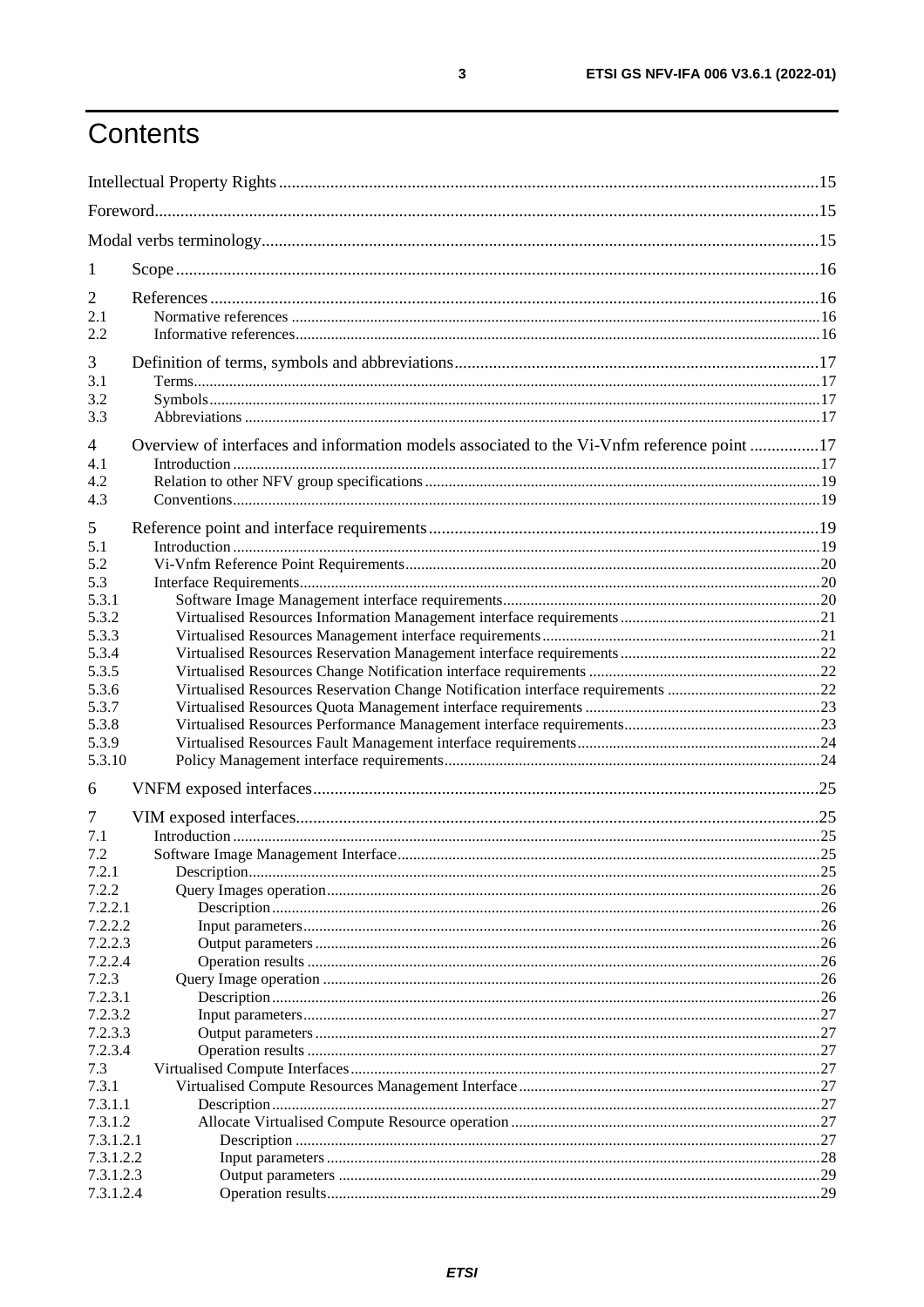# Contents

Intellectual Property Rights ....15
Foreword....15
Modal verbs terminology....15

1 Scope ....16

2 References ....16
2.1 Normative references ....16
2.2 Informative references....16

3 Definition of terms, symbols and abbreviations....17
3.1 Terms....17
3.2 Symbols....17
3.3 Abbreviations ....17

4 Overview of interfaces and information models associated to the Vi-Vnfm reference point ....17
4.1 Introduction ....17
4.2 Relation to other NFV group specifications ....19
4.3 Conventions....19

5 Reference point and interface requirements....19
5.1 Introduction ....19
5.2 Vi-Vnfm Reference Point Requirements....20
5.3 Interface Requirements....20
5.3.1 Software Image Management interface requirements....20
5.3.2 Virtualised Resources Information Management interface requirements....21
5.3.3 Virtualised Resources Management interface requirements....21
5.3.4 Virtualised Resources Reservation Management interface requirements....22
5.3.5 Virtualised Resources Change Notification interface requirements ....22
5.3.6 Virtualised Resources Reservation Change Notification interface requirements ....22
5.3.7 Virtualised Resources Quota Management interface requirements ....23
5.3.8 Virtualised Resources Performance Management interface requirements....23
5.3.9 Virtualised Resources Fault Management interface requirements....24
5.3.10 Policy Management interface requirements....24

6 VNFM exposed interfaces....25

7 VIM exposed interfaces....25
7.1 Introduction ....25
7.2 Software Image Management Interface....25
7.2.1 Description....25
7.2.2 Query Images operation....26
7.2.2.1 Description....26
7.2.2.2 Input parameters....26
7.2.2.3 Output parameters ....26
7.2.2.4 Operation results ....26
7.2.3 Query Image operation ....26
7.2.3.1 Description....26
7.2.3.2 Input parameters....27
7.2.3.3 Output parameters ....27
7.2.3.4 Operation results ....27
7.3 Virtualised Compute Interfaces....27
7.3.1 Virtualised Compute Resources Management Interface....27
7.3.1.1 Description....27
7.3.1.2 Allocate Virtualised Compute Resource operation ....27
7.3.1.2.1 Description ....27
7.3.1.2.2 Input parameters....28
7.3.1.2.3 Output parameters ....29
7.3.1.2.4 Operation results....29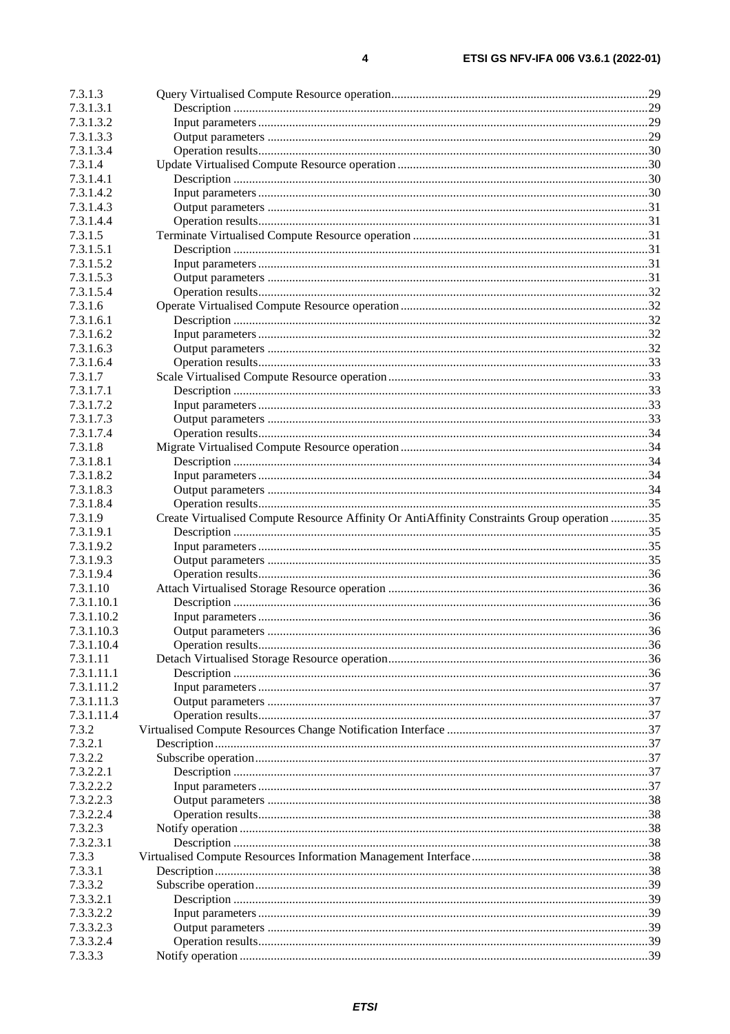7.3.1.3 Query Virtualised Compute Resource operation ..... 29
7.3.1.3.1 Description ..... 29
7.3.1.3.2 Input parameters ..... 29
7.3.1.3.3 Output parameters ..... 29
7.3.1.3.4 Operation results ..... 30
7.3.1.4 Update Virtualised Compute Resource operation ..... 30
7.3.1.4.1 Description ..... 30
7.3.1.4.2 Input parameters ..... 30
7.3.1.4.3 Output parameters ..... 31
7.3.1.4.4 Operation results ..... 31
7.3.1.5 Terminate Virtualised Compute Resource operation ..... 31
7.3.1.5.1 Description ..... 31
7.3.1.5.2 Input parameters ..... 31
7.3.1.5.3 Output parameters ..... 31
7.3.1.5.4 Operation results ..... 32
7.3.1.6 Operate Virtualised Compute Resource operation ..... 32
7.3.1.6.1 Description ..... 32
7.3.1.6.2 Input parameters ..... 32
7.3.1.6.3 Output parameters ..... 32
7.3.1.6.4 Operation results ..... 33
7.3.1.7 Scale Virtualised Compute Resource operation ..... 33
7.3.1.7.1 Description ..... 33
7.3.1.7.2 Input parameters ..... 33
7.3.1.7.3 Output parameters ..... 33
7.3.1.7.4 Operation results ..... 34
7.3.1.8 Migrate Virtualised Compute Resource operation ..... 34
7.3.1.8.1 Description ..... 34
7.3.1.8.2 Input parameters ..... 34
7.3.1.8.3 Output parameters ..... 34
7.3.1.8.4 Operation results ..... 35
7.3.1.9 Create Virtualised Compute Resource Affinity Or AntiAffinity Constraints Group operation ..... 35
7.3.1.9.1 Description ..... 35
7.3.1.9.2 Input parameters ..... 35
7.3.1.9.3 Output parameters ..... 35
7.3.1.9.4 Operation results ..... 36
7.3.1.10 Attach Virtualised Storage Resource operation ..... 36
7.3.1.10.1 Description ..... 36
7.3.1.10.2 Input parameters ..... 36
7.3.1.10.3 Output parameters ..... 36
7.3.1.10.4 Operation results ..... 36
7.3.1.11 Detach Virtualised Storage Resource operation ..... 36
7.3.1.11.1 Description ..... 36
7.3.1.11.2 Input parameters ..... 37
7.3.1.11.3 Output parameters ..... 37
7.3.1.11.4 Operation results ..... 37
7.3.2 Virtualised Compute Resources Change Notification Interface ..... 37
7.3.2.1 Description ..... 37
7.3.2.2 Subscribe operation ..... 37
7.3.2.2.1 Description ..... 37
7.3.2.2.2 Input parameters ..... 37
7.3.2.2.3 Output parameters ..... 38
7.3.2.2.4 Operation results ..... 38
7.3.2.3 Notify operation ..... 38
7.3.2.3.1 Description ..... 38
7.3.3 Virtualised Compute Resources Information Management Interface ..... 38
7.3.3.1 Description ..... 38
7.3.3.2 Subscribe operation ..... 39
7.3.3.2.1 Description ..... 39
7.3.3.2.2 Input parameters ..... 39
7.3.3.2.3 Output parameters ..... 39
7.3.3.2.4 Operation results ..... 39
7.3.3.3 Notify operation ..... 39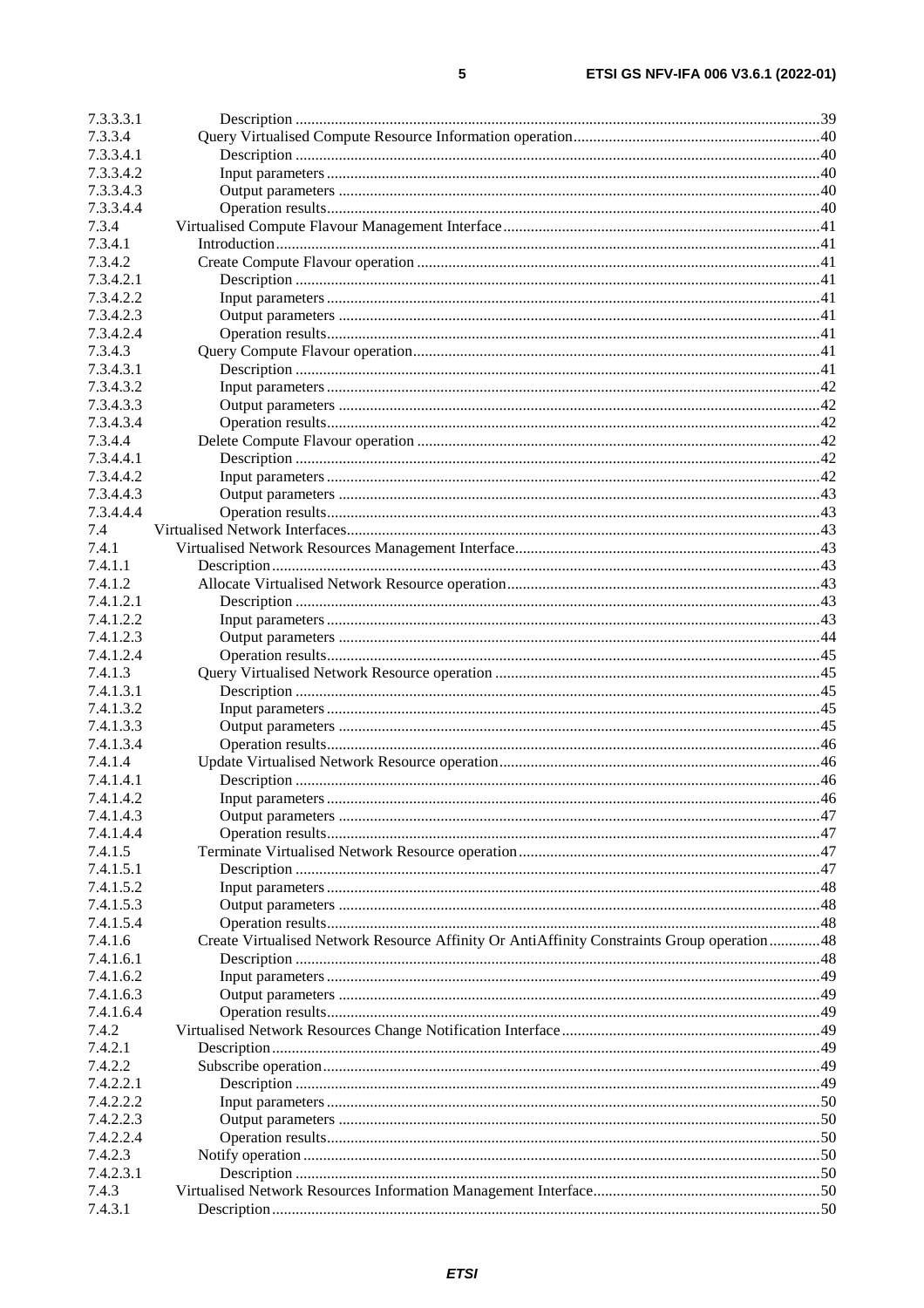7.3.3.3.1 Description ....................................................................................................................................39
7.3.3.4 Query Virtualised Compute Resource Information operation..............................................................40
7.3.3.4.1 Description ....................................................................................................................................40
7.3.3.4.2 Input parameters ............................................................................................................................40
7.3.3.4.3 Output parameters .........................................................................................................................40
7.3.3.4.4 Operation results............................................................................................................................40
7.3.4 Virtualised Compute Flavour Management Interface................................................................................41
7.3.4.1 Introduction.........................................................................................................................................41
7.3.4.2 Create Compute Flavour operation .....................................................................................................41
7.3.4.2.1 Description ....................................................................................................................................41
7.3.4.2.2 Input parameters ............................................................................................................................41
7.3.4.2.3 Output parameters .........................................................................................................................41
7.3.4.2.4 Operation results............................................................................................................................41
7.3.4.3 Query Compute Flavour operation......................................................................................................41
7.3.4.3.1 Description ....................................................................................................................................41
7.3.4.3.2 Input parameters ............................................................................................................................42
7.3.4.3.3 Output parameters .........................................................................................................................42
7.3.4.3.4 Operation results............................................................................................................................42
7.3.4.4 Delete Compute Flavour operation .....................................................................................................42
7.3.4.4.1 Description ....................................................................................................................................42
7.3.4.4.2 Input parameters ............................................................................................................................42
7.3.4.4.3 Output parameters .........................................................................................................................43
7.3.4.4.4 Operation results............................................................................................................................43
7.4 Virtualised Network Interfaces........................................................................................................................43
7.4.1 Virtualised Network Resources Management Interface.............................................................................43
7.4.1.1 Description..........................................................................................................................................43
7.4.1.2 Allocate Virtualised Network Resource operation...............................................................................43
7.4.1.2.1 Description ....................................................................................................................................43
7.4.1.2.2 Input parameters ............................................................................................................................43
7.4.1.2.3 Output parameters .........................................................................................................................44
7.4.1.2.4 Operation results............................................................................................................................45
7.4.1.3 Query Virtualised Network Resource operation ..................................................................................45
7.4.1.3.1 Description ....................................................................................................................................45
7.4.1.3.2 Input parameters ............................................................................................................................45
7.4.1.3.3 Output parameters .........................................................................................................................45
7.4.1.3.4 Operation results............................................................................................................................46
7.4.1.4 Update Virtualised Network Resource operation.................................................................................46
7.4.1.4.1 Description ....................................................................................................................................46
7.4.1.4.2 Input parameters ............................................................................................................................46
7.4.1.4.3 Output parameters .........................................................................................................................47
7.4.1.4.4 Operation results............................................................................................................................47
7.4.1.5 Terminate Virtualised Network Resource operation............................................................................47
7.4.1.5.1 Description ....................................................................................................................................47
7.4.1.5.2 Input parameters ............................................................................................................................48
7.4.1.5.3 Output parameters .........................................................................................................................48
7.4.1.5.4 Operation results............................................................................................................................48
7.4.1.6 Create Virtualised Network Resource Affinity Or AntiAffinity Constraints Group operation.............48
7.4.1.6.1 Description ....................................................................................................................................48
7.4.1.6.2 Input parameters ............................................................................................................................49
7.4.1.6.3 Output parameters .........................................................................................................................49
7.4.1.6.4 Operation results............................................................................................................................49
7.4.2 Virtualised Network Resources Change Notification Interface.................................................................49
7.4.2.1 Description..........................................................................................................................................49
7.4.2.2 Subscribe operation.............................................................................................................................49
7.4.2.2.1 Description ....................................................................................................................................49
7.4.2.2.2 Input parameters ............................................................................................................................50
7.4.2.2.3 Output parameters .........................................................................................................................50
7.4.2.2.4 Operation results............................................................................................................................50
7.4.2.3 Notify operation ..................................................................................................................................50
7.4.2.3.1 Description ....................................................................................................................................50
7.4.3 Virtualised Network Resources Information Management Interface.........................................................50
7.4.3.1 Description..........................................................................................................................................50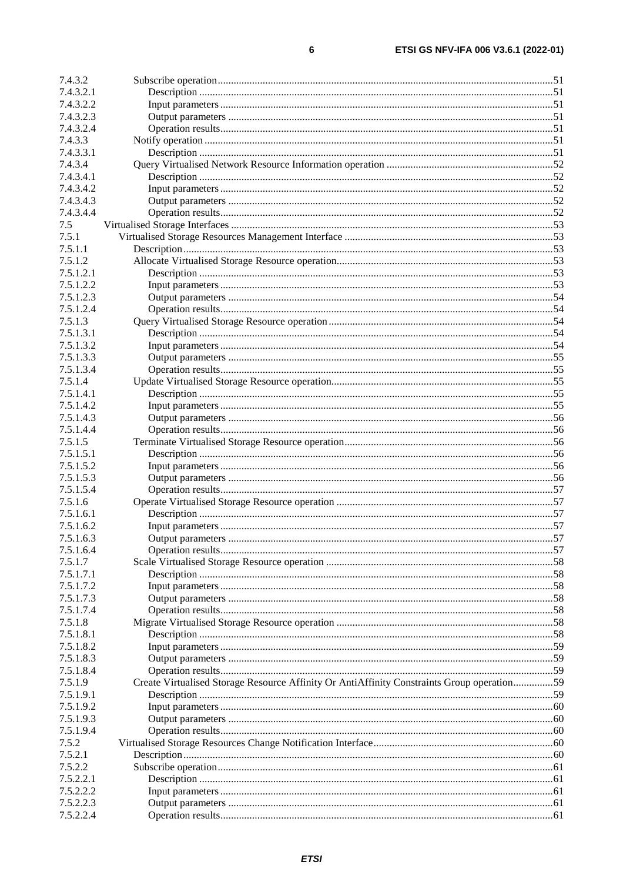7.4.3.2 Subscribe operation ....................................................................................................................................51
7.4.3.2.1 Description ....................................................................................................................................51
7.4.3.2.2 Input parameters ...........................................................................................................................51
7.4.3.2.3 Output parameters ........................................................................................................................51
7.4.3.2.4 Operation results...........................................................................................................................51
7.4.3.3 Notify operation ..........................................................................................................................................51
7.4.3.3.1 Description ....................................................................................................................................51
7.4.3.4 Query Virtualised Network Resource Information operation ..............................................................52
7.4.3.4.1 Description ....................................................................................................................................52
7.4.3.4.2 Input parameters ...........................................................................................................................52
7.4.3.4.3 Output parameters ........................................................................................................................52
7.4.3.4.4 Operation results...........................................................................................................................52
7.5 Virtualised Storage Interfaces ........................................................................................................................53
7.5.1 Virtualised Storage Resources Management Interface ..............................................................................53
7.5.1.1 Description..........................................................................................................................................53
7.5.1.2 Allocate Virtualised Storage Resource operation.................................................................................53
7.5.1.2.1 Description ....................................................................................................................................53
7.5.1.2.2 Input parameters ...........................................................................................................................53
7.5.1.2.3 Output parameters ........................................................................................................................54
7.5.1.2.4 Operation results...........................................................................................................................54
7.5.1.3 Query Virtualised Storage Resource operation ....................................................................................54
7.5.1.3.1 Description ....................................................................................................................................54
7.5.1.3.2 Input parameters ...........................................................................................................................54
7.5.1.3.3 Output parameters ........................................................................................................................55
7.5.1.3.4 Operation results...........................................................................................................................55
7.5.1.4 Update Virtualised Storage Resource operation...................................................................................55
7.5.1.4.1 Description ....................................................................................................................................55
7.5.1.4.2 Input parameters ...........................................................................................................................55
7.5.1.4.3 Output parameters ........................................................................................................................56
7.5.1.4.4 Operation results...........................................................................................................................56
7.5.1.5 Terminate Virtualised Storage Resource operation..............................................................................56
7.5.1.5.1 Description ....................................................................................................................................56
7.5.1.5.2 Input parameters ...........................................................................................................................56
7.5.1.5.3 Output parameters ........................................................................................................................56
7.5.1.5.4 Operation results...........................................................................................................................57
7.5.1.6 Operate Virtualised Storage Resource operation .................................................................................57
7.5.1.6.1 Description ....................................................................................................................................57
7.5.1.6.2 Input parameters ...........................................................................................................................57
7.5.1.6.3 Output parameters ........................................................................................................................57
7.5.1.6.4 Operation results...........................................................................................................................57
7.5.1.7 Scale Virtualised Storage Resource operation .....................................................................................58
7.5.1.7.1 Description ....................................................................................................................................58
7.5.1.7.2 Input parameters ...........................................................................................................................58
7.5.1.7.3 Output parameters ........................................................................................................................58
7.5.1.7.4 Operation results...........................................................................................................................58
7.5.1.8 Migrate Virtualised Storage Resource operation .................................................................................58
7.5.1.8.1 Description ....................................................................................................................................58
7.5.1.8.2 Input parameters ...........................................................................................................................59
7.5.1.8.3 Output parameters ........................................................................................................................59
7.5.1.8.4 Operation results...........................................................................................................................59
7.5.1.9 Create Virtualised Storage Resource Affinity Or AntiAffinity Constraints Group operation...............59
7.5.1.9.1 Description ....................................................................................................................................59
7.5.1.9.2 Input parameters ...........................................................................................................................60
7.5.1.9.3 Output parameters ........................................................................................................................60
7.5.1.9.4 Operation results...........................................................................................................................60
7.5.2 Virtualised Storage Resources Change Notification Interface...................................................................60
7.5.2.1 Description..........................................................................................................................................60
7.5.2.2 Subscribe operation ....................................................................................................................................61
7.5.2.2.1 Description ....................................................................................................................................61
7.5.2.2.2 Input parameters ...........................................................................................................................61
7.5.2.2.3 Output parameters ........................................................................................................................61
7.5.2.2.4 Operation results...........................................................................................................................61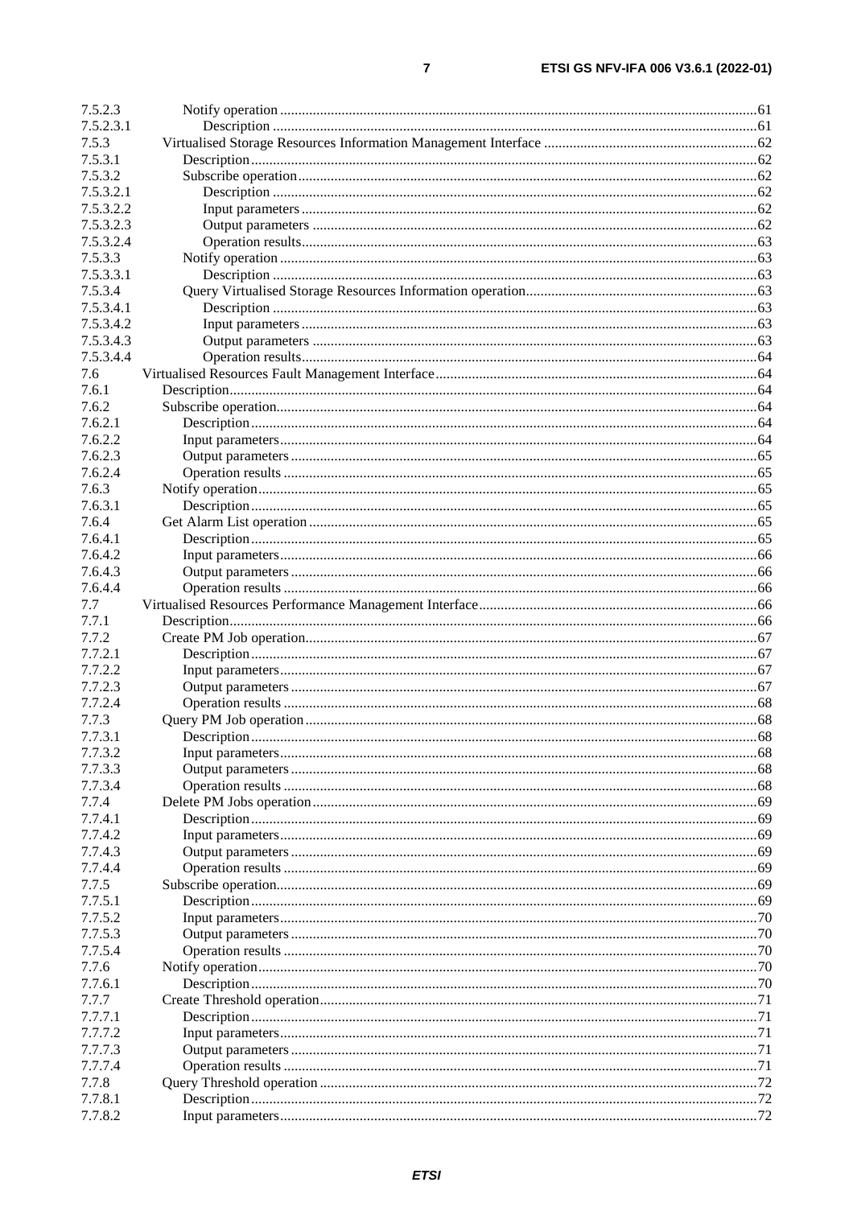7.5.2.3 Notify operation ..... 61
7.5.2.3.1 Description ..... 61
7.5.3 Virtualised Storage Resources Information Management Interface ..... 62
7.5.3.1 Description ..... 62
7.5.3.2 Subscribe operation ..... 62
7.5.3.2.1 Description ..... 62
7.5.3.2.2 Input parameters ..... 62
7.5.3.2.3 Output parameters ..... 62
7.5.3.2.4 Operation results ..... 63
7.5.3.3 Notify operation ..... 63
7.5.3.3.1 Description ..... 63
7.5.3.4 Query Virtualised Storage Resources Information operation ..... 63
7.5.3.4.1 Description ..... 63
7.5.3.4.2 Input parameters ..... 63
7.5.3.4.3 Output parameters ..... 63
7.5.3.4.4 Operation results ..... 64
7.6 Virtualised Resources Fault Management Interface ..... 64
7.6.1 Description ..... 64
7.6.2 Subscribe operation ..... 64
7.6.2.1 Description ..... 64
7.6.2.2 Input parameters ..... 64
7.6.2.3 Output parameters ..... 65
7.6.2.4 Operation results ..... 65
7.6.3 Notify operation ..... 65
7.6.3.1 Description ..... 65
7.6.4 Get Alarm List operation ..... 65
7.6.4.1 Description ..... 65
7.6.4.2 Input parameters ..... 66
7.6.4.3 Output parameters ..... 66
7.6.4.4 Operation results ..... 66
7.7 Virtualised Resources Performance Management Interface ..... 66
7.7.1 Description ..... 66
7.7.2 Create PM Job operation ..... 67
7.7.2.1 Description ..... 67
7.7.2.2 Input parameters ..... 67
7.7.2.3 Output parameters ..... 67
7.7.2.4 Operation results ..... 68
7.7.3 Query PM Job operation ..... 68
7.7.3.1 Description ..... 68
7.7.3.2 Input parameters ..... 68
7.7.3.3 Output parameters ..... 68
7.7.3.4 Operation results ..... 68
7.7.4 Delete PM Jobs operation ..... 69
7.7.4.1 Description ..... 69
7.7.4.2 Input parameters ..... 69
7.7.4.3 Output parameters ..... 69
7.7.4.4 Operation results ..... 69
7.7.5 Subscribe operation ..... 69
7.7.5.1 Description ..... 69
7.7.5.2 Input parameters ..... 70
7.7.5.3 Output parameters ..... 70
7.7.5.4 Operation results ..... 70
7.7.6 Notify operation ..... 70
7.7.6.1 Description ..... 70
7.7.7 Create Threshold operation ..... 71
7.7.7.1 Description ..... 71
7.7.7.2 Input parameters ..... 71
7.7.7.3 Output parameters ..... 71
7.7.7.4 Operation results ..... 71
7.7.8 Query Threshold operation ..... 72
7.7.8.1 Description ..... 72
7.7.8.2 Input parameters ..... 72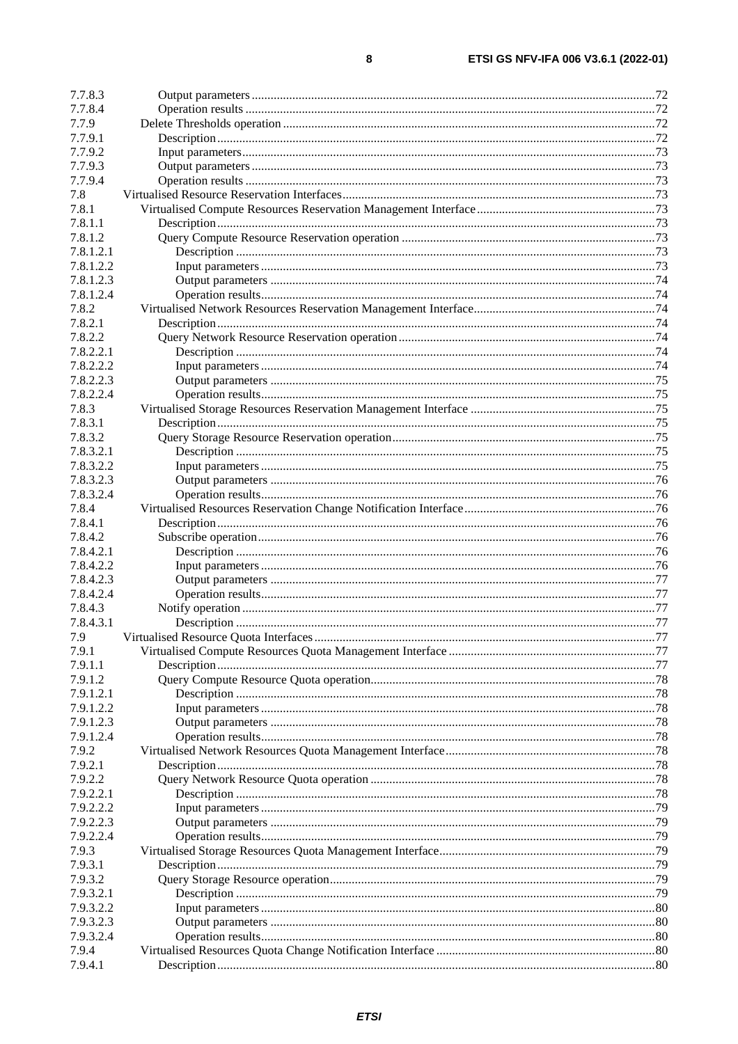7.7.8.3 Output parameters .....72
7.7.8.4 Operation results .....72
7.7.9 Delete Thresholds operation .....72
7.7.9.1 Description .....72
7.7.9.2 Input parameters .....73
7.7.9.3 Output parameters .....73
7.7.9.4 Operation results .....73
7.8 Virtualised Resource Reservation Interfaces .....73
7.8.1 Virtualised Compute Resources Reservation Management Interface .....73
7.8.1.1 Description .....73
7.8.1.2 Query Compute Resource Reservation operation .....73
7.8.1.2.1 Description .....73
7.8.1.2.2 Input parameters .....73
7.8.1.2.3 Output parameters .....74
7.8.1.2.4 Operation results .....74
7.8.2 Virtualised Network Resources Reservation Management Interface .....74
7.8.2.1 Description .....74
7.8.2.2 Query Network Resource Reservation operation .....74
7.8.2.2.1 Description .....74
7.8.2.2.2 Input parameters .....74
7.8.2.2.3 Output parameters .....75
7.8.2.2.4 Operation results .....75
7.8.3 Virtualised Storage Resources Reservation Management Interface .....75
7.8.3.1 Description .....75
7.8.3.2 Query Storage Resource Reservation operation .....75
7.8.3.2.1 Description .....75
7.8.3.2.2 Input parameters .....75
7.8.3.2.3 Output parameters .....76
7.8.3.2.4 Operation results .....76
7.8.4 Virtualised Resources Reservation Change Notification Interface .....76
7.8.4.1 Description .....76
7.8.4.2 Subscribe operation .....76
7.8.4.2.1 Description .....76
7.8.4.2.2 Input parameters .....76
7.8.4.2.3 Output parameters .....77
7.8.4.2.4 Operation results .....77
7.8.4.3 Notify operation .....77
7.8.4.3.1 Description .....77
7.9 Virtualised Resource Quota Interfaces .....77
7.9.1 Virtualised Compute Resources Quota Management Interface .....77
7.9.1.1 Description .....77
7.9.1.2 Query Compute Resource Quota operation .....78
7.9.1.2.1 Description .....78
7.9.1.2.2 Input parameters .....78
7.9.1.2.3 Output parameters .....78
7.9.1.2.4 Operation results .....78
7.9.2 Virtualised Network Resources Quota Management Interface .....78
7.9.2.1 Description .....78
7.9.2.2 Query Network Resource Quota operation .....78
7.9.2.2.1 Description .....78
7.9.2.2.2 Input parameters .....79
7.9.2.2.3 Output parameters .....79
7.9.2.2.4 Operation results .....79
7.9.3 Virtualised Storage Resources Quota Management Interface .....79
7.9.3.1 Description .....79
7.9.3.2 Query Storage Resource operation .....79
7.9.3.2.1 Description .....79
7.9.3.2.2 Input parameters .....80
7.9.3.2.3 Output parameters .....80
7.9.3.2.4 Operation results .....80
7.9.4 Virtualised Resources Quota Change Notification Interface .....80
7.9.4.1 Description .....80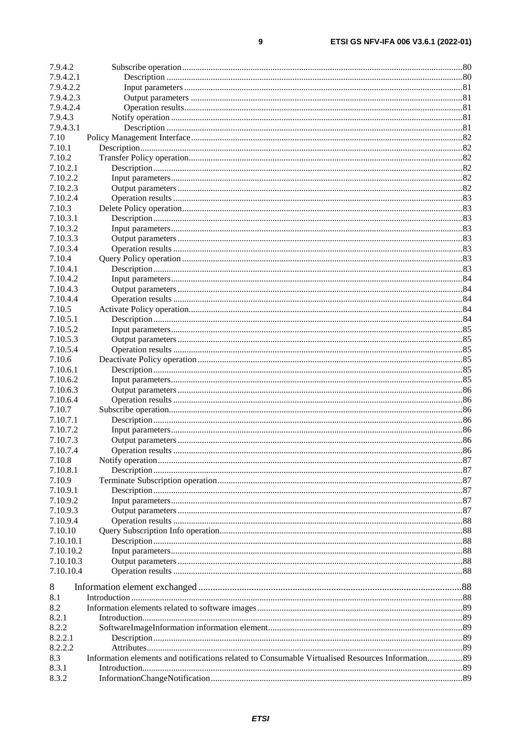7.9.4.2 Subscribe operation ..... 80
7.9.4.2.1 Description ..... 80
7.9.4.2.2 Input parameters ..... 81
7.9.4.2.3 Output parameters ..... 81
7.9.4.2.4 Operation results ..... 81
7.9.4.3 Notify operation ..... 81
7.9.4.3.1 Description ..... 81
7.10 Policy Management Interface ..... 82
7.10.1 Description ..... 82
7.10.2 Transfer Policy operation ..... 82
7.10.2.1 Description ..... 82
7.10.2.2 Input parameters ..... 82
7.10.2.3 Output parameters ..... 82
7.10.2.4 Operation results ..... 83
7.10.3 Delete Policy operation ..... 83
7.10.3.1 Description ..... 83
7.10.3.2 Input parameters ..... 83
7.10.3.3 Output parameters ..... 83
7.10.3.4 Operation results ..... 83
7.10.4 Query Policy operation ..... 83
7.10.4.1 Description ..... 83
7.10.4.2 Input parameters ..... 84
7.10.4.3 Output parameters ..... 84
7.10.4.4 Operation results ..... 84
7.10.5 Activate Policy operation ..... 84
7.10.5.1 Description ..... 84
7.10.5.2 Input parameters ..... 85
7.10.5.3 Output parameters ..... 85
7.10.5.4 Operation results ..... 85
7.10.6 Deactivate Policy operation ..... 85
7.10.6.1 Description ..... 85
7.10.6.2 Input parameters ..... 85
7.10.6.3 Output parameters ..... 86
7.10.6.4 Operation results ..... 86
7.10.7 Subscribe operation ..... 86
7.10.7.1 Description ..... 86
7.10.7.2 Input parameters ..... 86
7.10.7.3 Output parameters ..... 86
7.10.7.4 Operation results ..... 86
7.10.8 Notify operation ..... 87
7.10.8.1 Description ..... 87
7.10.9 Terminate Subscription operation ..... 87
7.10.9.1 Description ..... 87
7.10.9.2 Input parameters ..... 87
7.10.9.3 Output parameters ..... 87
7.10.9.4 Operation results ..... 88
7.10.10 Query Subscription Info operation ..... 88
7.10.10.1 Description ..... 88
7.10.10.2 Input parameters ..... 88
7.10.10.3 Output parameters ..... 88
7.10.10.4 Operation results ..... 88

8 Information element exchanged ..... 88
8.1 Introduction ..... 88
8.2 Information elements related to software images ..... 89
8.2.1 Introduction ..... 89
8.2.2 SoftwareImageInformation information element ..... 89
8.2.2.1 Description ..... 89
8.2.2.2 Attributes ..... 89
8.3 Information elements and notifications related to Consumable Virtualised Resources Information ..... 89
8.3.1 Introduction ..... 89
8.3.2 InformationChangeNotification ..... 89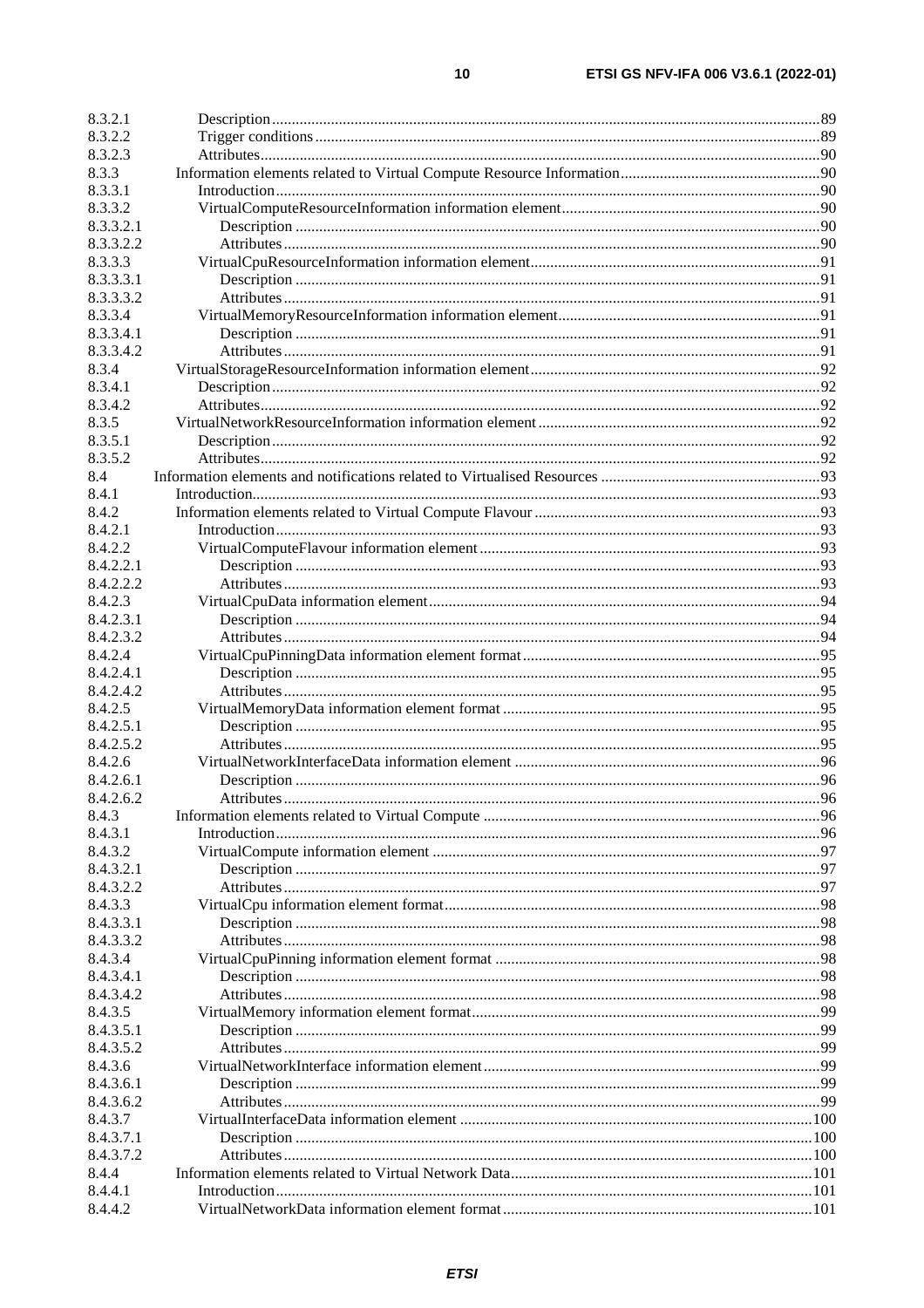8.3.2.1 Description .......... 89
8.3.2.2 Trigger conditions .......... 89
8.3.2.3 Attributes .......... 90
8.3.3 Information elements related to Virtual Compute Resource Information .......... 90
8.3.3.1 Introduction .......... 90
8.3.3.2 VirtualComputeResourceInformation information element .......... 90
8.3.3.2.1 Description .......... 90
8.3.3.2.2 Attributes .......... 90
8.3.3.3 VirtualCpuResourceInformation information element .......... 91
8.3.3.3.1 Description .......... 91
8.3.3.3.2 Attributes .......... 91
8.3.3.4 VirtualMemoryResourceInformation information element .......... 91
8.3.3.4.1 Description .......... 91
8.3.3.4.2 Attributes .......... 91
8.3.4 VirtualStorageResourceInformation information element .......... 92
8.3.4.1 Description .......... 92
8.3.4.2 Attributes .......... 92
8.3.5 VirtualNetworkResourceInformation information element .......... 92
8.3.5.1 Description .......... 92
8.3.5.2 Attributes .......... 92
8.4 Information elements and notifications related to Virtualised Resources .......... 93
8.4.1 Introduction .......... 93
8.4.2 Information elements related to Virtual Compute Flavour .......... 93
8.4.2.1 Introduction .......... 93
8.4.2.2 VirtualComputeFlavour information element .......... 93
8.4.2.2.1 Description .......... 93
8.4.2.2.2 Attributes .......... 93
8.4.2.3 VirtualCpuData information element .......... 94
8.4.2.3.1 Description .......... 94
8.4.2.3.2 Attributes .......... 94
8.4.2.4 VirtualCpuPinningData information element format .......... 95
8.4.2.4.1 Description .......... 95
8.4.2.4.2 Attributes .......... 95
8.4.2.5 VirtualMemoryData information element format .......... 95
8.4.2.5.1 Description .......... 95
8.4.2.5.2 Attributes .......... 95
8.4.2.6 VirtualNetworkInterfaceData information element .......... 96
8.4.2.6.1 Description .......... 96
8.4.2.6.2 Attributes .......... 96
8.4.3 Information elements related to Virtual Compute .......... 96
8.4.3.1 Introduction .......... 96
8.4.3.2 VirtualCompute information element .......... 97
8.4.3.2.1 Description .......... 97
8.4.3.2.2 Attributes .......... 97
8.4.3.3 VirtualCpu information element format .......... 98
8.4.3.3.1 Description .......... 98
8.4.3.3.2 Attributes .......... 98
8.4.3.4 VirtualCpuPinning information element format .......... 98
8.4.3.4.1 Description .......... 98
8.4.3.4.2 Attributes .......... 98
8.4.3.5 VirtualMemory information element format .......... 99
8.4.3.5.1 Description .......... 99
8.4.3.5.2 Attributes .......... 99
8.4.3.6 VirtualNetworkInterface information element .......... 99
8.4.3.6.1 Description .......... 99
8.4.3.6.2 Attributes .......... 99
8.4.3.7 VirtualInterfaceData information element .......... 100
8.4.3.7.1 Description .......... 100
8.4.3.7.2 Attributes .......... 100
8.4.4 Information elements related to Virtual Network Data .......... 101
8.4.4.1 Introduction .......... 101
8.4.4.2 VirtualNetworkData information element format .......... 101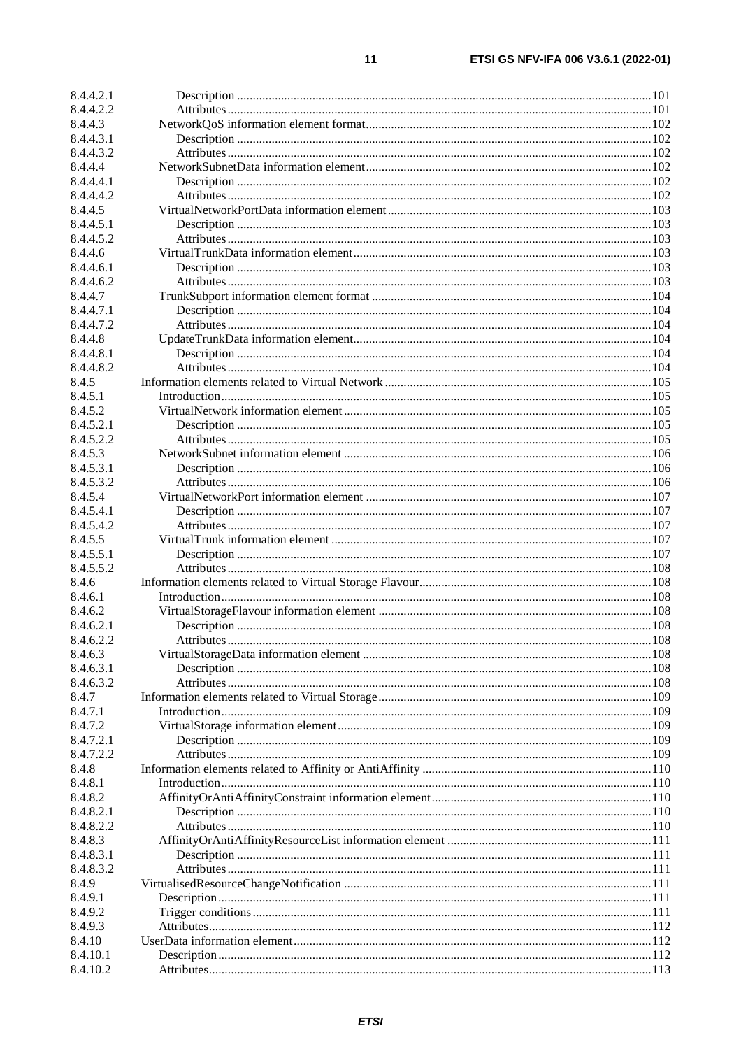| | | |
|---|---|---|
| 8.4.4.2.1 | Description | 101 |
| 8.4.4.2.2 | Attributes | 101 |
| 8.4.4.3 | NetworkQoS information element format | 102 |
| 8.4.4.3.1 | Description | 102 |
| 8.4.4.3.2 | Attributes | 102 |
| 8.4.4.4 | NetworkSubnetData information element | 102 |
| 8.4.4.4.1 | Description | 102 |
| 8.4.4.4.2 | Attributes | 102 |
| 8.4.4.5 | VirtualNetworkPortData information element | 103 |
| 8.4.4.5.1 | Description | 103 |
| 8.4.4.5.2 | Attributes | 103 |
| 8.4.4.6 | VirtualTrunkData information element | 103 |
| 8.4.4.6.1 | Description | 103 |
| 8.4.4.6.2 | Attributes | 103 |
| 8.4.4.7 | TrunkSubport information element format | 104 |
| 8.4.4.7.1 | Description | 104 |
| 8.4.4.7.2 | Attributes | 104 |
| 8.4.4.8 | UpdateTrunkData information element | 104 |
| 8.4.4.8.1 | Description | 104 |
| 8.4.4.8.2 | Attributes | 104 |
| 8.4.5 | Information elements related to Virtual Network | 105 |
| 8.4.5.1 | Introduction | 105 |
| 8.4.5.2 | VirtualNetwork information element | 105 |
| 8.4.5.2.1 | Description | 105 |
| 8.4.5.2.2 | Attributes | 105 |
| 8.4.5.3 | NetworkSubnet information element | 106 |
| 8.4.5.3.1 | Description | 106 |
| 8.4.5.3.2 | Attributes | 106 |
| 8.4.5.4 | VirtualNetworkPort information element | 107 |
| 8.4.5.4.1 | Description | 107 |
| 8.4.5.4.2 | Attributes | 107 |
| 8.4.5.5 | VirtualTrunk information element | 107 |
| 8.4.5.5.1 | Description | 107 |
| 8.4.5.5.2 | Attributes | 108 |
| 8.4.6 | Information elements related to Virtual Storage Flavour | 108 |
| 8.4.6.1 | Introduction | 108 |
| 8.4.6.2 | VirtualStorageFlavour information element | 108 |
| 8.4.6.2.1 | Description | 108 |
| 8.4.6.2.2 | Attributes | 108 |
| 8.4.6.3 | VirtualStorageData information element | 108 |
| 8.4.6.3.1 | Description | 108 |
| 8.4.6.3.2 | Attributes | 108 |
| 8.4.7 | Information elements related to Virtual Storage | 109 |
| 8.4.7.1 | Introduction | 109 |
| 8.4.7.2 | VirtualStorage information element | 109 |
| 8.4.7.2.1 | Description | 109 |
| 8.4.7.2.2 | Attributes | 109 |
| 8.4.8 | Information elements related to Affinity or AntiAffinity | 110 |
| 8.4.8.1 | Introduction | 110 |
| 8.4.8.2 | AffinityOrAntiAffinityConstraint information element | 110 |
| 8.4.8.2.1 | Description | 110 |
| 8.4.8.2.2 | Attributes | 110 |
| 8.4.8.3 | AffinityOrAntiAffinityResourceList information element | 111 |
| 8.4.8.3.1 | Description | 111 |
| 8.4.8.3.2 | Attributes | 111 |
| 8.4.9 | VirtualisedResourceChangeNotification | 111 |
| 8.4.9.1 | Description | 111 |
| 8.4.9.2 | Trigger conditions | 111 |
| 8.4.9.3 | Attributes | 112 |
| 8.4.10 | UserData information element | 112 |
| 8.4.10.1 | Description | 112 |
| 8.4.10.2 | Attributes | 113 |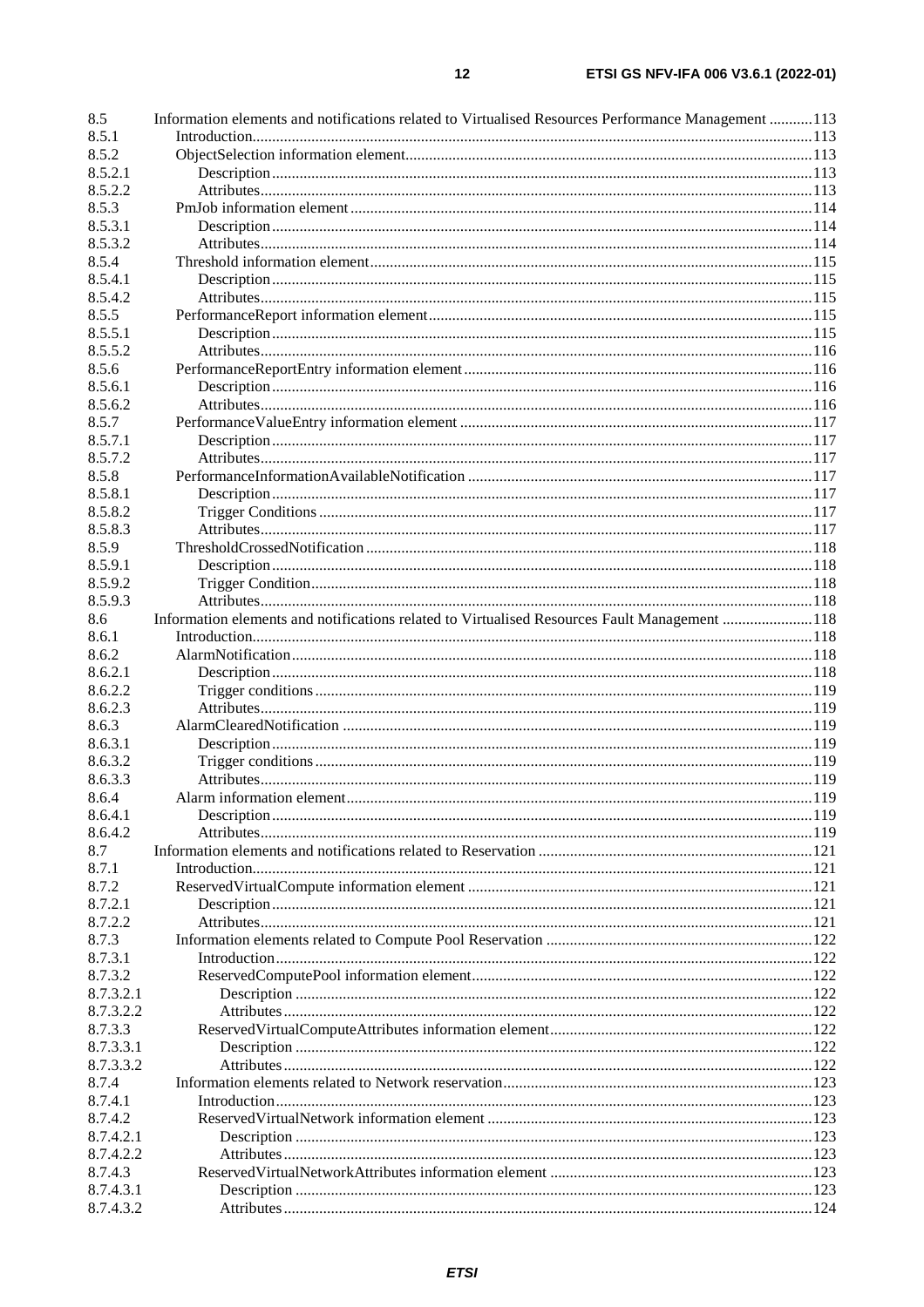8.5 Information elements and notifications related to Virtualised Resources Performance Management ........... 113
8.5.1 Introduction ............................................................................................................................................ 113
8.5.2 ObjectSelection information element ..................................................................................................... 113
8.5.2.1 Description ........................................................................................................................................ 113
8.5.2.2 Attributes ........................................................................................................................................... 113
8.5.3 PmJob information element .................................................................................................................... 114
8.5.3.1 Description ........................................................................................................................................ 114
8.5.3.2 Attributes ........................................................................................................................................... 114
8.5.4 Threshold information element ............................................................................................................... 115
8.5.4.1 Description ........................................................................................................................................ 115
8.5.4.2 Attributes ........................................................................................................................................... 115
8.5.5 PerformanceReport information element ................................................................................................ 115
8.5.5.1 Description ........................................................................................................................................ 115
8.5.5.2 Attributes ........................................................................................................................................... 116
8.5.6 PerformanceReportEntry information element ....................................................................................... 116
8.5.6.1 Description ........................................................................................................................................ 116
8.5.6.2 Attributes ........................................................................................................................................... 116
8.5.7 PerformanceValueEntry information element ........................................................................................ 117
8.5.7.1 Description ........................................................................................................................................ 117
8.5.7.2 Attributes ........................................................................................................................................... 117
8.5.8 PerformanceInformationAvailableNotification ...................................................................................... 117
8.5.8.1 Description ........................................................................................................................................ 117
8.5.8.2 Trigger Conditions ............................................................................................................................ 117
8.5.8.3 Attributes ........................................................................................................................................... 117
8.5.9 ThresholdCrossedNotification ................................................................................................................ 118
8.5.9.1 Description ........................................................................................................................................ 118
8.5.9.2 Trigger Condition .............................................................................................................................. 118
8.5.9.3 Attributes ........................................................................................................................................... 118
8.6 Information elements and notifications related to Virtualised Resources Fault Management ....................... 118
8.6.1 Introduction ............................................................................................................................................ 118
8.6.2 AlarmNotification ................................................................................................................................... 118
8.6.2.1 Description ........................................................................................................................................ 118
8.6.2.2 Trigger conditions ............................................................................................................................. 119
8.6.2.3 Attributes ........................................................................................................................................... 119
8.6.3 AlarmClearedNotification ...................................................................................................................... 119
8.6.3.1 Description ........................................................................................................................................ 119
8.6.3.2 Trigger conditions ............................................................................................................................. 119
8.6.3.3 Attributes ........................................................................................................................................... 119
8.6.4 Alarm information element ..................................................................................................................... 119
8.6.4.1 Description ........................................................................................................................................ 119
8.6.4.2 Attributes ........................................................................................................................................... 119
8.7 Information elements and notifications related to Reservation ..................................................................... 121
8.7.1 Introduction ............................................................................................................................................ 121
8.7.2 ReservedVirtualCompute information element ...................................................................................... 121
8.7.2.1 Description ........................................................................................................................................ 121
8.7.2.2 Attributes ........................................................................................................................................... 121
8.7.3 Information elements related to Compute Pool Reservation ................................................................... 122
8.7.3.1 Introduction ....................................................................................................................................... 122
8.7.3.2 ReservedComputePool information element ..................................................................................... 122
8.7.3.2.1 Description .................................................................................................................................. 122
8.7.3.2.2 Attributes ..................................................................................................................................... 122
8.7.3.3 ReservedVirtualComputeAttributes information element .................................................................. 122
8.7.3.3.1 Description .................................................................................................................................. 122
8.7.3.3.2 Attributes ..................................................................................................................................... 122
8.7.4 Information elements related to Network reservation ............................................................................. 123
8.7.4.1 Introduction ....................................................................................................................................... 123
8.7.4.2 ReservedVirtualNetwork information element .................................................................................. 123
8.7.4.2.1 Description .................................................................................................................................. 123
8.7.4.2.2 Attributes ..................................................................................................................................... 123
8.7.4.3 ReservedVirtualNetworkAttributes information element .................................................................. 123
8.7.4.3.1 Description .................................................................................................................................. 123
8.7.4.3.2 Attributes ..................................................................................................................................... 124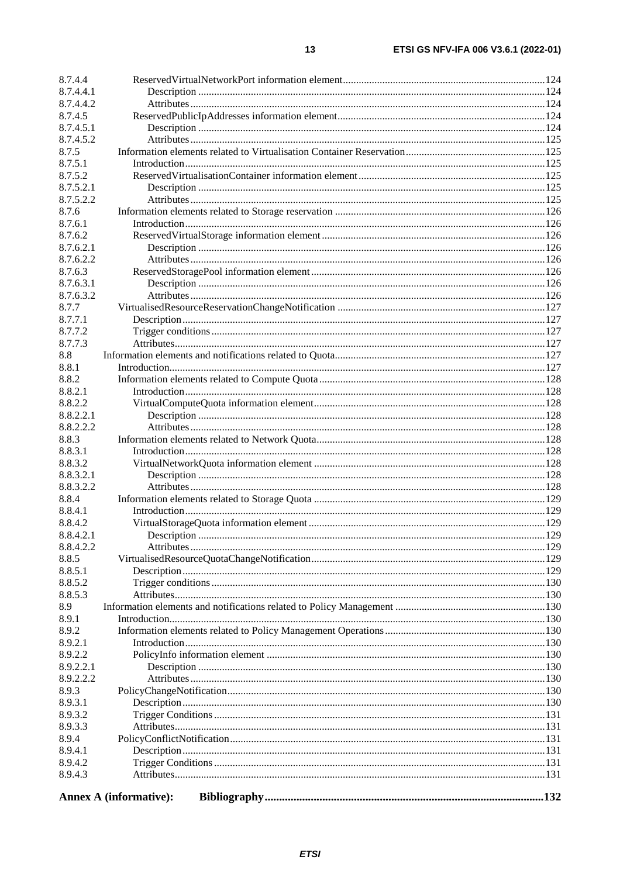| | | |
|---|---|---|
| 8.7.4.4 | ReservedVirtualNetworkPort information element | 124 |
| 8.7.4.4.1 | Description | 124 |
| 8.7.4.4.2 | Attributes | 124 |
| 8.7.4.5 | ReservedPublicIpAddresses information element | 124 |
| 8.7.4.5.1 | Description | 124 |
| 8.7.4.5.2 | Attributes | 125 |
| 8.7.5 | Information elements related to Virtualisation Container Reservation | 125 |
| 8.7.5.1 | Introduction | 125 |
| 8.7.5.2 | ReservedVirtualisationContainer information element | 125 |
| 8.7.5.2.1 | Description | 125 |
| 8.7.5.2.2 | Attributes | 125 |
| 8.7.6 | Information elements related to Storage reservation | 126 |
| 8.7.6.1 | Introduction | 126 |
| 8.7.6.2 | ReservedVirtualStorage information element | 126 |
| 8.7.6.2.1 | Description | 126 |
| 8.7.6.2.2 | Attributes | 126 |
| 8.7.6.3 | ReservedStoragePool information element | 126 |
| 8.7.6.3.1 | Description | 126 |
| 8.7.6.3.2 | Attributes | 126 |
| 8.7.7 | VirtualisedResourceReservationChangeNotification | 127 |
| 8.7.7.1 | Description | 127 |
| 8.7.7.2 | Trigger conditions | 127 |
| 8.7.7.3 | Attributes | 127 |
| 8.8 | Information elements and notifications related to Quota | 127 |
| 8.8.1 | Introduction | 127 |
| 8.8.2 | Information elements related to Compute Quota | 128 |
| 8.8.2.1 | Introduction | 128 |
| 8.8.2.2 | VirtualComputeQuota information element | 128 |
| 8.8.2.2.1 | Description | 128 |
| 8.8.2.2.2 | Attributes | 128 |
| 8.8.3 | Information elements related to Network Quota | 128 |
| 8.8.3.1 | Introduction | 128 |
| 8.8.3.2 | VirtualNetworkQuota information element | 128 |
| 8.8.3.2.1 | Description | 128 |
| 8.8.3.2.2 | Attributes | 128 |
| 8.8.4 | Information elements related to Storage Quota | 129 |
| 8.8.4.1 | Introduction | 129 |
| 8.8.4.2 | VirtualStorageQuota information element | 129 |
| 8.8.4.2.1 | Description | 129 |
| 8.8.4.2.2 | Attributes | 129 |
| 8.8.5 | VirtualisedResourceQuotaChangeNotification | 129 |
| 8.8.5.1 | Description | 129 |
| 8.8.5.2 | Trigger conditions | 130 |
| 8.8.5.3 | Attributes | 130 |
| 8.9 | Information elements and notifications related to Policy Management | 130 |
| 8.9.1 | Introduction | 130 |
| 8.9.2 | Information elements related to Policy Management Operations | 130 |
| 8.9.2.1 | Introduction | 130 |
| 8.9.2.2 | PolicyInfo information element | 130 |
| 8.9.2.2.1 | Description | 130 |
| 8.9.2.2.2 | Attributes | 130 |
| 8.9.3 | PolicyChangeNotification | 130 |
| 8.9.3.1 | Description | 130 |
| 8.9.3.2 | Trigger Conditions | 131 |
| 8.9.3.3 | Attributes | 131 |
| 8.9.4 | PolicyConflictNotification | 131 |
| 8.9.4.1 | Description | 131 |
| 8.9.4.2 | Trigger Conditions | 131 |
| 8.9.4.3 | Attributes | 131 |

**Annex A (informative): Bibliography ... 132**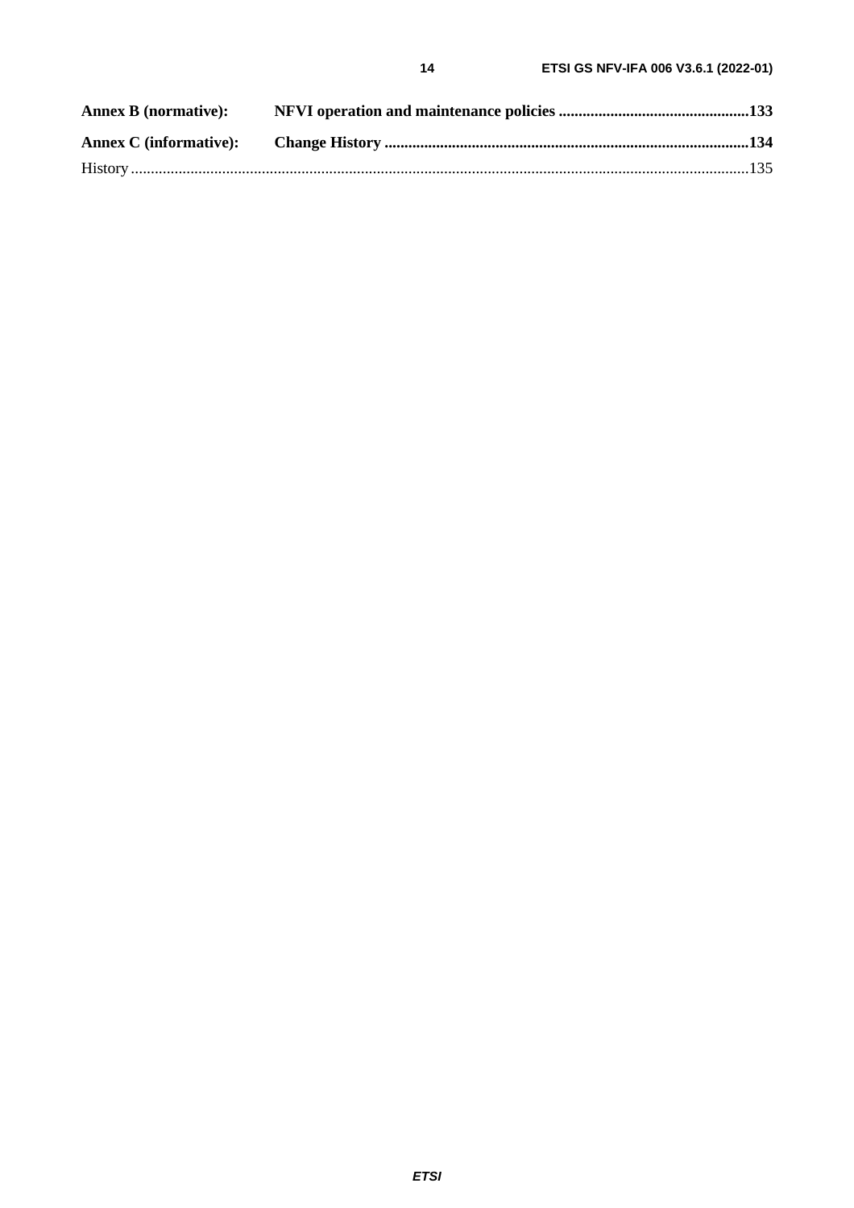**Annex B (normative): NFVI operation and maintenance policies** ........................................ 133

**Annex C (informative): Change History** ........................................ 134

History ........................................ 135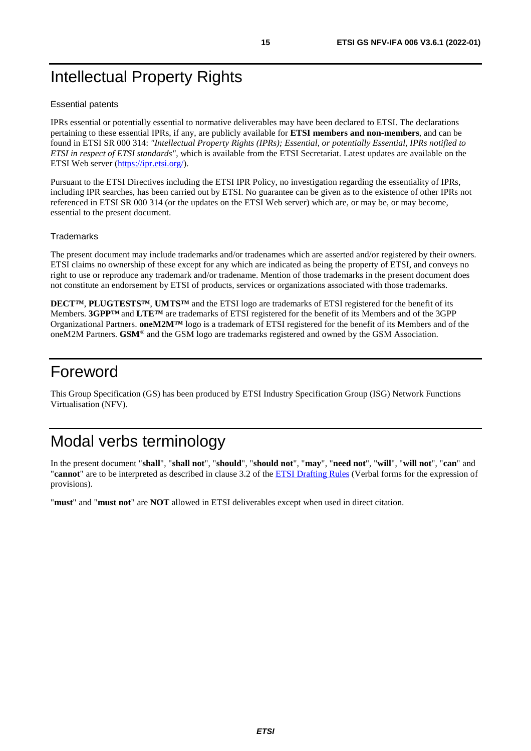# Intellectual Property Rights

### Essential patents

IPRs essential or potentially essential to normative deliverables may have been declared to ETSI. The declarations pertaining to these essential IPRs, if any, are publicly available for **ETSI members and non-members**, and can be found in ETSI SR 000 314: *"Intellectual Property Rights (IPRs); Essential, or potentially Essential, IPRs notified to ETSI in respect of ETSI standards"*, which is available from the ETSI Secretariat. Latest updates are available on the ETSI Web server (https://ipr.etsi.org/).

Pursuant to the ETSI Directives including the ETSI IPR Policy, no investigation regarding the essentiality of IPRs, including IPR searches, has been carried out by ETSI. No guarantee can be given as to the existence of other IPRs not referenced in ETSI SR 000 314 (or the updates on the ETSI Web server) which are, or may be, or may become, essential to the present document.

### Trademarks

The present document may include trademarks and/or tradenames which are asserted and/or registered by their owners. ETSI claims no ownership of these except for any which are indicated as being the property of ETSI, and conveys no right to use or reproduce any trademark and/or tradename. Mention of those trademarks in the present document does not constitute an endorsement by ETSI of products, services or organizations associated with those trademarks.

**DECT™**, **PLUGTESTS™**, **UMTS™** and the ETSI logo are trademarks of ETSI registered for the benefit of its Members. **3GPP™** and **LTE™** are trademarks of ETSI registered for the benefit of its Members and of the 3GPP Organizational Partners. **oneM2M™** logo is a trademark of ETSI registered for the benefit of its Members and of the oneM2M Partners. **GSM**® and the GSM logo are trademarks registered and owned by the GSM Association.

# Foreword

This Group Specification (GS) has been produced by ETSI Industry Specification Group (ISG) Network Functions Virtualisation (NFV).

# Modal verbs terminology

In the present document "**shall**", "**shall not**", "**should**", "**should not**", "**may**", "**need not**", "**will**", "**will not**", "**can**" and "**cannot**" are to be interpreted as described in clause 3.2 of the ETSI Drafting Rules (Verbal forms for the expression of provisions).

"**must**" and "**must not**" are **NOT** allowed in ETSI deliverables except when used in direct citation.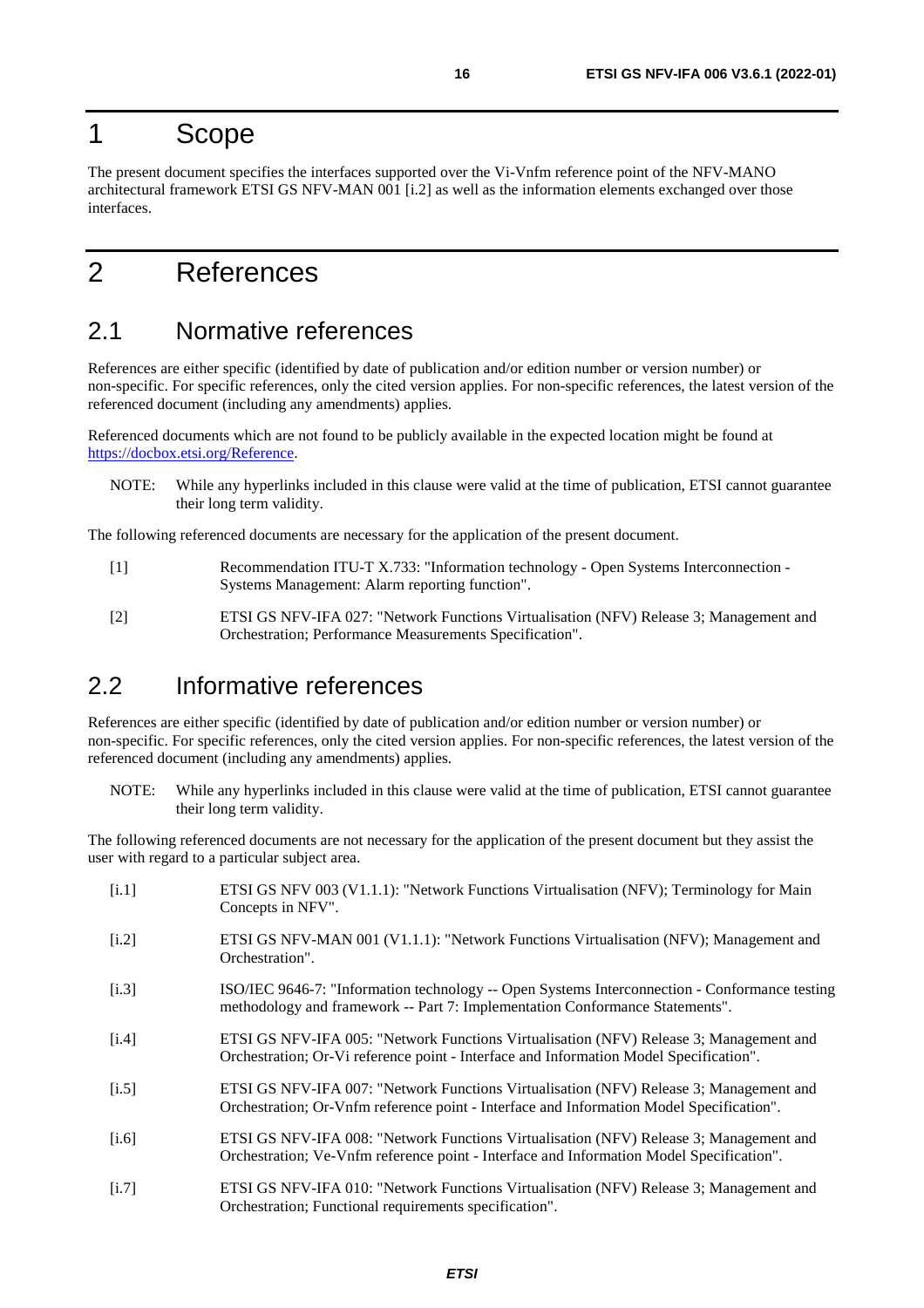# 1 Scope

The present document specifies the interfaces supported over the Vi-Vnfm reference point of the NFV-MANO architectural framework ETSI GS NFV-MAN 001 [i.2] as well as the information elements exchanged over those interfaces.

# 2 References

## 2.1 Normative references

References are either specific (identified by date of publication and/or edition number or version number) or non-specific. For specific references, only the cited version applies. For non-specific references, the latest version of the referenced document (including any amendments) applies.

Referenced documents which are not found to be publicly available in the expected location might be found at https://docbox.etsi.org/Reference.

NOTE: While any hyperlinks included in this clause were valid at the time of publication, ETSI cannot guarantee their long term validity.

The following referenced documents are necessary for the application of the present document.

[1] Recommendation ITU-T X.733: "Information technology - Open Systems Interconnection - Systems Management: Alarm reporting function".

[2] ETSI GS NFV-IFA 027: "Network Functions Virtualisation (NFV) Release 3; Management and Orchestration; Performance Measurements Specification".

## 2.2 Informative references

References are either specific (identified by date of publication and/or edition number or version number) or non-specific. For specific references, only the cited version applies. For non-specific references, the latest version of the referenced document (including any amendments) applies.

NOTE: While any hyperlinks included in this clause were valid at the time of publication, ETSI cannot guarantee their long term validity.

The following referenced documents are not necessary for the application of the present document but they assist the user with regard to a particular subject area.

[i.1] ETSI GS NFV 003 (V1.1.1): "Network Functions Virtualisation (NFV); Terminology for Main Concepts in NFV".

[i.2] ETSI GS NFV-MAN 001 (V1.1.1): "Network Functions Virtualisation (NFV); Management and Orchestration".

[i.3] ISO/IEC 9646-7: "Information technology -- Open Systems Interconnection - Conformance testing methodology and framework -- Part 7: Implementation Conformance Statements".

[i.4] ETSI GS NFV-IFA 005: "Network Functions Virtualisation (NFV) Release 3; Management and Orchestration; Or-Vi reference point - Interface and Information Model Specification".

[i.5] ETSI GS NFV-IFA 007: "Network Functions Virtualisation (NFV) Release 3; Management and Orchestration; Or-Vnfm reference point - Interface and Information Model Specification".

[i.6] ETSI GS NFV-IFA 008: "Network Functions Virtualisation (NFV) Release 3; Management and Orchestration; Ve-Vnfm reference point - Interface and Information Model Specification".

[i.7] ETSI GS NFV-IFA 010: "Network Functions Virtualisation (NFV) Release 3; Management and Orchestration; Functional requirements specification".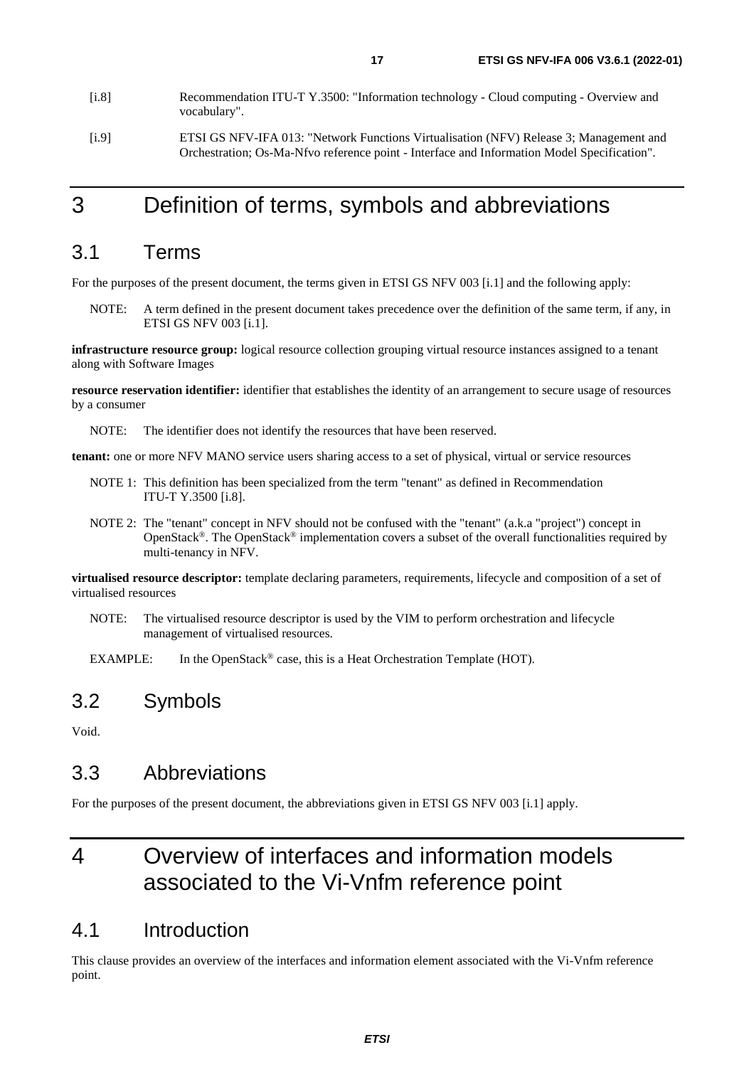[i.8] Recommendation ITU-T Y.3500: "Information technology - Cloud computing - Overview and vocabulary".

[i.9] ETSI GS NFV-IFA 013: "Network Functions Virtualisation (NFV) Release 3; Management and Orchestration; Os-Ma-Nfvo reference point - Interface and Information Model Specification".

# 3 Definition of terms, symbols and abbreviations

## 3.1 Terms

For the purposes of the present document, the terms given in ETSI GS NFV 003 [i.1] and the following apply:

NOTE: A term defined in the present document takes precedence over the definition of the same term, if any, in ETSI GS NFV 003 [i.1].

**infrastructure resource group:** logical resource collection grouping virtual resource instances assigned to a tenant along with Software Images

**resource reservation identifier:** identifier that establishes the identity of an arrangement to secure usage of resources by a consumer

NOTE: The identifier does not identify the resources that have been reserved.

**tenant:** one or more NFV MANO service users sharing access to a set of physical, virtual or service resources

NOTE 1: This definition has been specialized from the term "tenant" as defined in Recommendation ITU-T Y.3500 [i.8].

NOTE 2: The "tenant" concept in NFV should not be confused with the "tenant" (a.k.a "project") concept in OpenStack®. The OpenStack® implementation covers a subset of the overall functionalities required by multi-tenancy in NFV.

**virtualised resource descriptor:** template declaring parameters, requirements, lifecycle and composition of a set of virtualised resources

NOTE: The virtualised resource descriptor is used by the VIM to perform orchestration and lifecycle management of virtualised resources.

EXAMPLE: In the OpenStack® case, this is a Heat Orchestration Template (HOT).

## 3.2 Symbols

Void.

## 3.3 Abbreviations

For the purposes of the present document, the abbreviations given in ETSI GS NFV 003 [i.1] apply.

# 4 Overview of interfaces and information models associated to the Vi-Vnfm reference point

## 4.1 Introduction

This clause provides an overview of the interfaces and information element associated with the Vi-Vnfm reference point.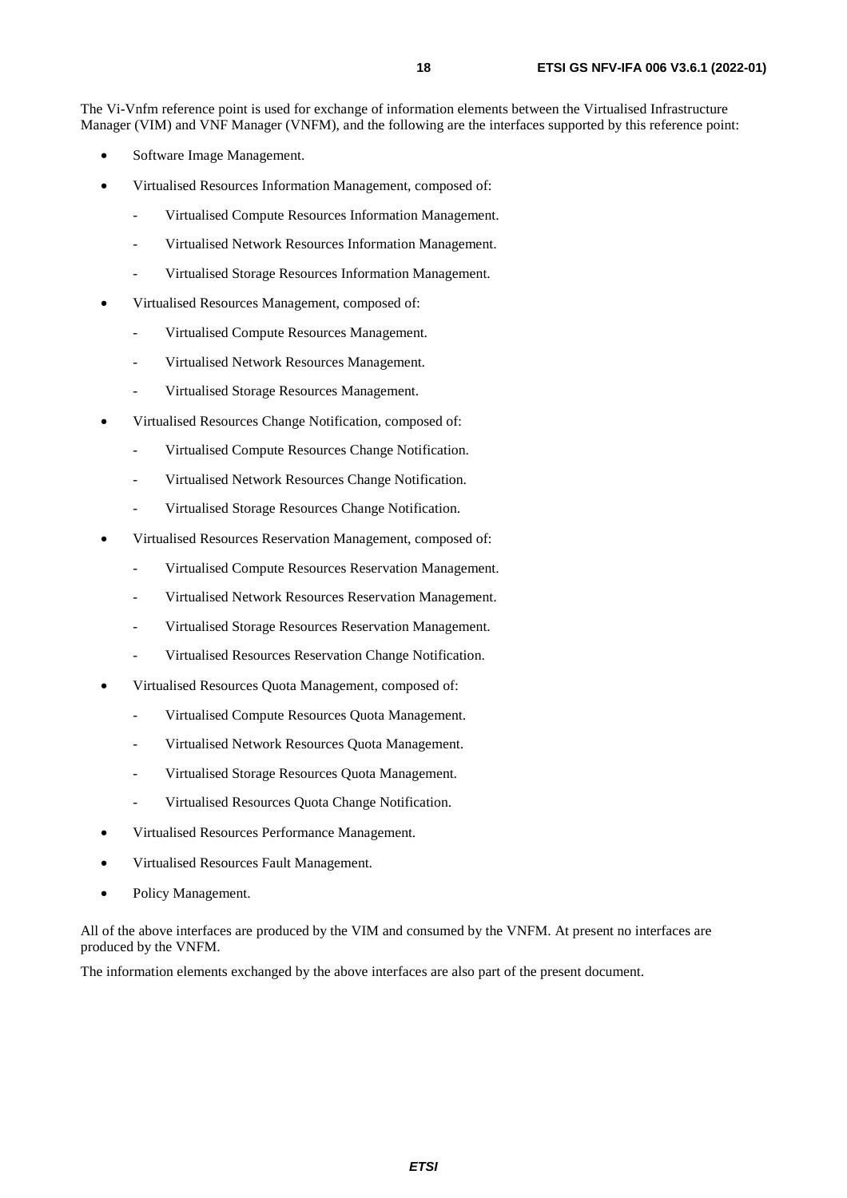The Vi-Vnfm reference point is used for exchange of information elements between the Virtualised Infrastructure Manager (VIM) and VNF Manager (VNFM), and the following are the interfaces supported by this reference point:

- Software Image Management.
- Virtualised Resources Information Management, composed of:
  - Virtualised Compute Resources Information Management.
  - Virtualised Network Resources Information Management.
  - Virtualised Storage Resources Information Management.
- Virtualised Resources Management, composed of:
  - Virtualised Compute Resources Management.
  - Virtualised Network Resources Management.
  - Virtualised Storage Resources Management.
- Virtualised Resources Change Notification, composed of:
  - Virtualised Compute Resources Change Notification.
  - Virtualised Network Resources Change Notification.
  - Virtualised Storage Resources Change Notification.
- Virtualised Resources Reservation Management, composed of:
  - Virtualised Compute Resources Reservation Management.
  - Virtualised Network Resources Reservation Management.
  - Virtualised Storage Resources Reservation Management.
  - Virtualised Resources Reservation Change Notification.
- Virtualised Resources Quota Management, composed of:
  - Virtualised Compute Resources Quota Management.
  - Virtualised Network Resources Quota Management.
  - Virtualised Storage Resources Quota Management.
  - Virtualised Resources Quota Change Notification.
- Virtualised Resources Performance Management.
- Virtualised Resources Fault Management.
- Policy Management.

All of the above interfaces are produced by the VIM and consumed by the VNFM. At present no interfaces are produced by the VNFM.

The information elements exchanged by the above interfaces are also part of the present document.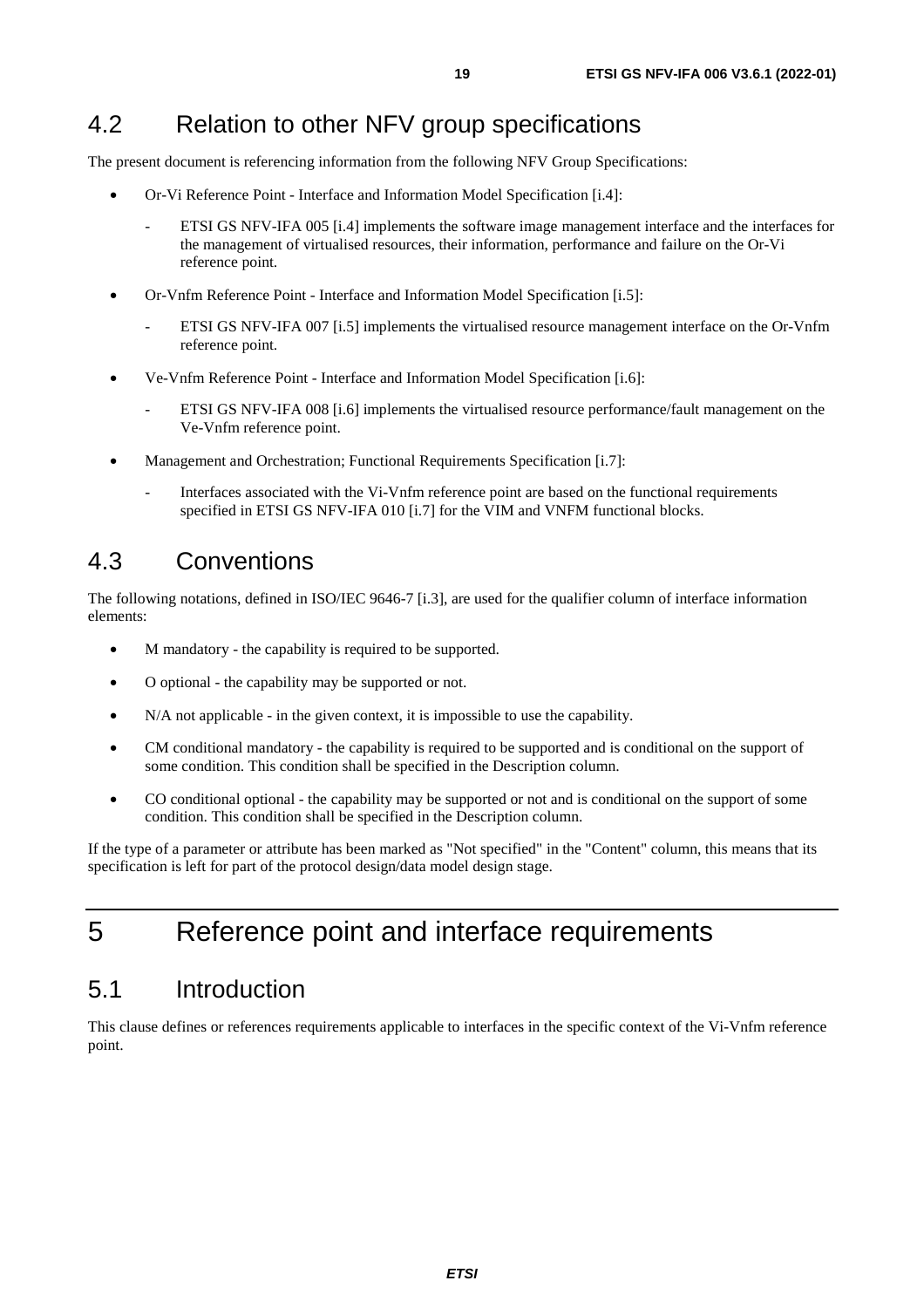## 4.2 Relation to other NFV group specifications

The present document is referencing information from the following NFV Group Specifications:

- Or-Vi Reference Point - Interface and Information Model Specification [i.4]:
  - ETSI GS NFV-IFA 005 [i.4] implements the software image management interface and the interfaces for the management of virtualised resources, their information, performance and failure on the Or-Vi reference point.
- Or-Vnfm Reference Point - Interface and Information Model Specification [i.5]:
  - ETSI GS NFV-IFA 007 [i.5] implements the virtualised resource management interface on the Or-Vnfm reference point.
- Ve-Vnfm Reference Point - Interface and Information Model Specification [i.6]:
  - ETSI GS NFV-IFA 008 [i.6] implements the virtualised resource performance/fault management on the Ve-Vnfm reference point.
- Management and Orchestration; Functional Requirements Specification [i.7]:
  - Interfaces associated with the Vi-Vnfm reference point are based on the functional requirements specified in ETSI GS NFV-IFA 010 [i.7] for the VIM and VNFM functional blocks.

## 4.3 Conventions

The following notations, defined in ISO/IEC 9646-7 [i.3], are used for the qualifier column of interface information elements:

- M mandatory - the capability is required to be supported.
- O optional - the capability may be supported or not.
- N/A not applicable - in the given context, it is impossible to use the capability.
- CM conditional mandatory - the capability is required to be supported and is conditional on the support of some condition. This condition shall be specified in the Description column.
- CO conditional optional - the capability may be supported or not and is conditional on the support of some condition. This condition shall be specified in the Description column.

If the type of a parameter or attribute has been marked as "Not specified" in the "Content" column, this means that its specification is left for part of the protocol design/data model design stage.

# 5 Reference point and interface requirements

## 5.1 Introduction

This clause defines or references requirements applicable to interfaces in the specific context of the Vi-Vnfm reference point.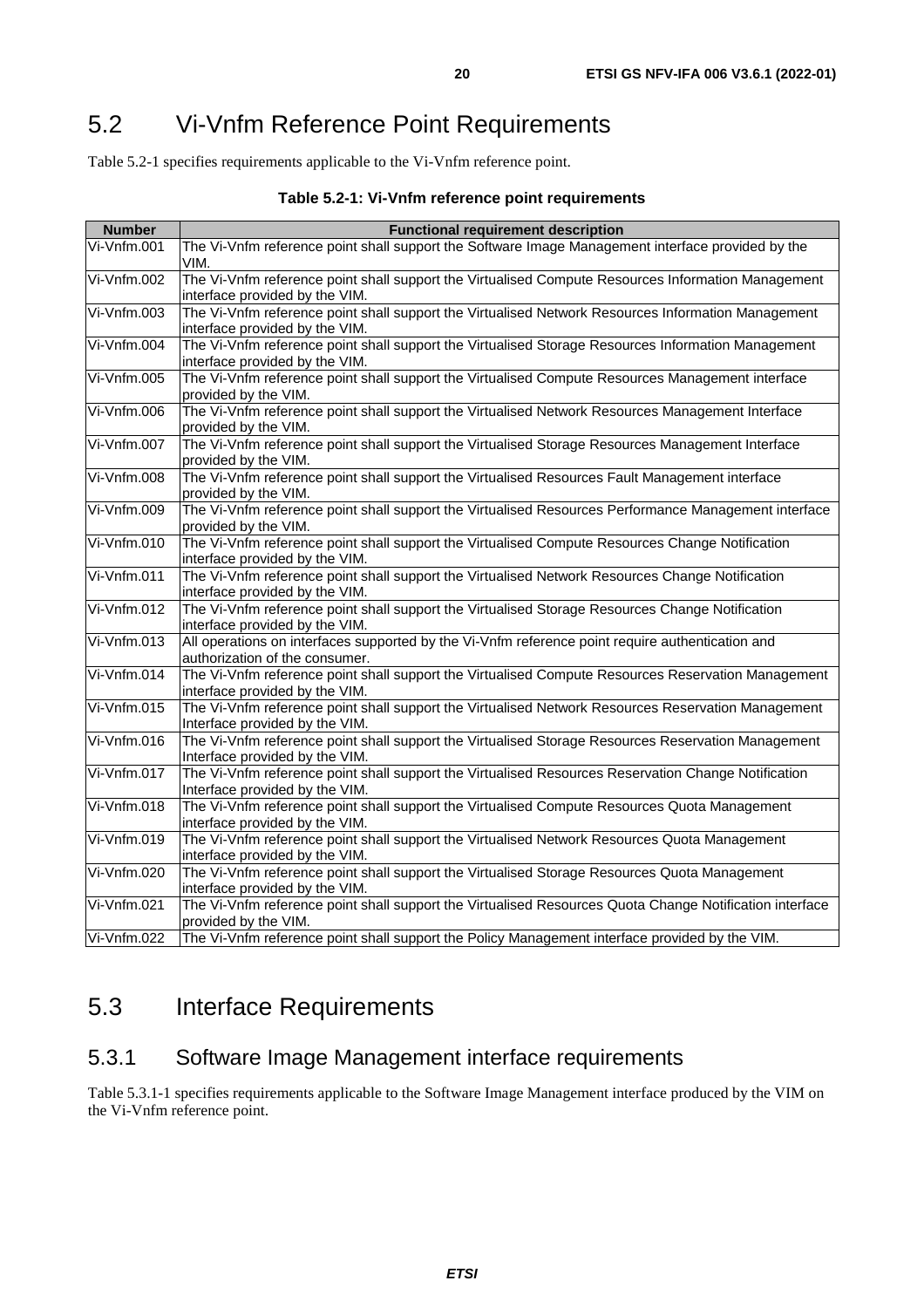## 5.2 Vi-Vnfm Reference Point Requirements

Table 5.2-1 specifies requirements applicable to the Vi-Vnfm reference point.

**Table 5.2-1: Vi-Vnfm reference point requirements**

| Number | Functional requirement description |
|---|---|
| Vi-Vnfm.001 | The Vi-Vnfm reference point shall support the Software Image Management interface provided by the VIM. |
| Vi-Vnfm.002 | The Vi-Vnfm reference point shall support the Virtualised Compute Resources Information Management interface provided by the VIM. |
| Vi-Vnfm.003 | The Vi-Vnfm reference point shall support the Virtualised Network Resources Information Management interface provided by the VIM. |
| Vi-Vnfm.004 | The Vi-Vnfm reference point shall support the Virtualised Storage Resources Information Management interface provided by the VIM. |
| Vi-Vnfm.005 | The Vi-Vnfm reference point shall support the Virtualised Compute Resources Management interface provided by the VIM. |
| Vi-Vnfm.006 | The Vi-Vnfm reference point shall support the Virtualised Network Resources Management Interface provided by the VIM. |
| Vi-Vnfm.007 | The Vi-Vnfm reference point shall support the Virtualised Storage Resources Management Interface provided by the VIM. |
| Vi-Vnfm.008 | The Vi-Vnfm reference point shall support the Virtualised Resources Fault Management interface provided by the VIM. |
| Vi-Vnfm.009 | The Vi-Vnfm reference point shall support the Virtualised Resources Performance Management interface provided by the VIM. |
| Vi-Vnfm.010 | The Vi-Vnfm reference point shall support the Virtualised Compute Resources Change Notification interface provided by the VIM. |
| Vi-Vnfm.011 | The Vi-Vnfm reference point shall support the Virtualised Network Resources Change Notification interface provided by the VIM. |
| Vi-Vnfm.012 | The Vi-Vnfm reference point shall support the Virtualised Storage Resources Change Notification interface provided by the VIM. |
| Vi-Vnfm.013 | All operations on interfaces supported by the Vi-Vnfm reference point require authentication and authorization of the consumer. |
| Vi-Vnfm.014 | The Vi-Vnfm reference point shall support the Virtualised Compute Resources Reservation Management interface provided by the VIM. |
| Vi-Vnfm.015 | The Vi-Vnfm reference point shall support the Virtualised Network Resources Reservation Management Interface provided by the VIM. |
| Vi-Vnfm.016 | The Vi-Vnfm reference point shall support the Virtualised Storage Resources Reservation Management Interface provided by the VIM. |
| Vi-Vnfm.017 | The Vi-Vnfm reference point shall support the Virtualised Resources Reservation Change Notification Interface provided by the VIM. |
| Vi-Vnfm.018 | The Vi-Vnfm reference point shall support the Virtualised Compute Resources Quota Management interface provided by the VIM. |
| Vi-Vnfm.019 | The Vi-Vnfm reference point shall support the Virtualised Network Resources Quota Management interface provided by the VIM. |
| Vi-Vnfm.020 | The Vi-Vnfm reference point shall support the Virtualised Storage Resources Quota Management interface provided by the VIM. |
| Vi-Vnfm.021 | The Vi-Vnfm reference point shall support the Virtualised Resources Quota Change Notification interface provided by the VIM. |
| Vi-Vnfm.022 | The Vi-Vnfm reference point shall support the Policy Management interface provided by the VIM. |

## 5.3 Interface Requirements

### 5.3.1 Software Image Management interface requirements

Table 5.3.1-1 specifies requirements applicable to the Software Image Management interface produced by the VIM on the Vi-Vnfm reference point.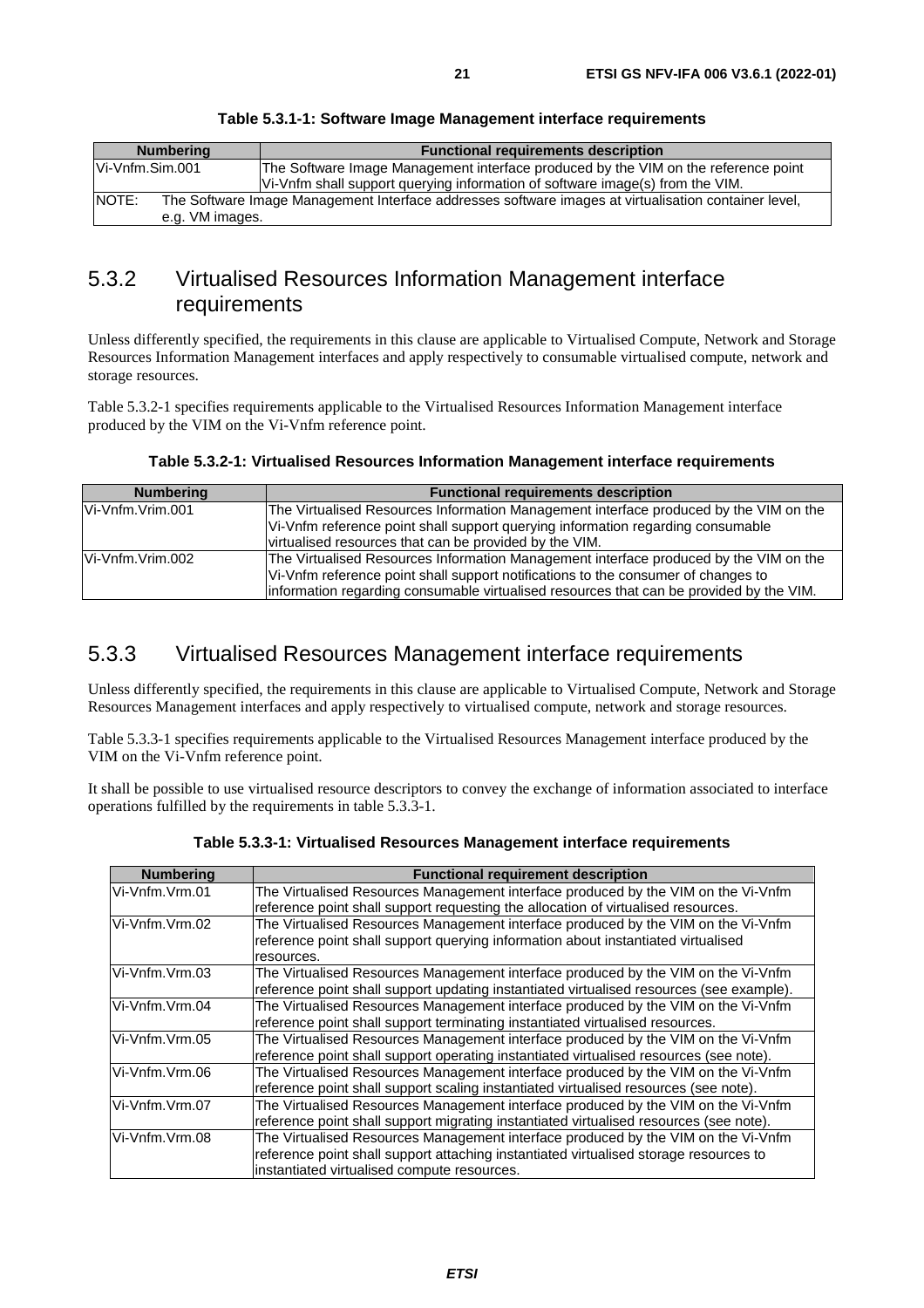**Table 5.3.1-1: Software Image Management interface requirements**

| Numbering | Functional requirements description |
|---|---|
| Vi-Vnfm.Sim.001 | The Software Image Management interface produced by the VIM on the reference point Vi-Vnfm shall support querying information of software image(s) from the VIM. |
| NOTE: The Software Image Management Interface addresses software images at virtualisation container level, e.g. VM images. | |

## 5.3.2 Virtualised Resources Information Management interface requirements

Unless differently specified, the requirements in this clause are applicable to Virtualised Compute, Network and Storage Resources Information Management interfaces and apply respectively to consumable virtualised compute, network and storage resources.

Table 5.3.2-1 specifies requirements applicable to the Virtualised Resources Information Management interface produced by the VIM on the Vi-Vnfm reference point.

**Table 5.3.2-1: Virtualised Resources Information Management interface requirements**

| Numbering | Functional requirements description |
|---|---|
| Vi-Vnfm.Vrim.001 | The Virtualised Resources Information Management interface produced by the VIM on the Vi-Vnfm reference point shall support querying information regarding consumable virtualised resources that can be provided by the VIM. |
| Vi-Vnfm.Vrim.002 | The Virtualised Resources Information Management interface produced by the VIM on the Vi-Vnfm reference point shall support notifications to the consumer of changes to information regarding consumable virtualised resources that can be provided by the VIM. |

## 5.3.3 Virtualised Resources Management interface requirements

Unless differently specified, the requirements in this clause are applicable to Virtualised Compute, Network and Storage Resources Management interfaces and apply respectively to virtualised compute, network and storage resources.

Table 5.3.3-1 specifies requirements applicable to the Virtualised Resources Management interface produced by the VIM on the Vi-Vnfm reference point.

It shall be possible to use virtualised resource descriptors to convey the exchange of information associated to interface operations fulfilled by the requirements in table 5.3.3-1.

**Table 5.3.3-1: Virtualised Resources Management interface requirements**

| Numbering | Functional requirement description |
|---|---|
| Vi-Vnfm.Vrm.01 | The Virtualised Resources Management interface produced by the VIM on the Vi-Vnfm reference point shall support requesting the allocation of virtualised resources. |
| Vi-Vnfm.Vrm.02 | The Virtualised Resources Management interface produced by the VIM on the Vi-Vnfm reference point shall support querying information about instantiated virtualised resources. |
| Vi-Vnfm.Vrm.03 | The Virtualised Resources Management interface produced by the VIM on the Vi-Vnfm reference point shall support updating instantiated virtualised resources (see example). |
| Vi-Vnfm.Vrm.04 | The Virtualised Resources Management interface produced by the VIM on the Vi-Vnfm reference point shall support terminating instantiated virtualised resources. |
| Vi-Vnfm.Vrm.05 | The Virtualised Resources Management interface produced by the VIM on the Vi-Vnfm reference point shall support operating instantiated virtualised resources (see note). |
| Vi-Vnfm.Vrm.06 | The Virtualised Resources Management interface produced by the VIM on the Vi-Vnfm reference point shall support scaling instantiated virtualised resources (see note). |
| Vi-Vnfm.Vrm.07 | The Virtualised Resources Management interface produced by the VIM on the Vi-Vnfm reference point shall support migrating instantiated virtualised resources (see note). |
| Vi-Vnfm.Vrm.08 | The Virtualised Resources Management interface produced by the VIM on the Vi-Vnfm reference point shall support attaching instantiated virtualised storage resources to instantiated virtualised compute resources. |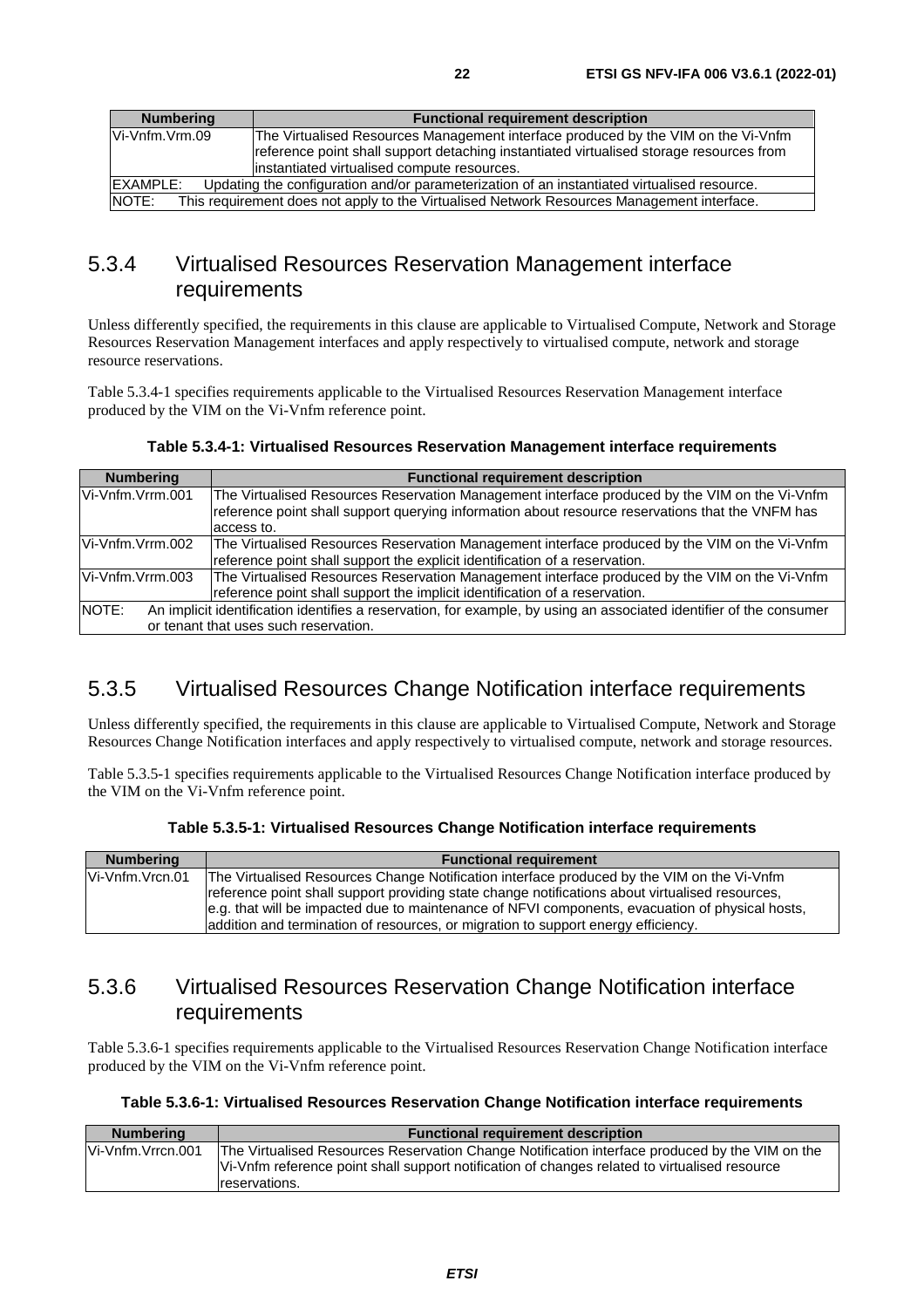| Numbering | Functional requirement description |
|---|---|
| Vi-Vnfm.Vrm.09 | The Virtualised Resources Management interface produced by the VIM on the Vi-Vnfm reference point shall support detaching instantiated virtualised storage resources from instantiated virtualised compute resources. |
| EXAMPLE: Updating the configuration and/or parameterization of an instantiated virtualised resource. | |
| NOTE: This requirement does not apply to the Virtualised Network Resources Management interface. | |

### 5.3.4 Virtualised Resources Reservation Management interface requirements

Unless differently specified, the requirements in this clause are applicable to Virtualised Compute, Network and Storage Resources Reservation Management interfaces and apply respectively to virtualised compute, network and storage resource reservations.

Table 5.3.4-1 specifies requirements applicable to the Virtualised Resources Reservation Management interface produced by the VIM on the Vi-Vnfm reference point.

**Table 5.3.4-1: Virtualised Resources Reservation Management interface requirements**

| Numbering | Functional requirement description |
|---|---|
| Vi-Vnfm.Vrrm.001 | The Virtualised Resources Reservation Management interface produced by the VIM on the Vi-Vnfm reference point shall support querying information about resource reservations that the VNFM has access to. |
| Vi-Vnfm.Vrrm.002 | The Virtualised Resources Reservation Management interface produced by the VIM on the Vi-Vnfm reference point shall support the explicit identification of a reservation. |
| Vi-Vnfm.Vrrm.003 | The Virtualised Resources Reservation Management interface produced by the VIM on the Vi-Vnfm reference point shall support the implicit identification of a reservation. |
| NOTE: An implicit identification identifies a reservation, for example, by using an associated identifier of the consumer or tenant that uses such reservation. | |

### 5.3.5 Virtualised Resources Change Notification interface requirements

Unless differently specified, the requirements in this clause are applicable to Virtualised Compute, Network and Storage Resources Change Notification interfaces and apply respectively to virtualised compute, network and storage resources.

Table 5.3.5-1 specifies requirements applicable to the Virtualised Resources Change Notification interface produced by the VIM on the Vi-Vnfm reference point.

**Table 5.3.5-1: Virtualised Resources Change Notification interface requirements**

| Numbering | Functional requirement |
|---|---|
| Vi-Vnfm.Vrcn.01 | The Virtualised Resources Change Notification interface produced by the VIM on the Vi-Vnfm reference point shall support providing state change notifications about virtualised resources, e.g. that will be impacted due to maintenance of NFVI components, evacuation of physical hosts, addition and termination of resources, or migration to support energy efficiency. |

### 5.3.6 Virtualised Resources Reservation Change Notification interface requirements

Table 5.3.6-1 specifies requirements applicable to the Virtualised Resources Reservation Change Notification interface produced by the VIM on the Vi-Vnfm reference point.

**Table 5.3.6-1: Virtualised Resources Reservation Change Notification interface requirements**

| Numbering | Functional requirement description |
|---|---|
| Vi-Vnfm.Vrrcn.001 | The Virtualised Resources Reservation Change Notification interface produced by the VIM on the Vi-Vnfm reference point shall support notification of changes related to virtualised resource reservations. |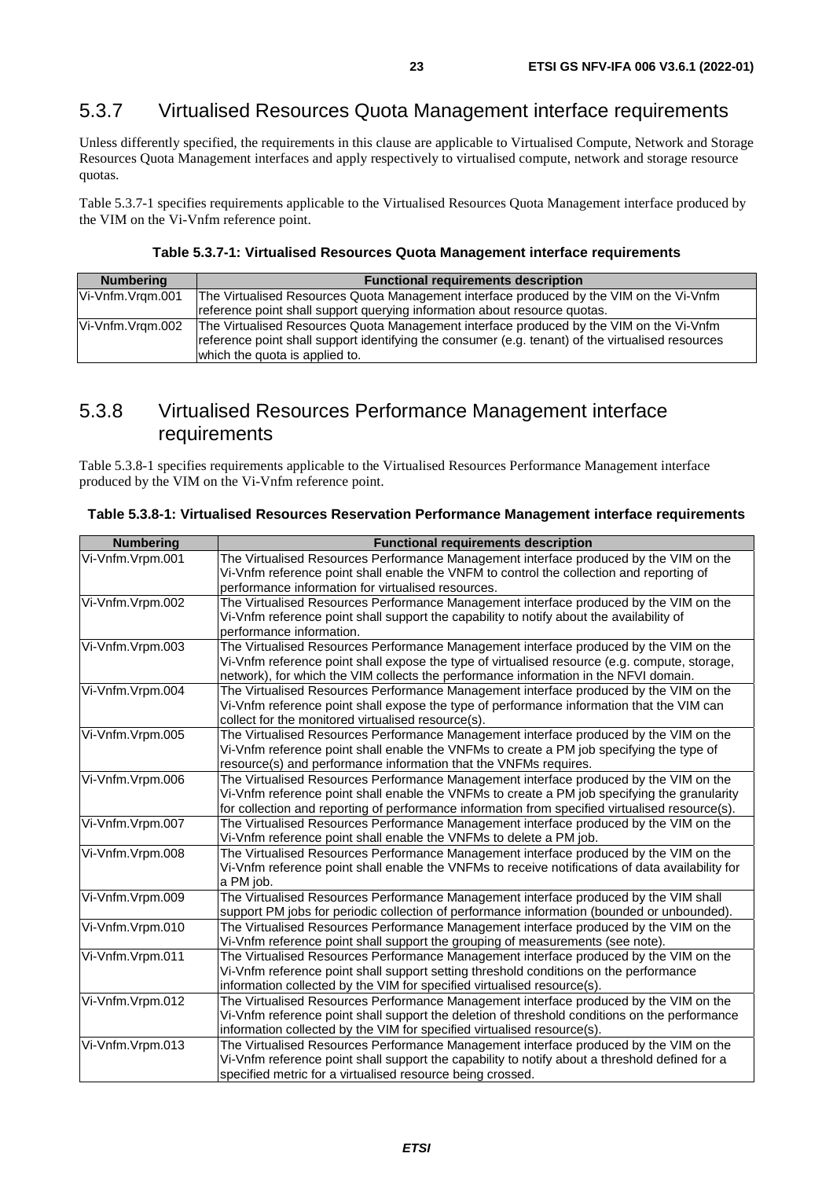### 5.3.7 Virtualised Resources Quota Management interface requirements

Unless differently specified, the requirements in this clause are applicable to Virtualised Compute, Network and Storage Resources Quota Management interfaces and apply respectively to virtualised compute, network and storage resource quotas.

Table 5.3.7-1 specifies requirements applicable to the Virtualised Resources Quota Management interface produced by the VIM on the Vi-Vnfm reference point.

**Table 5.3.7-1: Virtualised Resources Quota Management interface requirements**

| Numbering | Functional requirements description |
|---|---|
| Vi-Vnfm.Vrqm.001 | The Virtualised Resources Quota Management interface produced by the VIM on the Vi-Vnfm reference point shall support querying information about resource quotas. |
| Vi-Vnfm.Vrqm.002 | The Virtualised Resources Quota Management interface produced by the VIM on the Vi-Vnfm reference point shall support identifying the consumer (e.g. tenant) of the virtualised resources which the quota is applied to. |

### 5.3.8 Virtualised Resources Performance Management interface requirements

Table 5.3.8-1 specifies requirements applicable to the Virtualised Resources Performance Management interface produced by the VIM on the Vi-Vnfm reference point.

**Table 5.3.8-1: Virtualised Resources Reservation Performance Management interface requirements**

| Numbering | Functional requirements description |
|---|---|
| Vi-Vnfm.Vrpm.001 | The Virtualised Resources Performance Management interface produced by the VIM on the Vi-Vnfm reference point shall enable the VNFM to control the collection and reporting of performance information for virtualised resources. |
| Vi-Vnfm.Vrpm.002 | The Virtualised Resources Performance Management interface produced by the VIM on the Vi-Vnfm reference point shall support the capability to notify about the availability of performance information. |
| Vi-Vnfm.Vrpm.003 | The Virtualised Resources Performance Management interface produced by the VIM on the Vi-Vnfm reference point shall expose the type of virtualised resource (e.g. compute, storage, network), for which the VIM collects the performance information in the NFVI domain. |
| Vi-Vnfm.Vrpm.004 | The Virtualised Resources Performance Management interface produced by the VIM on the Vi-Vnfm reference point shall expose the type of performance information that the VIM can collect for the monitored virtualised resource(s). |
| Vi-Vnfm.Vrpm.005 | The Virtualised Resources Performance Management interface produced by the VIM on the Vi-Vnfm reference point shall enable the VNFMs to create a PM job specifying the type of resource(s) and performance information that the VNFMs requires. |
| Vi-Vnfm.Vrpm.006 | The Virtualised Resources Performance Management interface produced by the VIM on the Vi-Vnfm reference point shall enable the VNFMs to create a PM job specifying the granularity for collection and reporting of performance information from specified virtualised resource(s). |
| Vi-Vnfm.Vrpm.007 | The Virtualised Resources Performance Management interface produced by the VIM on the Vi-Vnfm reference point shall enable the VNFMs to delete a PM job. |
| Vi-Vnfm.Vrpm.008 | The Virtualised Resources Performance Management interface produced by the VIM on the Vi-Vnfm reference point shall enable the VNFMs to receive notifications of data availability for a PM job. |
| Vi-Vnfm.Vrpm.009 | The Virtualised Resources Performance Management interface produced by the VIM shall support PM jobs for periodic collection of performance information (bounded or unbounded). |
| Vi-Vnfm.Vrpm.010 | The Virtualised Resources Performance Management interface produced by the VIM on the Vi-Vnfm reference point shall support the grouping of measurements (see note). |
| Vi-Vnfm.Vrpm.011 | The Virtualised Resources Performance Management interface produced by the VIM on the Vi-Vnfm reference point shall support setting threshold conditions on the performance information collected by the VIM for specified virtualised resource(s). |
| Vi-Vnfm.Vrpm.012 | The Virtualised Resources Performance Management interface produced by the VIM on the Vi-Vnfm reference point shall support the deletion of threshold conditions on the performance information collected by the VIM for specified virtualised resource(s). |
| Vi-Vnfm.Vrpm.013 | The Virtualised Resources Performance Management interface produced by the VIM on the Vi-Vnfm reference point shall support the capability to notify about a threshold defined for a specified metric for a virtualised resource being crossed. |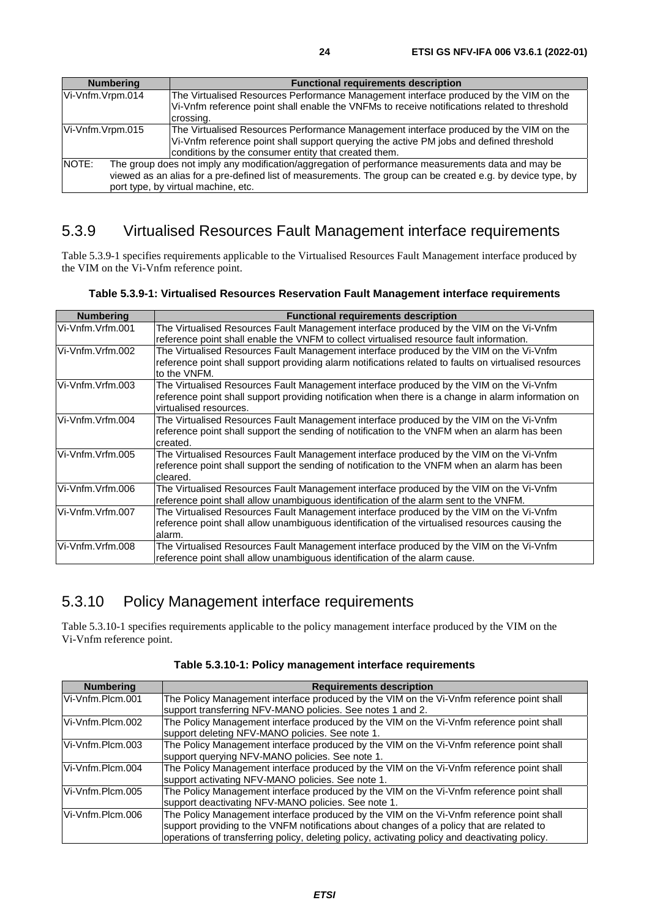| Numbering | Functional requirements description |
| --- | --- |
| Vi-Vnfm.Vrpm.014 | The Virtualised Resources Performance Management interface produced by the VIM on the Vi-Vnfm reference point shall enable the VNFMs to receive notifications related to threshold crossing. |
| Vi-Vnfm.Vrpm.015 | The Virtualised Resources Performance Management interface produced by the VIM on the Vi-Vnfm reference point shall support querying the active PM jobs and defined threshold conditions by the consumer entity that created them. |
| NOTE: The group does not imply any modification/aggregation of performance measurements data and may be viewed as an alias for a pre-defined list of measurements. The group can be created e.g. by device type, by port type, by virtual machine, etc. | |

## 5.3.9 Virtualised Resources Fault Management interface requirements

Table 5.3.9-1 specifies requirements applicable to the Virtualised Resources Fault Management interface produced by the VIM on the Vi-Vnfm reference point.

**Table 5.3.9-1: Virtualised Resources Reservation Fault Management interface requirements**

| Numbering | Functional requirements description |
| --- | --- |
| Vi-Vnfm.Vrfm.001 | The Virtualised Resources Fault Management interface produced by the VIM on the Vi-Vnfm reference point shall enable the VNFM to collect virtualised resource fault information. |
| Vi-Vnfm.Vrfm.002 | The Virtualised Resources Fault Management interface produced by the VIM on the Vi-Vnfm reference point shall support providing alarm notifications related to faults on virtualised resources to the VNFM. |
| Vi-Vnfm.Vrfm.003 | The Virtualised Resources Fault Management interface produced by the VIM on the Vi-Vnfm reference point shall support providing notification when there is a change in alarm information on virtualised resources. |
| Vi-Vnfm.Vrfm.004 | The Virtualised Resources Fault Management interface produced by the VIM on the Vi-Vnfm reference point shall support the sending of notification to the VNFM when an alarm has been created. |
| Vi-Vnfm.Vrfm.005 | The Virtualised Resources Fault Management interface produced by the VIM on the Vi-Vnfm reference point shall support the sending of notification to the VNFM when an alarm has been cleared. |
| Vi-Vnfm.Vrfm.006 | The Virtualised Resources Fault Management interface produced by the VIM on the Vi-Vnfm reference point shall allow unambiguous identification of the alarm sent to the VNFM. |
| Vi-Vnfm.Vrfm.007 | The Virtualised Resources Fault Management interface produced by the VIM on the Vi-Vnfm reference point shall allow unambiguous identification of the virtualised resources causing the alarm. |
| Vi-Vnfm.Vrfm.008 | The Virtualised Resources Fault Management interface produced by the VIM on the Vi-Vnfm reference point shall allow unambiguous identification of the alarm cause. |

## 5.3.10 Policy Management interface requirements

Table 5.3.10-1 specifies requirements applicable to the policy management interface produced by the VIM on the Vi-Vnfm reference point.

**Table 5.3.10-1: Policy management interface requirements**

| Numbering | Requirements description |
| --- | --- |
| Vi-Vnfm.Plcm.001 | The Policy Management interface produced by the VIM on the Vi-Vnfm reference point shall support transferring NFV-MANO policies. See notes 1 and 2. |
| Vi-Vnfm.Plcm.002 | The Policy Management interface produced by the VIM on the Vi-Vnfm reference point shall support deleting NFV-MANO policies. See note 1. |
| Vi-Vnfm.Plcm.003 | The Policy Management interface produced by the VIM on the Vi-Vnfm reference point shall support querying NFV-MANO policies. See note 1. |
| Vi-Vnfm.Plcm.004 | The Policy Management interface produced by the VIM on the Vi-Vnfm reference point shall support activating NFV-MANO policies. See note 1. |
| Vi-Vnfm.Plcm.005 | The Policy Management interface produced by the VIM on the Vi-Vnfm reference point shall support deactivating NFV-MANO policies. See note 1. |
| Vi-Vnfm.Plcm.006 | The Policy Management interface produced by the VIM on the Vi-Vnfm reference point shall support providing to the VNFM notifications about changes of a policy that are related to operations of transferring policy, deleting policy, activating policy and deactivating policy. |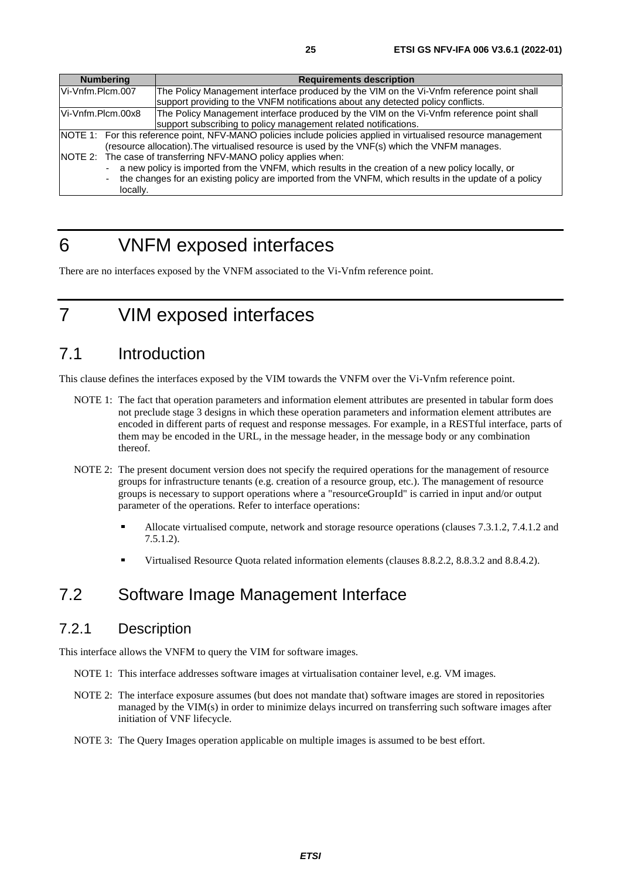| Numbering | Requirements description |
| --- | --- |
| Vi-Vnfm.Plcm.007 | The Policy Management interface produced by the VIM on the Vi-Vnfm reference point shall support providing to the VNFM notifications about any detected policy conflicts. |
| Vi-Vnfm.Plcm.00x8 | The Policy Management interface produced by the VIM on the Vi-Vnfm reference point shall support subscribing to policy management related notifications. |
| NOTE 1: For this reference point, NFV-MANO policies include policies applied in virtualised resource management (resource allocation).The virtualised resource is used by the VNF(s) which the VNFM manages.<br>NOTE 2: The case of transferring NFV-MANO policy applies when:<br>- a new policy is imported from the VNFM, which results in the creation of a new policy locally, or<br>- the changes for an existing policy are imported from the VNFM, which results in the update of a policy locally. | |

# 6 VNFM exposed interfaces

There are no interfaces exposed by the VNFM associated to the Vi-Vnfm reference point.

# 7 VIM exposed interfaces

## 7.1 Introduction

This clause defines the interfaces exposed by the VIM towards the VNFM over the Vi-Vnfm reference point.

NOTE 1: The fact that operation parameters and information element attributes are presented in tabular form does not preclude stage 3 designs in which these operation parameters and information element attributes are encoded in different parts of request and response messages. For example, in a RESTful interface, parts of them may be encoded in the URL, in the message header, in the message body or any combination thereof.

NOTE 2: The present document version does not specify the required operations for the management of resource groups for infrastructure tenants (e.g. creation of a resource group, etc.). The management of resource groups is necessary to support operations where a "resourceGroupId" is carried in input and/or output parameter of the operations. Refer to interface operations:

- Allocate virtualised compute, network and storage resource operations (clauses 7.3.1.2, 7.4.1.2 and 7.5.1.2).
- Virtualised Resource Quota related information elements (clauses 8.8.2.2, 8.8.3.2 and 8.8.4.2).

## 7.2 Software Image Management Interface

### 7.2.1 Description

This interface allows the VNFM to query the VIM for software images.

NOTE 1: This interface addresses software images at virtualisation container level, e.g. VM images.

NOTE 2: The interface exposure assumes (but does not mandate that) software images are stored in repositories managed by the VIM(s) in order to minimize delays incurred on transferring such software images after initiation of VNF lifecycle.

NOTE 3: The Query Images operation applicable on multiple images is assumed to be best effort.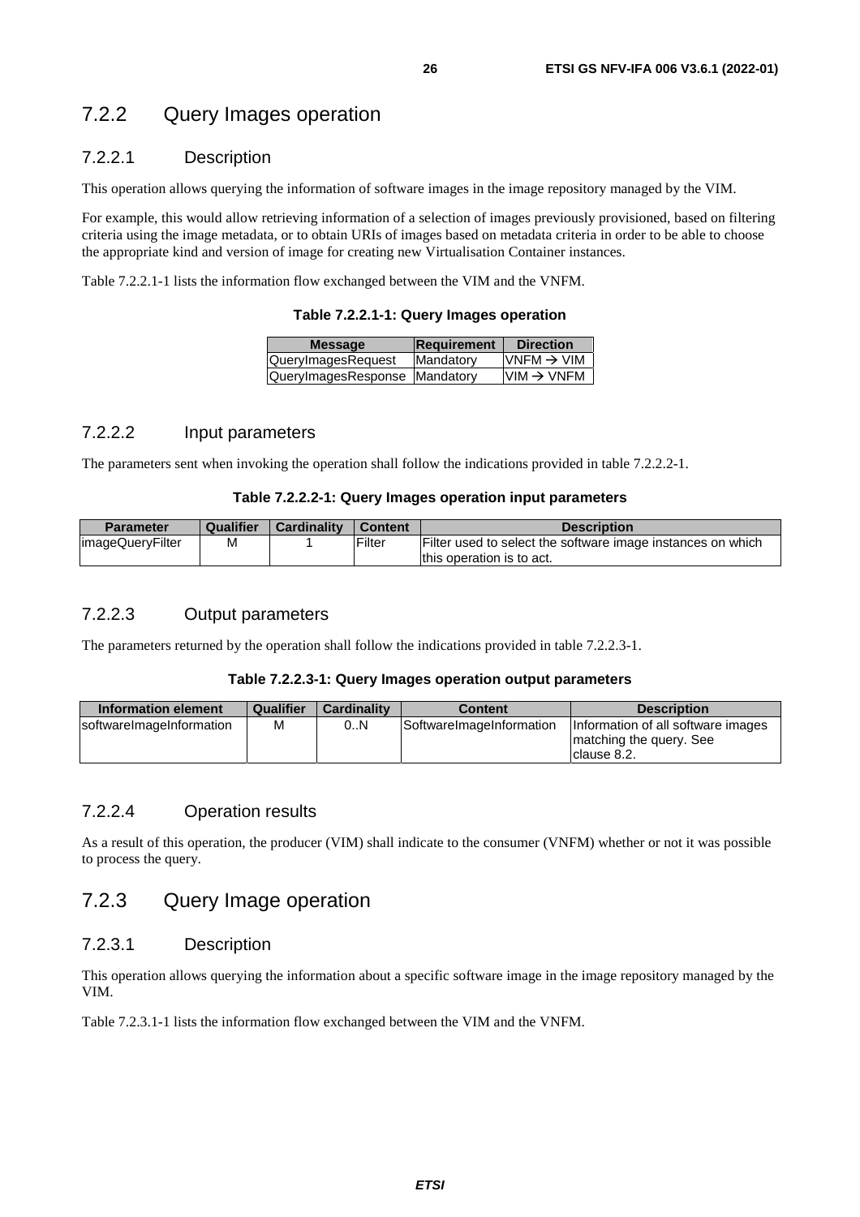### 7.2.2 Query Images operation

#### 7.2.2.1 Description

This operation allows querying the information of software images in the image repository managed by the VIM.

For example, this would allow retrieving information of a selection of images previously provisioned, based on filtering criteria using the image metadata, or to obtain URIs of images based on metadata criteria in order to be able to choose the appropriate kind and version of image for creating new Virtualisation Container instances.

Table 7.2.2.1-1 lists the information flow exchanged between the VIM and the VNFM.

**Table 7.2.2.1-1: Query Images operation**

| Message | Requirement | Direction |
| --- | --- | --- |
| QueryImagesRequest | Mandatory | VNFM → VIM |
| QueryImagesResponse | Mandatory | VIM → VNFM |

#### 7.2.2.2 Input parameters

The parameters sent when invoking the operation shall follow the indications provided in table 7.2.2.2-1.

**Table 7.2.2.2-1: Query Images operation input parameters**

| Parameter | Qualifier | Cardinality | Content | Description |
| --- | --- | --- | --- | --- |
| imageQueryFilter | M | 1 | Filter | Filter used to select the software image instances on which this operation is to act. |

#### 7.2.2.3 Output parameters

The parameters returned by the operation shall follow the indications provided in table 7.2.2.3-1.

**Table 7.2.2.3-1: Query Images operation output parameters**

| Information element | Qualifier | Cardinality | Content | Description |
| --- | --- | --- | --- | --- |
| softwareImageInformation | M | 0..N | SoftwareImageInformation | Information of all software images matching the query. See clause 8.2. |

#### 7.2.2.4 Operation results

As a result of this operation, the producer (VIM) shall indicate to the consumer (VNFM) whether or not it was possible to process the query.

### 7.2.3 Query Image operation

#### 7.2.3.1 Description

This operation allows querying the information about a specific software image in the image repository managed by the VIM.

Table 7.2.3.1-1 lists the information flow exchanged between the VIM and the VNFM.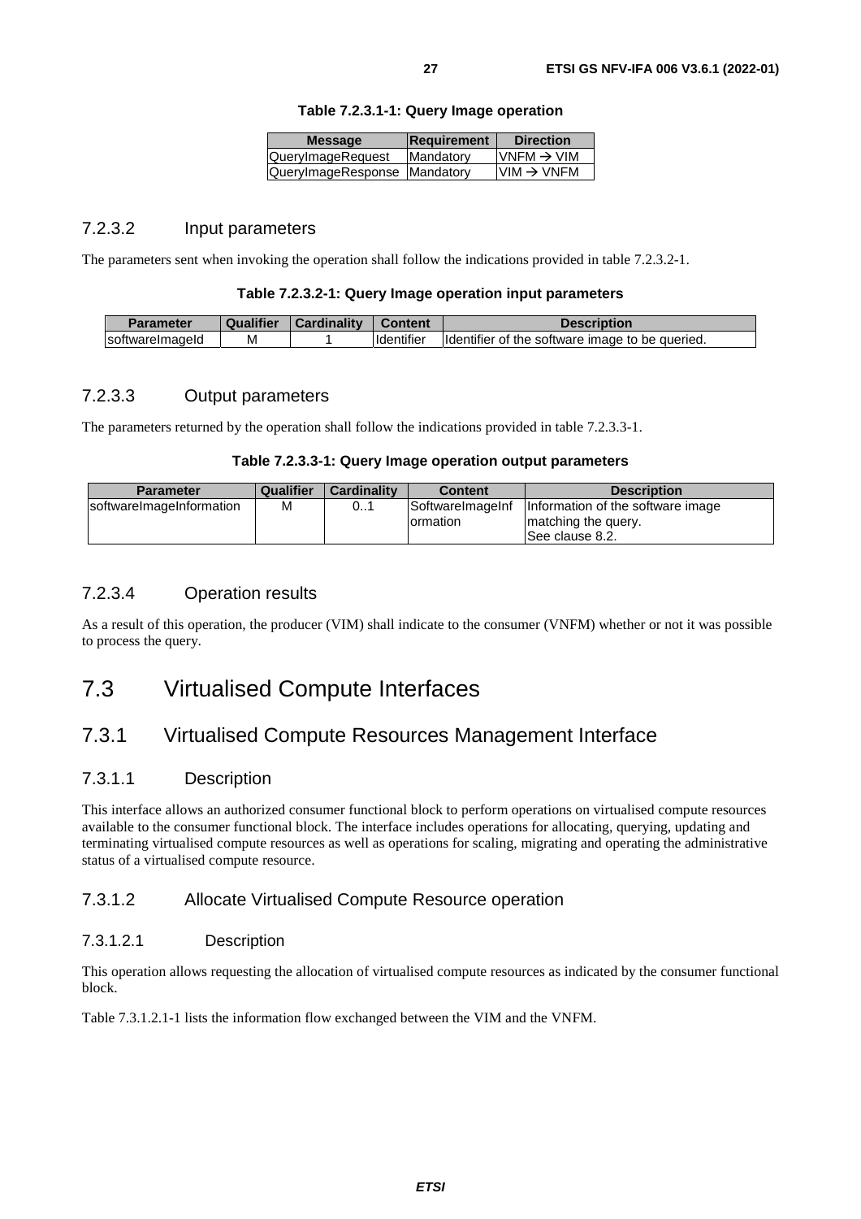**Table 7.2.3.1-1: Query Image operation**

| Message | Requirement | Direction |
| --- | --- | --- |
| QueryImageRequest | Mandatory | VNFM → VIM |
| QueryImageResponse | Mandatory | VIM → VNFM |

### 7.2.3.2 Input parameters

The parameters sent when invoking the operation shall follow the indications provided in table 7.2.3.2-1.

**Table 7.2.3.2-1: Query Image operation input parameters**

| Parameter | Qualifier | Cardinality | Content | Description |
| --- | --- | --- | --- | --- |
| softwareImageId | M | 1 | Identifier | Identifier of the software image to be queried. |

### 7.2.3.3 Output parameters

The parameters returned by the operation shall follow the indications provided in table 7.2.3.3-1.

**Table 7.2.3.3-1: Query Image operation output parameters**

| Parameter | Qualifier | Cardinality | Content | Description |
| --- | --- | --- | --- | --- |
| softwareImageInformation | M | 0..1 | SoftwareImageInformation | Information of the software image matching the query. See clause 8.2. |

### 7.2.3.4 Operation results

As a result of this operation, the producer (VIM) shall indicate to the consumer (VNFM) whether or not it was possible to process the query.

# 7.3 Virtualised Compute Interfaces

## 7.3.1 Virtualised Compute Resources Management Interface

### 7.3.1.1 Description

This interface allows an authorized consumer functional block to perform operations on virtualised compute resources available to the consumer functional block. The interface includes operations for allocating, querying, updating and terminating virtualised compute resources as well as operations for scaling, migrating and operating the administrative status of a virtualised compute resource.

### 7.3.1.2 Allocate Virtualised Compute Resource operation

#### 7.3.1.2.1 Description

This operation allows requesting the allocation of virtualised compute resources as indicated by the consumer functional block.

Table 7.3.1.2.1-1 lists the information flow exchanged between the VIM and the VNFM.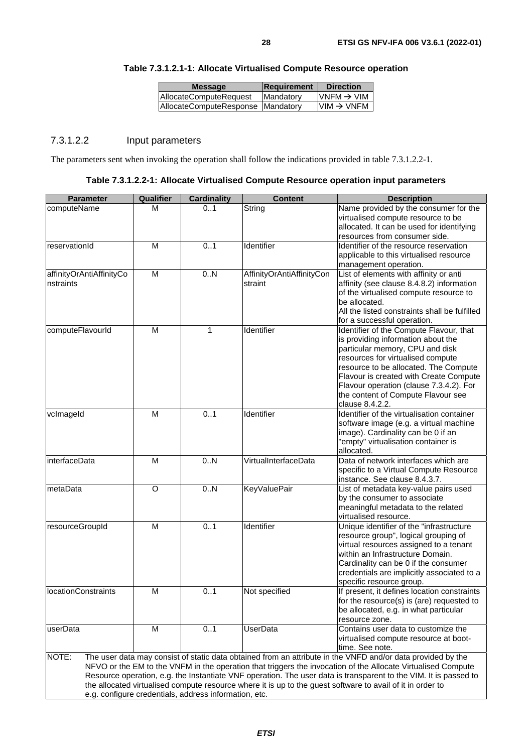**Table 7.3.1.2.1-1: Allocate Virtualised Compute Resource operation**

| Message | Requirement | Direction |
| --- | --- | --- |
| AllocateComputeRequest | Mandatory | VNFM → VIM |
| AllocateComputeResponse | Mandatory | VIM → VNFM |

#### 7.3.1.2.2 Input parameters

The parameters sent when invoking the operation shall follow the indications provided in table 7.3.1.2.2-1.

**Table 7.3.1.2.2-1: Allocate Virtualised Compute Resource operation input parameters**

| Parameter | Qualifier | Cardinality | Content | Description |
| --- | --- | --- | --- | --- |
| computeName | M | 0..1 | String | Name provided by the consumer for the virtualised compute resource to be allocated. It can be used for identifying resources from consumer side. |
| reservationId | M | 0..1 | Identifier | Identifier of the resource reservation applicable to this virtualised resource management operation. |
| affinityOrAntiAffinityConstraints | M | 0..N | AffinityOrAntiAffinityConstraint | List of elements with affinity or anti affinity (see clause 8.4.8.2) information of the virtualised compute resource to be allocated.<br>All the listed constraints shall be fulfilled for a successful operation. |
| computeFlavourId | M | 1 | Identifier | Identifier of the Compute Flavour, that is providing information about the particular memory, CPU and disk resources for virtualised compute resource to be allocated. The Compute Flavour is created with Create Compute Flavour operation (clause 7.3.4.2). For the content of Compute Flavour see clause 8.4.2.2. |
| vcImageId | M | 0..1 | Identifier | Identifier of the virtualisation container software image (e.g. a virtual machine image). Cardinality can be 0 if an "empty" virtualisation container is allocated. |
| interfaceData | M | 0..N | VirtualInterfaceData | Data of network interfaces which are specific to a Virtual Compute Resource instance. See clause 8.4.3.7. |
| metaData | O | 0..N | KeyValuePair | List of metadata key-value pairs used by the consumer to associate meaningful metadata to the related virtualised resource. |
| resourceGroupId | M | 0..1 | Identifier | Unique identifier of the "infrastructure resource group", logical grouping of virtual resources assigned to a tenant within an Infrastructure Domain.<br>Cardinality can be 0 if the consumer credentials are implicitly associated to a specific resource group. |
| locationConstraints | M | 0..1 | Not specified | If present, it defines location constraints for the resource(s) is (are) requested to be allocated, e.g. in what particular resource zone. |
| userData | M | 0..1 | UserData | Contains user data to customize the virtualised compute resource at boot-time. See note. |
| NOTE: The user data may consist of static data obtained from an attribute in the VNFD and/or data provided by the NFVO or the EM to the VNFM in the operation that triggers the invocation of the Allocate Virtualised Compute Resource operation, e.g. the Instantiate VNF operation. The user data is transparent to the VIM. It is passed to the allocated virtualised compute resource where it is up to the guest software to avail of it in order to e.g. configure credentials, address information, etc. | | | | |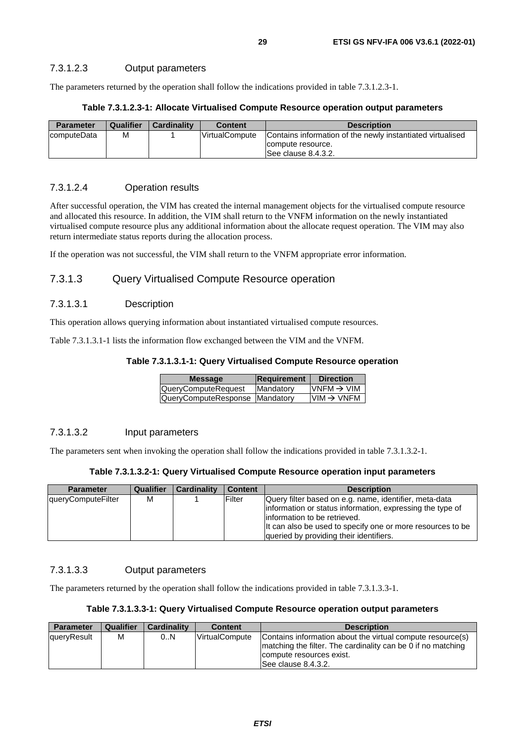#### 7.3.1.2.3 Output parameters

The parameters returned by the operation shall follow the indications provided in table 7.3.1.2.3-1.

**Table 7.3.1.2.3-1: Allocate Virtualised Compute Resource operation output parameters**

| Parameter | Qualifier | Cardinality | Content | Description |
|---|---|---|---|---|
| computeData | M | 1 | VirtualCompute | Contains information of the newly instantiated virtualised compute resource.<br>See clause 8.4.3.2. |

#### 7.3.1.2.4 Operation results

After successful operation, the VIM has created the internal management objects for the virtualised compute resource and allocated this resource. In addition, the VIM shall return to the VNFM information on the newly instantiated virtualised compute resource plus any additional information about the allocate request operation. The VIM may also return intermediate status reports during the allocation process.

If the operation was not successful, the VIM shall return to the VNFM appropriate error information.

### 7.3.1.3 Query Virtualised Compute Resource operation

#### 7.3.1.3.1 Description

This operation allows querying information about instantiated virtualised compute resources.

Table 7.3.1.3.1-1 lists the information flow exchanged between the VIM and the VNFM.

**Table 7.3.1.3.1-1: Query Virtualised Compute Resource operation**

| Message | Requirement | Direction |
|---|---|---|
| QueryComputeRequest | Mandatory | VNFM → VIM |
| QueryComputeResponse | Mandatory | VIM → VNFM |

#### 7.3.1.3.2 Input parameters

The parameters sent when invoking the operation shall follow the indications provided in table 7.3.1.3.2-1.

**Table 7.3.1.3.2-1: Query Virtualised Compute Resource operation input parameters**

| Parameter | Qualifier | Cardinality | Content | Description |
|---|---|---|---|---|
| queryComputeFilter | M | 1 | Filter | Query filter based on e.g. name, identifier, meta-data information or status information, expressing the type of information to be retrieved.<br>It can also be used to specify one or more resources to be queried by providing their identifiers. |

#### 7.3.1.3.3 Output parameters

The parameters returned by the operation shall follow the indications provided in table 7.3.1.3.3-1.

**Table 7.3.1.3.3-1: Query Virtualised Compute Resource operation output parameters**

| Parameter | Qualifier | Cardinality | Content | Description |
|---|---|---|---|---|
| queryResult | M | 0..N | VirtualCompute | Contains information about the virtual compute resource(s) matching the filter. The cardinality can be 0 if no matching compute resources exist.<br>See clause 8.4.3.2. |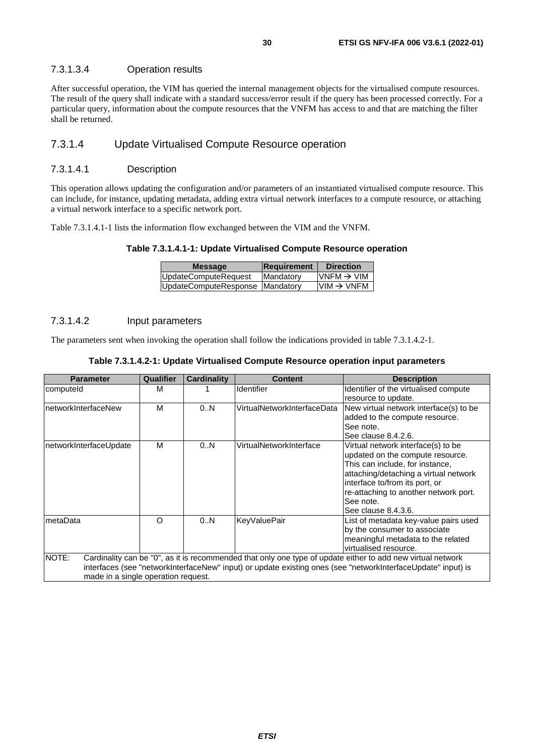#### 7.3.1.3.4 Operation results

After successful operation, the VIM has queried the internal management objects for the virtualised compute resources. The result of the query shall indicate with a standard success/error result if the query has been processed correctly. For a particular query, information about the compute resources that the VNFM has access to and that are matching the filter shall be returned.

### 7.3.1.4 Update Virtualised Compute Resource operation

#### 7.3.1.4.1 Description

This operation allows updating the configuration and/or parameters of an instantiated virtualised compute resource. This can include, for instance, updating metadata, adding extra virtual network interfaces to a compute resource, or attaching a virtual network interface to a specific network port.

Table 7.3.1.4.1-1 lists the information flow exchanged between the VIM and the VNFM.

**Table 7.3.1.4.1-1: Update Virtualised Compute Resource operation**

| Message | Requirement | Direction |
|---|---|---|
| UpdateComputeRequest | Mandatory | VNFM → VIM |
| UpdateComputeResponse | Mandatory | VIM → VNFM |

#### 7.3.1.4.2 Input parameters

The parameters sent when invoking the operation shall follow the indications provided in table 7.3.1.4.2-1.

**Table 7.3.1.4.2-1: Update Virtualised Compute Resource operation input parameters**

| Parameter | Qualifier | Cardinality | Content | Description |
|---|---|---|---|---|
| computeId | M | 1 | Identifier | Identifier of the virtualised compute resource to update. |
| networkInterfaceNew | M | 0..N | VirtualNetworkInterfaceData | New virtual network interface(s) to be added to the compute resource. See note. See clause 8.4.2.6. |
| networkInterfaceUpdate | M | 0..N | VirtualNetworkInterface | Virtual network interface(s) to be updated on the compute resource. This can include, for instance, attaching/detaching a virtual network interface to/from its port, or re-attaching to another network port. See note. See clause 8.4.3.6. |
| metaData | O | 0..N | KeyValuePair | List of metadata key-value pairs used by the consumer to associate meaningful metadata to the related virtualised resource. |
| NOTE: Cardinality can be "0", as it is recommended that only one type of update either to add new virtual network interfaces (see "networkInterfaceNew" input) or update existing ones (see "networkInterfaceUpdate" input) is made in a single operation request. | | | | |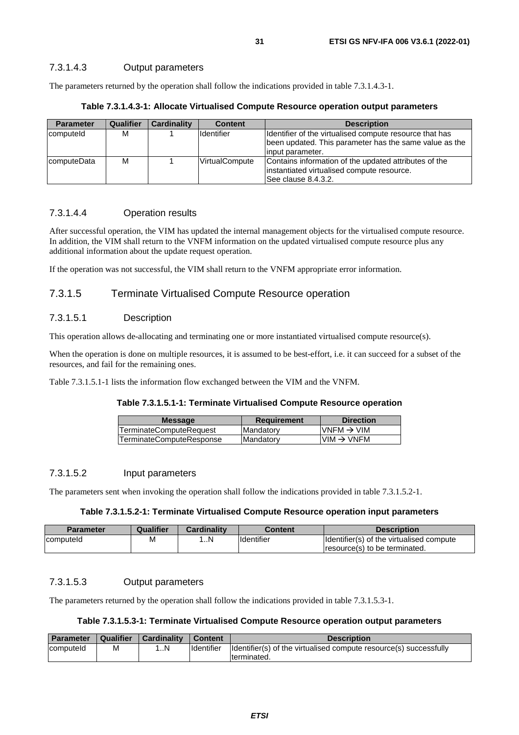#### 7.3.1.4.3 Output parameters

The parameters returned by the operation shall follow the indications provided in table 7.3.1.4.3-1.

**Table 7.3.1.4.3-1: Allocate Virtualised Compute Resource operation output parameters**

| Parameter | Qualifier | Cardinality | Content | Description |
|---|---|---|---|---|
| computeId | M | 1 | Identifier | Identifier of the virtualised compute resource that has been updated. This parameter has the same value as the input parameter. |
| computeData | M | 1 | VirtualCompute | Contains information of the updated attributes of the instantiated virtualised compute resource. See clause 8.4.3.2. |

#### 7.3.1.4.4 Operation results

After successful operation, the VIM has updated the internal management objects for the virtualised compute resource. In addition, the VIM shall return to the VNFM information on the updated virtualised compute resource plus any additional information about the update request operation.

If the operation was not successful, the VIM shall return to the VNFM appropriate error information.

### 7.3.1.5 Terminate Virtualised Compute Resource operation

#### 7.3.1.5.1 Description

This operation allows de-allocating and terminating one or more instantiated virtualised compute resource(s).

When the operation is done on multiple resources, it is assumed to be best-effort, i.e. it can succeed for a subset of the resources, and fail for the remaining ones.

Table 7.3.1.5.1-1 lists the information flow exchanged between the VIM and the VNFM.

**Table 7.3.1.5.1-1: Terminate Virtualised Compute Resource operation**

| Message | Requirement | Direction |
|---|---|---|
| TerminateComputeRequest | Mandatory | VNFM → VIM |
| TerminateComputeResponse | Mandatory | VIM → VNFM |

#### 7.3.1.5.2 Input parameters

The parameters sent when invoking the operation shall follow the indications provided in table 7.3.1.5.2-1.

**Table 7.3.1.5.2-1: Terminate Virtualised Compute Resource operation input parameters**

| Parameter | Qualifier | Cardinality | Content | Description |
|---|---|---|---|---|
| computeId | M | 1..N | Identifier | Identifier(s) of the virtualised compute resource(s) to be terminated. |

#### 7.3.1.5.3 Output parameters

The parameters returned by the operation shall follow the indications provided in table 7.3.1.5.3-1.

**Table 7.3.1.5.3-1: Terminate Virtualised Compute Resource operation output parameters**

| Parameter | Qualifier | Cardinality | Content | Description |
|---|---|---|---|---|
| computeId | M | 1..N | Identifier | Identifier(s) of the virtualised compute resource(s) successfully terminated. |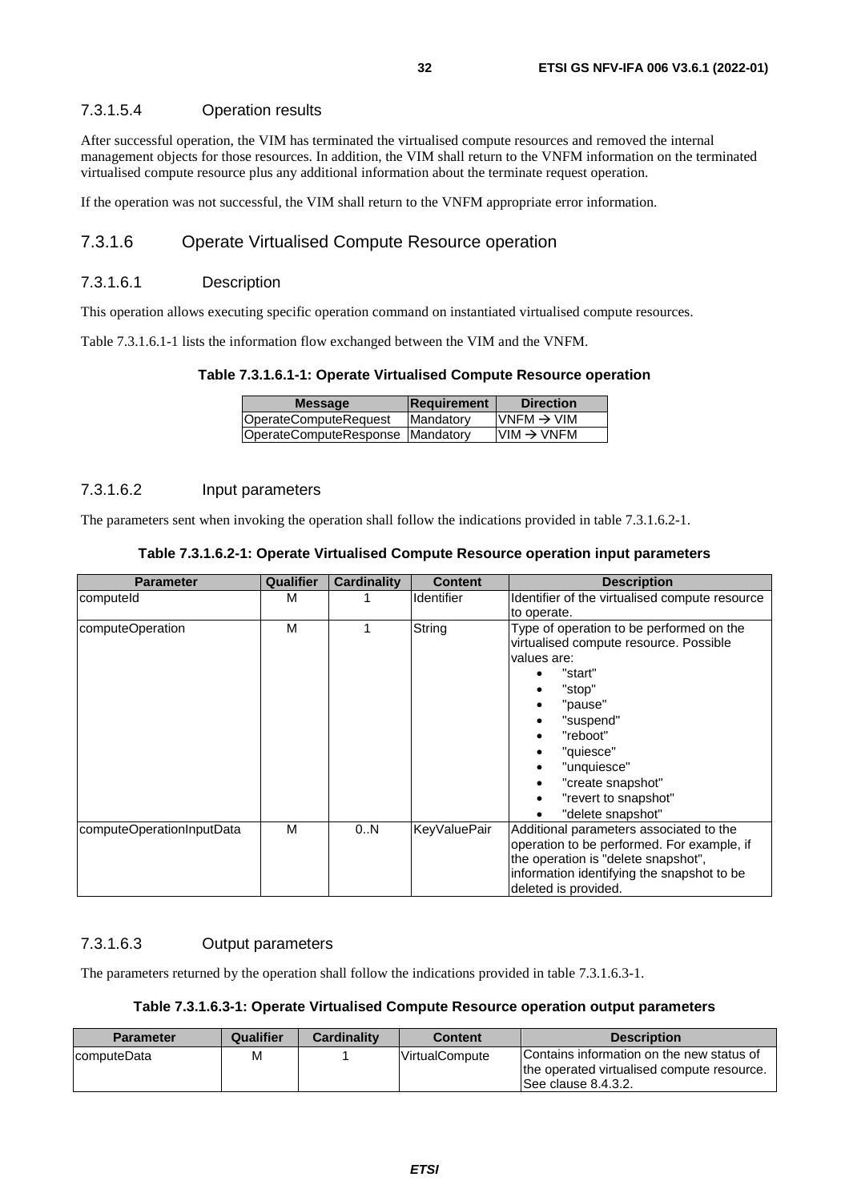#### 7.3.1.5.4 Operation results

After successful operation, the VIM has terminated the virtualised compute resources and removed the internal management objects for those resources. In addition, the VIM shall return to the VNFM information on the terminated virtualised compute resource plus any additional information about the terminate request operation.

If the operation was not successful, the VIM shall return to the VNFM appropriate error information.

### 7.3.1.6 Operate Virtualised Compute Resource operation

#### 7.3.1.6.1 Description

This operation allows executing specific operation command on instantiated virtualised compute resources.

Table 7.3.1.6.1-1 lists the information flow exchanged between the VIM and the VNFM.

**Table 7.3.1.6.1-1: Operate Virtualised Compute Resource operation**

| Message | Requirement | Direction |
| --- | --- | --- |
| OperateComputeRequest | Mandatory | VNFM → VIM |
| OperateComputeResponse | Mandatory | VIM → VNFM |

#### 7.3.1.6.2 Input parameters

The parameters sent when invoking the operation shall follow the indications provided in table 7.3.1.6.2-1.

**Table 7.3.1.6.2-1: Operate Virtualised Compute Resource operation input parameters**

| Parameter | Qualifier | Cardinality | Content | Description |
| --- | --- | --- | --- | --- |
| computeId | M | 1 | Identifier | Identifier of the virtualised compute resource to operate. |
| computeOperation | M | 1 | String | Type of operation to be performed on the virtualised compute resource. Possible values are: <br>• "start" <br>• "stop" <br>• "pause" <br>• "suspend" <br>• "reboot" <br>• "quiesce" <br>• "unquiesce" <br>• "create snapshot" <br>• "revert to snapshot" <br>• "delete snapshot" |
| computeOperationInputData | M | 0..N | KeyValuePair | Additional parameters associated to the operation to be performed. For example, if the operation is "delete snapshot", information identifying the snapshot to be deleted is provided. |

#### 7.3.1.6.3 Output parameters

The parameters returned by the operation shall follow the indications provided in table 7.3.1.6.3-1.

**Table 7.3.1.6.3-1: Operate Virtualised Compute Resource operation output parameters**

| Parameter | Qualifier | Cardinality | Content | Description |
| --- | --- | --- | --- | --- |
| computeData | M | 1 | VirtualCompute | Contains information on the new status of the operated virtualised compute resource. See clause 8.4.3.2. |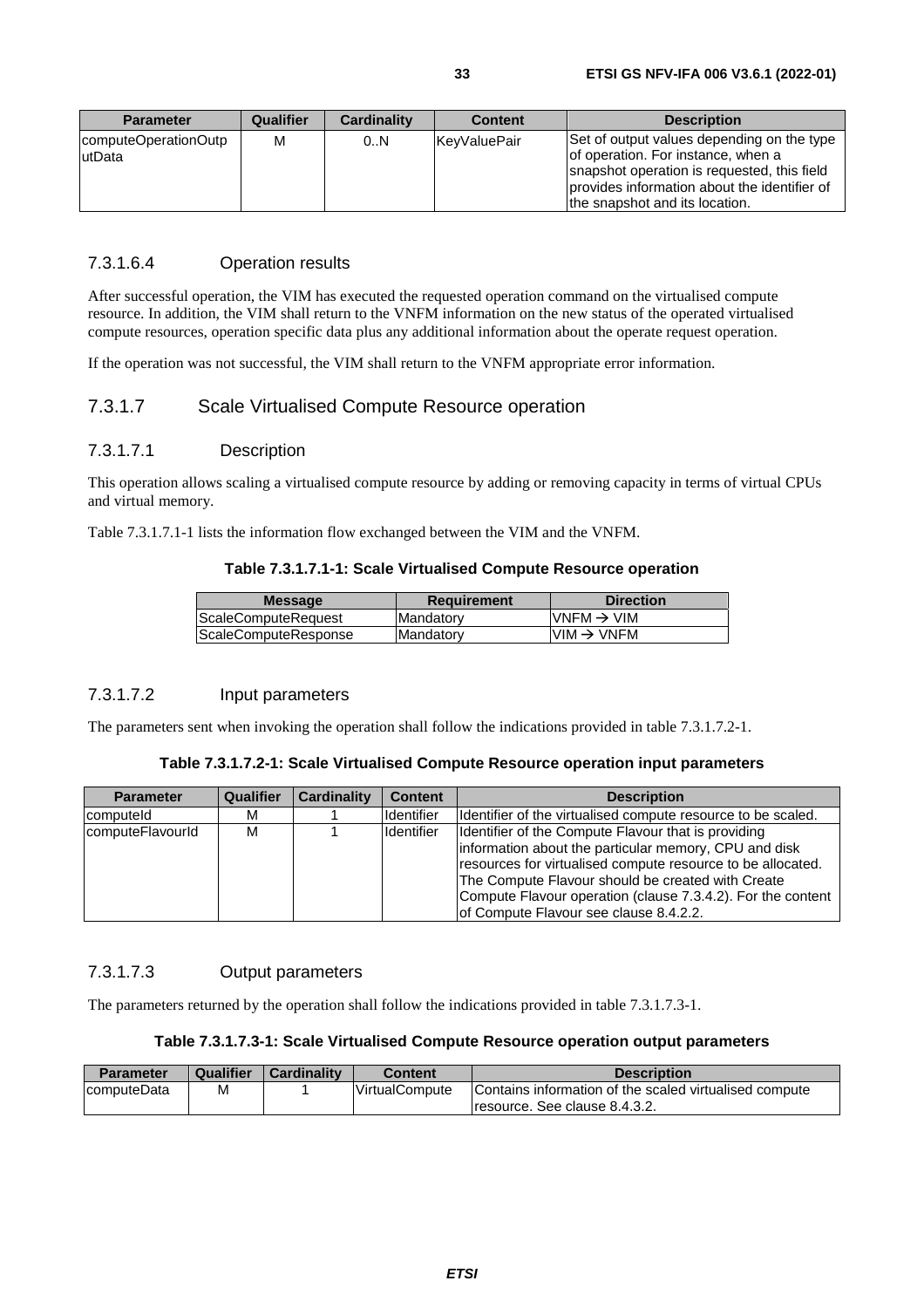| Parameter | Qualifier | Cardinality | Content | Description |
| --- | --- | --- | --- | --- |
| computeOperationOutputData | M | 0..N | KeyValuePair | Set of output values depending on the type of operation. For instance, when a snapshot operation is requested, this field provides information about the identifier of the snapshot and its location. |

#### 7.3.1.6.4 Operation results

After successful operation, the VIM has executed the requested operation command on the virtualised compute resource. In addition, the VIM shall return to the VNFM information on the new status of the operated virtualised compute resources, operation specific data plus any additional information about the operate request operation.

If the operation was not successful, the VIM shall return to the VNFM appropriate error information.

### 7.3.1.7 Scale Virtualised Compute Resource operation

#### 7.3.1.7.1 Description

This operation allows scaling a virtualised compute resource by adding or removing capacity in terms of virtual CPUs and virtual memory.

Table 7.3.1.7.1-1 lists the information flow exchanged between the VIM and the VNFM.

**Table 7.3.1.7.1-1: Scale Virtualised Compute Resource operation**

| Message | Requirement | Direction |
| --- | --- | --- |
| ScaleComputeRequest | Mandatory | VNFM → VIM |
| ScaleComputeResponse | Mandatory | VIM → VNFM |

#### 7.3.1.7.2 Input parameters

The parameters sent when invoking the operation shall follow the indications provided in table 7.3.1.7.2-1.

**Table 7.3.1.7.2-1: Scale Virtualised Compute Resource operation input parameters**

| Parameter | Qualifier | Cardinality | Content | Description |
| --- | --- | --- | --- | --- |
| computeId | M | 1 | Identifier | Identifier of the virtualised compute resource to be scaled. |
| computeFlavourId | M | 1 | Identifier | Identifier of the Compute Flavour that is providing information about the particular memory, CPU and disk resources for virtualised compute resource to be allocated. The Compute Flavour should be created with Create Compute Flavour operation (clause 7.3.4.2). For the content of Compute Flavour see clause 8.4.2.2. |

#### 7.3.1.7.3 Output parameters

The parameters returned by the operation shall follow the indications provided in table 7.3.1.7.3-1.

**Table 7.3.1.7.3-1: Scale Virtualised Compute Resource operation output parameters**

| Parameter | Qualifier | Cardinality | Content | Description |
| --- | --- | --- | --- | --- |
| computeData | M | 1 | VirtualCompute | Contains information of the scaled virtualised compute resource. See clause 8.4.3.2. |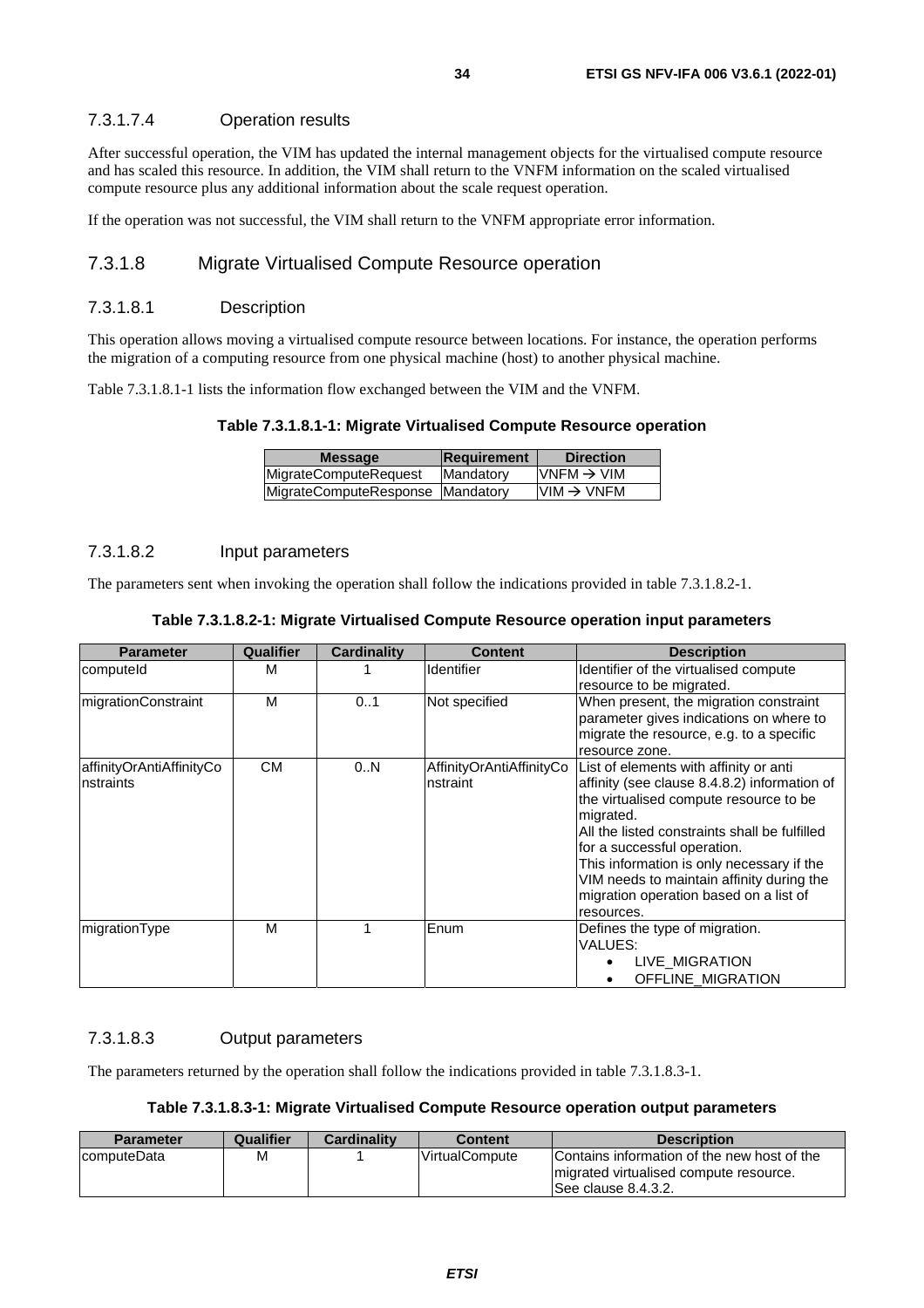#### 7.3.1.7.4 Operation results

After successful operation, the VIM has updated the internal management objects for the virtualised compute resource and has scaled this resource. In addition, the VIM shall return to the VNFM information on the scaled virtualised compute resource plus any additional information about the scale request operation.

If the operation was not successful, the VIM shall return to the VNFM appropriate error information.

### 7.3.1.8 Migrate Virtualised Compute Resource operation

#### 7.3.1.8.1 Description

This operation allows moving a virtualised compute resource between locations. For instance, the operation performs the migration of a computing resource from one physical machine (host) to another physical machine.

Table 7.3.1.8.1-1 lists the information flow exchanged between the VIM and the VNFM.

**Table 7.3.1.8.1-1: Migrate Virtualised Compute Resource operation**

| Message | Requirement | Direction |
|---|---|---|
| MigrateComputeRequest | Mandatory | VNFM → VIM |
| MigrateComputeResponse | Mandatory | VIM → VNFM |

#### 7.3.1.8.2 Input parameters

The parameters sent when invoking the operation shall follow the indications provided in table 7.3.1.8.2-1.

**Table 7.3.1.8.2-1: Migrate Virtualised Compute Resource operation input parameters**

| Parameter | Qualifier | Cardinality | Content | Description |
|---|---|---|---|---|
| computeId | M | 1 | Identifier | Identifier of the virtualised compute resource to be migrated. |
| migrationConstraint | M | 0..1 | Not specified | When present, the migration constraint parameter gives indications on where to migrate the resource, e.g. to a specific resource zone. |
| affinityOrAntiAffinityConstraints | CM | 0..N | AffinityOrAntiAffinityConstraint | List of elements with affinity or anti affinity (see clause 8.4.8.2) information of the virtualised compute resource to be migrated.<br>All the listed constraints shall be fulfilled for a successful operation.<br>This information is only necessary if the VIM needs to maintain affinity during the migration operation based on a list of resources. |
| migrationType | M | 1 | Enum | Defines the type of migration.<br>VALUES:<br>• LIVE_MIGRATION<br>• OFFLINE_MIGRATION |

#### 7.3.1.8.3 Output parameters

The parameters returned by the operation shall follow the indications provided in table 7.3.1.8.3-1.

**Table 7.3.1.8.3-1: Migrate Virtualised Compute Resource operation output parameters**

| Parameter | Qualifier | Cardinality | Content | Description |
|---|---|---|---|---|
| computeData | M | 1 | VirtualCompute | Contains information of the new host of the migrated virtualised compute resource. See clause 8.4.3.2. |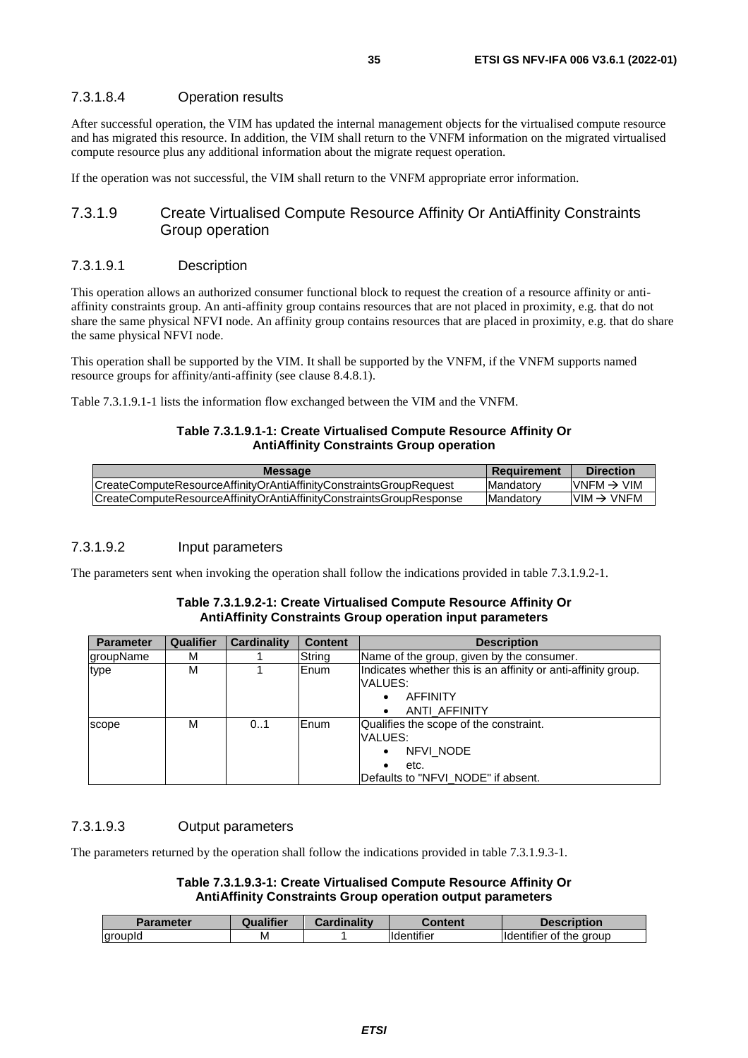#### 7.3.1.8.4 Operation results

After successful operation, the VIM has updated the internal management objects for the virtualised compute resource and has migrated this resource. In addition, the VIM shall return to the VNFM information on the migrated virtualised compute resource plus any additional information about the migrate request operation.

If the operation was not successful, the VIM shall return to the VNFM appropriate error information.

### 7.3.1.9 Create Virtualised Compute Resource Affinity Or AntiAffinity Constraints Group operation

#### 7.3.1.9.1 Description

This operation allows an authorized consumer functional block to request the creation of a resource affinity or anti-affinity constraints group. An anti-affinity group contains resources that are not placed in proximity, e.g. that do not share the same physical NFVI node. An affinity group contains resources that are placed in proximity, e.g. that do share the same physical NFVI node.

This operation shall be supported by the VIM. It shall be supported by the VNFM, if the VNFM supports named resource groups for affinity/anti-affinity (see clause 8.4.8.1).

Table 7.3.1.9.1-1 lists the information flow exchanged between the VIM and the VNFM.

**Table 7.3.1.9.1-1: Create Virtualised Compute Resource Affinity Or AntiAffinity Constraints Group operation**

| Message | Requirement | Direction |
|---|---|---|
| CreateComputeResourceAffinityOrAntiAffinityConstraintsGroupRequest | Mandatory | VNFM → VIM |
| CreateComputeResourceAffinityOrAntiAffinityConstraintsGroupResponse | Mandatory | VIM → VNFM |

#### 7.3.1.9.2 Input parameters

The parameters sent when invoking the operation shall follow the indications provided in table 7.3.1.9.2-1.

**Table 7.3.1.9.2-1: Create Virtualised Compute Resource Affinity Or AntiAffinity Constraints Group operation input parameters**

| Parameter | Qualifier | Cardinality | Content | Description |
|---|---|---|---|---|
| groupName | M | 1 | String | Name of the group, given by the consumer. |
| type | M | 1 | Enum | Indicates whether this is an affinity or anti-affinity group.<br>VALUES:<br>• AFFINITY<br>• ANTI_AFFINITY |
| scope | M | 0..1 | Enum | Qualifies the scope of the constraint.<br>VALUES:<br>• NFVI_NODE<br>• etc.<br>Defaults to "NFVI_NODE" if absent. |

#### 7.3.1.9.3 Output parameters

The parameters returned by the operation shall follow the indications provided in table 7.3.1.9.3-1.

**Table 7.3.1.9.3-1: Create Virtualised Compute Resource Affinity Or AntiAffinity Constraints Group operation output parameters**

| Parameter | Qualifier | Cardinality | Content | Description |
|---|---|---|---|---|
| groupId | M | 1 | Identifier | Identifier of the group |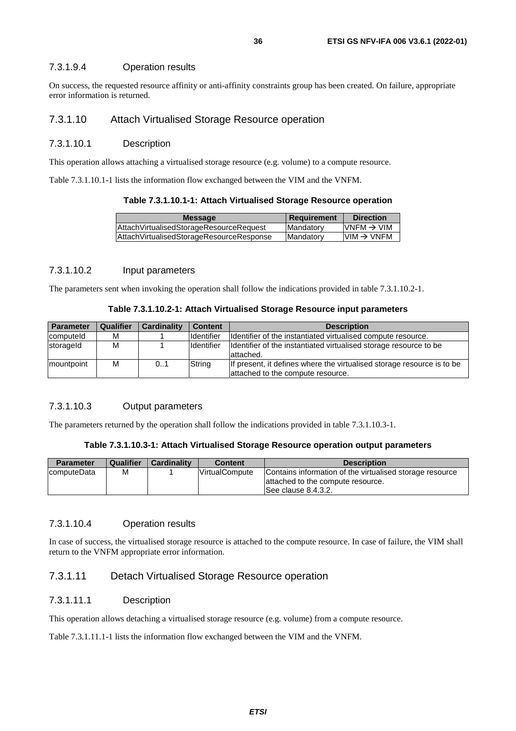#### 7.3.1.9.4 Operation results

On success, the requested resource affinity or anti-affinity constraints group has been created. On failure, appropriate error information is returned.

### 7.3.1.10 Attach Virtualised Storage Resource operation

#### 7.3.1.10.1 Description

This operation allows attaching a virtualised storage resource (e.g. volume) to a compute resource.

Table 7.3.1.10.1-1 lists the information flow exchanged between the VIM and the VNFM.

**Table 7.3.1.10.1-1: Attach Virtualised Storage Resource operation**

| Message | Requirement | Direction |
|---|---|---|
| AttachVirtualisedStorageResourceRequest | Mandatory | VNFM → VIM |
| AttachVirtualisedStorageResourceResponse | Mandatory | VIM → VNFM |

#### 7.3.1.10.2 Input parameters

The parameters sent when invoking the operation shall follow the indications provided in table 7.3.1.10.2-1.

**Table 7.3.1.10.2-1: Attach Virtualised Storage Resource input parameters**

| Parameter | Qualifier | Cardinality | Content | Description |
|---|---|---|---|---|
| computeId | M | 1 | Identifier | Identifier of the instantiated virtualised compute resource. |
| storageId | M | 1 | Identifier | Identifier of the instantiated virtualised storage resource to be attached. |
| mountpoint | M | 0..1 | String | If present, it defines where the virtualised storage resource is to be attached to the compute resource. |

#### 7.3.1.10.3 Output parameters

The parameters returned by the operation shall follow the indications provided in table 7.3.1.10.3-1.

**Table 7.3.1.10.3-1: Attach Virtualised Storage Resource operation output parameters**

| Parameter | Qualifier | Cardinality | Content | Description |
|---|---|---|---|---|
| computeData | M | 1 | VirtualCompute | Contains information of the virtualised storage resource attached to the compute resource. See clause 8.4.3.2. |

#### 7.3.1.10.4 Operation results

In case of success, the virtualised storage resource is attached to the compute resource. In case of failure, the VIM shall return to the VNFM appropriate error information.

### 7.3.1.11 Detach Virtualised Storage Resource operation

#### 7.3.1.11.1 Description

This operation allows detaching a virtualised storage resource (e.g. volume) from a compute resource.

Table 7.3.1.11.1-1 lists the information flow exchanged between the VIM and the VNFM.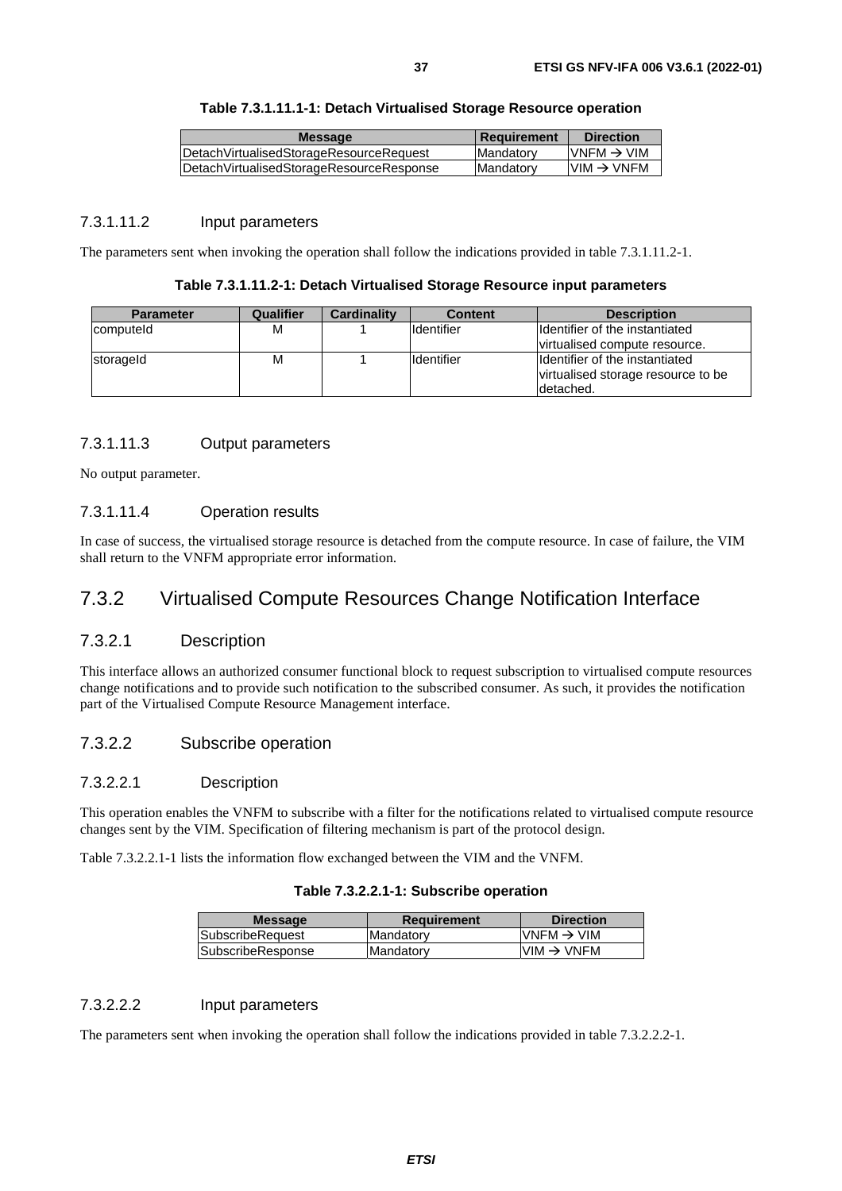**Table 7.3.1.11.1-1: Detach Virtualised Storage Resource operation**

| Message | Requirement | Direction |
| --- | --- | --- |
| DetachVirtualisedStorageResourceRequest | Mandatory | VNFM → VIM |
| DetachVirtualisedStorageResourceResponse | Mandatory | VIM → VNFM |

#### 7.3.1.11.2 Input parameters

The parameters sent when invoking the operation shall follow the indications provided in table 7.3.1.11.2-1.

**Table 7.3.1.11.2-1: Detach Virtualised Storage Resource input parameters**

| Parameter | Qualifier | Cardinality | Content | Description |
| --- | --- | --- | --- | --- |
| computeId | M | 1 | Identifier | Identifier of the instantiated virtualised compute resource. |
| storageId | M | 1 | Identifier | Identifier of the instantiated virtualised storage resource to be detached. |

#### 7.3.1.11.3 Output parameters

No output parameter.

#### 7.3.1.11.4 Operation results

In case of success, the virtualised storage resource is detached from the compute resource. In case of failure, the VIM shall return to the VNFM appropriate error information.

## 7.3.2 Virtualised Compute Resources Change Notification Interface

### 7.3.2.1 Description

This interface allows an authorized consumer functional block to request subscription to virtualised compute resources change notifications and to provide such notification to the subscribed consumer. As such, it provides the notification part of the Virtualised Compute Resource Management interface.

### 7.3.2.2 Subscribe operation

#### 7.3.2.2.1 Description

This operation enables the VNFM to subscribe with a filter for the notifications related to virtualised compute resource changes sent by the VIM. Specification of filtering mechanism is part of the protocol design.

Table 7.3.2.2.1-1 lists the information flow exchanged between the VIM and the VNFM.

**Table 7.3.2.2.1-1: Subscribe operation**

| Message | Requirement | Direction |
| --- | --- | --- |
| SubscribeRequest | Mandatory | VNFM → VIM |
| SubscribeResponse | Mandatory | VIM → VNFM |

#### 7.3.2.2.2 Input parameters

The parameters sent when invoking the operation shall follow the indications provided in table 7.3.2.2.2-1.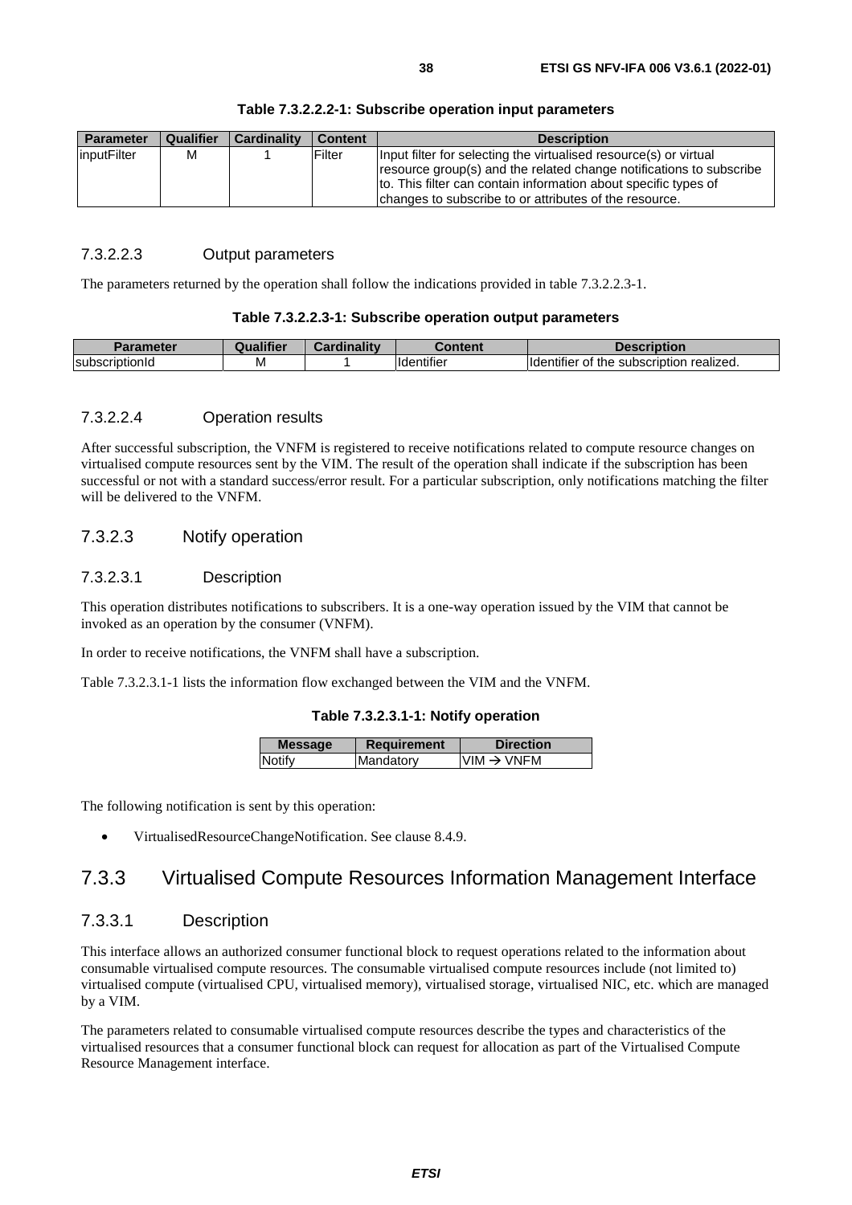**Table 7.3.2.2.2-1: Subscribe operation input parameters**

| Parameter | Qualifier | Cardinality | Content | Description |
|---|---|---|---|---|
| inputFilter | M | 1 | Filter | Input filter for selecting the virtualised resource(s) or virtual resource group(s) and the related change notifications to subscribe to. This filter can contain information about specific types of changes to subscribe to or attributes of the resource. |

#### 7.3.2.2.3 Output parameters

The parameters returned by the operation shall follow the indications provided in table 7.3.2.2.3-1.

**Table 7.3.2.2.3-1: Subscribe operation output parameters**

| Parameter | Qualifier | Cardinality | Content | Description |
|---|---|---|---|---|
| subscriptionId | M | 1 | Identifier | Identifier of the subscription realized. |

#### 7.3.2.2.4 Operation results

After successful subscription, the VNFM is registered to receive notifications related to compute resource changes on virtualised compute resources sent by the VIM. The result of the operation shall indicate if the subscription has been successful or not with a standard success/error result. For a particular subscription, only notifications matching the filter will be delivered to the VNFM.

### 7.3.2.3 Notify operation

#### 7.3.2.3.1 Description

This operation distributes notifications to subscribers. It is a one-way operation issued by the VIM that cannot be invoked as an operation by the consumer (VNFM).

In order to receive notifications, the VNFM shall have a subscription.

Table 7.3.2.3.1-1 lists the information flow exchanged between the VIM and the VNFM.

**Table 7.3.2.3.1-1: Notify operation**

| Message | Requirement | Direction |
|---|---|---|
| Notify | Mandatory | VIM → VNFM |

The following notification is sent by this operation:

- VirtualisedResourceChangeNotification. See clause 8.4.9.

## 7.3.3 Virtualised Compute Resources Information Management Interface

### 7.3.3.1 Description

This interface allows an authorized consumer functional block to request operations related to the information about consumable virtualised compute resources. The consumable virtualised compute resources include (not limited to) virtualised compute (virtualised CPU, virtualised memory), virtualised storage, virtualised NIC, etc. which are managed by a VIM.

The parameters related to consumable virtualised compute resources describe the types and characteristics of the virtualised resources that a consumer functional block can request for allocation as part of the Virtualised Compute Resource Management interface.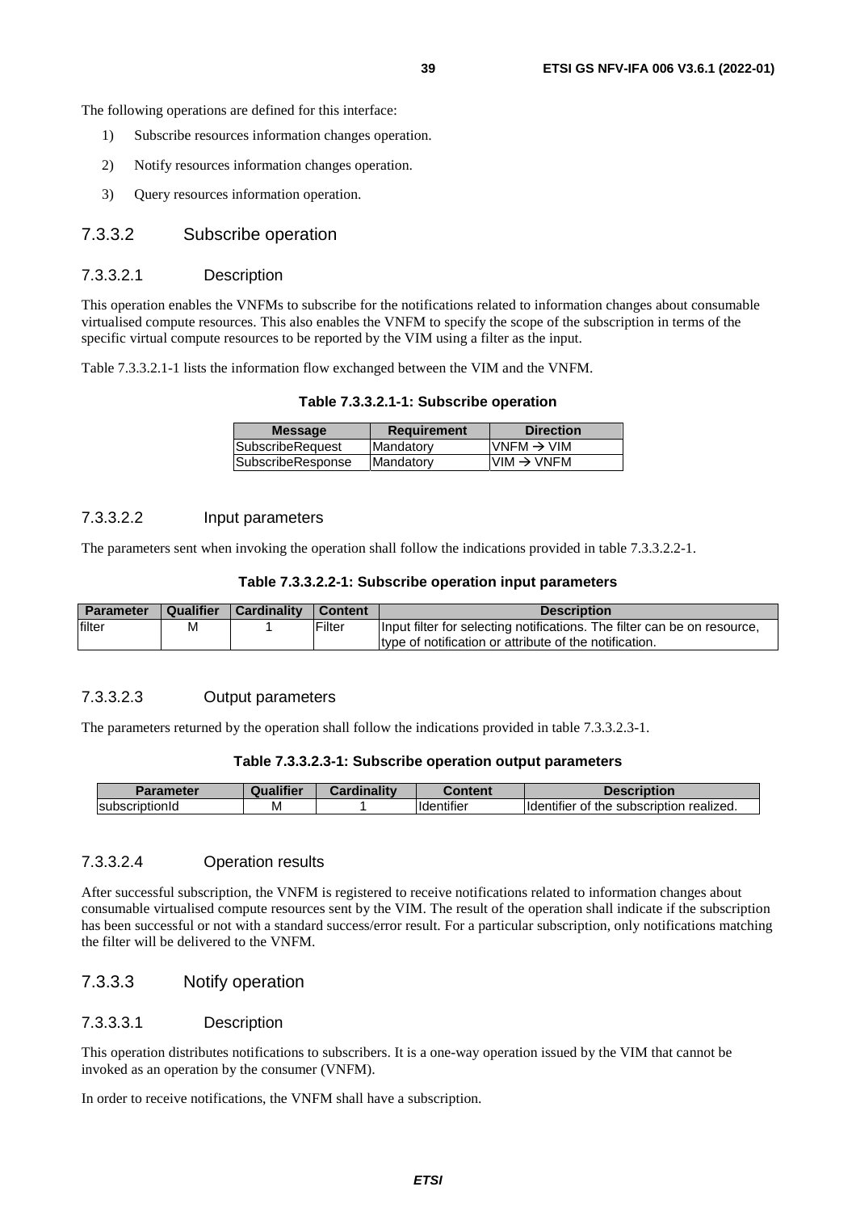The following operations are defined for this interface:

1) Subscribe resources information changes operation.
2) Notify resources information changes operation.
3) Query resources information operation.

### 7.3.3.2 Subscribe operation

#### 7.3.3.2.1 Description

This operation enables the VNFMs to subscribe for the notifications related to information changes about consumable virtualised compute resources. This also enables the VNFM to specify the scope of the subscription in terms of the specific virtual compute resources to be reported by the VIM using a filter as the input.

Table 7.3.3.2.1-1 lists the information flow exchanged between the VIM and the VNFM.

**Table 7.3.3.2.1-1: Subscribe operation**

| Message | Requirement | Direction |
| --- | --- | --- |
| SubscribeRequest | Mandatory | VNFM → VIM |
| SubscribeResponse | Mandatory | VIM → VNFM |

#### 7.3.3.2.2 Input parameters

The parameters sent when invoking the operation shall follow the indications provided in table 7.3.3.2.2-1.

**Table 7.3.3.2.2-1: Subscribe operation input parameters**

| Parameter | Qualifier | Cardinality | Content | Description |
| --- | --- | --- | --- | --- |
| filter | M | 1 | Filter | Input filter for selecting notifications. The filter can be on resource, type of notification or attribute of the notification. |

#### 7.3.3.2.3 Output parameters

The parameters returned by the operation shall follow the indications provided in table 7.3.3.2.3-1.

**Table 7.3.3.2.3-1: Subscribe operation output parameters**

| Parameter | Qualifier | Cardinality | Content | Description |
| --- | --- | --- | --- | --- |
| subscriptionId | M | 1 | Identifier | Identifier of the subscription realized. |

#### 7.3.3.2.4 Operation results

After successful subscription, the VNFM is registered to receive notifications related to information changes about consumable virtualised compute resources sent by the VIM. The result of the operation shall indicate if the subscription has been successful or not with a standard success/error result. For a particular subscription, only notifications matching the filter will be delivered to the VNFM.

### 7.3.3.3 Notify operation

#### 7.3.3.3.1 Description

This operation distributes notifications to subscribers. It is a one-way operation issued by the VIM that cannot be invoked as an operation by the consumer (VNFM).

In order to receive notifications, the VNFM shall have a subscription.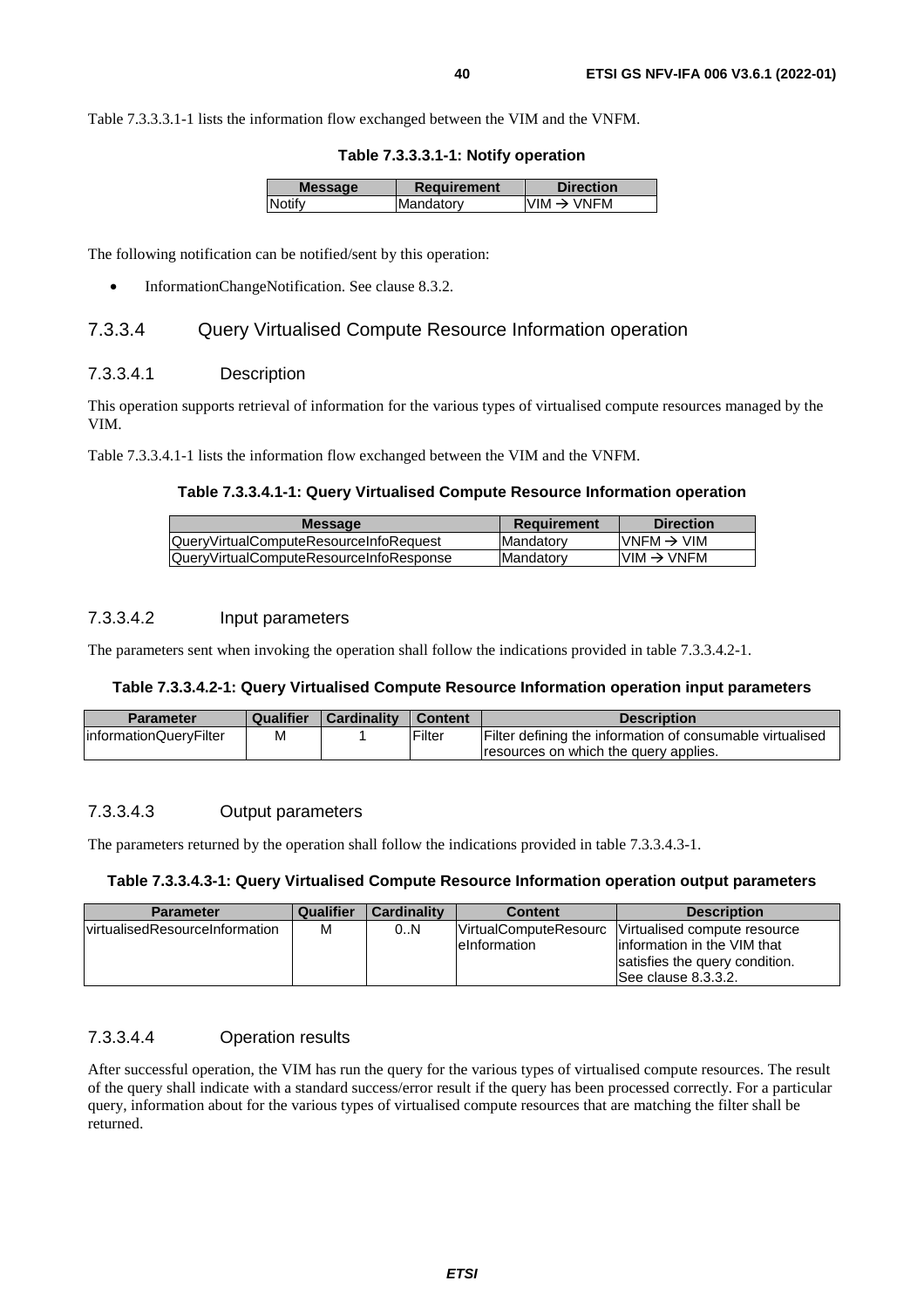Table 7.3.3.3.1-1 lists the information flow exchanged between the VIM and the VNFM.

**Table 7.3.3.3.1-1: Notify operation**

| Message | Requirement | Direction |
| --- | --- | --- |
| Notify | Mandatory | VIM → VNFM |

The following notification can be notified/sent by this operation:

- InformationChangeNotification. See clause 8.3.2.

### 7.3.3.4 Query Virtualised Compute Resource Information operation

#### 7.3.3.4.1 Description

This operation supports retrieval of information for the various types of virtualised compute resources managed by the VIM.

Table 7.3.3.4.1-1 lists the information flow exchanged between the VIM and the VNFM.

**Table 7.3.3.4.1-1: Query Virtualised Compute Resource Information operation**

| Message | Requirement | Direction |
| --- | --- | --- |
| QueryVirtualComputeResourceInfoRequest | Mandatory | VNFM → VIM |
| QueryVirtualComputeResourceInfoResponse | Mandatory | VIM → VNFM |

#### 7.3.3.4.2 Input parameters

The parameters sent when invoking the operation shall follow the indications provided in table 7.3.3.4.2-1.

**Table 7.3.3.4.2-1: Query Virtualised Compute Resource Information operation input parameters**

| Parameter | Qualifier | Cardinality | Content | Description |
| --- | --- | --- | --- | --- |
| informationQueryFilter | M | 1 | Filter | Filter defining the information of consumable virtualised resources on which the query applies. |

#### 7.3.3.4.3 Output parameters

The parameters returned by the operation shall follow the indications provided in table 7.3.3.4.3-1.

**Table 7.3.3.4.3-1: Query Virtualised Compute Resource Information operation output parameters**

| Parameter | Qualifier | Cardinality | Content | Description |
| --- | --- | --- | --- | --- |
| virtualisedResourceInformation | M | 0..N | VirtualComputeResourceInformation | Virtualised compute resource information in the VIM that satisfies the query condition. See clause 8.3.3.2. |

#### 7.3.3.4.4 Operation results

After successful operation, the VIM has run the query for the various types of virtualised compute resources. The result of the query shall indicate with a standard success/error result if the query has been processed correctly. For a particular query, information about for the various types of virtualised compute resources that are matching the filter shall be returned.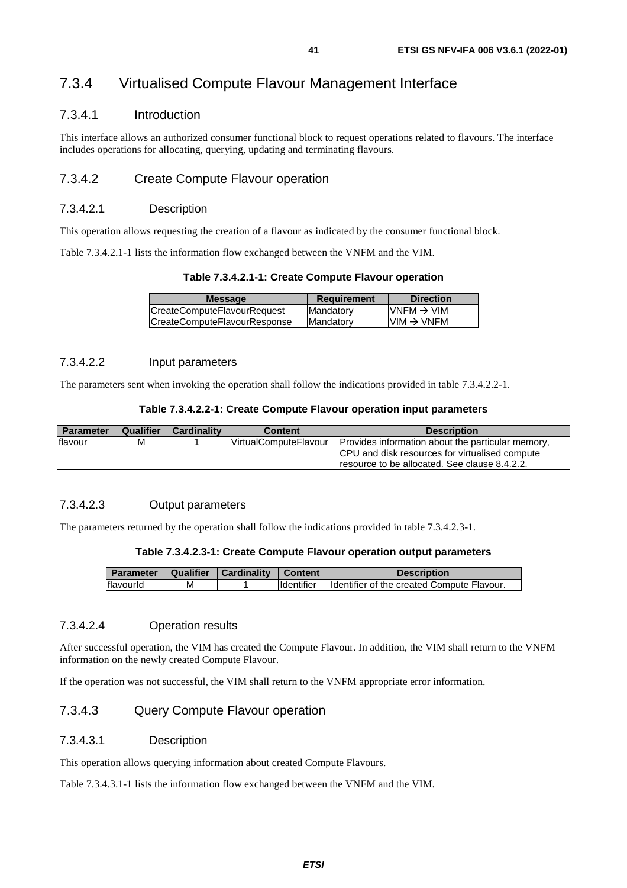### 7.3.4 Virtualised Compute Flavour Management Interface

#### 7.3.4.1 Introduction

This interface allows an authorized consumer functional block to request operations related to flavours. The interface includes operations for allocating, querying, updating and terminating flavours.

#### 7.3.4.2 Create Compute Flavour operation

##### 7.3.4.2.1 Description

This operation allows requesting the creation of a flavour as indicated by the consumer functional block.

Table 7.3.4.2.1-1 lists the information flow exchanged between the VNFM and the VIM.

**Table 7.3.4.2.1-1: Create Compute Flavour operation**

| Message | Requirement | Direction |
|---|---|---|
| CreateComputeFlavourRequest | Mandatory | VNFM → VIM |
| CreateComputeFlavourResponse | Mandatory | VIM → VNFM |

##### 7.3.4.2.2 Input parameters

The parameters sent when invoking the operation shall follow the indications provided in table 7.3.4.2.2-1.

**Table 7.3.4.2.2-1: Create Compute Flavour operation input parameters**

| Parameter | Qualifier | Cardinality | Content | Description |
|---|---|---|---|---|
| flavour | M | 1 | VirtualComputeFlavour | Provides information about the particular memory, CPU and disk resources for virtualised compute resource to be allocated. See clause 8.4.2.2. |

##### 7.3.4.2.3 Output parameters

The parameters returned by the operation shall follow the indications provided in table 7.3.4.2.3-1.

**Table 7.3.4.2.3-1: Create Compute Flavour operation output parameters**

| Parameter | Qualifier | Cardinality | Content | Description |
|---|---|---|---|---|
| flavourId | M | 1 | Identifier | Identifier of the created Compute Flavour. |

##### 7.3.4.2.4 Operation results

After successful operation, the VIM has created the Compute Flavour. In addition, the VIM shall return to the VNFM information on the newly created Compute Flavour.

If the operation was not successful, the VIM shall return to the VNFM appropriate error information.

#### 7.3.4.3 Query Compute Flavour operation

##### 7.3.4.3.1 Description

This operation allows querying information about created Compute Flavours.

Table 7.3.4.3.1-1 lists the information flow exchanged between the VNFM and the VIM.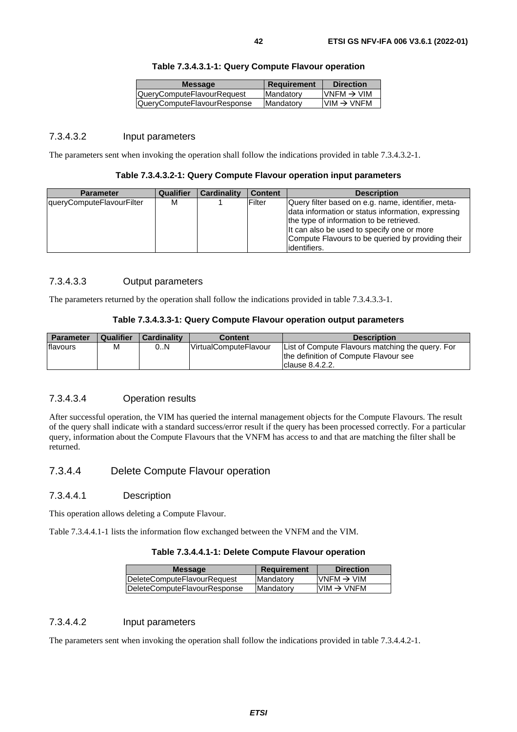**Table 7.3.4.3.1-1: Query Compute Flavour operation**

| Message | Requirement | Direction |
| --- | --- | --- |
| QueryComputeFlavourRequest | Mandatory | VNFM → VIM |
| QueryComputeFlavourResponse | Mandatory | VIM → VNFM |

#### 7.3.4.3.2 Input parameters

The parameters sent when invoking the operation shall follow the indications provided in table 7.3.4.3.2-1.

**Table 7.3.4.3.2-1: Query Compute Flavour operation input parameters**

| Parameter | Qualifier | Cardinality | Content | Description |
| --- | --- | --- | --- | --- |
| queryComputeFlavourFilter | M | 1 | Filter | Query filter based on e.g. name, identifier, meta-data information or status information, expressing the type of information to be retrieved. It can also be used to specify one or more Compute Flavours to be queried by providing their identifiers. |

#### 7.3.4.3.3 Output parameters

The parameters returned by the operation shall follow the indications provided in table 7.3.4.3.3-1.

**Table 7.3.4.3.3-1: Query Compute Flavour operation output parameters**

| Parameter | Qualifier | Cardinality | Content | Description |
| --- | --- | --- | --- | --- |
| flavours | M | 0..N | VirtualComputeFlavour | List of Compute Flavours matching the query. For the definition of Compute Flavour see clause 8.4.2.2. |

#### 7.3.4.3.4 Operation results

After successful operation, the VIM has queried the internal management objects for the Compute Flavours. The result of the query shall indicate with a standard success/error result if the query has been processed correctly. For a particular query, information about the Compute Flavours that the VNFM has access to and that are matching the filter shall be returned.

### 7.3.4.4 Delete Compute Flavour operation

#### 7.3.4.4.1 Description

This operation allows deleting a Compute Flavour.

Table 7.3.4.4.1-1 lists the information flow exchanged between the VNFM and the VIM.

**Table 7.3.4.4.1-1: Delete Compute Flavour operation**

| Message | Requirement | Direction |
| --- | --- | --- |
| DeleteComputeFlavourRequest | Mandatory | VNFM → VIM |
| DeleteComputeFlavourResponse | Mandatory | VIM → VNFM |

#### 7.3.4.4.2 Input parameters

The parameters sent when invoking the operation shall follow the indications provided in table 7.3.4.4.2-1.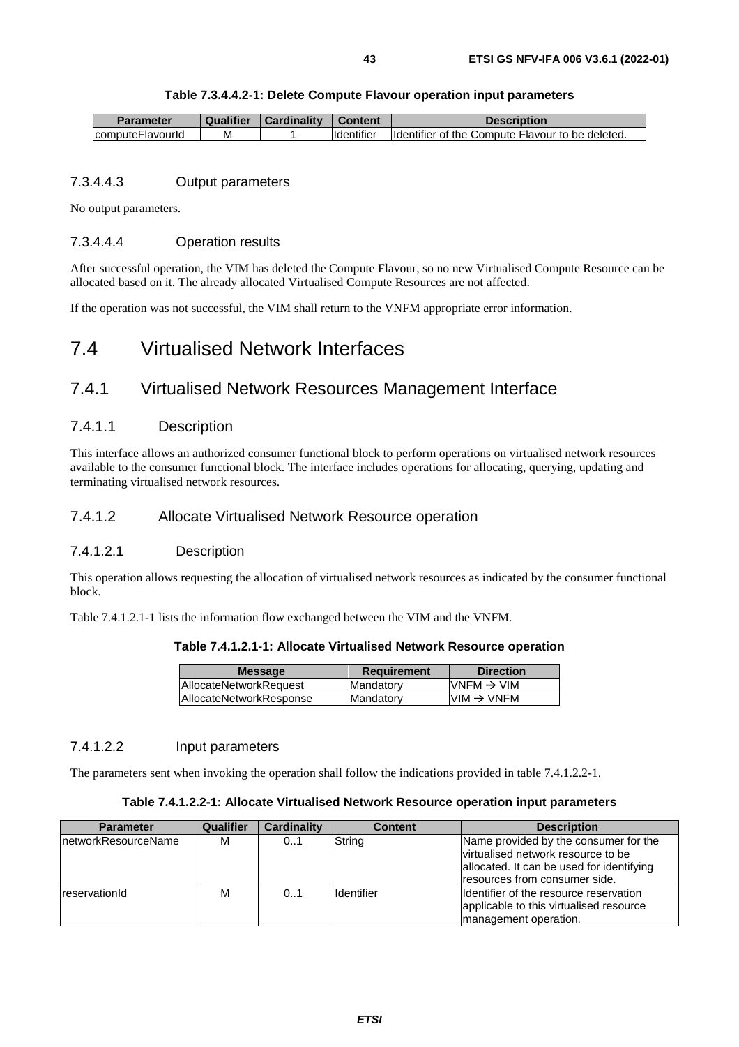**Table 7.3.4.4.2-1: Delete Compute Flavour operation input parameters**

| Parameter | Qualifier | Cardinality | Content | Description |
| --- | --- | --- | --- | --- |
| computeFlavourId | M | 1 | Identifier | Identifier of the Compute Flavour to be deleted. |

#### 7.3.4.4.3 Output parameters

No output parameters.

#### 7.3.4.4.4 Operation results

After successful operation, the VIM has deleted the Compute Flavour, so no new Virtualised Compute Resource can be allocated based on it. The already allocated Virtualised Compute Resources are not affected.

If the operation was not successful, the VIM shall return to the VNFM appropriate error information.

# 7.4 Virtualised Network Interfaces

## 7.4.1 Virtualised Network Resources Management Interface

### 7.4.1.1 Description

This interface allows an authorized consumer functional block to perform operations on virtualised network resources available to the consumer functional block. The interface includes operations for allocating, querying, updating and terminating virtualised network resources.

### 7.4.1.2 Allocate Virtualised Network Resource operation

#### 7.4.1.2.1 Description

This operation allows requesting the allocation of virtualised network resources as indicated by the consumer functional block.

Table 7.4.1.2.1-1 lists the information flow exchanged between the VIM and the VNFM.

**Table 7.4.1.2.1-1: Allocate Virtualised Network Resource operation**

| Message | Requirement | Direction |
| --- | --- | --- |
| AllocateNetworkRequest | Mandatory | VNFM → VIM |
| AllocateNetworkResponse | Mandatory | VIM → VNFM |

#### 7.4.1.2.2 Input parameters

The parameters sent when invoking the operation shall follow the indications provided in table 7.4.1.2.2-1.

**Table 7.4.1.2.2-1: Allocate Virtualised Network Resource operation input parameters**

| Parameter | Qualifier | Cardinality | Content | Description |
| --- | --- | --- | --- | --- |
| networkResourceName | M | 0..1 | String | Name provided by the consumer for the virtualised network resource to be allocated. It can be used for identifying resources from consumer side. |
| reservationId | M | 0..1 | Identifier | Identifier of the resource reservation applicable to this virtualised resource management operation. |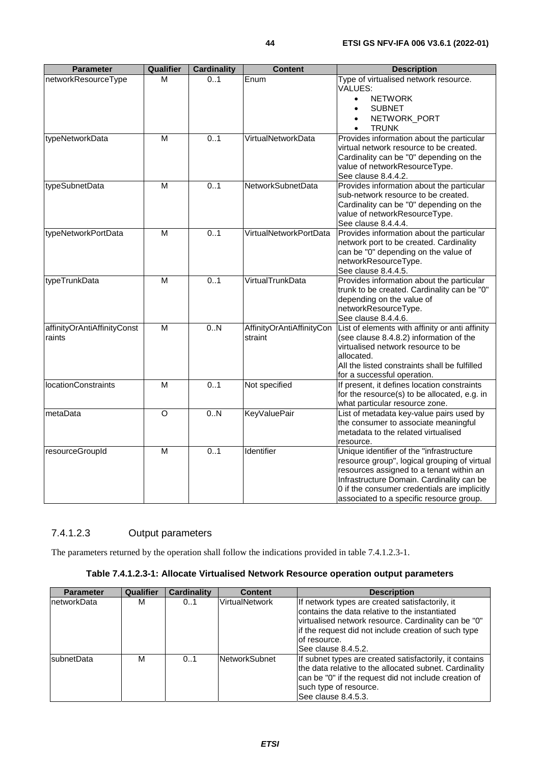| Parameter | Qualifier | Cardinality | Content | Description |
| --- | --- | --- | --- | --- |
| networkResourceType | M | 0..1 | Enum | Type of virtualised network resource. VALUES: <br>• NETWORK <br>• SUBNET <br>• NETWORK_PORT <br>• TRUNK |
| typeNetworkData | M | 0..1 | VirtualNetworkData | Provides information about the particular virtual network resource to be created. Cardinality can be "0" depending on the value of networkResourceType. See clause 8.4.4.2. |
| typeSubnetData | M | 0..1 | NetworkSubnetData | Provides information about the particular sub-network resource to be created. Cardinality can be "0" depending on the value of networkResourceType. See clause 8.4.4.4. |
| typeNetworkPortData | M | 0..1 | VirtualNetworkPortData | Provides information about the particular network port to be created. Cardinality can be "0" depending on the value of networkResourceType. See clause 8.4.4.5. |
| typeTrunkData | M | 0..1 | VirtualTrunkData | Provides information about the particular trunk to be created. Cardinality can be "0" depending on the value of networkResourceType. See clause 8.4.4.6. |
| affinityOrAntiAffinityConstraints | M | 0..N | AffinityOrAntiAffinityConstraint | List of elements with affinity or anti affinity (see clause 8.4.8.2) information of the virtualised network resource to be allocated. All the listed constraints shall be fulfilled for a successful operation. |
| locationConstraints | M | 0..1 | Not specified | If present, it defines location constraints for the resource(s) to be allocated, e.g. in what particular resource zone. |
| metaData | O | 0..N | KeyValuePair | List of metadata key-value pairs used by the consumer to associate meaningful metadata to the related virtualised resource. |
| resourceGroupId | M | 0..1 | Identifier | Unique identifier of the "infrastructure resource group", logical grouping of virtual resources assigned to a tenant within an Infrastructure Domain. Cardinality can be 0 if the consumer credentials are implicitly associated to a specific resource group. |

#### 7.4.1.2.3 Output parameters

The parameters returned by the operation shall follow the indications provided in table 7.4.1.2.3-1.

**Table 7.4.1.2.3-1: Allocate Virtualised Network Resource operation output parameters**

| Parameter | Qualifier | Cardinality | Content | Description |
| --- | --- | --- | --- | --- |
| networkData | M | 0..1 | VirtualNetwork | If network types are created satisfactorily, it contains the data relative to the instantiated virtualised network resource. Cardinality can be "0" if the request did not include creation of such type of resource. See clause 8.4.5.2. |
| subnetData | M | 0..1 | NetworkSubnet | If subnet types are created satisfactorily, it contains the data relative to the allocated subnet. Cardinality can be "0" if the request did not include creation of such type of resource. See clause 8.4.5.3. |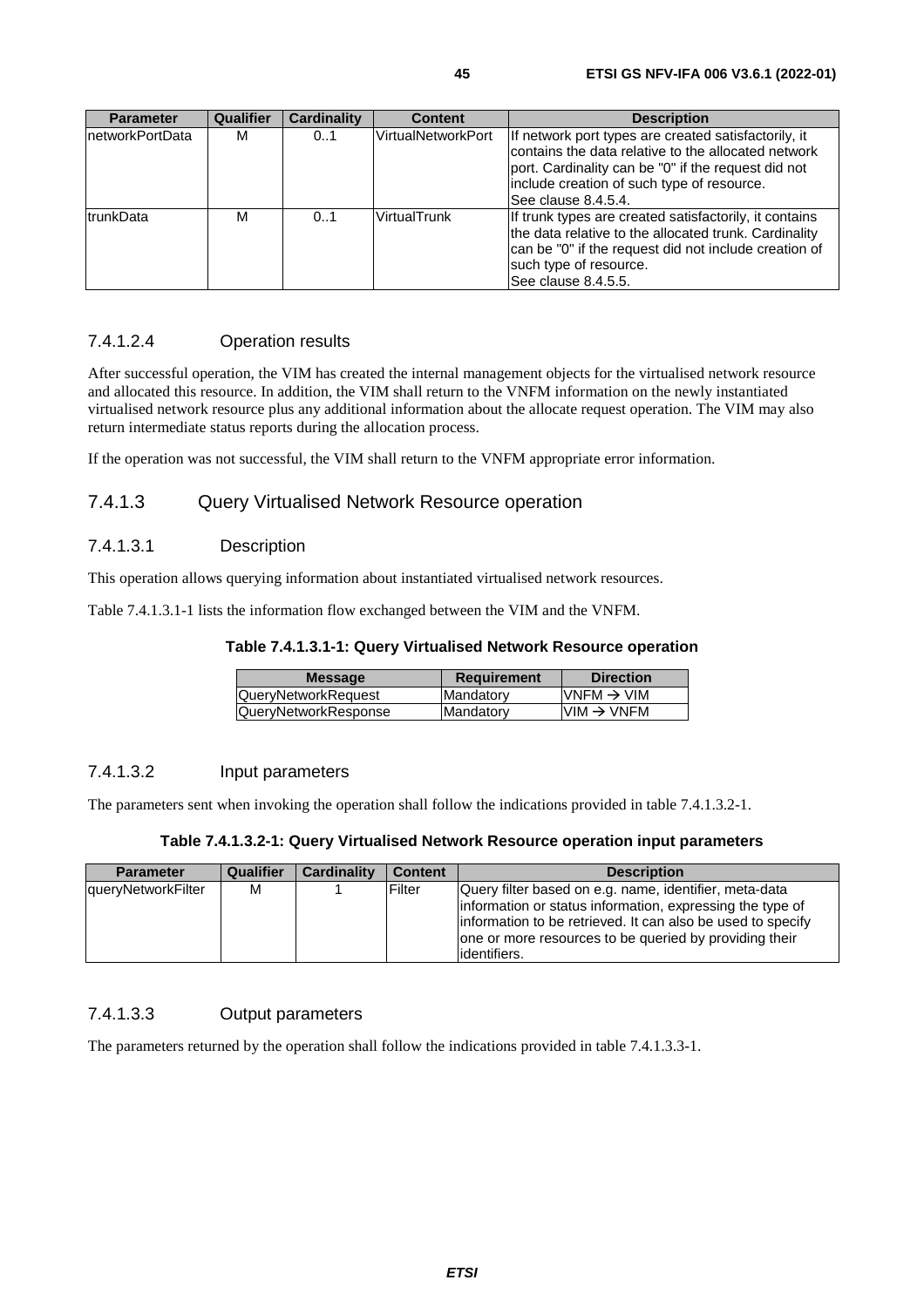| Parameter | Qualifier | Cardinality | Content | Description |
| --- | --- | --- | --- | --- |
| networkPortData | M | 0..1 | VirtualNetworkPort | If network port types are created satisfactorily, it contains the data relative to the allocated network port. Cardinality can be "0" if the request did not include creation of such type of resource. See clause 8.4.5.4. |
| trunkData | M | 0..1 | VirtualTrunk | If trunk types are created satisfactorily, it contains the data relative to the allocated trunk. Cardinality can be "0" if the request did not include creation of such type of resource. See clause 8.4.5.5. |

#### 7.4.1.2.4 Operation results

After successful operation, the VIM has created the internal management objects for the virtualised network resource and allocated this resource. In addition, the VIM shall return to the VNFM information on the newly instantiated virtualised network resource plus any additional information about the allocate request operation. The VIM may also return intermediate status reports during the allocation process.

If the operation was not successful, the VIM shall return to the VNFM appropriate error information.

### 7.4.1.3 Query Virtualised Network Resource operation

#### 7.4.1.3.1 Description

This operation allows querying information about instantiated virtualised network resources.

Table 7.4.1.3.1-1 lists the information flow exchanged between the VIM and the VNFM.

**Table 7.4.1.3.1-1: Query Virtualised Network Resource operation**

| Message | Requirement | Direction |
| --- | --- | --- |
| QueryNetworkRequest | Mandatory | VNFM → VIM |
| QueryNetworkResponse | Mandatory | VIM → VNFM |

#### 7.4.1.3.2 Input parameters

The parameters sent when invoking the operation shall follow the indications provided in table 7.4.1.3.2-1.

**Table 7.4.1.3.2-1: Query Virtualised Network Resource operation input parameters**

| Parameter | Qualifier | Cardinality | Content | Description |
| --- | --- | --- | --- | --- |
| queryNetworkFilter | M | 1 | Filter | Query filter based on e.g. name, identifier, meta-data information or status information, expressing the type of information to be retrieved. It can also be used to specify one or more resources to be queried by providing their identifiers. |

#### 7.4.1.3.3 Output parameters

The parameters returned by the operation shall follow the indications provided in table 7.4.1.3.3-1.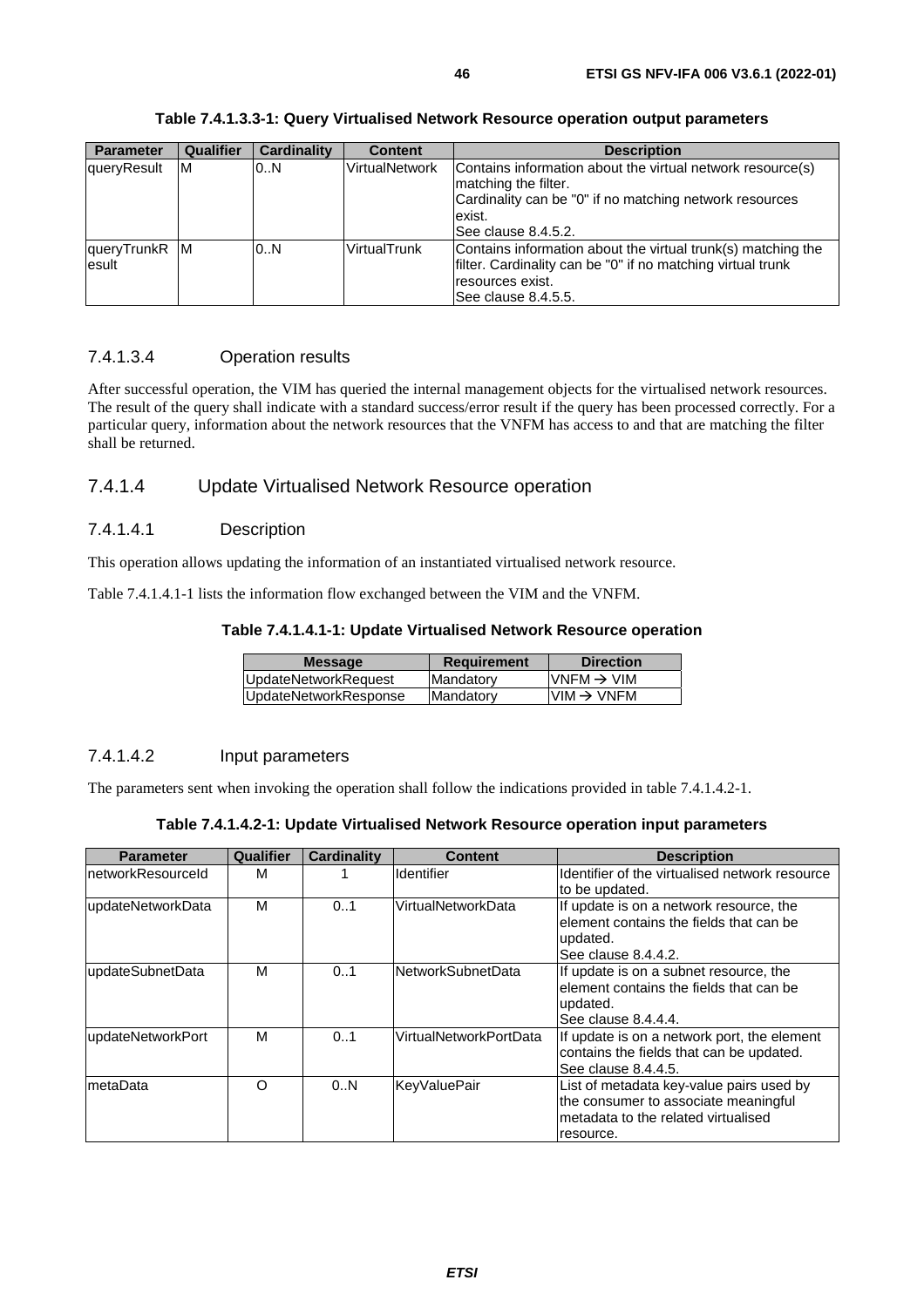**Table 7.4.1.3.3-1: Query Virtualised Network Resource operation output parameters**

| Parameter | Qualifier | Cardinality | Content | Description |
|---|---|---|---|---|
| queryResult | M | 0..N | VirtualNetwork | Contains information about the virtual network resource(s) matching the filter.<br>Cardinality can be "0" if no matching network resources exist.<br>See clause 8.4.5.2. |
| queryTrunkResult | M | 0..N | VirtualTrunk | Contains information about the virtual trunk(s) matching the filter. Cardinality can be "0" if no matching virtual trunk resources exist.<br>See clause 8.4.5.5. |

#### 7.4.1.3.4 Operation results

After successful operation, the VIM has queried the internal management objects for the virtualised network resources. The result of the query shall indicate with a standard success/error result if the query has been processed correctly. For a particular query, information about the network resources that the VNFM has access to and that are matching the filter shall be returned.

### 7.4.1.4 Update Virtualised Network Resource operation

#### 7.4.1.4.1 Description

This operation allows updating the information of an instantiated virtualised network resource.

Table 7.4.1.4.1-1 lists the information flow exchanged between the VIM and the VNFM.

**Table 7.4.1.4.1-1: Update Virtualised Network Resource operation**

| Message | Requirement | Direction |
|---|---|---|
| UpdateNetworkRequest | Mandatory | VNFM → VIM |
| UpdateNetworkResponse | Mandatory | VIM → VNFM |

#### 7.4.1.4.2 Input parameters

The parameters sent when invoking the operation shall follow the indications provided in table 7.4.1.4.2-1.

**Table 7.4.1.4.2-1: Update Virtualised Network Resource operation input parameters**

| Parameter | Qualifier | Cardinality | Content | Description |
|---|---|---|---|---|
| networkResourceId | M | 1 | Identifier | Identifier of the virtualised network resource to be updated. |
| updateNetworkData | M | 0..1 | VirtualNetworkData | If update is on a network resource, the element contains the fields that can be updated.<br>See clause 8.4.4.2. |
| updateSubnetData | M | 0..1 | NetworkSubnetData | If update is on a subnet resource, the element contains the fields that can be updated.<br>See clause 8.4.4.4. |
| updateNetworkPort | M | 0..1 | VirtualNetworkPortData | If update is on a network port, the element contains the fields that can be updated.<br>See clause 8.4.4.5. |
| metaData | O | 0..N | KeyValuePair | List of metadata key-value pairs used by the consumer to associate meaningful metadata to the related virtualised resource. |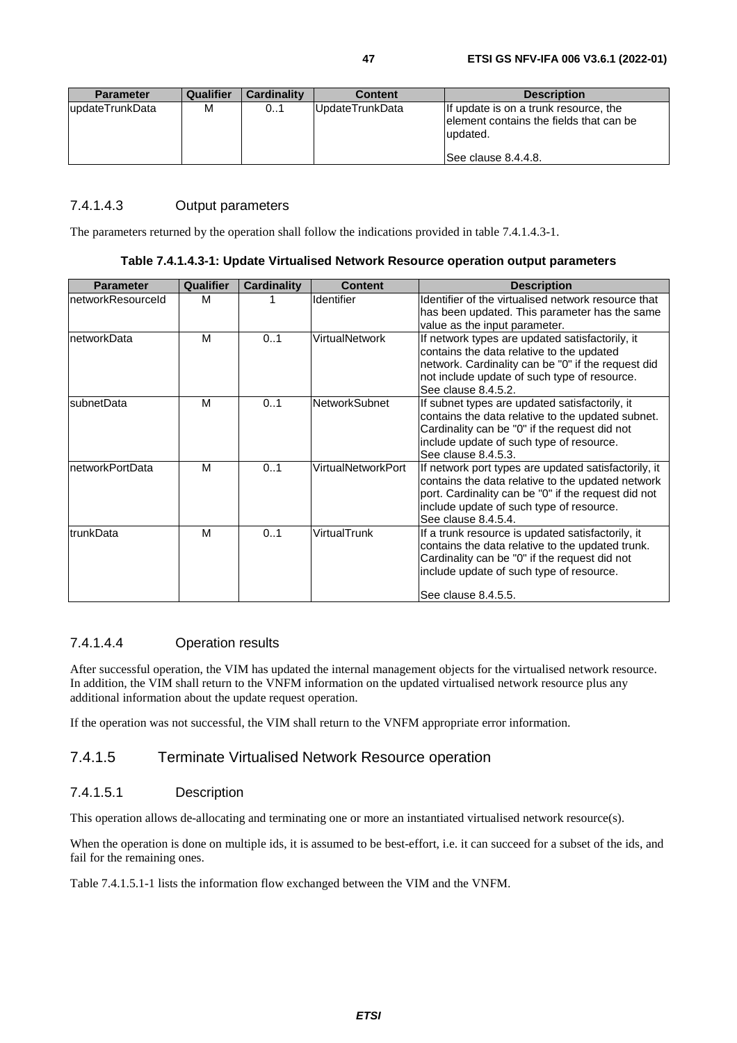| Parameter | Qualifier | Cardinality | Content | Description |
| --- | --- | --- | --- | --- |
| updateTrunkData | M | 0..1 | UpdateTrunkData | If update is on a trunk resource, the element contains the fields that can be updated.<br><br>See clause 8.4.4.8. |

#### 7.4.1.4.3 Output parameters

The parameters returned by the operation shall follow the indications provided in table 7.4.1.4.3-1.

**Table 7.4.1.4.3-1: Update Virtualised Network Resource operation output parameters**

| Parameter | Qualifier | Cardinality | Content | Description |
| --- | --- | --- | --- | --- |
| networkResourceId | M | 1 | Identifier | Identifier of the virtualised network resource that has been updated. This parameter has the same value as the input parameter. |
| networkData | M | 0..1 | VirtualNetwork | If network types are updated satisfactorily, it contains the data relative to the updated network. Cardinality can be "0" if the request did not include update of such type of resource. See clause 8.4.5.2. |
| subnetData | M | 0..1 | NetworkSubnet | If subnet types are updated satisfactorily, it contains the data relative to the updated subnet. Cardinality can be "0" if the request did not include update of such type of resource. See clause 8.4.5.3. |
| networkPortData | M | 0..1 | VirtualNetworkPort | If network port types are updated satisfactorily, it contains the data relative to the updated network port. Cardinality can be "0" if the request did not include update of such type of resource. See clause 8.4.5.4. |
| trunkData | M | 0..1 | VirtualTrunk | If a trunk resource is updated satisfactorily, it contains the data relative to the updated trunk. Cardinality can be "0" if the request did not include update of such type of resource.<br><br>See clause 8.4.5.5. |

#### 7.4.1.4.4 Operation results

After successful operation, the VIM has updated the internal management objects for the virtualised network resource. In addition, the VIM shall return to the VNFM information on the updated virtualised network resource plus any additional information about the update request operation.

If the operation was not successful, the VIM shall return to the VNFM appropriate error information.

### 7.4.1.5 Terminate Virtualised Network Resource operation

#### 7.4.1.5.1 Description

This operation allows de-allocating and terminating one or more an instantiated virtualised network resource(s).

When the operation is done on multiple ids, it is assumed to be best-effort, i.e. it can succeed for a subset of the ids, and fail for the remaining ones.

Table 7.4.1.5.1-1 lists the information flow exchanged between the VIM and the VNFM.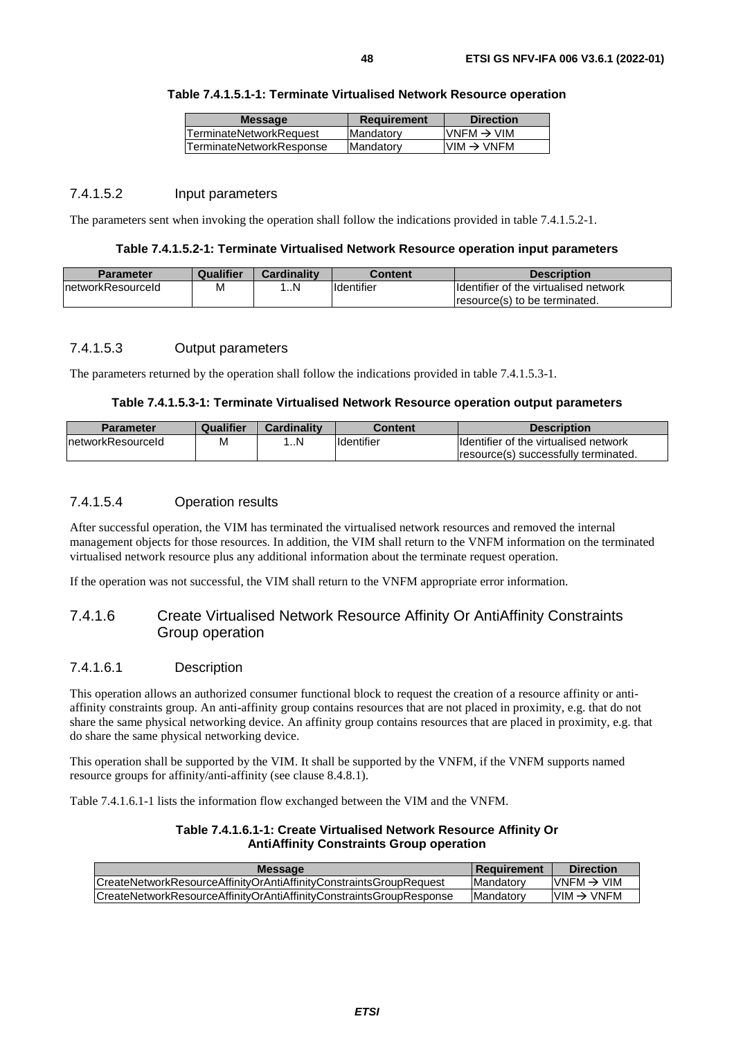**Table 7.4.1.5.1-1: Terminate Virtualised Network Resource operation**

| Message | Requirement | Direction |
|---|---|---|
| TerminateNetworkRequest | Mandatory | VNFM → VIM |
| TerminateNetworkResponse | Mandatory | VIM → VNFM |

#### 7.4.1.5.2 Input parameters

The parameters sent when invoking the operation shall follow the indications provided in table 7.4.1.5.2-1.

**Table 7.4.1.5.2-1: Terminate Virtualised Network Resource operation input parameters**

| Parameter | Qualifier | Cardinality | Content | Description |
|---|---|---|---|---|
| networkResourceId | M | 1..N | Identifier | Identifier of the virtualised network resource(s) to be terminated. |

#### 7.4.1.5.3 Output parameters

The parameters returned by the operation shall follow the indications provided in table 7.4.1.5.3-1.

**Table 7.4.1.5.3-1: Terminate Virtualised Network Resource operation output parameters**

| Parameter | Qualifier | Cardinality | Content | Description |
|---|---|---|---|---|
| networkResourceId | M | 1..N | Identifier | Identifier of the virtualised network resource(s) successfully terminated. |

#### 7.4.1.5.4 Operation results

After successful operation, the VIM has terminated the virtualised network resources and removed the internal management objects for those resources. In addition, the VIM shall return to the VNFM information on the terminated virtualised network resource plus any additional information about the terminate request operation.

If the operation was not successful, the VIM shall return to the VNFM appropriate error information.

### 7.4.1.6 Create Virtualised Network Resource Affinity Or AntiAffinity Constraints Group operation

#### 7.4.1.6.1 Description

This operation allows an authorized consumer functional block to request the creation of a resource affinity or anti-affinity constraints group. An anti-affinity group contains resources that are not placed in proximity, e.g. that do not share the same physical networking device. An affinity group contains resources that are placed in proximity, e.g. that do share the same physical networking device.

This operation shall be supported by the VIM. It shall be supported by the VNFM, if the VNFM supports named resource groups for affinity/anti-affinity (see clause 8.4.8.1).

Table 7.4.1.6.1-1 lists the information flow exchanged between the VIM and the VNFM.

**Table 7.4.1.6.1-1: Create Virtualised Network Resource Affinity Or AntiAffinity Constraints Group operation**

| Message | Requirement | Direction |
|---|---|---|
| CreateNetworkResourceAffinityOrAntiAffinityConstraintsGroupRequest | Mandatory | VNFM → VIM |
| CreateNetworkResourceAffinityOrAntiAffinityConstraintsGroupResponse | Mandatory | VIM → VNFM |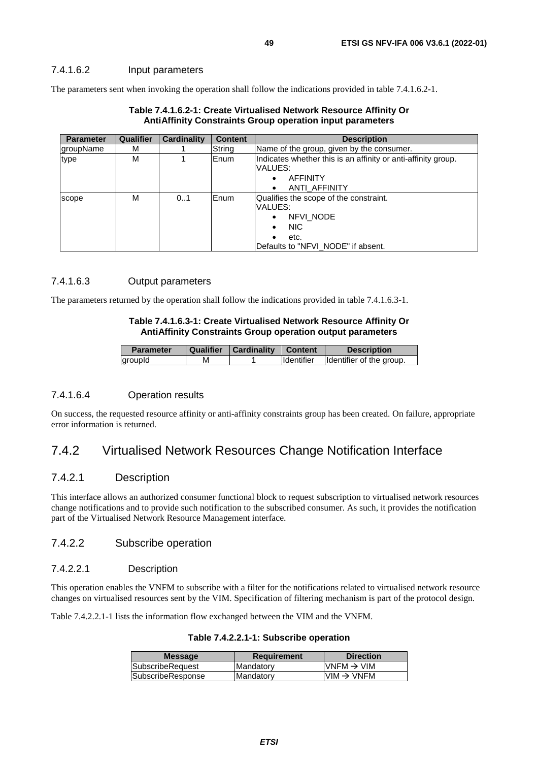#### 7.4.1.6.2 Input parameters

The parameters sent when invoking the operation shall follow the indications provided in table 7.4.1.6.2-1.

**Table 7.4.1.6.2-1: Create Virtualised Network Resource Affinity Or AntiAffinity Constraints Group operation input parameters**

| Parameter | Qualifier | Cardinality | Content | Description |
|---|---|---|---|---|
| groupName | M | 1 | String | Name of the group, given by the consumer. |
| type | M | 1 | Enum | Indicates whether this is an affinity or anti-affinity group.<br>VALUES:<br>• AFFINITY<br>• ANTI_AFFINITY |
| scope | M | 0..1 | Enum | Qualifies the scope of the constraint.<br>VALUES:<br>• NFVI_NODE<br>• NIC<br>• etc.<br>Defaults to "NFVI_NODE" if absent. |

#### 7.4.1.6.3 Output parameters

The parameters returned by the operation shall follow the indications provided in table 7.4.1.6.3-1.

**Table 7.4.1.6.3-1: Create Virtualised Network Resource Affinity Or AntiAffinity Constraints Group operation output parameters**

| Parameter | Qualifier | Cardinality | Content | Description |
|---|---|---|---|---|
| groupId | M | 1 | Identifier | Identifier of the group. |

#### 7.4.1.6.4 Operation results

On success, the requested resource affinity or anti-affinity constraints group has been created. On failure, appropriate error information is returned.

## 7.4.2 Virtualised Network Resources Change Notification Interface

### 7.4.2.1 Description

This interface allows an authorized consumer functional block to request subscription to virtualised network resources change notifications and to provide such notification to the subscribed consumer. As such, it provides the notification part of the Virtualised Network Resource Management interface.

### 7.4.2.2 Subscribe operation

#### 7.4.2.2.1 Description

This operation enables the VNFM to subscribe with a filter for the notifications related to virtualised network resource changes on virtualised resources sent by the VIM. Specification of filtering mechanism is part of the protocol design.

Table 7.4.2.2.1-1 lists the information flow exchanged between the VIM and the VNFM.

**Table 7.4.2.2.1-1: Subscribe operation**

| Message | Requirement | Direction |
|---|---|---|
| SubscribeRequest | Mandatory | VNFM → VIM |
| SubscribeResponse | Mandatory | VIM → VNFM |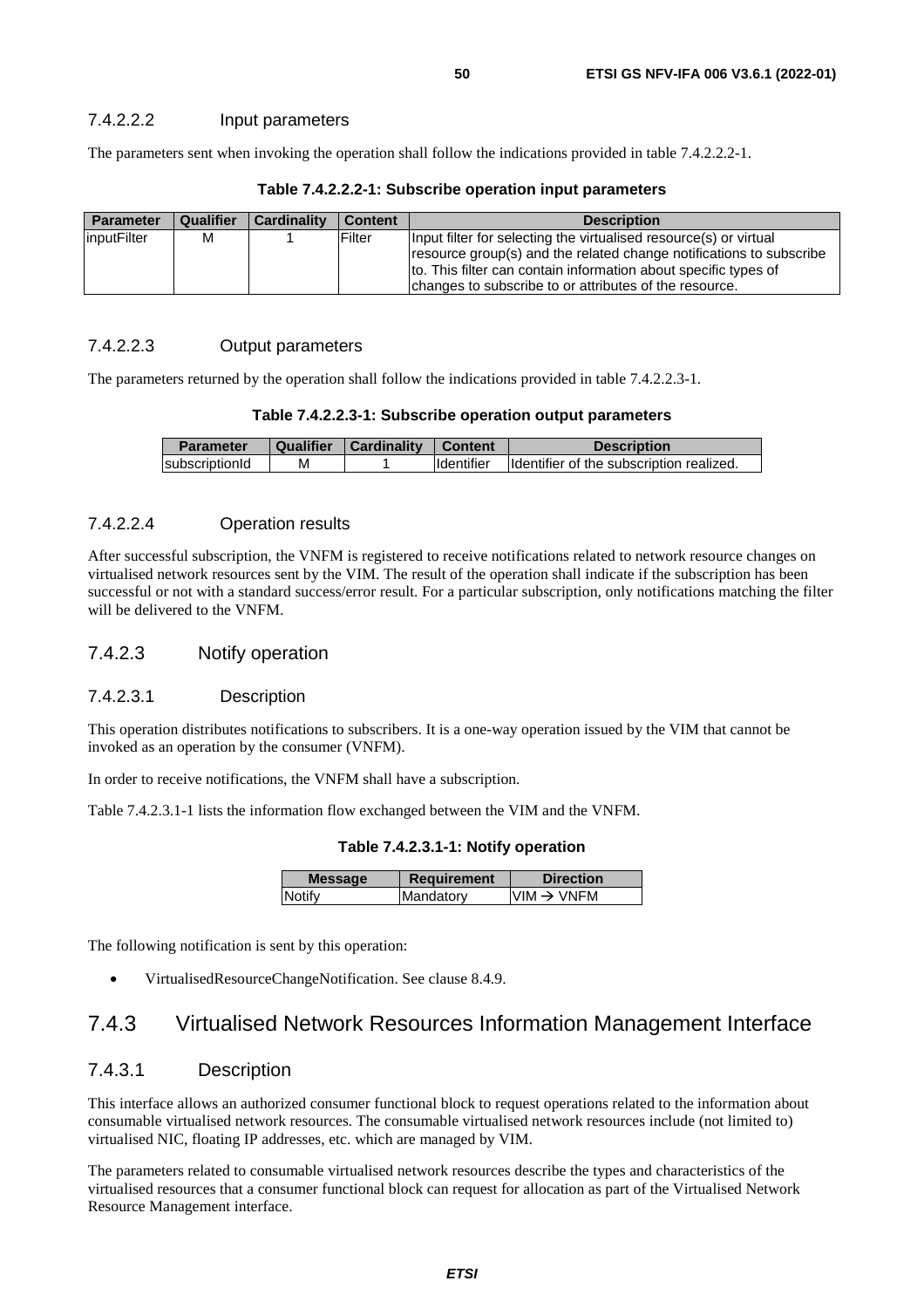#### 7.4.2.2.2 Input parameters

The parameters sent when invoking the operation shall follow the indications provided in table 7.4.2.2.2-1.

**Table 7.4.2.2.2-1: Subscribe operation input parameters**

| Parameter | Qualifier | Cardinality | Content | Description |
| --- | --- | --- | --- | --- |
| inputFilter | M | 1 | Filter | Input filter for selecting the virtualised resource(s) or virtual resource group(s) and the related change notifications to subscribe to. This filter can contain information about specific types of changes to subscribe to or attributes of the resource. |

#### 7.4.2.2.3 Output parameters

The parameters returned by the operation shall follow the indications provided in table 7.4.2.2.3-1.

**Table 7.4.2.2.3-1: Subscribe operation output parameters**

| Parameter | Qualifier | Cardinality | Content | Description |
| --- | --- | --- | --- | --- |
| subscriptionId | M | 1 | Identifier | Identifier of the subscription realized. |

#### 7.4.2.2.4 Operation results

After successful subscription, the VNFM is registered to receive notifications related to network resource changes on virtualised network resources sent by the VIM. The result of the operation shall indicate if the subscription has been successful or not with a standard success/error result. For a particular subscription, only notifications matching the filter will be delivered to the VNFM.

### 7.4.2.3 Notify operation

#### 7.4.2.3.1 Description

This operation distributes notifications to subscribers. It is a one-way operation issued by the VIM that cannot be invoked as an operation by the consumer (VNFM).

In order to receive notifications, the VNFM shall have a subscription.

Table 7.4.2.3.1-1 lists the information flow exchanged between the VIM and the VNFM.

**Table 7.4.2.3.1-1: Notify operation**

| Message | Requirement | Direction |
| --- | --- | --- |
| Notify | Mandatory | VIM → VNFM |

The following notification is sent by this operation:

- VirtualisedResourceChangeNotification. See clause 8.4.9.

## 7.4.3 Virtualised Network Resources Information Management Interface

### 7.4.3.1 Description

This interface allows an authorized consumer functional block to request operations related to the information about consumable virtualised network resources. The consumable virtualised network resources include (not limited to) virtualised NIC, floating IP addresses, etc. which are managed by VIM.

The parameters related to consumable virtualised network resources describe the types and characteristics of the virtualised resources that a consumer functional block can request for allocation as part of the Virtualised Network Resource Management interface.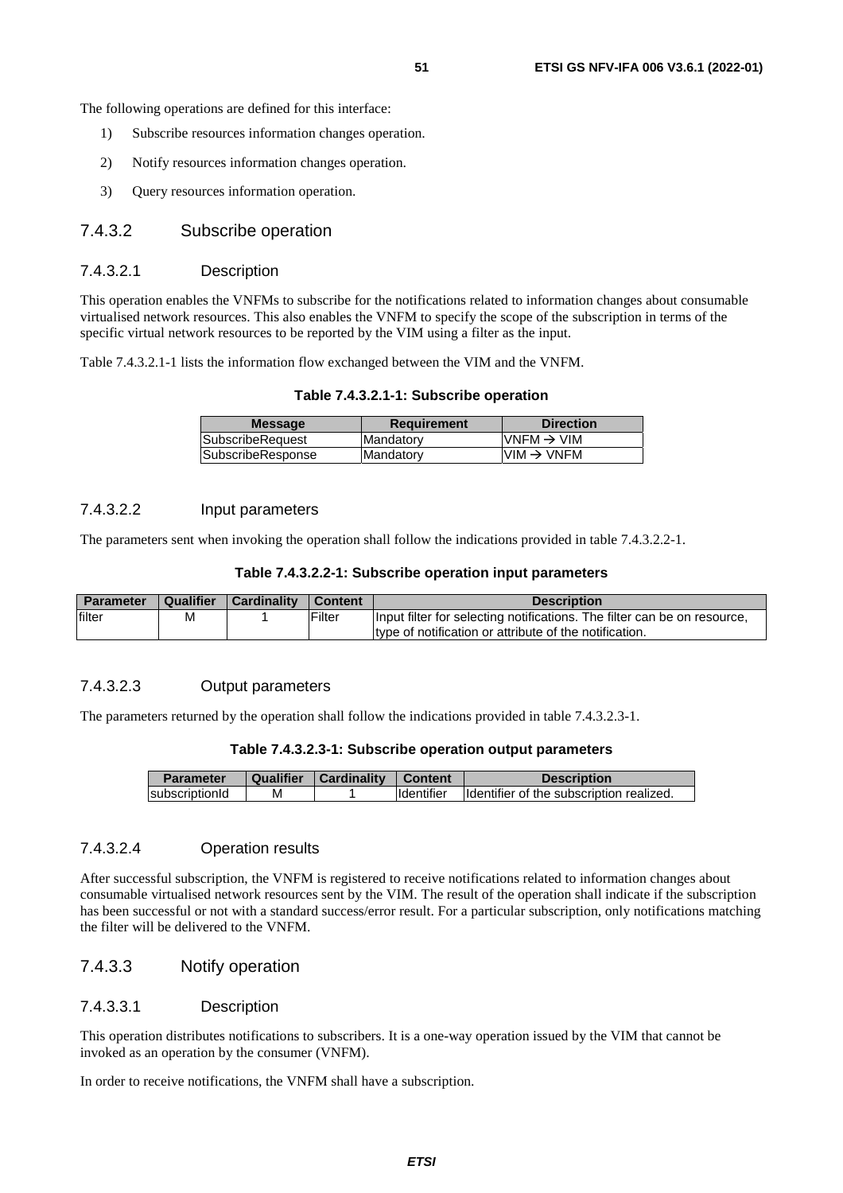The following operations are defined for this interface:

1) Subscribe resources information changes operation.
2) Notify resources information changes operation.
3) Query resources information operation.

### 7.4.3.2 Subscribe operation

#### 7.4.3.2.1 Description

This operation enables the VNFMs to subscribe for the notifications related to information changes about consumable virtualised network resources. This also enables the VNFM to specify the scope of the subscription in terms of the specific virtual network resources to be reported by the VIM using a filter as the input.

Table 7.4.3.2.1-1 lists the information flow exchanged between the VIM and the VNFM.

**Table 7.4.3.2.1-1: Subscribe operation**

| Message | Requirement | Direction |
|---|---|---|
| SubscribeRequest | Mandatory | VNFM → VIM |
| SubscribeResponse | Mandatory | VIM → VNFM |

#### 7.4.3.2.2 Input parameters

The parameters sent when invoking the operation shall follow the indications provided in table 7.4.3.2.2-1.

**Table 7.4.3.2.2-1: Subscribe operation input parameters**

| Parameter | Qualifier | Cardinality | Content | Description |
|---|---|---|---|---|
| filter | M | 1 | Filter | Input filter for selecting notifications. The filter can be on resource, type of notification or attribute of the notification. |

#### 7.4.3.2.3 Output parameters

The parameters returned by the operation shall follow the indications provided in table 7.4.3.2.3-1.

**Table 7.4.3.2.3-1: Subscribe operation output parameters**

| Parameter | Qualifier | Cardinality | Content | Description |
|---|---|---|---|---|
| subscriptionId | M | 1 | Identifier | Identifier of the subscription realized. |

#### 7.4.3.2.4 Operation results

After successful subscription, the VNFM is registered to receive notifications related to information changes about consumable virtualised network resources sent by the VIM. The result of the operation shall indicate if the subscription has been successful or not with a standard success/error result. For a particular subscription, only notifications matching the filter will be delivered to the VNFM.

### 7.4.3.3 Notify operation

#### 7.4.3.3.1 Description

This operation distributes notifications to subscribers. It is a one-way operation issued by the VIM that cannot be invoked as an operation by the consumer (VNFM).

In order to receive notifications, the VNFM shall have a subscription.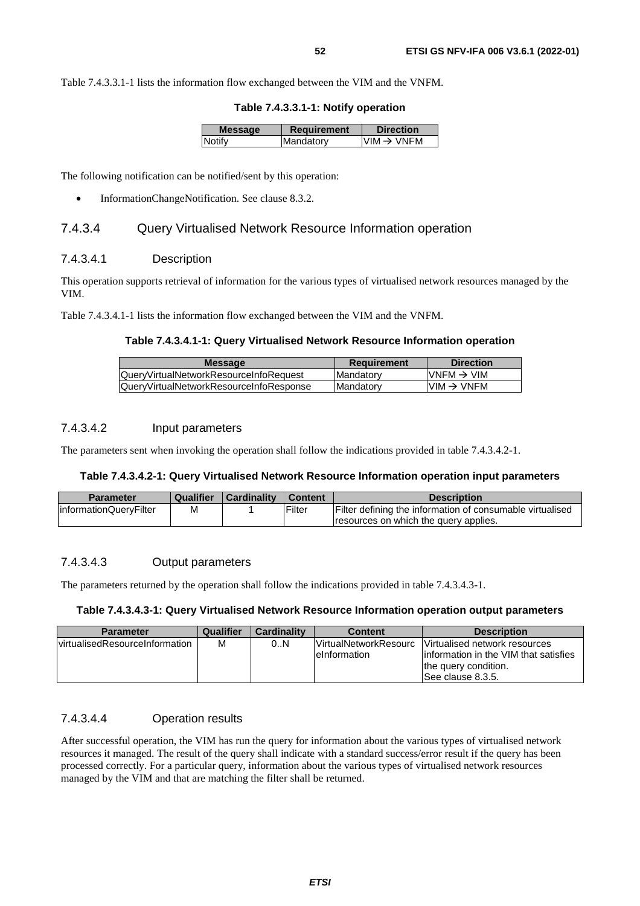Table 7.4.3.3.1-1 lists the information flow exchanged between the VIM and the VNFM.

**Table 7.4.3.3.1-1: Notify operation**

| Message | Requirement | Direction |
| --- | --- | --- |
| Notify | Mandatory | VIM → VNFM |

The following notification can be notified/sent by this operation:

- InformationChangeNotification. See clause 8.3.2.

### 7.4.3.4 Query Virtualised Network Resource Information operation

#### 7.4.3.4.1 Description

This operation supports retrieval of information for the various types of virtualised network resources managed by the VIM.

Table 7.4.3.4.1-1 lists the information flow exchanged between the VIM and the VNFM.

**Table 7.4.3.4.1-1: Query Virtualised Network Resource Information operation**

| Message | Requirement | Direction |
| --- | --- | --- |
| QueryVirtualNetworkResourceInfoRequest | Mandatory | VNFM → VIM |
| QueryVirtualNetworkResourceInfoResponse | Mandatory | VIM → VNFM |

#### 7.4.3.4.2 Input parameters

The parameters sent when invoking the operation shall follow the indications provided in table 7.4.3.4.2-1.

**Table 7.4.3.4.2-1: Query Virtualised Network Resource Information operation input parameters**

| Parameter | Qualifier | Cardinality | Content | Description |
| --- | --- | --- | --- | --- |
| informationQueryFilter | M | 1 | Filter | Filter defining the information of consumable virtualised resources on which the query applies. |

#### 7.4.3.4.3 Output parameters

The parameters returned by the operation shall follow the indications provided in table 7.4.3.4.3-1.

**Table 7.4.3.4.3-1: Query Virtualised Network Resource Information operation output parameters**

| Parameter | Qualifier | Cardinality | Content | Description |
| --- | --- | --- | --- | --- |
| virtualisedResourceInformation | M | 0..N | VirtualNetworkResourceInformation | Virtualised network resources information in the VIM that satisfies the query condition. See clause 8.3.5. |

#### 7.4.3.4.4 Operation results

After successful operation, the VIM has run the query for information about the various types of virtualised network resources it managed. The result of the query shall indicate with a standard success/error result if the query has been processed correctly. For a particular query, information about the various types of virtualised network resources managed by the VIM and that are matching the filter shall be returned.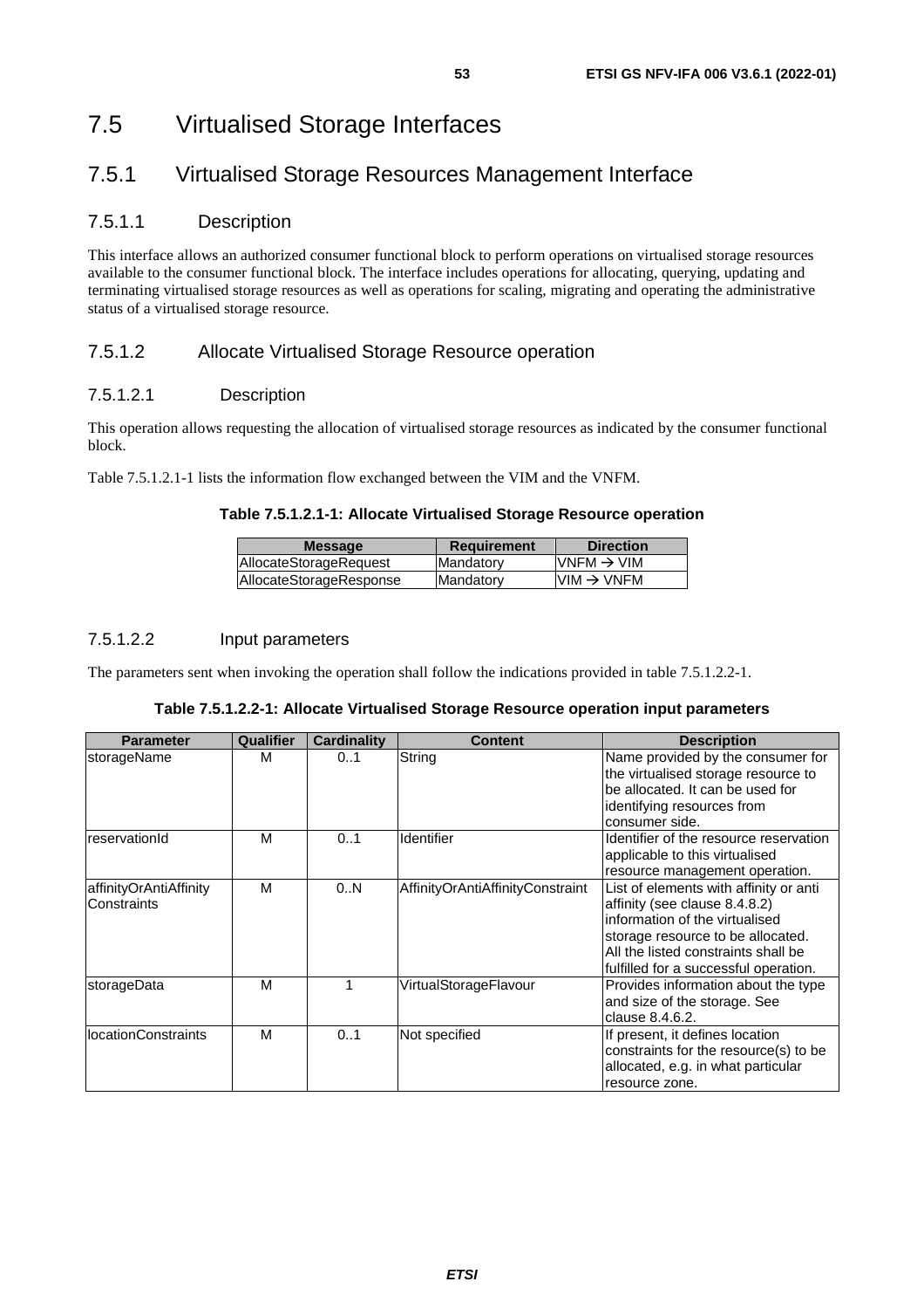# 7.5 Virtualised Storage Interfaces

## 7.5.1 Virtualised Storage Resources Management Interface

### 7.5.1.1 Description

This interface allows an authorized consumer functional block to perform operations on virtualised storage resources available to the consumer functional block. The interface includes operations for allocating, querying, updating and terminating virtualised storage resources as well as operations for scaling, migrating and operating the administrative status of a virtualised storage resource.

### 7.5.1.2 Allocate Virtualised Storage Resource operation

#### 7.5.1.2.1 Description

This operation allows requesting the allocation of virtualised storage resources as indicated by the consumer functional block.

Table 7.5.1.2.1-1 lists the information flow exchanged between the VIM and the VNFM.

**Table 7.5.1.2.1-1: Allocate Virtualised Storage Resource operation**

| Message | Requirement | Direction |
|---|---|---|
| AllocateStorageRequest | Mandatory | VNFM → VIM |
| AllocateStorageResponse | Mandatory | VIM → VNFM |

#### 7.5.1.2.2 Input parameters

The parameters sent when invoking the operation shall follow the indications provided in table 7.5.1.2.2-1.

**Table 7.5.1.2.2-1: Allocate Virtualised Storage Resource operation input parameters**

| Parameter | Qualifier | Cardinality | Content | Description |
|---|---|---|---|---|
| storageName | M | 0..1 | String | Name provided by the consumer for the virtualised storage resource to be allocated. It can be used for identifying resources from consumer side. |
| reservationId | M | 0..1 | Identifier | Identifier of the resource reservation applicable to this virtualised resource management operation. |
| affinityOrAntiAffinity Constraints | M | 0..N | AffinityOrAntiAffinityConstraint | List of elements with affinity or anti affinity (see clause 8.4.8.2) information of the virtualised storage resource to be allocated. All the listed constraints shall be fulfilled for a successful operation. |
| storageData | M | 1 | VirtualStorageFlavour | Provides information about the type and size of the storage. See clause 8.4.6.2. |
| locationConstraints | M | 0..1 | Not specified | If present, it defines location constraints for the resource(s) to be allocated, e.g. in what particular resource zone. |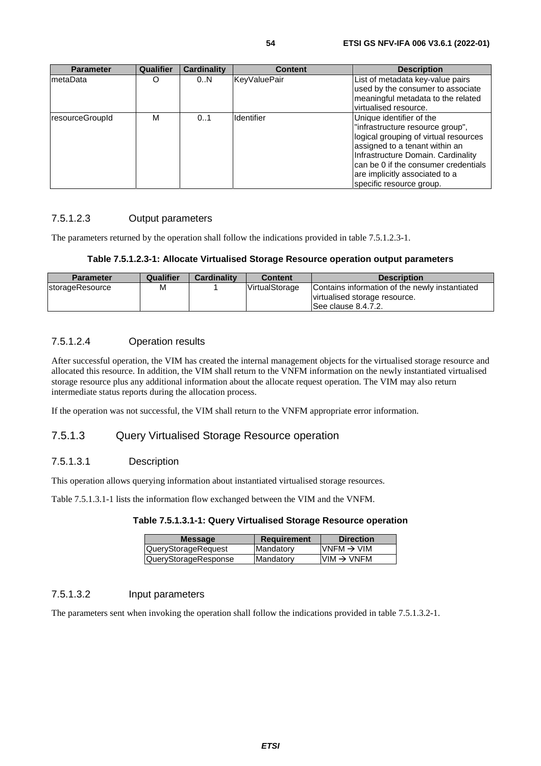| Parameter | Qualifier | Cardinality | Content | Description |
| --- | --- | --- | --- | --- |
| metaData | O | 0..N | KeyValuePair | List of metadata key-value pairs used by the consumer to associate meaningful metadata to the related virtualised resource. |
| resourceGroupId | M | 0..1 | Identifier | Unique identifier of the "infrastructure resource group", logical grouping of virtual resources assigned to a tenant within an Infrastructure Domain. Cardinality can be 0 if the consumer credentials are implicitly associated to a specific resource group. |

#### 7.5.1.2.3 Output parameters

The parameters returned by the operation shall follow the indications provided in table 7.5.1.2.3-1.

**Table 7.5.1.2.3-1: Allocate Virtualised Storage Resource operation output parameters**

| Parameter | Qualifier | Cardinality | Content | Description |
| --- | --- | --- | --- | --- |
| storageResource | M | 1 | VirtualStorage | Contains information of the newly instantiated virtualised storage resource. See clause 8.4.7.2. |

#### 7.5.1.2.4 Operation results

After successful operation, the VIM has created the internal management objects for the virtualised storage resource and allocated this resource. In addition, the VIM shall return to the VNFM information on the newly instantiated virtualised storage resource plus any additional information about the allocate request operation. The VIM may also return intermediate status reports during the allocation process.

If the operation was not successful, the VIM shall return to the VNFM appropriate error information.

### 7.5.1.3 Query Virtualised Storage Resource operation

#### 7.5.1.3.1 Description

This operation allows querying information about instantiated virtualised storage resources.

Table 7.5.1.3.1-1 lists the information flow exchanged between the VIM and the VNFM.

**Table 7.5.1.3.1-1: Query Virtualised Storage Resource operation**

| Message | Requirement | Direction |
| --- | --- | --- |
| QueryStorageRequest | Mandatory | VNFM → VIM |
| QueryStorageResponse | Mandatory | VIM → VNFM |

#### 7.5.1.3.2 Input parameters

The parameters sent when invoking the operation shall follow the indications provided in table 7.5.1.3.2-1.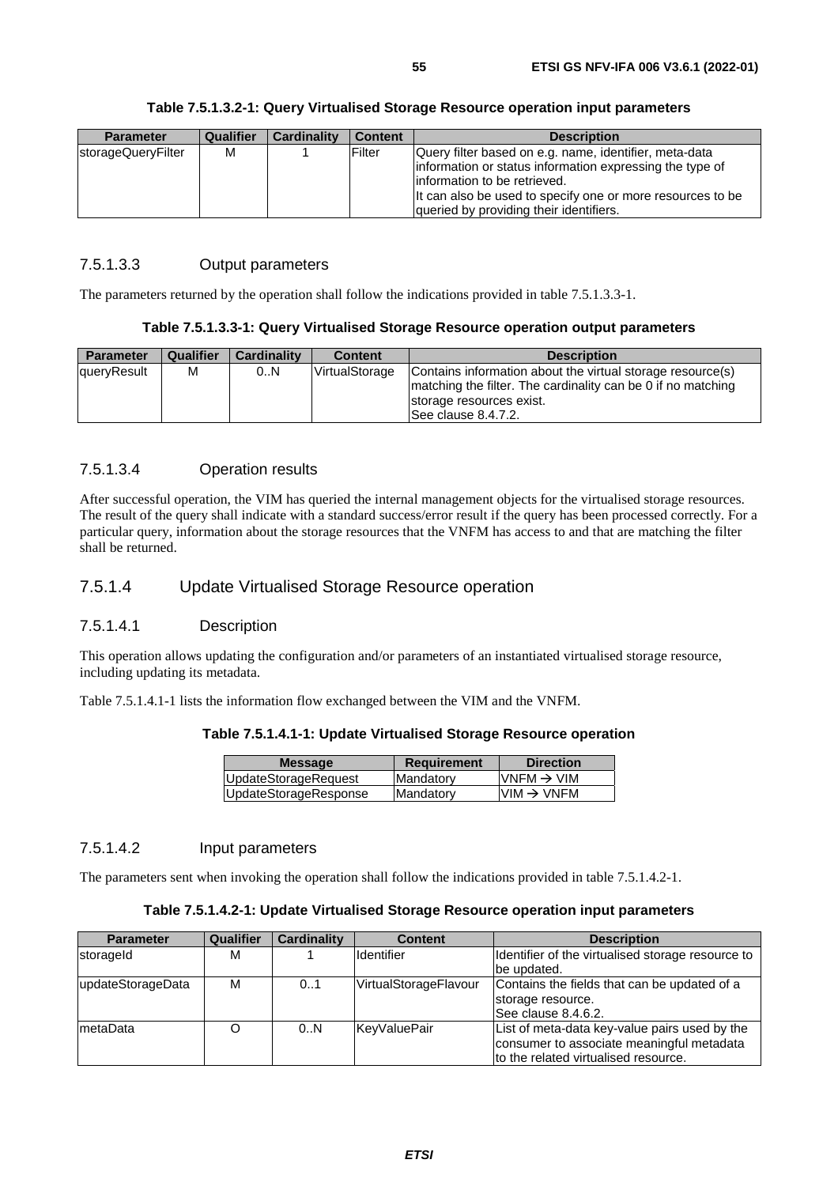**Table 7.5.1.3.2-1: Query Virtualised Storage Resource operation input parameters**

| Parameter | Qualifier | Cardinality | Content | Description |
|---|---|---|---|---|
| storageQueryFilter | M | 1 | Filter | Query filter based on e.g. name, identifier, meta-data information or status information expressing the type of information to be retrieved.<br>It can also be used to specify one or more resources to be queried by providing their identifiers. |

#### 7.5.1.3.3 Output parameters

The parameters returned by the operation shall follow the indications provided in table 7.5.1.3.3-1.

**Table 7.5.1.3.3-1: Query Virtualised Storage Resource operation output parameters**

| Parameter | Qualifier | Cardinality | Content | Description |
|---|---|---|---|---|
| queryResult | M | 0..N | VirtualStorage | Contains information about the virtual storage resource(s) matching the filter. The cardinality can be 0 if no matching storage resources exist.<br>See clause 8.4.7.2. |

#### 7.5.1.3.4 Operation results

After successful operation, the VIM has queried the internal management objects for the virtualised storage resources. The result of the query shall indicate with a standard success/error result if the query has been processed correctly. For a particular query, information about the storage resources that the VNFM has access to and that are matching the filter shall be returned.

### 7.5.1.4 Update Virtualised Storage Resource operation

#### 7.5.1.4.1 Description

This operation allows updating the configuration and/or parameters of an instantiated virtualised storage resource, including updating its metadata.

Table 7.5.1.4.1-1 lists the information flow exchanged between the VIM and the VNFM.

**Table 7.5.1.4.1-1: Update Virtualised Storage Resource operation**

| Message | Requirement | Direction |
|---|---|---|
| UpdateStorageRequest | Mandatory | VNFM → VIM |
| UpdateStorageResponse | Mandatory | VIM → VNFM |

#### 7.5.1.4.2 Input parameters

The parameters sent when invoking the operation shall follow the indications provided in table 7.5.1.4.2-1.

**Table 7.5.1.4.2-1: Update Virtualised Storage Resource operation input parameters**

| Parameter | Qualifier | Cardinality | Content | Description |
|---|---|---|---|---|
| storageId | M | 1 | Identifier | Identifier of the virtualised storage resource to be updated. |
| updateStorageData | M | 0..1 | VirtualStorageFlavour | Contains the fields that can be updated of a storage resource.<br>See clause 8.4.6.2. |
| metaData | O | 0..N | KeyValuePair | List of meta-data key-value pairs used by the consumer to associate meaningful metadata to the related virtualised resource. |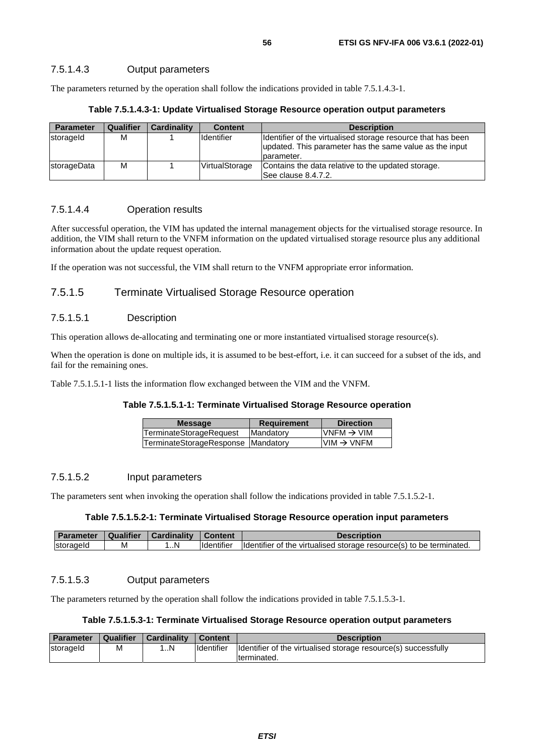#### 7.5.1.4.3 Output parameters

The parameters returned by the operation shall follow the indications provided in table 7.5.1.4.3-1.

**Table 7.5.1.4.3-1: Update Virtualised Storage Resource operation output parameters**

| Parameter | Qualifier | Cardinality | Content | Description |
| --- | --- | --- | --- | --- |
| storageId | M | 1 | Identifier | Identifier of the virtualised storage resource that has been updated. This parameter has the same value as the input parameter. |
| storageData | M | 1 | VirtualStorage | Contains the data relative to the updated storage. See clause 8.4.7.2. |

#### 7.5.1.4.4 Operation results

After successful operation, the VIM has updated the internal management objects for the virtualised storage resource. In addition, the VIM shall return to the VNFM information on the updated virtualised storage resource plus any additional information about the update request operation.

If the operation was not successful, the VIM shall return to the VNFM appropriate error information.

### 7.5.1.5 Terminate Virtualised Storage Resource operation

#### 7.5.1.5.1 Description

This operation allows de-allocating and terminating one or more instantiated virtualised storage resource(s).

When the operation is done on multiple ids, it is assumed to be best-effort, i.e. it can succeed for a subset of the ids, and fail for the remaining ones.

Table 7.5.1.5.1-1 lists the information flow exchanged between the VIM and the VNFM.

**Table 7.5.1.5.1-1: Terminate Virtualised Storage Resource operation**

| Message | Requirement | Direction |
| --- | --- | --- |
| TerminateStorageRequest | Mandatory | VNFM → VIM |
| TerminateStorageResponse | Mandatory | VIM → VNFM |

#### 7.5.1.5.2 Input parameters

The parameters sent when invoking the operation shall follow the indications provided in table 7.5.1.5.2-1.

**Table 7.5.1.5.2-1: Terminate Virtualised Storage Resource operation input parameters**

| Parameter | Qualifier | Cardinality | Content | Description |
| --- | --- | --- | --- | --- |
| storageId | M | 1..N | Identifier | Identifier of the virtualised storage resource(s) to be terminated. |

#### 7.5.1.5.3 Output parameters

The parameters returned by the operation shall follow the indications provided in table 7.5.1.5.3-1.

**Table 7.5.1.5.3-1: Terminate Virtualised Storage Resource operation output parameters**

| Parameter | Qualifier | Cardinality | Content | Description |
| --- | --- | --- | --- | --- |
| storageId | M | 1..N | Identifier | Identifier of the virtualised storage resource(s) successfully terminated. |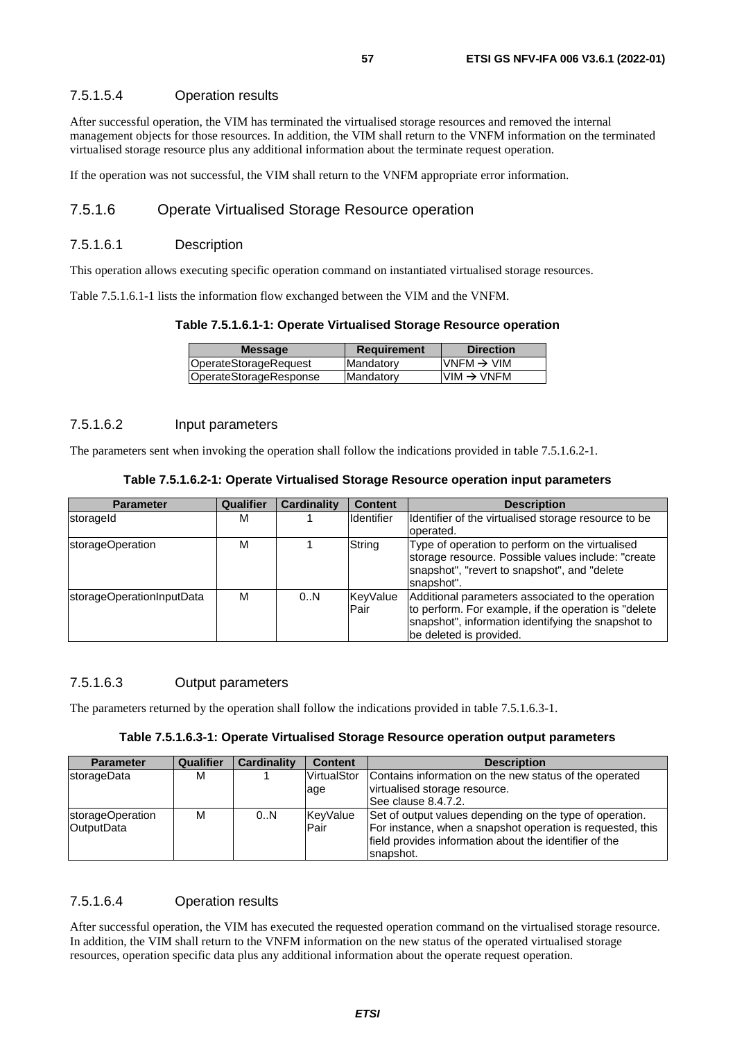#### 7.5.1.5.4 Operation results

After successful operation, the VIM has terminated the virtualised storage resources and removed the internal management objects for those resources. In addition, the VIM shall return to the VNFM information on the terminated virtualised storage resource plus any additional information about the terminate request operation.

If the operation was not successful, the VIM shall return to the VNFM appropriate error information.

### 7.5.1.6 Operate Virtualised Storage Resource operation

#### 7.5.1.6.1 Description

This operation allows executing specific operation command on instantiated virtualised storage resources.

Table 7.5.1.6.1-1 lists the information flow exchanged between the VIM and the VNFM.

**Table 7.5.1.6.1-1: Operate Virtualised Storage Resource operation**

| Message | Requirement | Direction |
|---|---|---|
| OperateStorageRequest | Mandatory | VNFM → VIM |
| OperateStorageResponse | Mandatory | VIM → VNFM |

#### 7.5.1.6.2 Input parameters

The parameters sent when invoking the operation shall follow the indications provided in table 7.5.1.6.2-1.

**Table 7.5.1.6.2-1: Operate Virtualised Storage Resource operation input parameters**

| Parameter | Qualifier | Cardinality | Content | Description |
|---|---|---|---|---|
| storageId | M | 1 | Identifier | Identifier of the virtualised storage resource to be operated. |
| storageOperation | M | 1 | String | Type of operation to perform on the virtualised storage resource. Possible values include: "create snapshot", "revert to snapshot", and "delete snapshot". |
| storageOperationInputData | M | 0..N | KeyValue Pair | Additional parameters associated to the operation to perform. For example, if the operation is "delete snapshot", information identifying the snapshot to be deleted is provided. |

#### 7.5.1.6.3 Output parameters

The parameters returned by the operation shall follow the indications provided in table 7.5.1.6.3-1.

**Table 7.5.1.6.3-1: Operate Virtualised Storage Resource operation output parameters**

| Parameter | Qualifier | Cardinality | Content | Description |
|---|---|---|---|---|
| storageData | M | 1 | VirtualStorage | Contains information on the new status of the operated virtualised storage resource. See clause 8.4.7.2. |
| storageOperationOutputData | M | 0..N | KeyValue Pair | Set of output values depending on the type of operation. For instance, when a snapshot operation is requested, this field provides information about the identifier of the snapshot. |

#### 7.5.1.6.4 Operation results

After successful operation, the VIM has executed the requested operation command on the virtualised storage resource. In addition, the VIM shall return to the VNFM information on the new status of the operated virtualised storage resources, operation specific data plus any additional information about the operate request operation.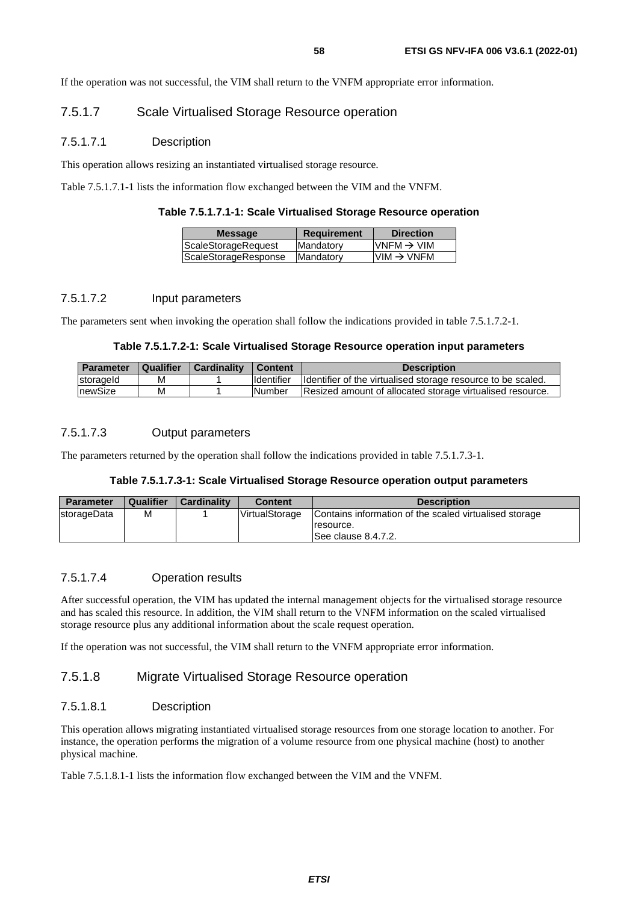If the operation was not successful, the VIM shall return to the VNFM appropriate error information.

### 7.5.1.7 Scale Virtualised Storage Resource operation

#### 7.5.1.7.1 Description

This operation allows resizing an instantiated virtualised storage resource.

Table 7.5.1.7.1-1 lists the information flow exchanged between the VIM and the VNFM.

**Table 7.5.1.7.1-1: Scale Virtualised Storage Resource operation**

| Message | Requirement | Direction |
|---|---|---|
| ScaleStorageRequest | Mandatory | VNFM → VIM |
| ScaleStorageResponse | Mandatory | VIM → VNFM |

#### 7.5.1.7.2 Input parameters

The parameters sent when invoking the operation shall follow the indications provided in table 7.5.1.7.2-1.

**Table 7.5.1.7.2-1: Scale Virtualised Storage Resource operation input parameters**

| Parameter | Qualifier | Cardinality | Content | Description |
|---|---|---|---|---|
| storageId | M | 1 | Identifier | Identifier of the virtualised storage resource to be scaled. |
| newSize | M | 1 | Number | Resized amount of allocated storage virtualised resource. |

#### 7.5.1.7.3 Output parameters

The parameters returned by the operation shall follow the indications provided in table 7.5.1.7.3-1.

**Table 7.5.1.7.3-1: Scale Virtualised Storage Resource operation output parameters**

| Parameter | Qualifier | Cardinality | Content | Description |
|---|---|---|---|---|
| storageData | M | 1 | VirtualStorage | Contains information of the scaled virtualised storage resource.<br>See clause 8.4.7.2. |

#### 7.5.1.7.4 Operation results

After successful operation, the VIM has updated the internal management objects for the virtualised storage resource and has scaled this resource. In addition, the VIM shall return to the VNFM information on the scaled virtualised storage resource plus any additional information about the scale request operation.

If the operation was not successful, the VIM shall return to the VNFM appropriate error information.

### 7.5.1.8 Migrate Virtualised Storage Resource operation

#### 7.5.1.8.1 Description

This operation allows migrating instantiated virtualised storage resources from one storage location to another. For instance, the operation performs the migration of a volume resource from one physical machine (host) to another physical machine.

Table 7.5.1.8.1-1 lists the information flow exchanged between the VIM and the VNFM.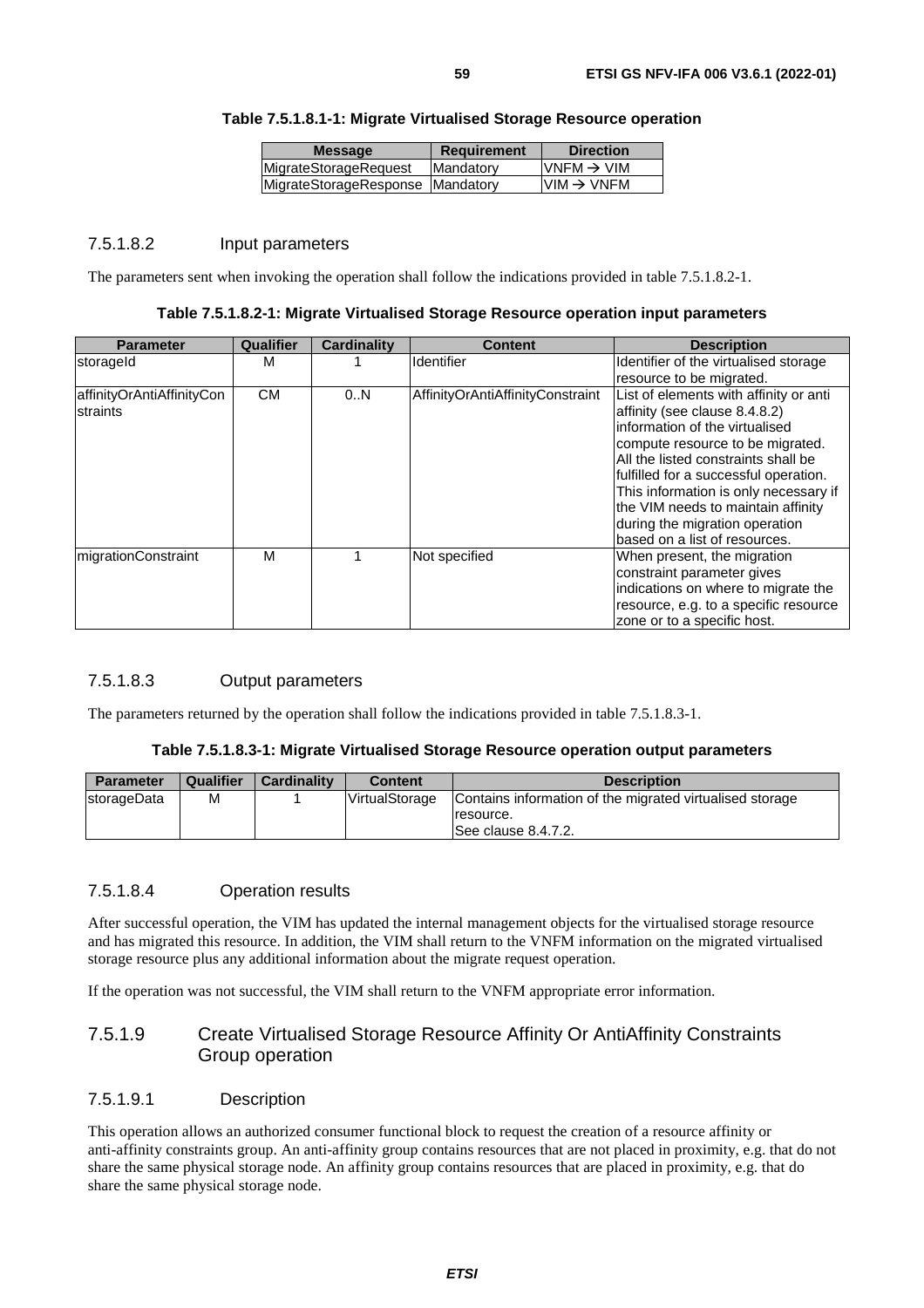**Table 7.5.1.8.1-1: Migrate Virtualised Storage Resource operation**

| Message | Requirement | Direction |
|---|---|---|
| MigrateStorageRequest | Mandatory | VNFM → VIM |
| MigrateStorageResponse | Mandatory | VIM → VNFM |

#### 7.5.1.8.2 Input parameters

The parameters sent when invoking the operation shall follow the indications provided in table 7.5.1.8.2-1.

**Table 7.5.1.8.2-1: Migrate Virtualised Storage Resource operation input parameters**

| Parameter | Qualifier | Cardinality | Content | Description |
|---|---|---|---|---|
| storageId | M | 1 | Identifier | Identifier of the virtualised storage resource to be migrated. |
| affinityOrAntiAffinityConstraints | CM | 0..N | AffinityOrAntiAffinityConstraint | List of elements with affinity or anti affinity (see clause 8.4.8.2) information of the virtualised compute resource to be migrated. All the listed constraints shall be fulfilled for a successful operation. This information is only necessary if the VIM needs to maintain affinity during the migration operation based on a list of resources. |
| migrationConstraint | M | 1 | Not specified | When present, the migration constraint parameter gives indications on where to migrate the resource, e.g. to a specific resource zone or to a specific host. |

#### 7.5.1.8.3 Output parameters

The parameters returned by the operation shall follow the indications provided in table 7.5.1.8.3-1.

**Table 7.5.1.8.3-1: Migrate Virtualised Storage Resource operation output parameters**

| Parameter | Qualifier | Cardinality | Content | Description |
|---|---|---|---|---|
| storageData | M | 1 | VirtualStorage | Contains information of the migrated virtualised storage resource. See clause 8.4.7.2. |

#### 7.5.1.8.4 Operation results

After successful operation, the VIM has updated the internal management objects for the virtualised storage resource and has migrated this resource. In addition, the VIM shall return to the VNFM information on the migrated virtualised storage resource plus any additional information about the migrate request operation.

If the operation was not successful, the VIM shall return to the VNFM appropriate error information.

### 7.5.1.9 Create Virtualised Storage Resource Affinity Or AntiAffinity Constraints Group operation

#### 7.5.1.9.1 Description

This operation allows an authorized consumer functional block to request the creation of a resource affinity or anti-affinity constraints group. An anti-affinity group contains resources that are not placed in proximity, e.g. that do not share the same physical storage node. An affinity group contains resources that are placed in proximity, e.g. that do share the same physical storage node.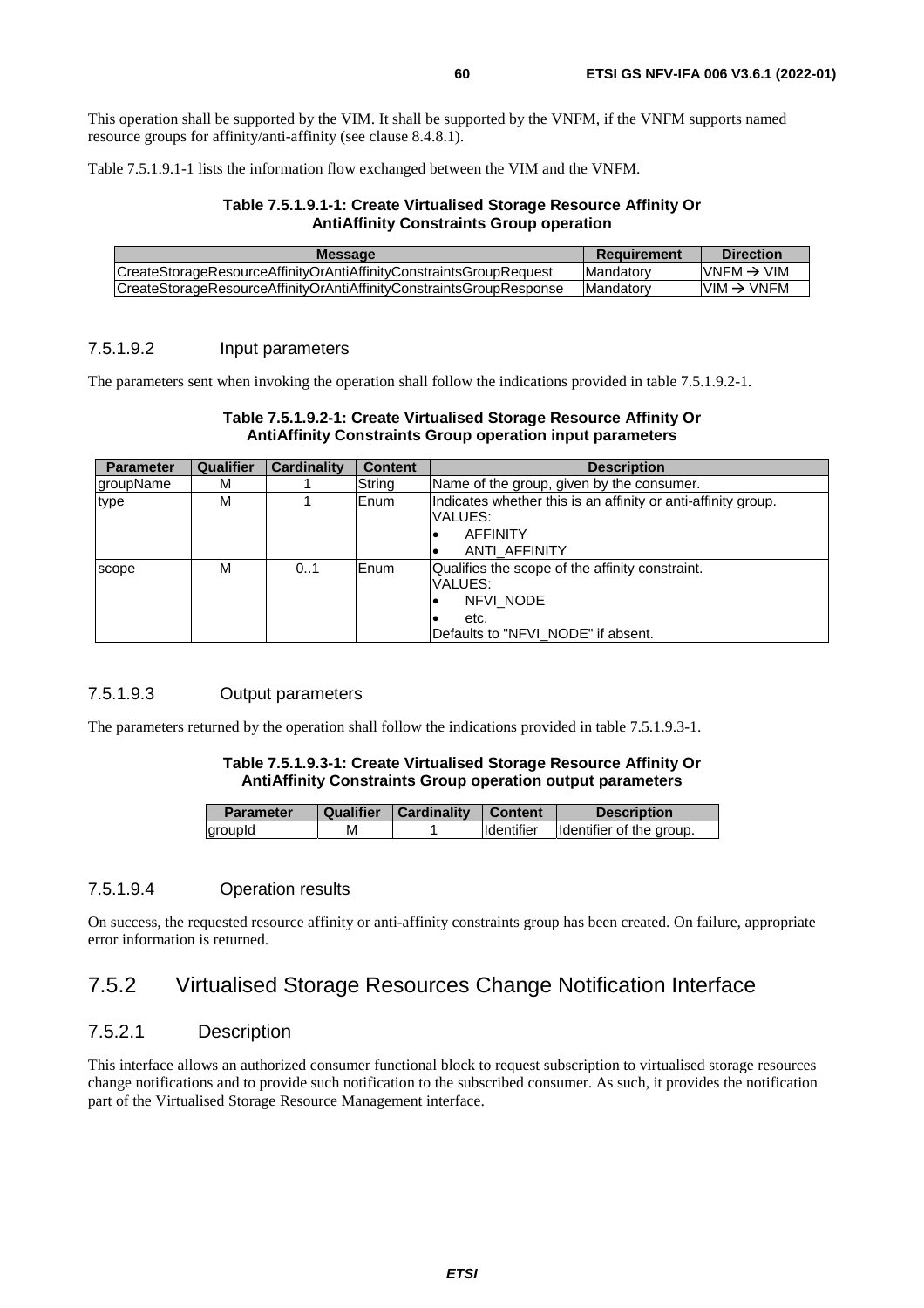This operation shall be supported by the VIM. It shall be supported by the VNFM, if the VNFM supports named resource groups for affinity/anti-affinity (see clause 8.4.8.1).

Table 7.5.1.9.1-1 lists the information flow exchanged between the VIM and the VNFM.

**Table 7.5.1.9.1-1: Create Virtualised Storage Resource Affinity Or AntiAffinity Constraints Group operation**

| Message | Requirement | Direction |
|---|---|---|
| CreateStorageResourceAffinityOrAntiAffinityConstraintsGroupRequest | Mandatory | VNFM → VIM |
| CreateStorageResourceAffinityOrAntiAffinityConstraintsGroupResponse | Mandatory | VIM → VNFM |

### 7.5.1.9.2 Input parameters

The parameters sent when invoking the operation shall follow the indications provided in table 7.5.1.9.2-1.

**Table 7.5.1.9.2-1: Create Virtualised Storage Resource Affinity Or AntiAffinity Constraints Group operation input parameters**

| Parameter | Qualifier | Cardinality | Content | Description |
|---|---|---|---|---|
| groupName | M | 1 | String | Name of the group, given by the consumer. |
| type | M | 1 | Enum | Indicates whether this is an affinity or anti-affinity group.<br>VALUES:<br>• AFFINITY<br>• ANTI_AFFINITY |
| scope | M | 0..1 | Enum | Qualifies the scope of the affinity constraint.<br>VALUES:<br>• NFVI_NODE<br>• etc.<br>Defaults to "NFVI_NODE" if absent. |

### 7.5.1.9.3 Output parameters

The parameters returned by the operation shall follow the indications provided in table 7.5.1.9.3-1.

**Table 7.5.1.9.3-1: Create Virtualised Storage Resource Affinity Or AntiAffinity Constraints Group operation output parameters**

| Parameter | Qualifier | Cardinality | Content | Description |
|---|---|---|---|---|
| groupId | M | 1 | Identifier | Identifier of the group. |

### 7.5.1.9.4 Operation results

On success, the requested resource affinity or anti-affinity constraints group has been created. On failure, appropriate error information is returned.

## 7.5.2 Virtualised Storage Resources Change Notification Interface

### 7.5.2.1 Description

This interface allows an authorized consumer functional block to request subscription to virtualised storage resources change notifications and to provide such notification to the subscribed consumer. As such, it provides the notification part of the Virtualised Storage Resource Management interface.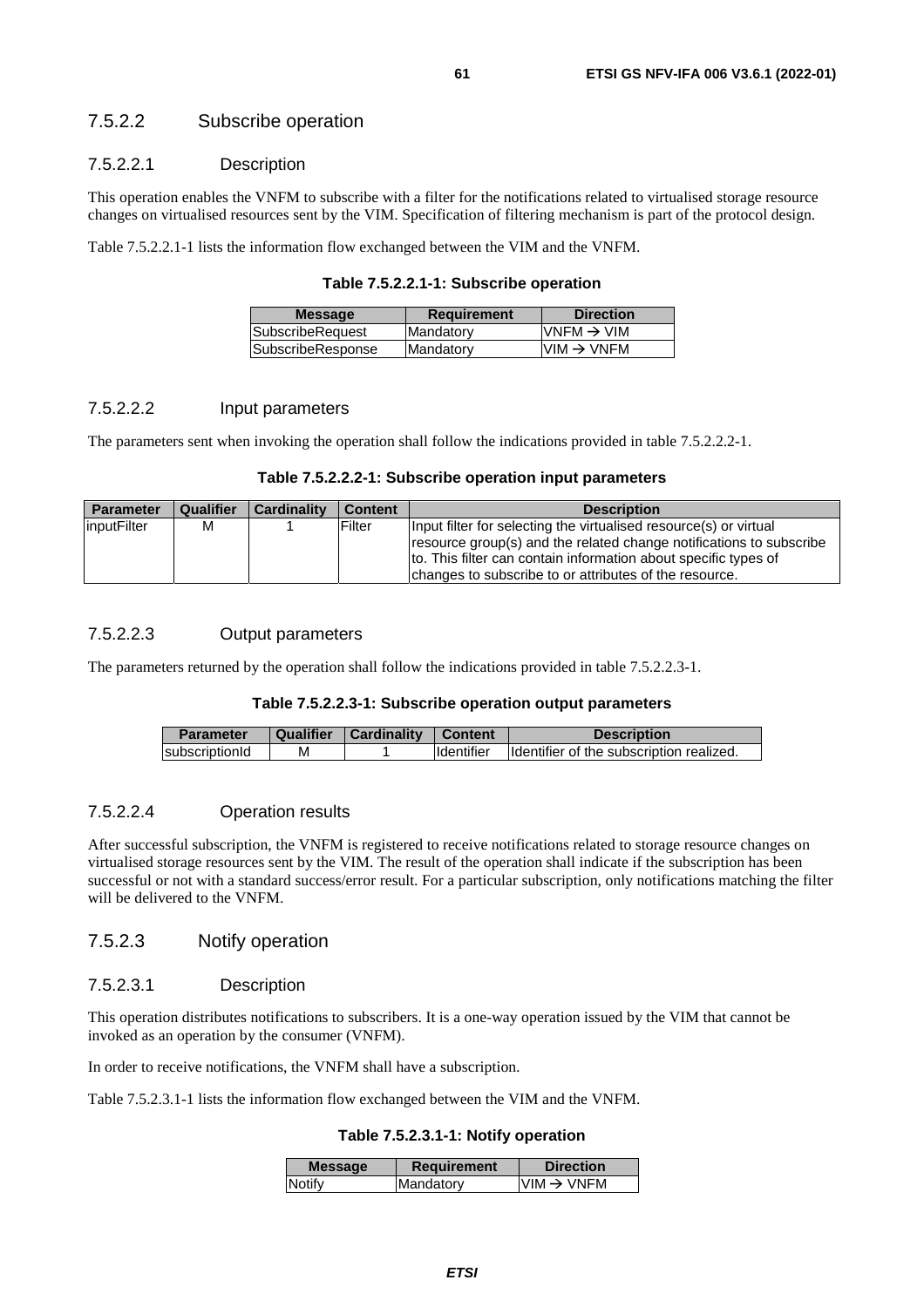### 7.5.2.2 Subscribe operation

#### 7.5.2.2.1 Description

This operation enables the VNFM to subscribe with a filter for the notifications related to virtualised storage resource changes on virtualised resources sent by the VIM. Specification of filtering mechanism is part of the protocol design.

Table 7.5.2.2.1-1 lists the information flow exchanged between the VIM and the VNFM.

**Table 7.5.2.2.1-1: Subscribe operation**

| Message | Requirement | Direction |
|---|---|---|
| SubscribeRequest | Mandatory | VNFM → VIM |
| SubscribeResponse | Mandatory | VIM → VNFM |

#### 7.5.2.2.2 Input parameters

The parameters sent when invoking the operation shall follow the indications provided in table 7.5.2.2.2-1.

**Table 7.5.2.2.2-1: Subscribe operation input parameters**

| Parameter | Qualifier | Cardinality | Content | Description |
|---|---|---|---|---|
| inputFilter | M | 1 | Filter | Input filter for selecting the virtualised resource(s) or virtual resource group(s) and the related change notifications to subscribe to. This filter can contain information about specific types of changes to subscribe to or attributes of the resource. |

#### 7.5.2.2.3 Output parameters

The parameters returned by the operation shall follow the indications provided in table 7.5.2.2.3-1.

**Table 7.5.2.2.3-1: Subscribe operation output parameters**

| Parameter | Qualifier | Cardinality | Content | Description |
|---|---|---|---|---|
| subscriptionId | M | 1 | Identifier | Identifier of the subscription realized. |

#### 7.5.2.2.4 Operation results

After successful subscription, the VNFM is registered to receive notifications related to storage resource changes on virtualised storage resources sent by the VIM. The result of the operation shall indicate if the subscription has been successful or not with a standard success/error result. For a particular subscription, only notifications matching the filter will be delivered to the VNFM.

### 7.5.2.3 Notify operation

#### 7.5.2.3.1 Description

This operation distributes notifications to subscribers. It is a one-way operation issued by the VIM that cannot be invoked as an operation by the consumer (VNFM).

In order to receive notifications, the VNFM shall have a subscription.

Table 7.5.2.3.1-1 lists the information flow exchanged between the VIM and the VNFM.

**Table 7.5.2.3.1-1: Notify operation**

| Message | Requirement | Direction |
|---|---|---|
| Notify | Mandatory | VIM → VNFM |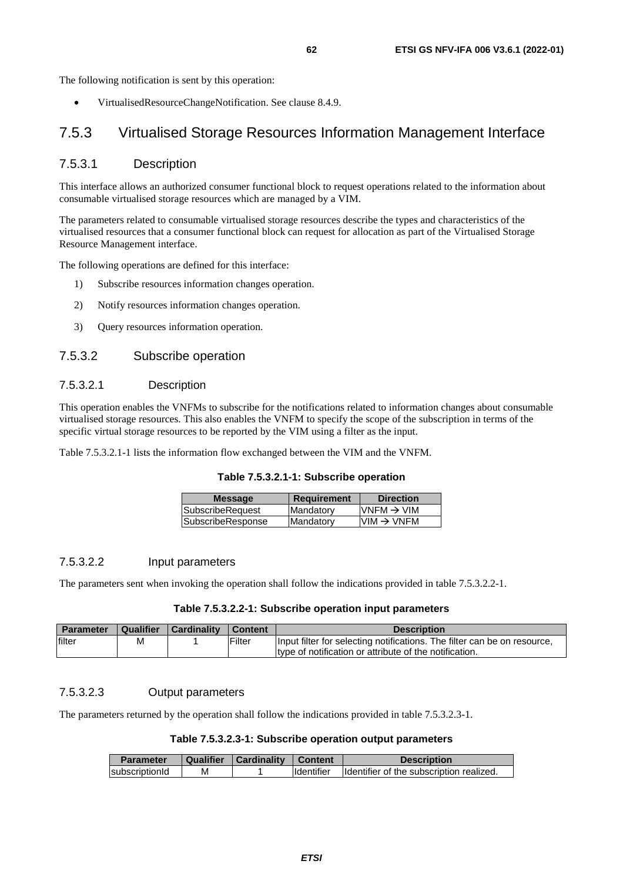The following notification is sent by this operation:

- VirtualisedResourceChangeNotification. See clause 8.4.9.

## 7.5.3 Virtualised Storage Resources Information Management Interface

### 7.5.3.1 Description

This interface allows an authorized consumer functional block to request operations related to the information about consumable virtualised storage resources which are managed by a VIM.

The parameters related to consumable virtualised storage resources describe the types and characteristics of the virtualised resources that a consumer functional block can request for allocation as part of the Virtualised Storage Resource Management interface.

The following operations are defined for this interface:

1) Subscribe resources information changes operation.
2) Notify resources information changes operation.
3) Query resources information operation.

### 7.5.3.2 Subscribe operation

#### 7.5.3.2.1 Description

This operation enables the VNFMs to subscribe for the notifications related to information changes about consumable virtualised storage resources. This also enables the VNFM to specify the scope of the subscription in terms of the specific virtual storage resources to be reported by the VIM using a filter as the input.

Table 7.5.3.2.1-1 lists the information flow exchanged between the VIM and the VNFM.

**Table 7.5.3.2.1-1: Subscribe operation**

| Message | Requirement | Direction |
|---|---|---|
| SubscribeRequest | Mandatory | VNFM → VIM |
| SubscribeResponse | Mandatory | VIM → VNFM |

#### 7.5.3.2.2 Input parameters

The parameters sent when invoking the operation shall follow the indications provided in table 7.5.3.2.2-1.

**Table 7.5.3.2.2-1: Subscribe operation input parameters**

| Parameter | Qualifier | Cardinality | Content | Description |
|---|---|---|---|---|
| filter | M | 1 | Filter | Input filter for selecting notifications. The filter can be on resource, type of notification or attribute of the notification. |

#### 7.5.3.2.3 Output parameters

The parameters returned by the operation shall follow the indications provided in table 7.5.3.2.3-1.

**Table 7.5.3.2.3-1: Subscribe operation output parameters**

| Parameter | Qualifier | Cardinality | Content | Description |
|---|---|---|---|---|
| subscriptionId | M | 1 | Identifier | Identifier of the subscription realized. |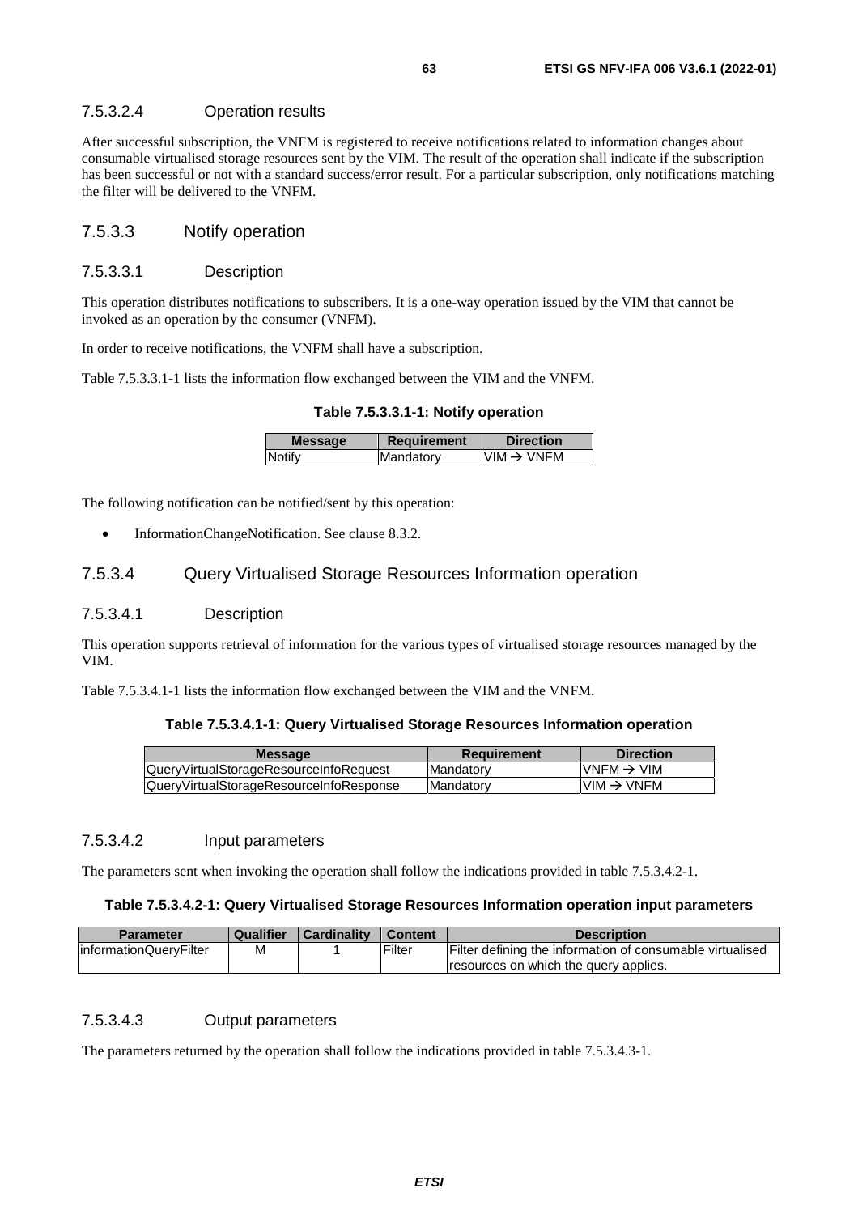#### 7.5.3.2.4 Operation results

After successful subscription, the VNFM is registered to receive notifications related to information changes about consumable virtualised storage resources sent by the VIM. The result of the operation shall indicate if the subscription has been successful or not with a standard success/error result. For a particular subscription, only notifications matching the filter will be delivered to the VNFM.

### 7.5.3.3 Notify operation

#### 7.5.3.3.1 Description

This operation distributes notifications to subscribers. It is a one-way operation issued by the VIM that cannot be invoked as an operation by the consumer (VNFM).

In order to receive notifications, the VNFM shall have a subscription.

Table 7.5.3.3.1-1 lists the information flow exchanged between the VIM and the VNFM.

**Table 7.5.3.3.1-1: Notify operation**

| Message | Requirement | Direction |
|---|---|---|
| Notify | Mandatory | VIM → VNFM |

The following notification can be notified/sent by this operation:

- InformationChangeNotification. See clause 8.3.2.

### 7.5.3.4 Query Virtualised Storage Resources Information operation

#### 7.5.3.4.1 Description

This operation supports retrieval of information for the various types of virtualised storage resources managed by the VIM.

Table 7.5.3.4.1-1 lists the information flow exchanged between the VIM and the VNFM.

**Table 7.5.3.4.1-1: Query Virtualised Storage Resources Information operation**

| Message | Requirement | Direction |
|---|---|---|
| QueryVirtualStorageResourceInfoRequest | Mandatory | VNFM → VIM |
| QueryVirtualStorageResourceInfoResponse | Mandatory | VIM → VNFM |

#### 7.5.3.4.2 Input parameters

The parameters sent when invoking the operation shall follow the indications provided in table 7.5.3.4.2-1.

**Table 7.5.3.4.2-1: Query Virtualised Storage Resources Information operation input parameters**

| Parameter | Qualifier | Cardinality | Content | Description |
|---|---|---|---|---|
| informationQueryFilter | M | 1 | Filter | Filter defining the information of consumable virtualised resources on which the query applies. |

#### 7.5.3.4.3 Output parameters

The parameters returned by the operation shall follow the indications provided in table 7.5.3.4.3-1.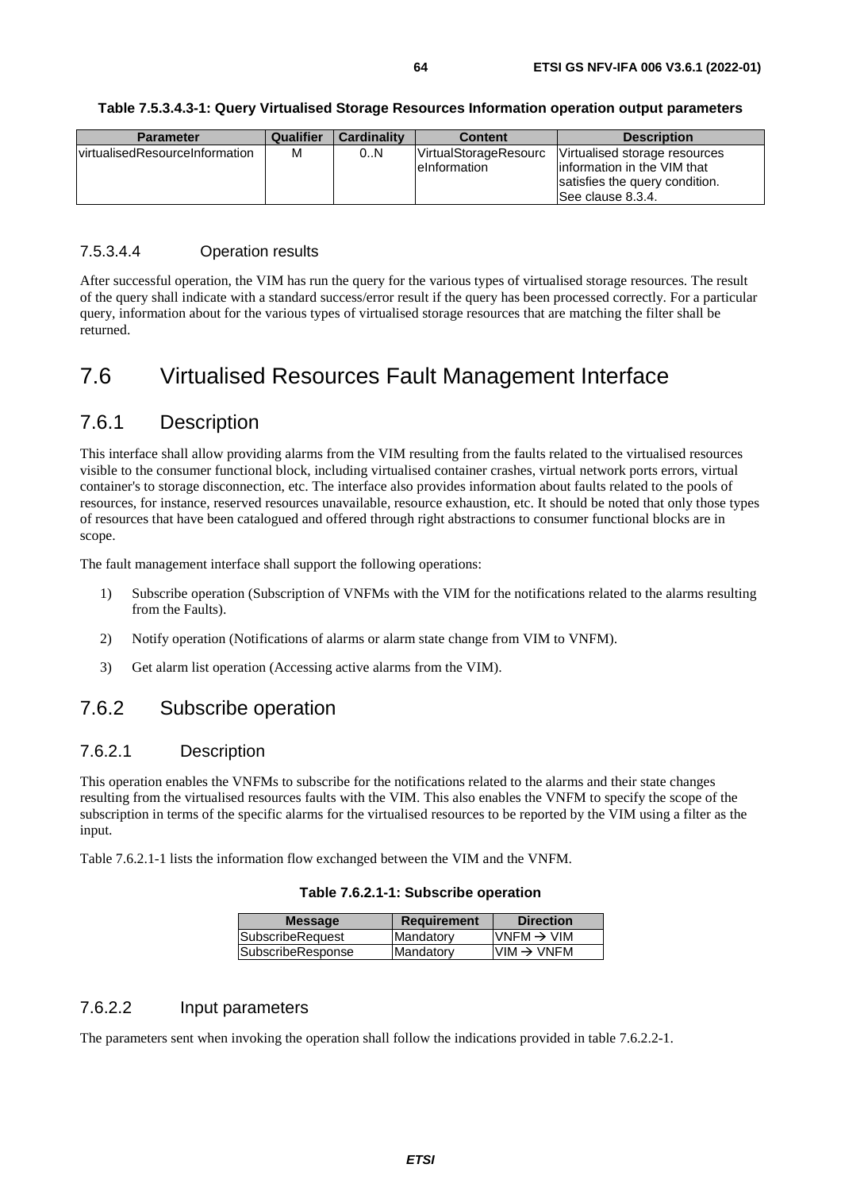**Table 7.5.3.4.3-1: Query Virtualised Storage Resources Information operation output parameters**

| Parameter | Qualifier | Cardinality | Content | Description |
| --- | --- | --- | --- | --- |
| virtualisedResourceInformation | M | 0..N | VirtualStorageResourceInformation | Virtualised storage resources information in the VIM that satisfies the query condition. See clause 8.3.4. |

#### 7.5.3.4.4 Operation results

After successful operation, the VIM has run the query for the various types of virtualised storage resources. The result of the query shall indicate with a standard success/error result if the query has been processed correctly. For a particular query, information about for the various types of virtualised storage resources that are matching the filter shall be returned.

# 7.6 Virtualised Resources Fault Management Interface

## 7.6.1 Description

This interface shall allow providing alarms from the VIM resulting from the faults related to the virtualised resources visible to the consumer functional block, including virtualised container crashes, virtual network ports errors, virtual container's to storage disconnection, etc. The interface also provides information about faults related to the pools of resources, for instance, reserved resources unavailable, resource exhaustion, etc. It should be noted that only those types of resources that have been catalogued and offered through right abstractions to consumer functional blocks are in scope.

The fault management interface shall support the following operations:

1) Subscribe operation (Subscription of VNFMs with the VIM for the notifications related to the alarms resulting from the Faults).

2) Notify operation (Notifications of alarms or alarm state change from VIM to VNFM).

3) Get alarm list operation (Accessing active alarms from the VIM).

## 7.6.2 Subscribe operation

### 7.6.2.1 Description

This operation enables the VNFMs to subscribe for the notifications related to the alarms and their state changes resulting from the virtualised resources faults with the VIM. This also enables the VNFM to specify the scope of the subscription in terms of the specific alarms for the virtualised resources to be reported by the VIM using a filter as the input.

Table 7.6.2.1-1 lists the information flow exchanged between the VIM and the VNFM.

**Table 7.6.2.1-1: Subscribe operation**

| Message | Requirement | Direction |
| --- | --- | --- |
| SubscribeRequest | Mandatory | VNFM → VIM |
| SubscribeResponse | Mandatory | VIM → VNFM |

### 7.6.2.2 Input parameters

The parameters sent when invoking the operation shall follow the indications provided in table 7.6.2.2-1.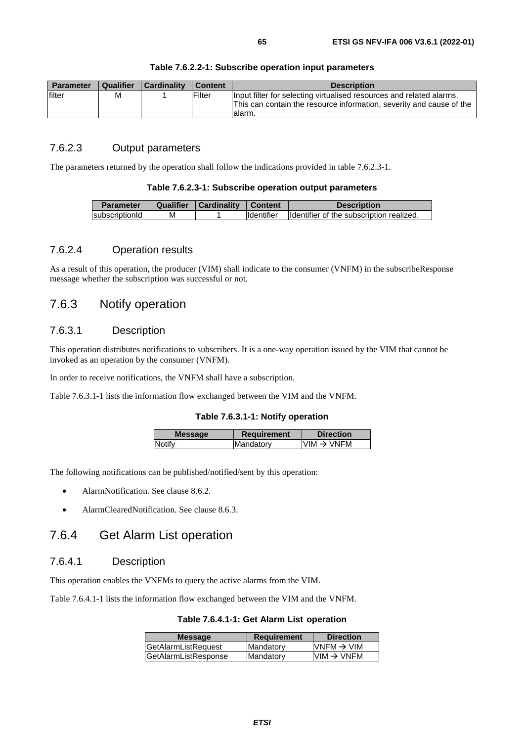**Table 7.6.2.2-1: Subscribe operation input parameters**

| Parameter | Qualifier | Cardinality | Content | Description |
|---|---|---|---|---|
| filter | M | 1 | Filter | Input filter for selecting virtualised resources and related alarms. This can contain the resource information, severity and cause of the alarm. |

### 7.6.2.3 Output parameters

The parameters returned by the operation shall follow the indications provided in table 7.6.2.3-1.

**Table 7.6.2.3-1: Subscribe operation output parameters**

| Parameter | Qualifier | Cardinality | Content | Description |
|---|---|---|---|---|
| subscriptionId | M | 1 | Identifier | Identifier of the subscription realized. |

### 7.6.2.4 Operation results

As a result of this operation, the producer (VIM) shall indicate to the consumer (VNFM) in the subscribeResponse message whether the subscription was successful or not.

## 7.6.3 Notify operation

### 7.6.3.1 Description

This operation distributes notifications to subscribers. It is a one-way operation issued by the VIM that cannot be invoked as an operation by the consumer (VNFM).

In order to receive notifications, the VNFM shall have a subscription.

Table 7.6.3.1-1 lists the information flow exchanged between the VIM and the VNFM.

**Table 7.6.3.1-1: Notify operation**

| Message | Requirement | Direction |
|---|---|---|
| Notify | Mandatory | VIM → VNFM |

The following notifications can be published/notified/sent by this operation:

- AlarmNotification. See clause 8.6.2.
- AlarmClearedNotification. See clause 8.6.3.

## 7.6.4 Get Alarm List operation

### 7.6.4.1 Description

This operation enables the VNFMs to query the active alarms from the VIM.

Table 7.6.4.1-1 lists the information flow exchanged between the VIM and the VNFM.

**Table 7.6.4.1-1: Get Alarm List operation**

| Message | Requirement | Direction |
|---|---|---|
| GetAlarmListRequest | Mandatory | VNFM → VIM |
| GetAlarmListResponse | Mandatory | VIM → VNFM |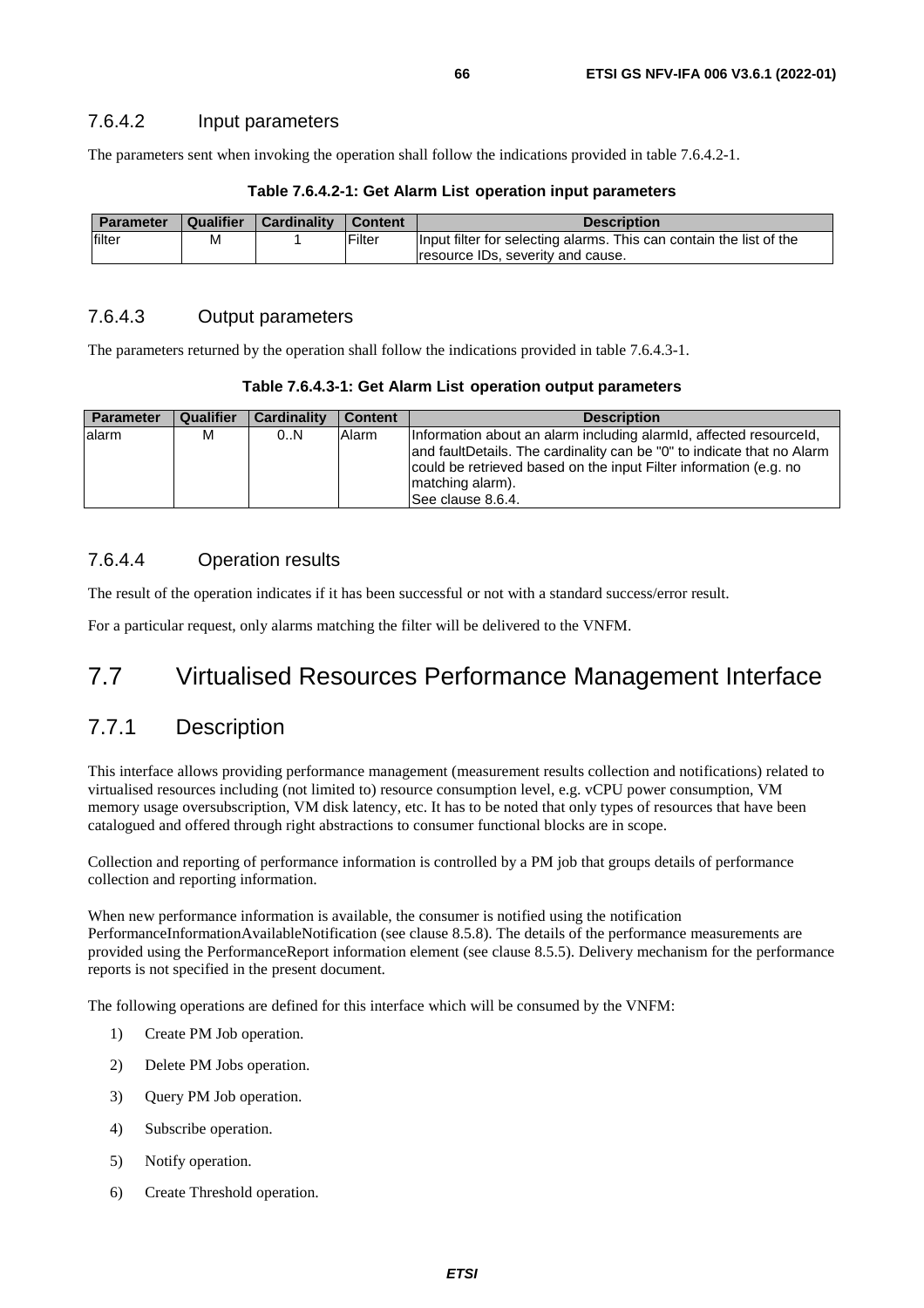#### 7.6.4.2 Input parameters

The parameters sent when invoking the operation shall follow the indications provided in table 7.6.4.2-1.

**Table 7.6.4.2-1: Get Alarm List operation input parameters**

| Parameter | Qualifier | Cardinality | Content | Description |
|---|---|---|---|---|
| filter | M | 1 | Filter | Input filter for selecting alarms. This can contain the list of the resource IDs, severity and cause. |

#### 7.6.4.3 Output parameters

The parameters returned by the operation shall follow the indications provided in table 7.6.4.3-1.

**Table 7.6.4.3-1: Get Alarm List operation output parameters**

| Parameter | Qualifier | Cardinality | Content | Description |
|---|---|---|---|---|
| alarm | M | 0..N | Alarm | Information about an alarm including alarmId, affected resourceId, and faultDetails. The cardinality can be "0" to indicate that no Alarm could be retrieved based on the input Filter information (e.g. no matching alarm). See clause 8.6.4. |

#### 7.6.4.4 Operation results

The result of the operation indicates if it has been successful or not with a standard success/error result.

For a particular request, only alarms matching the filter will be delivered to the VNFM.

## 7.7 Virtualised Resources Performance Management Interface

### 7.7.1 Description

This interface allows providing performance management (measurement results collection and notifications) related to virtualised resources including (not limited to) resource consumption level, e.g. vCPU power consumption, VM memory usage oversubscription, VM disk latency, etc. It has to be noted that only types of resources that have been catalogued and offered through right abstractions to consumer functional blocks are in scope.

Collection and reporting of performance information is controlled by a PM job that groups details of performance collection and reporting information.

When new performance information is available, the consumer is notified using the notification PerformanceInformationAvailableNotification (see clause 8.5.8). The details of the performance measurements are provided using the PerformanceReport information element (see clause 8.5.5). Delivery mechanism for the performance reports is not specified in the present document.

The following operations are defined for this interface which will be consumed by the VNFM:

1) Create PM Job operation.
2) Delete PM Jobs operation.
3) Query PM Job operation.
4) Subscribe operation.
5) Notify operation.
6) Create Threshold operation.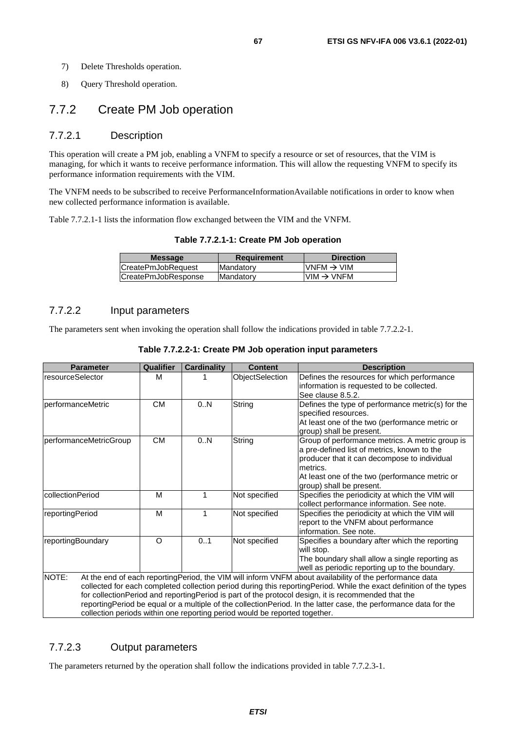7) Delete Thresholds operation.

8) Query Threshold operation.

## 7.7.2 Create PM Job operation

### 7.7.2.1 Description

This operation will create a PM job, enabling a VNFM to specify a resource or set of resources, that the VIM is managing, for which it wants to receive performance information. This will allow the requesting VNFM to specify its performance information requirements with the VIM.

The VNFM needs to be subscribed to receive PerformanceInformationAvailable notifications in order to know when new collected performance information is available.

Table 7.7.2.1-1 lists the information flow exchanged between the VIM and the VNFM.

**Table 7.7.2.1-1: Create PM Job operation**

| Message | Requirement | Direction |
|---|---|---|
| CreatePmJobRequest | Mandatory | VNFM → VIM |
| CreatePmJobResponse | Mandatory | VIM → VNFM |

### 7.7.2.2 Input parameters

The parameters sent when invoking the operation shall follow the indications provided in table 7.7.2.2-1.

**Table 7.7.2.2-1: Create PM Job operation input parameters**

| Parameter | Qualifier | Cardinality | Content | Description |
|---|---|---|---|---|
| resourceSelector | M | 1 | ObjectSelection | Defines the resources for which performance information is requested to be collected. See clause 8.5.2. |
| performanceMetric | CM | 0..N | String | Defines the type of performance metric(s) for the specified resources. At least one of the two (performance metric or group) shall be present. |
| performanceMetricGroup | CM | 0..N | String | Group of performance metrics. A metric group is a pre-defined list of metrics, known to the producer that it can decompose to individual metrics. At least one of the two (performance metric or group) shall be present. |
| collectionPeriod | M | 1 | Not specified | Specifies the periodicity at which the VIM will collect performance information. See note. |
| reportingPeriod | M | 1 | Not specified | Specifies the periodicity at which the VIM will report to the VNFM about performance information. See note. |
| reportingBoundary | O | 0..1 | Not specified | Specifies a boundary after which the reporting will stop. The boundary shall allow a single reporting as well as periodic reporting up to the boundary. |
| NOTE: At the end of each reportingPeriod, the VIM will inform VNFM about availability of the performance data collected for each completed collection period during this reportingPeriod. While the exact definition of the types for collectionPeriod and reportingPeriod is part of the protocol design, it is recommended that the reportingPeriod be equal or a multiple of the collectionPeriod. In the latter case, the performance data for the collection periods within one reporting period would be reported together. | | | | |

### 7.7.2.3 Output parameters

The parameters returned by the operation shall follow the indications provided in table 7.7.2.3-1.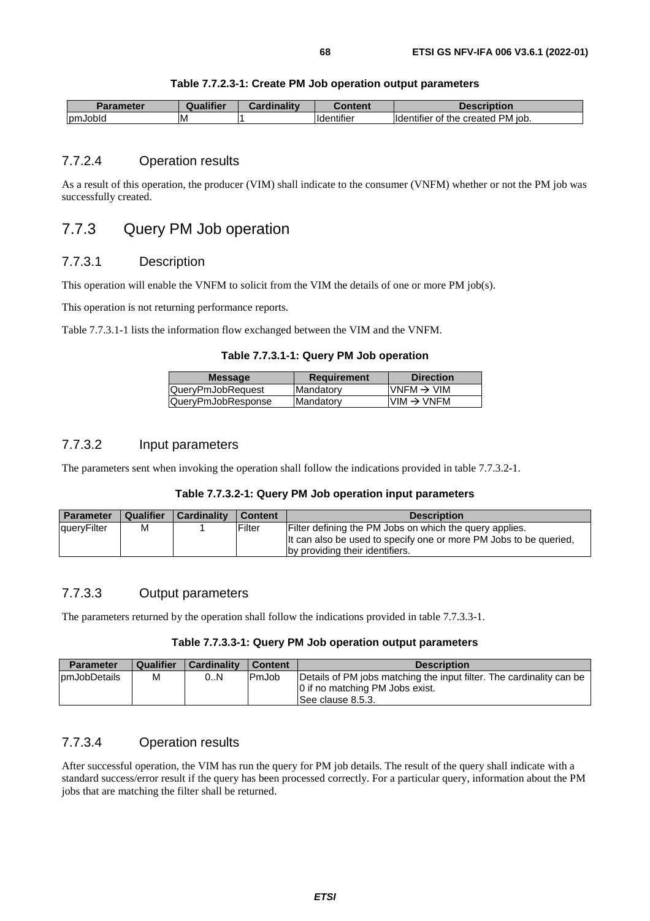**Table 7.7.2.3-1: Create PM Job operation output parameters**

| Parameter | Qualifier | Cardinality | Content | Description |
|---|---|---|---|---|
| pmJobId | M | 1 | Identifier | Identifier of the created PM job. |

### 7.7.2.4 Operation results

As a result of this operation, the producer (VIM) shall indicate to the consumer (VNFM) whether or not the PM job was successfully created.

## 7.7.3 Query PM Job operation

### 7.7.3.1 Description

This operation will enable the VNFM to solicit from the VIM the details of one or more PM job(s).

This operation is not returning performance reports.

Table 7.7.3.1-1 lists the information flow exchanged between the VIM and the VNFM.

**Table 7.7.3.1-1: Query PM Job operation**

| Message | Requirement | Direction |
|---|---|---|
| QueryPmJobRequest | Mandatory | VNFM → VIM |
| QueryPmJobResponse | Mandatory | VIM → VNFM |

### 7.7.3.2 Input parameters

The parameters sent when invoking the operation shall follow the indications provided in table 7.7.3.2-1.

**Table 7.7.3.2-1: Query PM Job operation input parameters**

| Parameter | Qualifier | Cardinality | Content | Description |
|---|---|---|---|---|
| queryFilter | M | 1 | Filter | Filter defining the PM Jobs on which the query applies.<br>It can also be used to specify one or more PM Jobs to be queried, by providing their identifiers. |

### 7.7.3.3 Output parameters

The parameters returned by the operation shall follow the indications provided in table 7.7.3.3-1.

**Table 7.7.3.3-1: Query PM Job operation output parameters**

| Parameter | Qualifier | Cardinality | Content | Description |
|---|---|---|---|---|
| pmJobDetails | M | 0..N | PmJob | Details of PM jobs matching the input filter. The cardinality can be 0 if no matching PM Jobs exist.<br>See clause 8.5.3. |

### 7.7.3.4 Operation results

After successful operation, the VIM has run the query for PM job details. The result of the query shall indicate with a standard success/error result if the query has been processed correctly. For a particular query, information about the PM jobs that are matching the filter shall be returned.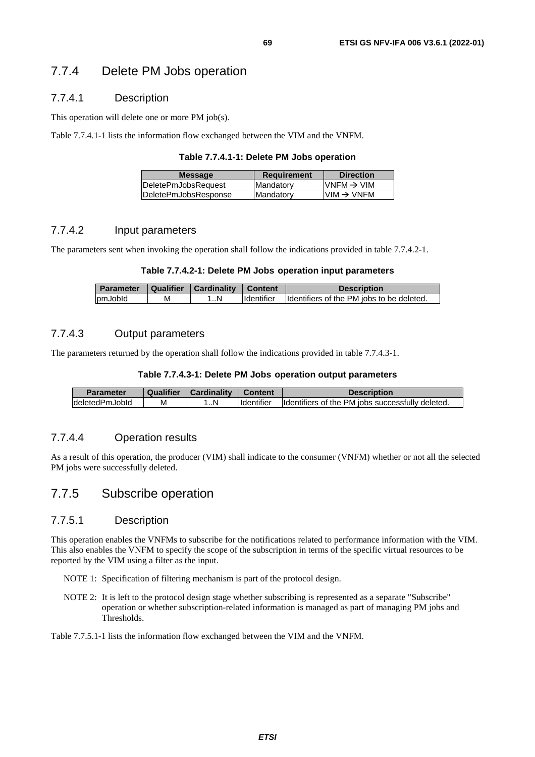### 7.7.4 Delete PM Jobs operation

#### 7.7.4.1 Description

This operation will delete one or more PM job(s).

Table 7.7.4.1-1 lists the information flow exchanged between the VIM and the VNFM.

**Table 7.7.4.1-1: Delete PM Jobs operation**

| Message | Requirement | Direction |
|---|---|---|
| DeletePmJobsRequest | Mandatory | VNFM → VIM |
| DeletePmJobsResponse | Mandatory | VIM → VNFM |

#### 7.7.4.2 Input parameters

The parameters sent when invoking the operation shall follow the indications provided in table 7.7.4.2-1.

**Table 7.7.4.2-1: Delete PM Jobs operation input parameters**

| Parameter | Qualifier | Cardinality | Content | Description |
|---|---|---|---|---|
| pmJobId | M | 1..N | Identifier | Identifiers of the PM jobs to be deleted. |

#### 7.7.4.3 Output parameters

The parameters returned by the operation shall follow the indications provided in table 7.7.4.3-1.

**Table 7.7.4.3-1: Delete PM Jobs operation output parameters**

| Parameter | Qualifier | Cardinality | Content | Description |
|---|---|---|---|---|
| deletedPmJobId | M | 1..N | Identifier | Identifiers of the PM jobs successfully deleted. |

#### 7.7.4.4 Operation results

As a result of this operation, the producer (VIM) shall indicate to the consumer (VNFM) whether or not all the selected PM jobs were successfully deleted.

### 7.7.5 Subscribe operation

#### 7.7.5.1 Description

This operation enables the VNFMs to subscribe for the notifications related to performance information with the VIM. This also enables the VNFM to specify the scope of the subscription in terms of the specific virtual resources to be reported by the VIM using a filter as the input.

NOTE 1: Specification of filtering mechanism is part of the protocol design.

NOTE 2: It is left to the protocol design stage whether subscribing is represented as a separate "Subscribe" operation or whether subscription-related information is managed as part of managing PM jobs and Thresholds.

Table 7.7.5.1-1 lists the information flow exchanged between the VIM and the VNFM.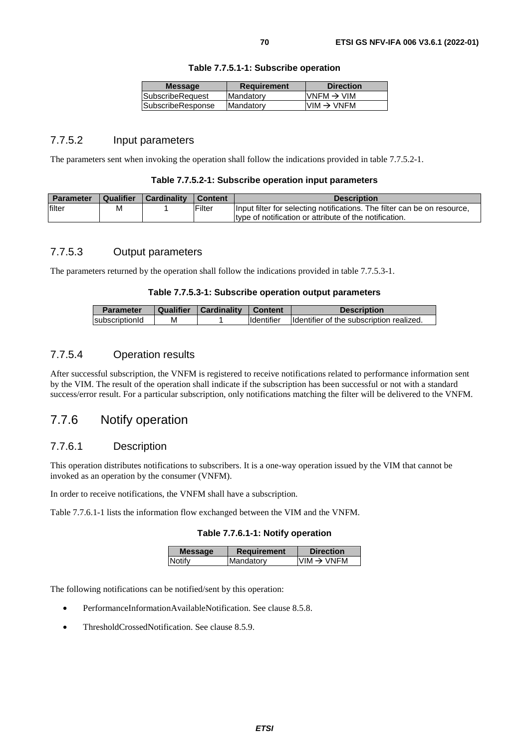**Table 7.7.5.1-1: Subscribe operation**

| Message | Requirement | Direction |
|---|---|---|
| SubscribeRequest | Mandatory | VNFM → VIM |
| SubscribeResponse | Mandatory | VIM → VNFM |

### 7.7.5.2 Input parameters

The parameters sent when invoking the operation shall follow the indications provided in table 7.7.5.2-1.

**Table 7.7.5.2-1: Subscribe operation input parameters**

| Parameter | Qualifier | Cardinality | Content | Description |
|---|---|---|---|---|
| filter | M | 1 | Filter | Input filter for selecting notifications. The filter can be on resource, type of notification or attribute of the notification. |

### 7.7.5.3 Output parameters

The parameters returned by the operation shall follow the indications provided in table 7.7.5.3-1.

**Table 7.7.5.3-1: Subscribe operation output parameters**

| Parameter | Qualifier | Cardinality | Content | Description |
|---|---|---|---|---|
| subscriptionId | M | 1 | Identifier | Identifier of the subscription realized. |

### 7.7.5.4 Operation results

After successful subscription, the VNFM is registered to receive notifications related to performance information sent by the VIM. The result of the operation shall indicate if the subscription has been successful or not with a standard success/error result. For a particular subscription, only notifications matching the filter will be delivered to the VNFM.

## 7.7.6 Notify operation

### 7.7.6.1 Description

This operation distributes notifications to subscribers. It is a one-way operation issued by the VIM that cannot be invoked as an operation by the consumer (VNFM).

In order to receive notifications, the VNFM shall have a subscription.

Table 7.7.6.1-1 lists the information flow exchanged between the VIM and the VNFM.

**Table 7.7.6.1-1: Notify operation**

| Message | Requirement | Direction |
|---|---|---|
| Notify | Mandatory | VIM → VNFM |

The following notifications can be notified/sent by this operation:

- PerformanceInformationAvailableNotification. See clause 8.5.8.
- ThresholdCrossedNotification. See clause 8.5.9.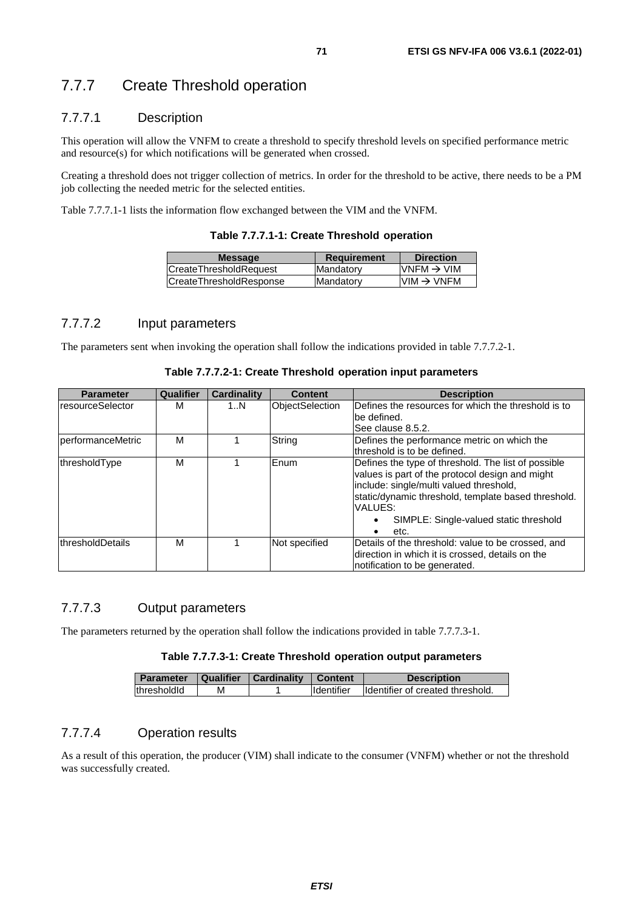### 7.7.7 Create Threshold operation

#### 7.7.7.1 Description

This operation will allow the VNFM to create a threshold to specify threshold levels on specified performance metric and resource(s) for which notifications will be generated when crossed.

Creating a threshold does not trigger collection of metrics. In order for the threshold to be active, there needs to be a PM job collecting the needed metric for the selected entities.

Table 7.7.7.1-1 lists the information flow exchanged between the VIM and the VNFM.

**Table 7.7.7.1-1: Create Threshold operation**

| Message | Requirement | Direction |
|---|---|---|
| CreateThresholdRequest | Mandatory | VNFM → VIM |
| CreateThresholdResponse | Mandatory | VIM → VNFM |

#### 7.7.7.2 Input parameters

The parameters sent when invoking the operation shall follow the indications provided in table 7.7.7.2-1.

**Table 7.7.7.2-1: Create Threshold operation input parameters**

| Parameter | Qualifier | Cardinality | Content | Description |
|---|---|---|---|---|
| resourceSelector | M | 1..N | ObjectSelection | Defines the resources for which the threshold is to be defined.<br>See clause 8.5.2. |
| performanceMetric | M | 1 | String | Defines the performance metric on which the threshold is to be defined. |
| thresholdType | M | 1 | Enum | Defines the type of threshold. The list of possible values is part of the protocol design and might include: single/multi valued threshold, static/dynamic threshold, template based threshold.<br>VALUES:<br>• SIMPLE: Single-valued static threshold<br>• etc. |
| thresholdDetails | M | 1 | Not specified | Details of the threshold: value to be crossed, and direction in which it is crossed, details on the notification to be generated. |

#### 7.7.7.3 Output parameters

The parameters returned by the operation shall follow the indications provided in table 7.7.7.3-1.

**Table 7.7.7.3-1: Create Threshold operation output parameters**

| Parameter | Qualifier | Cardinality | Content | Description |
|---|---|---|---|---|
| thresholdId | M | 1 | Identifier | Identifier of created threshold. |

#### 7.7.7.4 Operation results

As a result of this operation, the producer (VIM) shall indicate to the consumer (VNFM) whether or not the threshold was successfully created.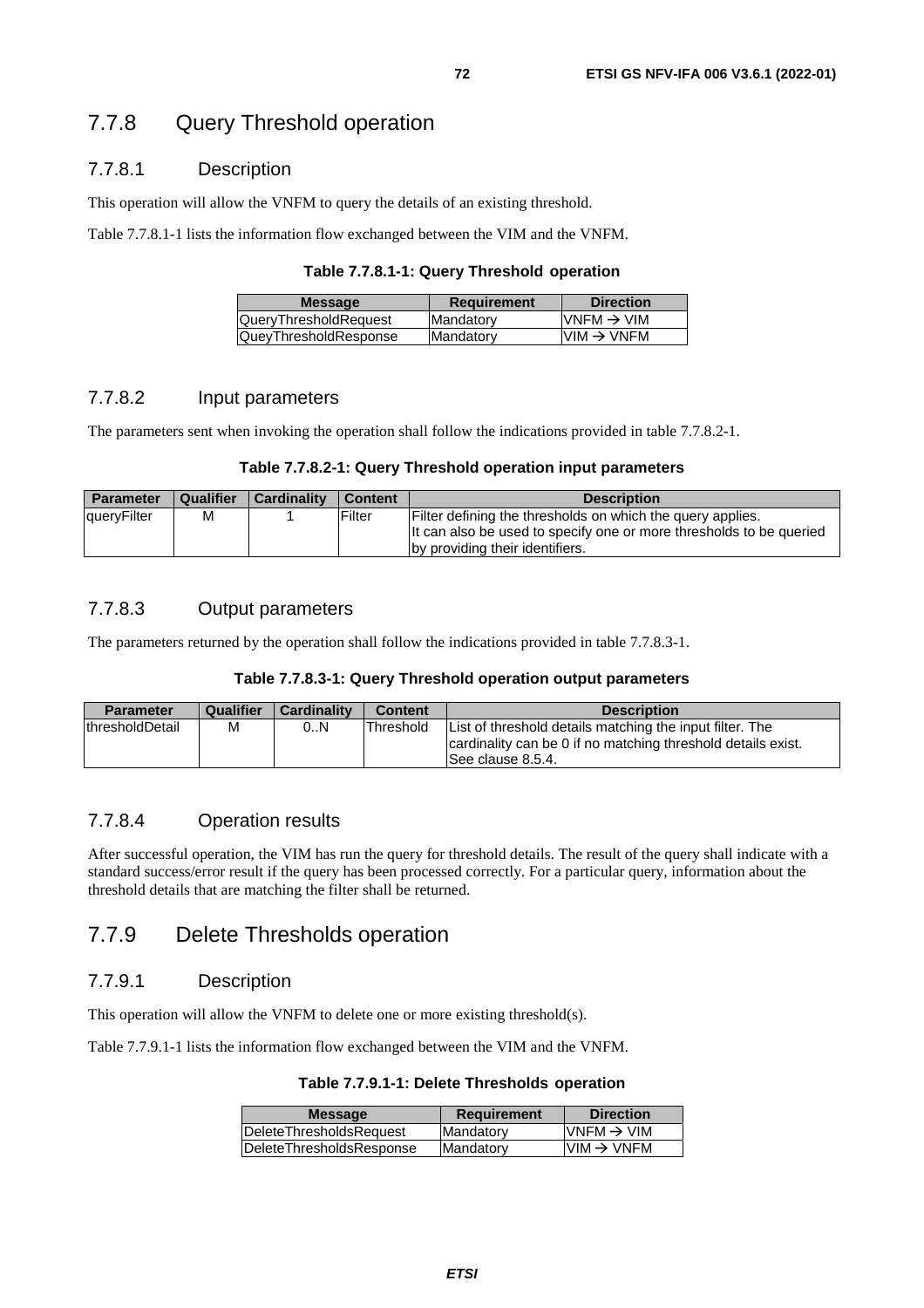## 7.7.8 Query Threshold operation

### 7.7.8.1 Description

This operation will allow the VNFM to query the details of an existing threshold.

Table 7.7.8.1-1 lists the information flow exchanged between the VIM and the VNFM.

**Table 7.7.8.1-1: Query Threshold operation**

| Message | Requirement | Direction |
| --- | --- | --- |
| QueryThresholdRequest | Mandatory | VNFM → VIM |
| QueyThresholdResponse | Mandatory | VIM → VNFM |

### 7.7.8.2 Input parameters

The parameters sent when invoking the operation shall follow the indications provided in table 7.7.8.2-1.

**Table 7.7.8.2-1: Query Threshold operation input parameters**

| Parameter | Qualifier | Cardinality | Content | Description |
| --- | --- | --- | --- | --- |
| queryFilter | M | 1 | Filter | Filter defining the thresholds on which the query applies. It can also be used to specify one or more thresholds to be queried by providing their identifiers. |

### 7.7.8.3 Output parameters

The parameters returned by the operation shall follow the indications provided in table 7.7.8.3-1.

**Table 7.7.8.3-1: Query Threshold operation output parameters**

| Parameter | Qualifier | Cardinality | Content | Description |
| --- | --- | --- | --- | --- |
| thresholdDetail | M | 0..N | Threshold | List of threshold details matching the input filter. The cardinality can be 0 if no matching threshold details exist. See clause 8.5.4. |

### 7.7.8.4 Operation results

After successful operation, the VIM has run the query for threshold details. The result of the query shall indicate with a standard success/error result if the query has been processed correctly. For a particular query, information about the threshold details that are matching the filter shall be returned.

## 7.7.9 Delete Thresholds operation

### 7.7.9.1 Description

This operation will allow the VNFM to delete one or more existing threshold(s).

Table 7.7.9.1-1 lists the information flow exchanged between the VIM and the VNFM.

**Table 7.7.9.1-1: Delete Thresholds operation**

| Message | Requirement | Direction |
| --- | --- | --- |
| DeleteThresholdsRequest | Mandatory | VNFM → VIM |
| DeleteThresholdsResponse | Mandatory | VIM → VNFM |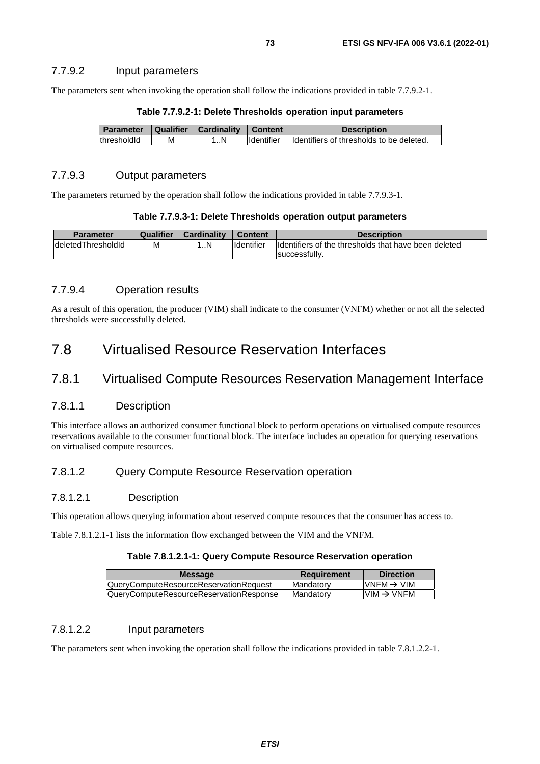### 7.7.9.2 Input parameters

The parameters sent when invoking the operation shall follow the indications provided in table 7.7.9.2-1.

**Table 7.7.9.2-1: Delete Thresholds operation input parameters**

| Parameter | Qualifier | Cardinality | Content | Description |
|---|---|---|---|---|
| thresholdId | M | 1..N | Identifier | Identifiers of thresholds to be deleted. |

### 7.7.9.3 Output parameters

The parameters returned by the operation shall follow the indications provided in table 7.7.9.3-1.

**Table 7.7.9.3-1: Delete Thresholds operation output parameters**

| Parameter | Qualifier | Cardinality | Content | Description |
|---|---|---|---|---|
| deletedThresholdId | M | 1..N | Identifier | Identifiers of the thresholds that have been deleted successfully. |

### 7.7.9.4 Operation results

As a result of this operation, the producer (VIM) shall indicate to the consumer (VNFM) whether or not all the selected thresholds were successfully deleted.

# 7.8 Virtualised Resource Reservation Interfaces

## 7.8.1 Virtualised Compute Resources Reservation Management Interface

### 7.8.1.1 Description

This interface allows an authorized consumer functional block to perform operations on virtualised compute resources reservations available to the consumer functional block. The interface includes an operation for querying reservations on virtualised compute resources.

### 7.8.1.2 Query Compute Resource Reservation operation

#### 7.8.1.2.1 Description

This operation allows querying information about reserved compute resources that the consumer has access to.

Table 7.8.1.2.1-1 lists the information flow exchanged between the VIM and the VNFM.

**Table 7.8.1.2.1-1: Query Compute Resource Reservation operation**

| Message | Requirement | Direction |
|---|---|---|
| QueryComputeResourceReservationRequest | Mandatory | VNFM → VIM |
| QueryComputeResourceReservationResponse | Mandatory | VIM → VNFM |

#### 7.8.1.2.2 Input parameters

The parameters sent when invoking the operation shall follow the indications provided in table 7.8.1.2.2-1.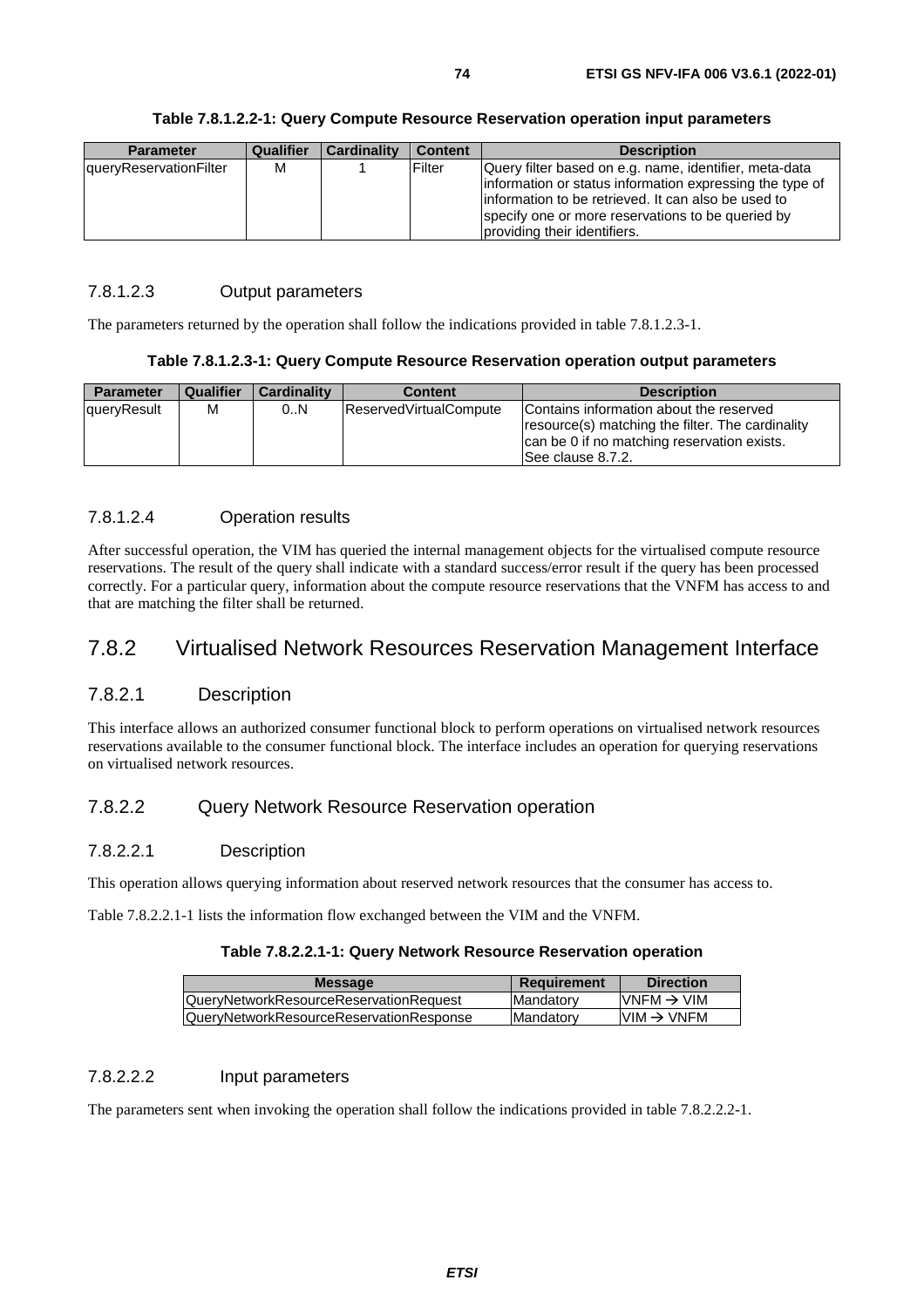**Table 7.8.1.2.2-1: Query Compute Resource Reservation operation input parameters**

| Parameter | Qualifier | Cardinality | Content | Description |
|---|---|---|---|---|
| queryReservationFilter | M | 1 | Filter | Query filter based on e.g. name, identifier, meta-data information or status information expressing the type of information to be retrieved. It can also be used to specify one or more reservations to be queried by providing their identifiers. |

#### 7.8.1.2.3 Output parameters

The parameters returned by the operation shall follow the indications provided in table 7.8.1.2.3-1.

**Table 7.8.1.2.3-1: Query Compute Resource Reservation operation output parameters**

| Parameter | Qualifier | Cardinality | Content | Description |
|---|---|---|---|---|
| queryResult | M | 0..N | ReservedVirtualCompute | Contains information about the reserved resource(s) matching the filter. The cardinality can be 0 if no matching reservation exists. See clause 8.7.2. |

#### 7.8.1.2.4 Operation results

After successful operation, the VIM has queried the internal management objects for the virtualised compute resource reservations. The result of the query shall indicate with a standard success/error result if the query has been processed correctly. For a particular query, information about the compute resource reservations that the VNFM has access to and that are matching the filter shall be returned.

## 7.8.2 Virtualised Network Resources Reservation Management Interface

### 7.8.2.1 Description

This interface allows an authorized consumer functional block to perform operations on virtualised network resources reservations available to the consumer functional block. The interface includes an operation for querying reservations on virtualised network resources.

### 7.8.2.2 Query Network Resource Reservation operation

#### 7.8.2.2.1 Description

This operation allows querying information about reserved network resources that the consumer has access to.

Table 7.8.2.2.1-1 lists the information flow exchanged between the VIM and the VNFM.

**Table 7.8.2.2.1-1: Query Network Resource Reservation operation**

| Message | Requirement | Direction |
|---|---|---|
| QueryNetworkResourceReservationRequest | Mandatory | VNFM → VIM |
| QueryNetworkResourceReservationResponse | Mandatory | VIM → VNFM |

#### 7.8.2.2.2 Input parameters

The parameters sent when invoking the operation shall follow the indications provided in table 7.8.2.2.2-1.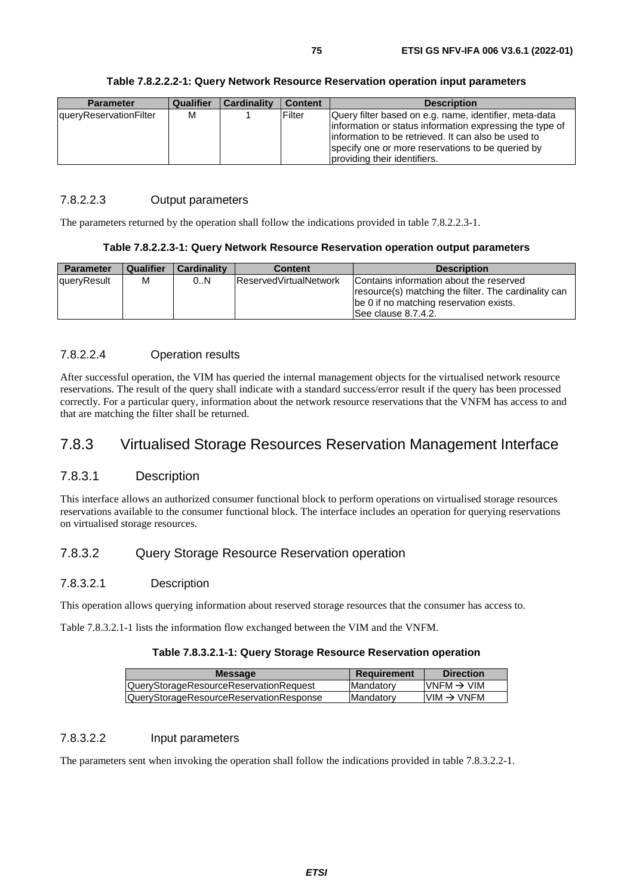**Table 7.8.2.2.2-1: Query Network Resource Reservation operation input parameters**

| Parameter | Qualifier | Cardinality | Content | Description |
|---|---|---|---|---|
| queryReservationFilter | M | 1 | Filter | Query filter based on e.g. name, identifier, meta-data information or status information expressing the type of information to be retrieved. It can also be used to specify one or more reservations to be queried by providing their identifiers. |

#### 7.8.2.2.3 Output parameters

The parameters returned by the operation shall follow the indications provided in table 7.8.2.2.3-1.

**Table 7.8.2.2.3-1: Query Network Resource Reservation operation output parameters**

| Parameter | Qualifier | Cardinality | Content | Description |
|---|---|---|---|---|
| queryResult | M | 0..N | ReservedVirtualNetwork | Contains information about the reserved resource(s) matching the filter. The cardinality can be 0 if no matching reservation exists. See clause 8.7.4.2. |

#### 7.8.2.2.4 Operation results

After successful operation, the VIM has queried the internal management objects for the virtualised network resource reservations. The result of the query shall indicate with a standard success/error result if the query has been processed correctly. For a particular query, information about the network resource reservations that the VNFM has access to and that are matching the filter shall be returned.

## 7.8.3 Virtualised Storage Resources Reservation Management Interface

### 7.8.3.1 Description

This interface allows an authorized consumer functional block to perform operations on virtualised storage resources reservations available to the consumer functional block. The interface includes an operation for querying reservations on virtualised storage resources.

### 7.8.3.2 Query Storage Resource Reservation operation

#### 7.8.3.2.1 Description

This operation allows querying information about reserved storage resources that the consumer has access to.

Table 7.8.3.2.1-1 lists the information flow exchanged between the VIM and the VNFM.

**Table 7.8.3.2.1-1: Query Storage Resource Reservation operation**

| Message | Requirement | Direction |
|---|---|---|
| QueryStorageResourceReservationRequest | Mandatory | VNFM → VIM |
| QueryStorageResourceReservationResponse | Mandatory | VIM → VNFM |

#### 7.8.3.2.2 Input parameters

The parameters sent when invoking the operation shall follow the indications provided in table 7.8.3.2.2-1.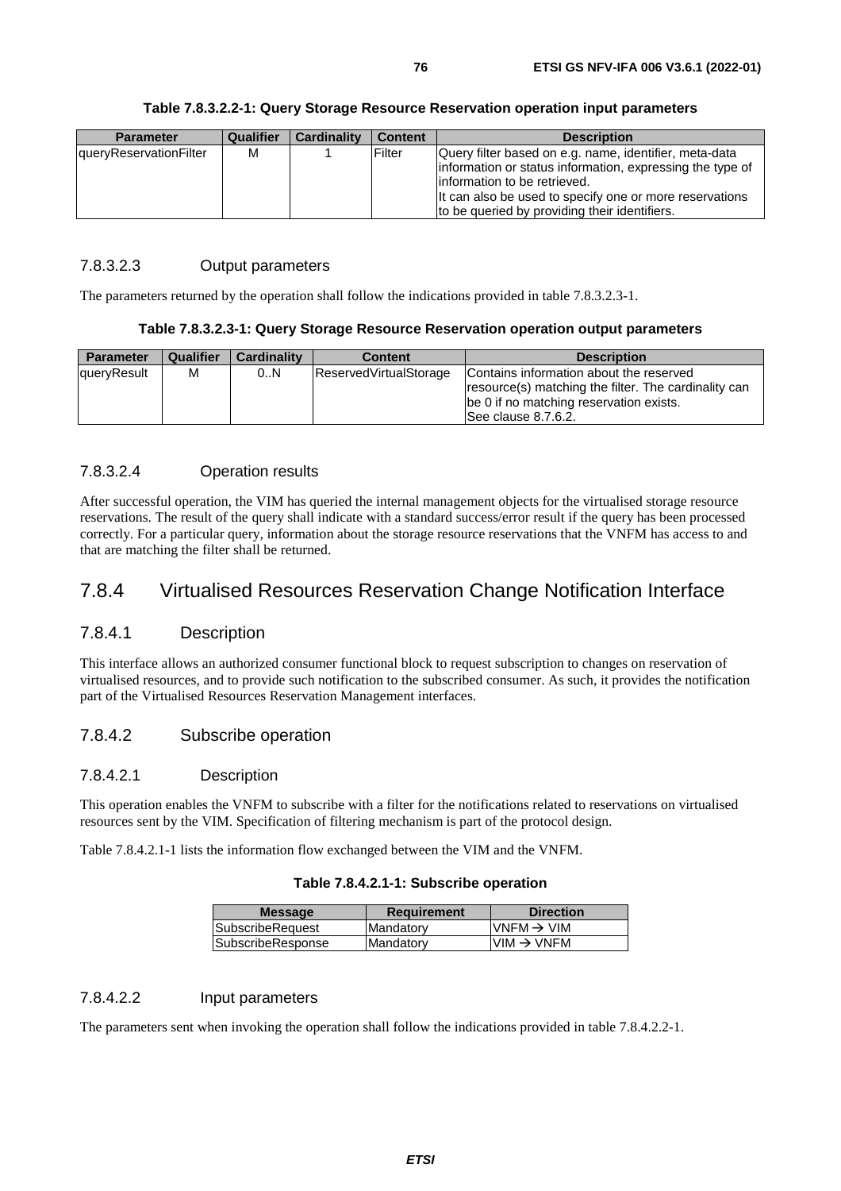**Table 7.8.3.2.2-1: Query Storage Resource Reservation operation input parameters**

| Parameter | Qualifier | Cardinality | Content | Description |
|---|---|---|---|---|
| queryReservationFilter | M | 1 | Filter | Query filter based on e.g. name, identifier, meta-data information or status information, expressing the type of information to be retrieved.<br>It can also be used to specify one or more reservations to be queried by providing their identifiers. |

#### 7.8.3.2.3 Output parameters

The parameters returned by the operation shall follow the indications provided in table 7.8.3.2.3-1.

**Table 7.8.3.2.3-1: Query Storage Resource Reservation operation output parameters**

| Parameter | Qualifier | Cardinality | Content | Description |
|---|---|---|---|---|
| queryResult | M | 0..N | ReservedVirtualStorage | Contains information about the reserved resource(s) matching the filter. The cardinality can be 0 if no matching reservation exists.<br>See clause 8.7.6.2. |

#### 7.8.3.2.4 Operation results

After successful operation, the VIM has queried the internal management objects for the virtualised storage resource reservations. The result of the query shall indicate with a standard success/error result if the query has been processed correctly. For a particular query, information about the storage resource reservations that the VNFM has access to and that are matching the filter shall be returned.

## 7.8.4 Virtualised Resources Reservation Change Notification Interface

### 7.8.4.1 Description

This interface allows an authorized consumer functional block to request subscription to changes on reservation of virtualised resources, and to provide such notification to the subscribed consumer. As such, it provides the notification part of the Virtualised Resources Reservation Management interfaces.

### 7.8.4.2 Subscribe operation

#### 7.8.4.2.1 Description

This operation enables the VNFM to subscribe with a filter for the notifications related to reservations on virtualised resources sent by the VIM. Specification of filtering mechanism is part of the protocol design.

Table 7.8.4.2.1-1 lists the information flow exchanged between the VIM and the VNFM.

**Table 7.8.4.2.1-1: Subscribe operation**

| Message | Requirement | Direction |
|---|---|---|
| SubscribeRequest | Mandatory | VNFM → VIM |
| SubscribeResponse | Mandatory | VIM → VNFM |

#### 7.8.4.2.2 Input parameters

The parameters sent when invoking the operation shall follow the indications provided in table 7.8.4.2.2-1.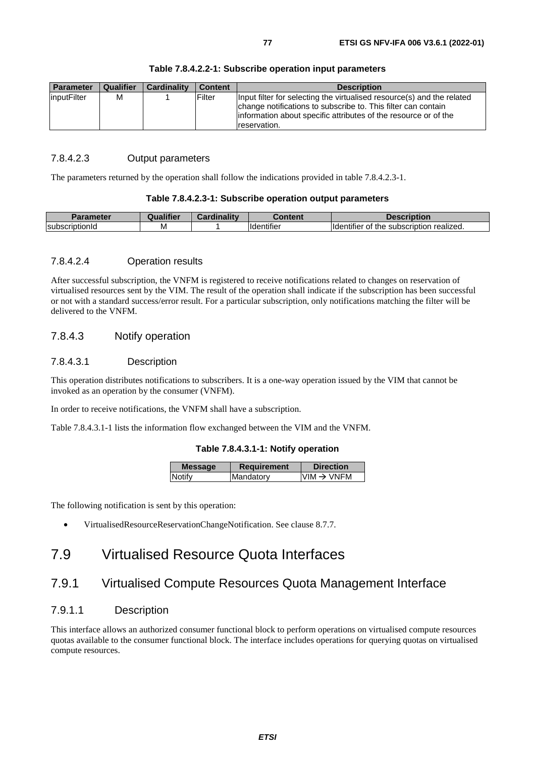**Table 7.8.4.2.2-1: Subscribe operation input parameters**

| Parameter | Qualifier | Cardinality | Content | Description |
|---|---|---|---|---|
| inputFilter | M | 1 | Filter | Input filter for selecting the virtualised resource(s) and the related change notifications to subscribe to. This filter can contain information about specific attributes of the resource or of the reservation. |

#### 7.8.4.2.3 Output parameters

The parameters returned by the operation shall follow the indications provided in table 7.8.4.2.3-1.

**Table 7.8.4.2.3-1: Subscribe operation output parameters**

| Parameter | Qualifier | Cardinality | Content | Description |
|---|---|---|---|---|
| subscriptionId | M | 1 | Identifier | Identifier of the subscription realized. |

#### 7.8.4.2.4 Operation results

After successful subscription, the VNFM is registered to receive notifications related to changes on reservation of virtualised resources sent by the VIM. The result of the operation shall indicate if the subscription has been successful or not with a standard success/error result. For a particular subscription, only notifications matching the filter will be delivered to the VNFM.

### 7.8.4.3 Notify operation

#### 7.8.4.3.1 Description

This operation distributes notifications to subscribers. It is a one-way operation issued by the VIM that cannot be invoked as an operation by the consumer (VNFM).

In order to receive notifications, the VNFM shall have a subscription.

Table 7.8.4.3.1-1 lists the information flow exchanged between the VIM and the VNFM.

**Table 7.8.4.3.1-1: Notify operation**

| Message | Requirement | Direction |
|---|---|---|
| Notify | Mandatory | VIM → VNFM |

The following notification is sent by this operation:

- VirtualisedResourceReservationChangeNotification. See clause 8.7.7.

# 7.9 Virtualised Resource Quota Interfaces

## 7.9.1 Virtualised Compute Resources Quota Management Interface

### 7.9.1.1 Description

This interface allows an authorized consumer functional block to perform operations on virtualised compute resources quotas available to the consumer functional block. The interface includes operations for querying quotas on virtualised compute resources.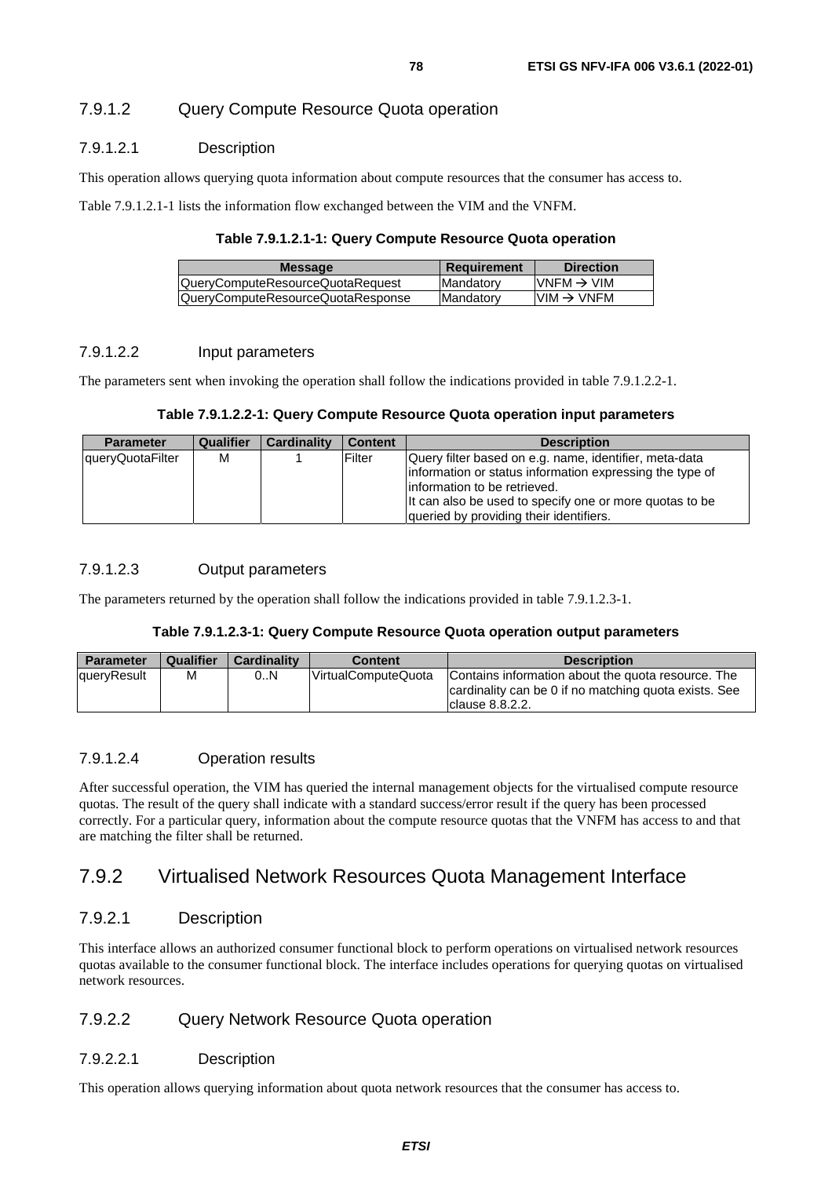#### 7.9.1.2 Query Compute Resource Quota operation

##### 7.9.1.2.1 Description

This operation allows querying quota information about compute resources that the consumer has access to.

Table 7.9.1.2.1-1 lists the information flow exchanged between the VIM and the VNFM.

**Table 7.9.1.2.1-1: Query Compute Resource Quota operation**

| Message | Requirement | Direction |
|---|---|---|
| QueryComputeResourceQuotaRequest | Mandatory | VNFM → VIM |
| QueryComputeResourceQuotaResponse | Mandatory | VIM → VNFM |

##### 7.9.1.2.2 Input parameters

The parameters sent when invoking the operation shall follow the indications provided in table 7.9.1.2.2-1.

**Table 7.9.1.2.2-1: Query Compute Resource Quota operation input parameters**

| Parameter | Qualifier | Cardinality | Content | Description |
|---|---|---|---|---|
| queryQuotaFilter | M | 1 | Filter | Query filter based on e.g. name, identifier, meta-data information or status information expressing the type of information to be retrieved.<br>It can also be used to specify one or more quotas to be queried by providing their identifiers. |

##### 7.9.1.2.3 Output parameters

The parameters returned by the operation shall follow the indications provided in table 7.9.1.2.3-1.

**Table 7.9.1.2.3-1: Query Compute Resource Quota operation output parameters**

| Parameter | Qualifier | Cardinality | Content | Description |
|---|---|---|---|---|
| queryResult | M | 0..N | VirtualComputeQuota | Contains information about the quota resource. The cardinality can be 0 if no matching quota exists. See clause 8.8.2.2. |

##### 7.9.1.2.4 Operation results

After successful operation, the VIM has queried the internal management objects for the virtualised compute resource quotas. The result of the query shall indicate with a standard success/error result if the query has been processed correctly. For a particular query, information about the compute resource quotas that the VNFM has access to and that are matching the filter shall be returned.

### 7.9.2 Virtualised Network Resources Quota Management Interface

#### 7.9.2.1 Description

This interface allows an authorized consumer functional block to perform operations on virtualised network resources quotas available to the consumer functional block. The interface includes operations for querying quotas on virtualised network resources.

#### 7.9.2.2 Query Network Resource Quota operation

##### 7.9.2.2.1 Description

This operation allows querying information about quota network resources that the consumer has access to.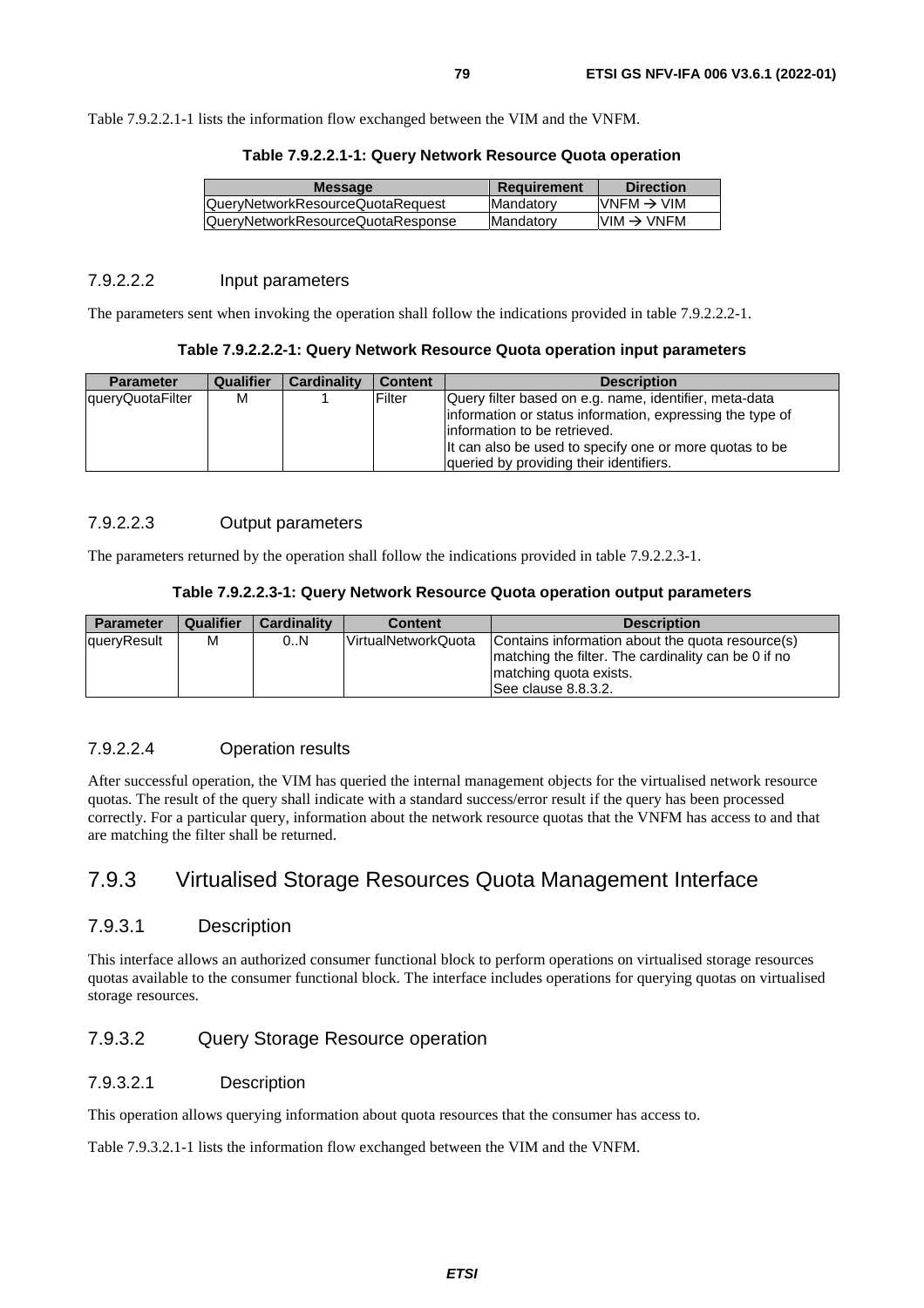Table 7.9.2.2.1-1 lists the information flow exchanged between the VIM and the VNFM.

**Table 7.9.2.2.1-1: Query Network Resource Quota operation**

| Message | Requirement | Direction |
|---|---|---|
| QueryNetworkResourceQuotaRequest | Mandatory | VNFM → VIM |
| QueryNetworkResourceQuotaResponse | Mandatory | VIM → VNFM |

#### 7.9.2.2.2 Input parameters

The parameters sent when invoking the operation shall follow the indications provided in table 7.9.2.2.2-1.

**Table 7.9.2.2.2-1: Query Network Resource Quota operation input parameters**

| Parameter | Qualifier | Cardinality | Content | Description |
|---|---|---|---|---|
| queryQuotaFilter | M | 1 | Filter | Query filter based on e.g. name, identifier, meta-data information or status information, expressing the type of information to be retrieved.<br>It can also be used to specify one or more quotas to be queried by providing their identifiers. |

#### 7.9.2.2.3 Output parameters

The parameters returned by the operation shall follow the indications provided in table 7.9.2.2.3-1.

**Table 7.9.2.2.3-1: Query Network Resource Quota operation output parameters**

| Parameter | Qualifier | Cardinality | Content | Description |
|---|---|---|---|---|
| queryResult | M | 0..N | VirtualNetworkQuota | Contains information about the quota resource(s) matching the filter. The cardinality can be 0 if no matching quota exists.<br>See clause 8.8.3.2. |

#### 7.9.2.2.4 Operation results

After successful operation, the VIM has queried the internal management objects for the virtualised network resource quotas. The result of the query shall indicate with a standard success/error result if the query has been processed correctly. For a particular query, information about the network resource quotas that the VNFM has access to and that are matching the filter shall be returned.

## 7.9.3 Virtualised Storage Resources Quota Management Interface

### 7.9.3.1 Description

This interface allows an authorized consumer functional block to perform operations on virtualised storage resources quotas available to the consumer functional block. The interface includes operations for querying quotas on virtualised storage resources.

### 7.9.3.2 Query Storage Resource operation

#### 7.9.3.2.1 Description

This operation allows querying information about quota resources that the consumer has access to.

Table 7.9.3.2.1-1 lists the information flow exchanged between the VIM and the VNFM.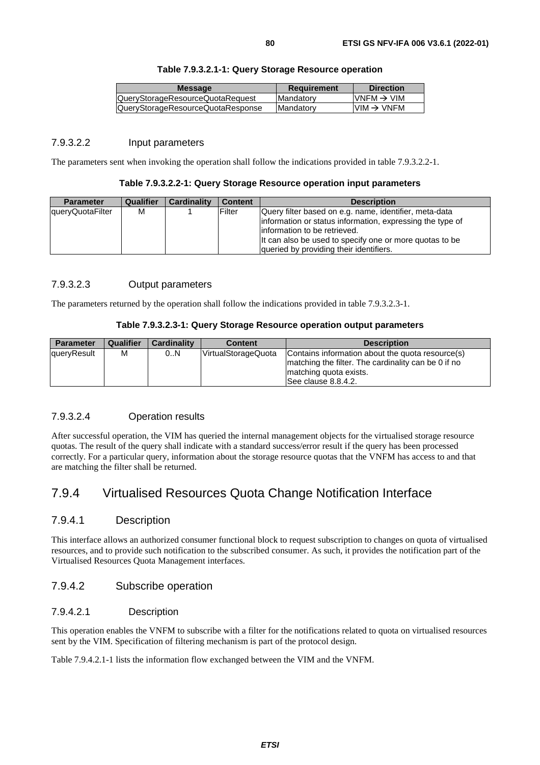**Table 7.9.3.2.1-1: Query Storage Resource operation**

| Message | Requirement | Direction |
| --- | --- | --- |
| QueryStorageResourceQuotaRequest | Mandatory | VNFM → VIM |
| QueryStorageResourceQuotaResponse | Mandatory | VIM → VNFM |

#### 7.9.3.2.2 Input parameters

The parameters sent when invoking the operation shall follow the indications provided in table 7.9.3.2.2-1.

**Table 7.9.3.2.2-1: Query Storage Resource operation input parameters**

| Parameter | Qualifier | Cardinality | Content | Description |
| --- | --- | --- | --- | --- |
| queryQuotaFilter | M | 1 | Filter | Query filter based on e.g. name, identifier, meta-data information or status information, expressing the type of information to be retrieved.<br>It can also be used to specify one or more quotas to be queried by providing their identifiers. |

#### 7.9.3.2.3 Output parameters

The parameters returned by the operation shall follow the indications provided in table 7.9.3.2.3-1.

**Table 7.9.3.2.3-1: Query Storage Resource operation output parameters**

| Parameter | Qualifier | Cardinality | Content | Description |
| --- | --- | --- | --- | --- |
| queryResult | M | 0..N | VirtualStorageQuota | Contains information about the quota resource(s) matching the filter. The cardinality can be 0 if no matching quota exists.<br>See clause 8.8.4.2. |

#### 7.9.3.2.4 Operation results

After successful operation, the VIM has queried the internal management objects for the virtualised storage resource quotas. The result of the query shall indicate with a standard success/error result if the query has been processed correctly. For a particular query, information about the storage resource quotas that the VNFM has access to and that are matching the filter shall be returned.

## 7.9.4 Virtualised Resources Quota Change Notification Interface

### 7.9.4.1 Description

This interface allows an authorized consumer functional block to request subscription to changes on quota of virtualised resources, and to provide such notification to the subscribed consumer. As such, it provides the notification part of the Virtualised Resources Quota Management interfaces.

### 7.9.4.2 Subscribe operation

#### 7.9.4.2.1 Description

This operation enables the VNFM to subscribe with a filter for the notifications related to quota on virtualised resources sent by the VIM. Specification of filtering mechanism is part of the protocol design.

Table 7.9.4.2.1-1 lists the information flow exchanged between the VIM and the VNFM.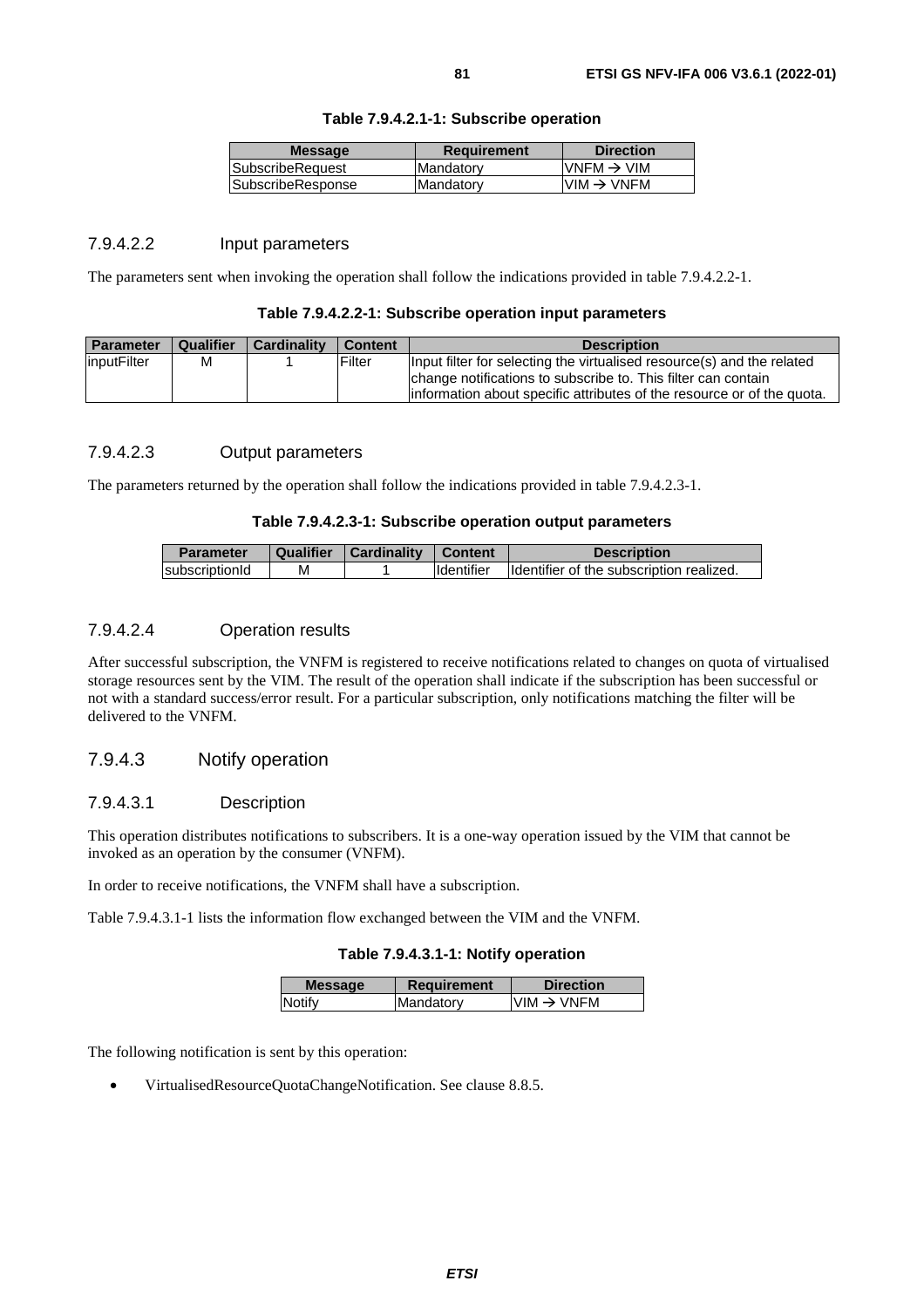**Table 7.9.4.2.1-1: Subscribe operation**

| Message | Requirement | Direction |
|---|---|---|
| SubscribeRequest | Mandatory | VNFM → VIM |
| SubscribeResponse | Mandatory | VIM → VNFM |

#### 7.9.4.2.2 Input parameters

The parameters sent when invoking the operation shall follow the indications provided in table 7.9.4.2.2-1.

**Table 7.9.4.2.2-1: Subscribe operation input parameters**

| Parameter | Qualifier | Cardinality | Content | Description |
|---|---|---|---|---|
| inputFilter | M | 1 | Filter | Input filter for selecting the virtualised resource(s) and the related change notifications to subscribe to. This filter can contain information about specific attributes of the resource or of the quota. |

#### 7.9.4.2.3 Output parameters

The parameters returned by the operation shall follow the indications provided in table 7.9.4.2.3-1.

**Table 7.9.4.2.3-1: Subscribe operation output parameters**

| Parameter | Qualifier | Cardinality | Content | Description |
|---|---|---|---|---|
| subscriptionId | M | 1 | Identifier | Identifier of the subscription realized. |

#### 7.9.4.2.4 Operation results

After successful subscription, the VNFM is registered to receive notifications related to changes on quota of virtualised storage resources sent by the VIM. The result of the operation shall indicate if the subscription has been successful or not with a standard success/error result. For a particular subscription, only notifications matching the filter will be delivered to the VNFM.

### 7.9.4.3 Notify operation

#### 7.9.4.3.1 Description

This operation distributes notifications to subscribers. It is a one-way operation issued by the VIM that cannot be invoked as an operation by the consumer (VNFM).

In order to receive notifications, the VNFM shall have a subscription.

Table 7.9.4.3.1-1 lists the information flow exchanged between the VIM and the VNFM.

**Table 7.9.4.3.1-1: Notify operation**

| Message | Requirement | Direction |
|---|---|---|
| Notify | Mandatory | VIM → VNFM |

The following notification is sent by this operation:

- VirtualisedResourceQuotaChangeNotification. See clause 8.8.5.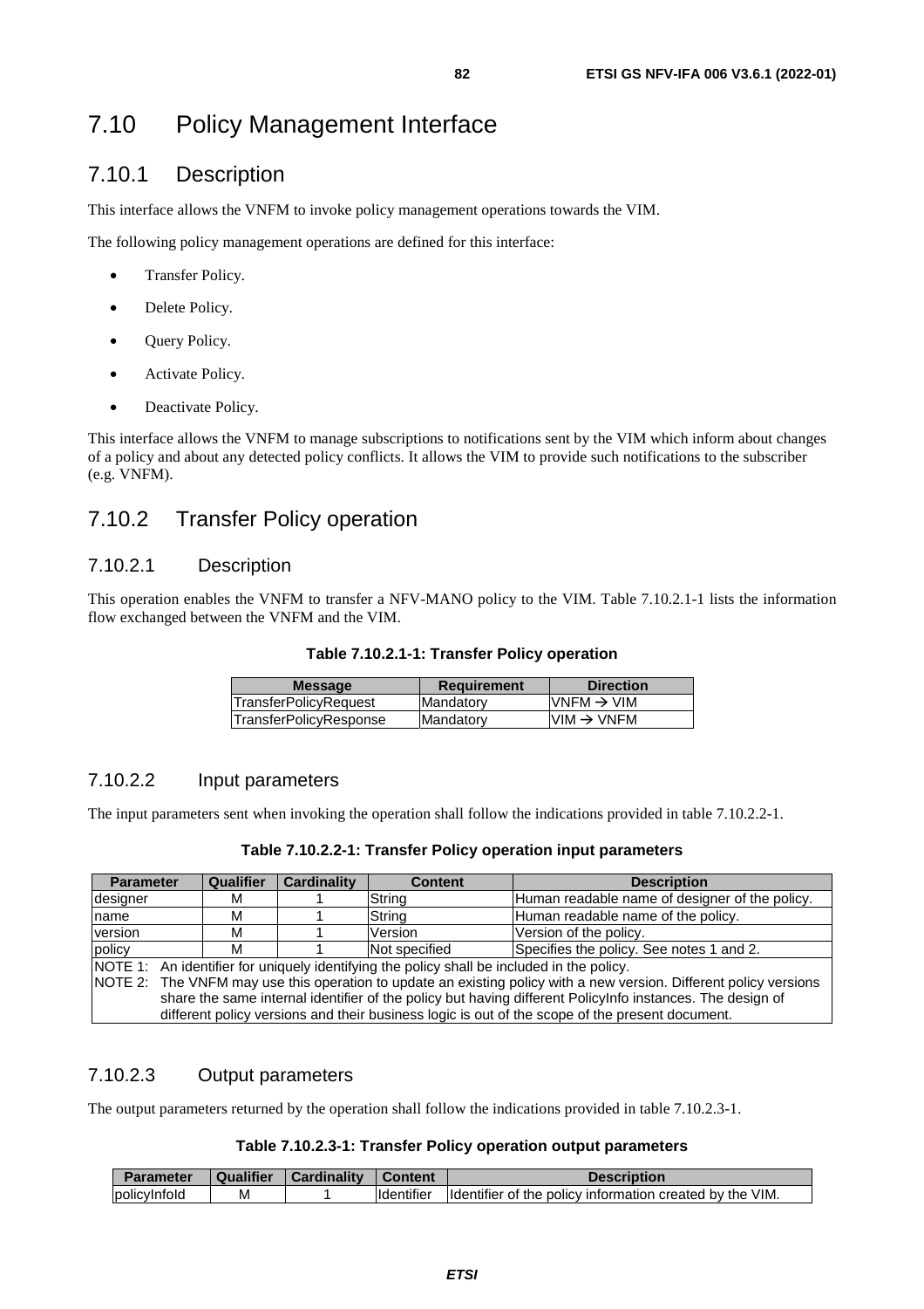## 7.10 Policy Management Interface

### 7.10.1 Description

This interface allows the VNFM to invoke policy management operations towards the VIM.

The following policy management operations are defined for this interface:

- Transfer Policy.
- Delete Policy.
- Query Policy.
- Activate Policy.
- Deactivate Policy.

This interface allows the VNFM to manage subscriptions to notifications sent by the VIM which inform about changes of a policy and about any detected policy conflicts. It allows the VIM to provide such notifications to the subscriber (e.g. VNFM).

### 7.10.2 Transfer Policy operation

#### 7.10.2.1 Description

This operation enables the VNFM to transfer a NFV-MANO policy to the VIM. Table 7.10.2.1-1 lists the information flow exchanged between the VNFM and the VIM.

**Table 7.10.2.1-1: Transfer Policy operation**

| Message | Requirement | Direction |
| --- | --- | --- |
| TransferPolicyRequest | Mandatory | VNFM → VIM |
| TransferPolicyResponse | Mandatory | VIM → VNFM |

#### 7.10.2.2 Input parameters

The input parameters sent when invoking the operation shall follow the indications provided in table 7.10.2.2-1.

**Table 7.10.2.2-1: Transfer Policy operation input parameters**

| Parameter | Qualifier | Cardinality | Content | Description |
| --- | --- | --- | --- | --- |
| designer | M | 1 | String | Human readable name of designer of the policy. |
| name | M | 1 | String | Human readable name of the policy. |
| version | M | 1 | Version | Version of the policy. |
| policy | M | 1 | Not specified | Specifies the policy. See notes 1 and 2. |
| NOTE 1: An identifier for uniquely identifying the policy shall be included in the policy.<br>NOTE 2: The VNFM may use this operation to update an existing policy with a new version. Different policy versions share the same internal identifier of the policy but having different PolicyInfo instances. The design of different policy versions and their business logic is out of the scope of the present document. | | | | |

#### 7.10.2.3 Output parameters

The output parameters returned by the operation shall follow the indications provided in table 7.10.2.3-1.

**Table 7.10.2.3-1: Transfer Policy operation output parameters**

| Parameter | Qualifier | Cardinality | Content | Description |
| --- | --- | --- | --- | --- |
| policyInfoId | M | 1 | Identifier | Identifier of the policy information created by the VIM. |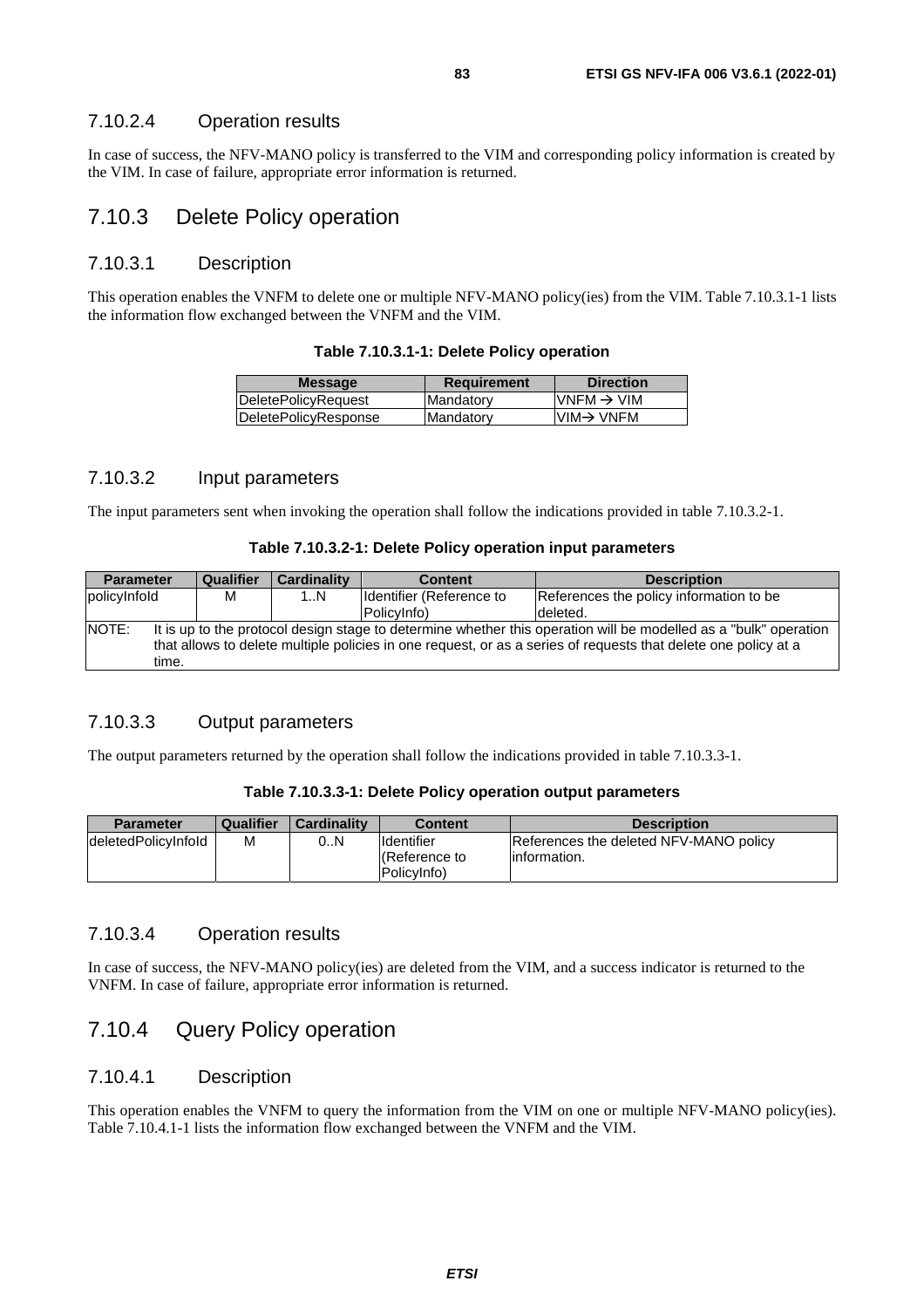#### 7.10.2.4 Operation results

In case of success, the NFV-MANO policy is transferred to the VIM and corresponding policy information is created by the VIM. In case of failure, appropriate error information is returned.

### 7.10.3 Delete Policy operation

#### 7.10.3.1 Description

This operation enables the VNFM to delete one or multiple NFV-MANO policy(ies) from the VIM. Table 7.10.3.1-1 lists the information flow exchanged between the VNFM and the VIM.

**Table 7.10.3.1-1: Delete Policy operation**

| Message | Requirement | Direction |
|---|---|---|
| DeletePolicyRequest | Mandatory | VNFM → VIM |
| DeletePolicyResponse | Mandatory | VIM→ VNFM |

#### 7.10.3.2 Input parameters

The input parameters sent when invoking the operation shall follow the indications provided in table 7.10.3.2-1.

**Table 7.10.3.2-1: Delete Policy operation input parameters**

| Parameter | Qualifier | Cardinality | Content | Description |
|---|---|---|---|---|
| policyInfoId | M | 1..N | Identifier (Reference to PolicyInfo) | References the policy information to be deleted. |
| NOTE: It is up to the protocol design stage to determine whether this operation will be modelled as a "bulk" operation that allows to delete multiple policies in one request, or as a series of requests that delete one policy at a time. | | | | |

#### 7.10.3.3 Output parameters

The output parameters returned by the operation shall follow the indications provided in table 7.10.3.3-1.

**Table 7.10.3.3-1: Delete Policy operation output parameters**

| Parameter | Qualifier | Cardinality | Content | Description |
|---|---|---|---|---|
| deletedPolicyInfoId | M | 0..N | Identifier (Reference to PolicyInfo) | References the deleted NFV-MANO policy information. |

#### 7.10.3.4 Operation results

In case of success, the NFV-MANO policy(ies) are deleted from the VIM, and a success indicator is returned to the VNFM. In case of failure, appropriate error information is returned.

### 7.10.4 Query Policy operation

#### 7.10.4.1 Description

This operation enables the VNFM to query the information from the VIM on one or multiple NFV-MANO policy(ies). Table 7.10.4.1-1 lists the information flow exchanged between the VNFM and the VIM.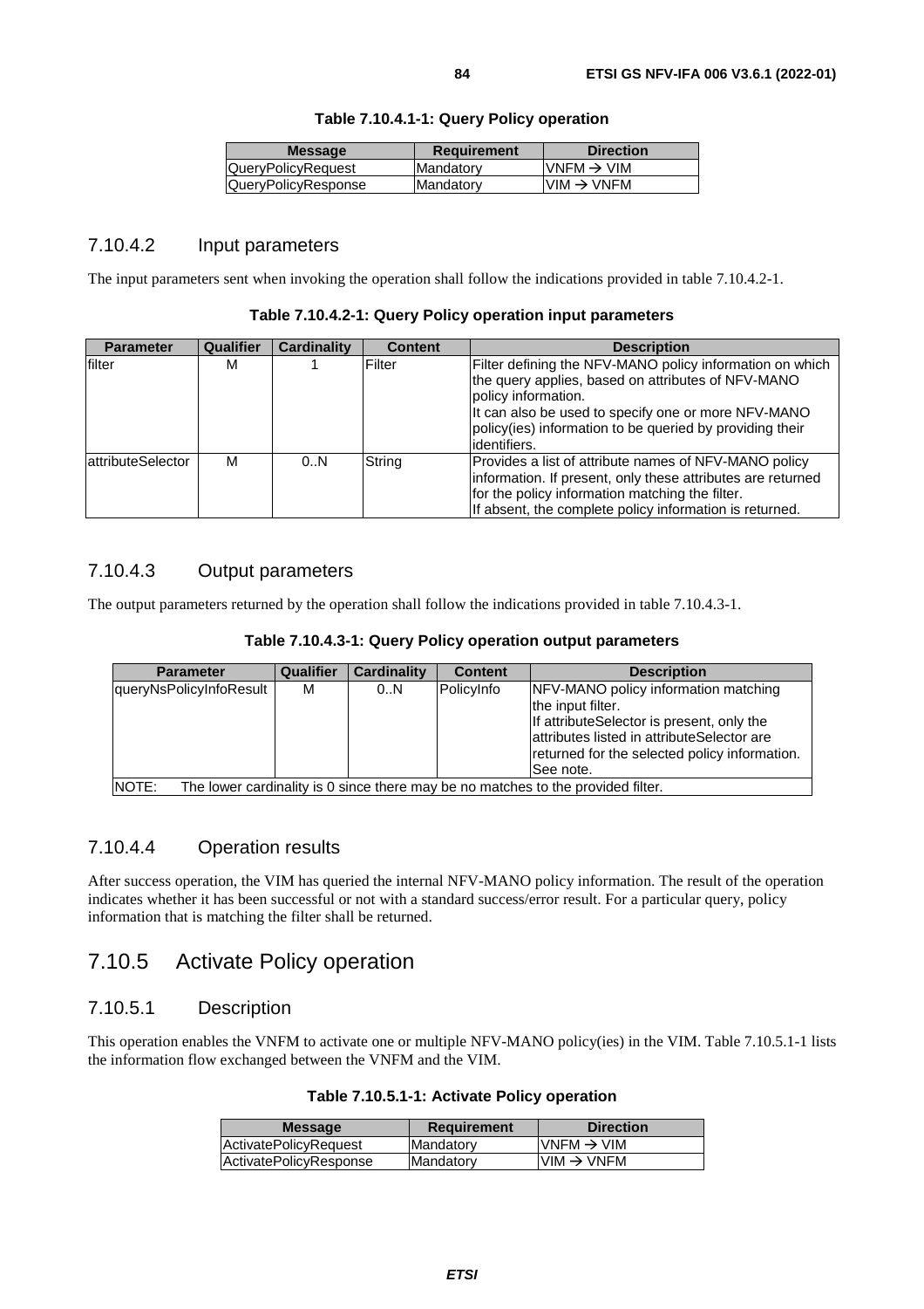**Table 7.10.4.1-1: Query Policy operation**

| Message | Requirement | Direction |
| --- | --- | --- |
| QueryPolicyRequest | Mandatory | VNFM → VIM |
| QueryPolicyResponse | Mandatory | VIM → VNFM |

### 7.10.4.2 Input parameters

The input parameters sent when invoking the operation shall follow the indications provided in table 7.10.4.2-1.

**Table 7.10.4.2-1: Query Policy operation input parameters**

| Parameter | Qualifier | Cardinality | Content | Description |
| --- | --- | --- | --- | --- |
| filter | M | 1 | Filter | Filter defining the NFV-MANO policy information on which the query applies, based on attributes of NFV-MANO policy information.<br>It can also be used to specify one or more NFV-MANO policy(ies) information to be queried by providing their identifiers. |
| attributeSelector | M | 0..N | String | Provides a list of attribute names of NFV-MANO policy information. If present, only these attributes are returned for the policy information matching the filter.<br>If absent, the complete policy information is returned. |

### 7.10.4.3 Output parameters

The output parameters returned by the operation shall follow the indications provided in table 7.10.4.3-1.

**Table 7.10.4.3-1: Query Policy operation output parameters**

| Parameter | Qualifier | Cardinality | Content | Description |
| --- | --- | --- | --- | --- |
| queryNsPolicyInfoResult | M | 0..N | PolicyInfo | NFV-MANO policy information matching the input filter.<br>If attributeSelector is present, only the attributes listed in attributeSelector are returned for the selected policy information.<br>See note. |
| NOTE: The lower cardinality is 0 since there may be no matches to the provided filter. | | | | |

### 7.10.4.4 Operation results

After success operation, the VIM has queried the internal NFV-MANO policy information. The result of the operation indicates whether it has been successful or not with a standard success/error result. For a particular query, policy information that is matching the filter shall be returned.

## 7.10.5 Activate Policy operation

### 7.10.5.1 Description

This operation enables the VNFM to activate one or multiple NFV-MANO policy(ies) in the VIM. Table 7.10.5.1-1 lists the information flow exchanged between the VNFM and the VIM.

**Table 7.10.5.1-1: Activate Policy operation**

| Message | Requirement | Direction |
| --- | --- | --- |
| ActivatePolicyRequest | Mandatory | VNFM → VIM |
| ActivatePolicyResponse | Mandatory | VIM → VNFM |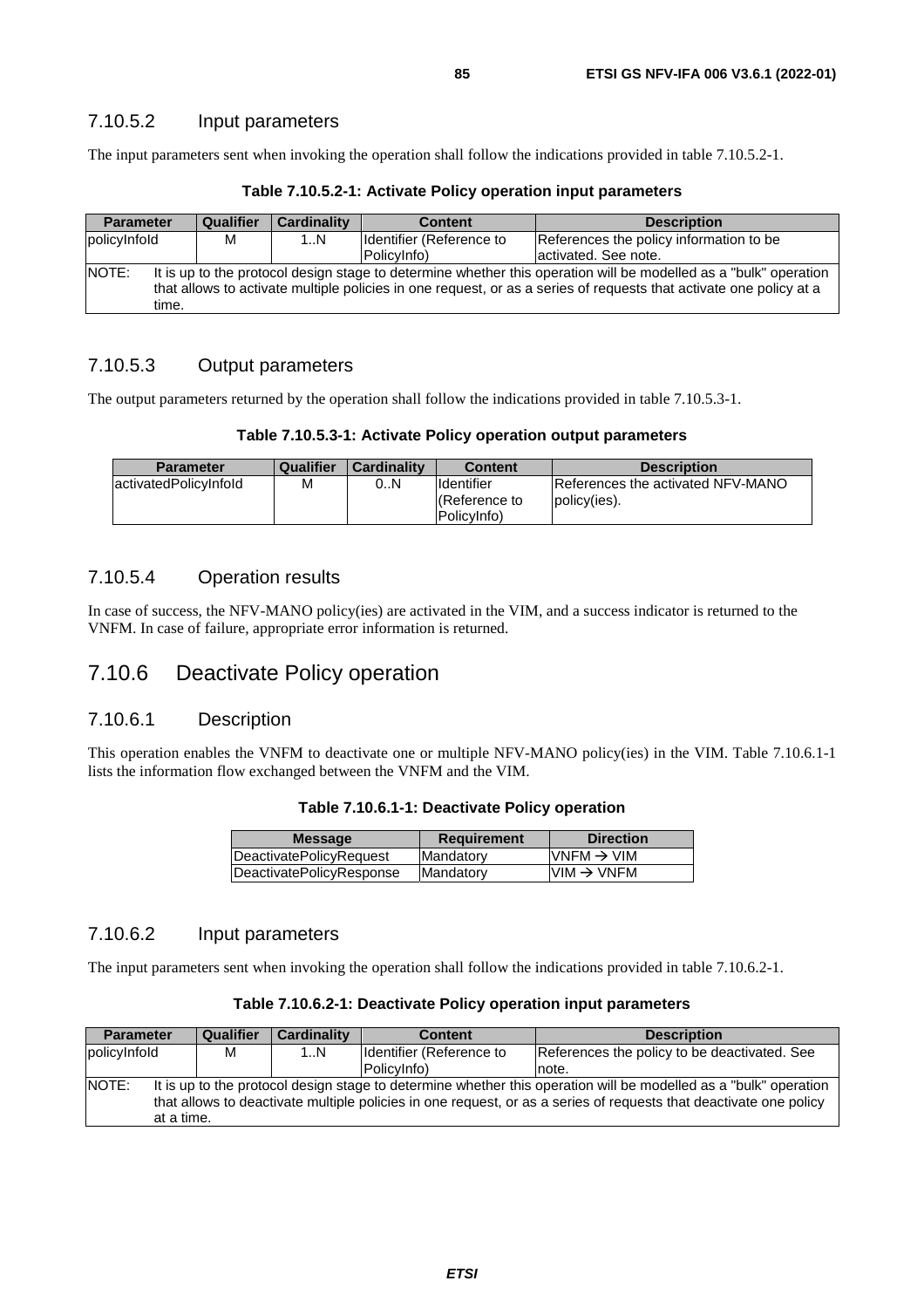### 7.10.5.2 Input parameters

The input parameters sent when invoking the operation shall follow the indications provided in table 7.10.5.2-1.

**Table 7.10.5.2-1: Activate Policy operation input parameters**

| Parameter | Qualifier | Cardinality | Content | Description |
|---|---|---|---|---|
| policyInfoId | M | 1..N | Identifier (Reference to PolicyInfo) | References the policy information to be activated. See note. |
| NOTE: It is up to the protocol design stage to determine whether this operation will be modelled as a "bulk" operation that allows to activate multiple policies in one request, or as a series of requests that activate one policy at a time. | | | | |

### 7.10.5.3 Output parameters

The output parameters returned by the operation shall follow the indications provided in table 7.10.5.3-1.

**Table 7.10.5.3-1: Activate Policy operation output parameters**

| Parameter | Qualifier | Cardinality | Content | Description |
|---|---|---|---|---|
| activatedPolicyInfoId | M | 0..N | Identifier (Reference to PolicyInfo) | References the activated NFV-MANO policy(ies). |

### 7.10.5.4 Operation results

In case of success, the NFV-MANO policy(ies) are activated in the VIM, and a success indicator is returned to the VNFM. In case of failure, appropriate error information is returned.

## 7.10.6 Deactivate Policy operation

### 7.10.6.1 Description

This operation enables the VNFM to deactivate one or multiple NFV-MANO policy(ies) in the VIM. Table 7.10.6.1-1 lists the information flow exchanged between the VNFM and the VIM.

**Table 7.10.6.1-1: Deactivate Policy operation**

| Message | Requirement | Direction |
|---|---|---|
| DeactivatePolicyRequest | Mandatory | VNFM → VIM |
| DeactivatePolicyResponse | Mandatory | VIM → VNFM |

### 7.10.6.2 Input parameters

The input parameters sent when invoking the operation shall follow the indications provided in table 7.10.6.2-1.

**Table 7.10.6.2-1: Deactivate Policy operation input parameters**

| Parameter | Qualifier | Cardinality | Content | Description |
|---|---|---|---|---|
| policyInfoId | M | 1..N | Identifier (Reference to PolicyInfo) | References the policy to be deactivated. See note. |
| NOTE: It is up to the protocol design stage to determine whether this operation will be modelled as a "bulk" operation that allows to deactivate multiple policies in one request, or as a series of requests that deactivate one policy at a time. | | | | |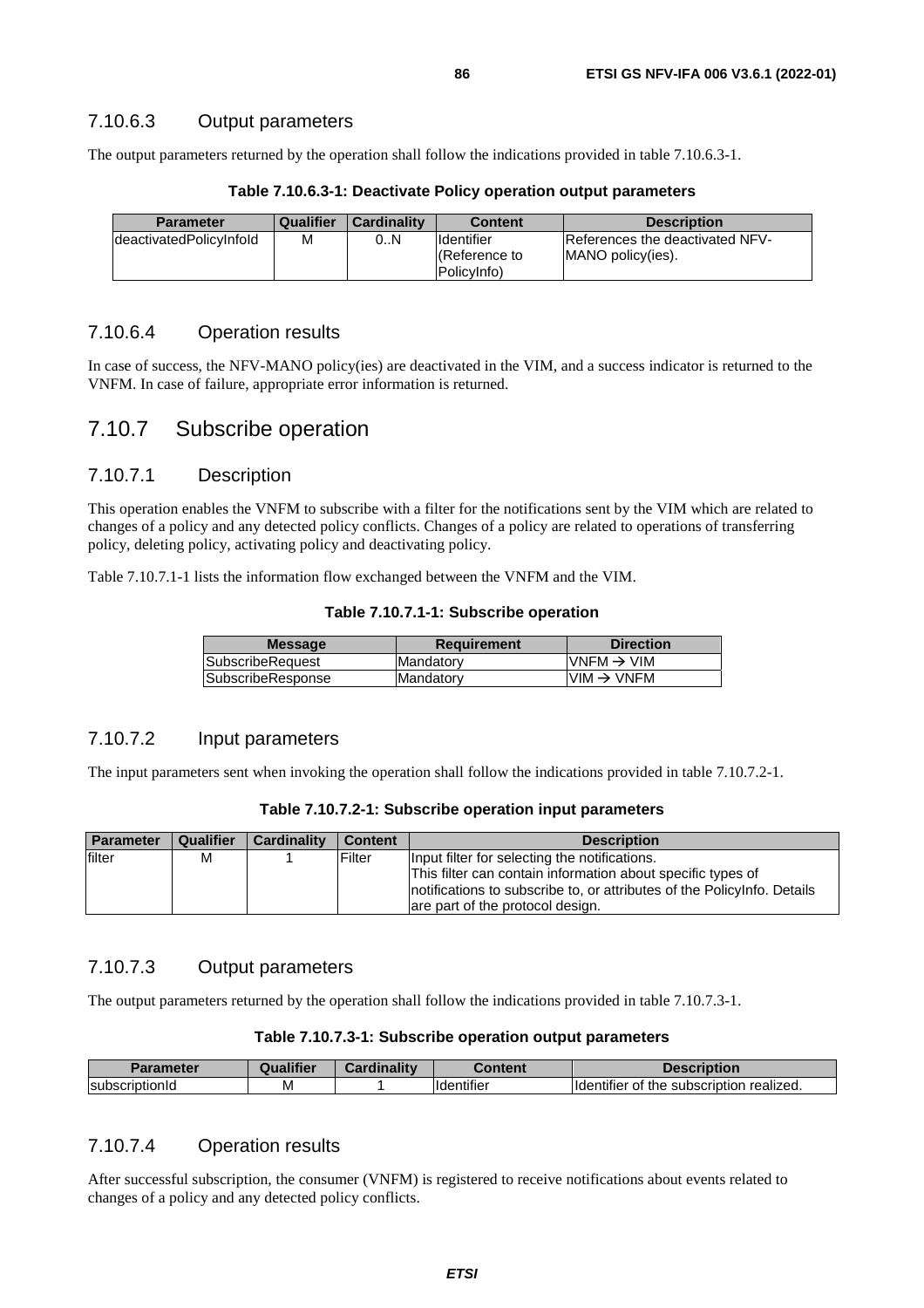### 7.10.6.3 Output parameters

The output parameters returned by the operation shall follow the indications provided in table 7.10.6.3-1.

**Table 7.10.6.3-1: Deactivate Policy operation output parameters**

| Parameter | Qualifier | Cardinality | Content | Description |
|---|---|---|---|---|
| deactivatedPolicyInfoId | M | 0..N | Identifier (Reference to PolicyInfo) | References the deactivated NFV-MANO policy(ies). |

### 7.10.6.4 Operation results

In case of success, the NFV-MANO policy(ies) are deactivated in the VIM, and a success indicator is returned to the VNFM. In case of failure, appropriate error information is returned.

## 7.10.7 Subscribe operation

### 7.10.7.1 Description

This operation enables the VNFM to subscribe with a filter for the notifications sent by the VIM which are related to changes of a policy and any detected policy conflicts. Changes of a policy are related to operations of transferring policy, deleting policy, activating policy and deactivating policy.

Table 7.10.7.1-1 lists the information flow exchanged between the VNFM and the VIM.

**Table 7.10.7.1-1: Subscribe operation**

| Message | Requirement | Direction |
|---|---|---|
| SubscribeRequest | Mandatory | VNFM → VIM |
| SubscribeResponse | Mandatory | VIM → VNFM |

### 7.10.7.2 Input parameters

The input parameters sent when invoking the operation shall follow the indications provided in table 7.10.7.2-1.

**Table 7.10.7.2-1: Subscribe operation input parameters**

| Parameter | Qualifier | Cardinality | Content | Description |
|---|---|---|---|---|
| filter | M | 1 | Filter | Input filter for selecting the notifications. This filter can contain information about specific types of notifications to subscribe to, or attributes of the PolicyInfo. Details are part of the protocol design. |

### 7.10.7.3 Output parameters

The output parameters returned by the operation shall follow the indications provided in table 7.10.7.3-1.

**Table 7.10.7.3-1: Subscribe operation output parameters**

| Parameter | Qualifier | Cardinality | Content | Description |
|---|---|---|---|---|
| subscriptionId | M | 1 | Identifier | Identifier of the subscription realized. |

### 7.10.7.4 Operation results

After successful subscription, the consumer (VNFM) is registered to receive notifications about events related to changes of a policy and any detected policy conflicts.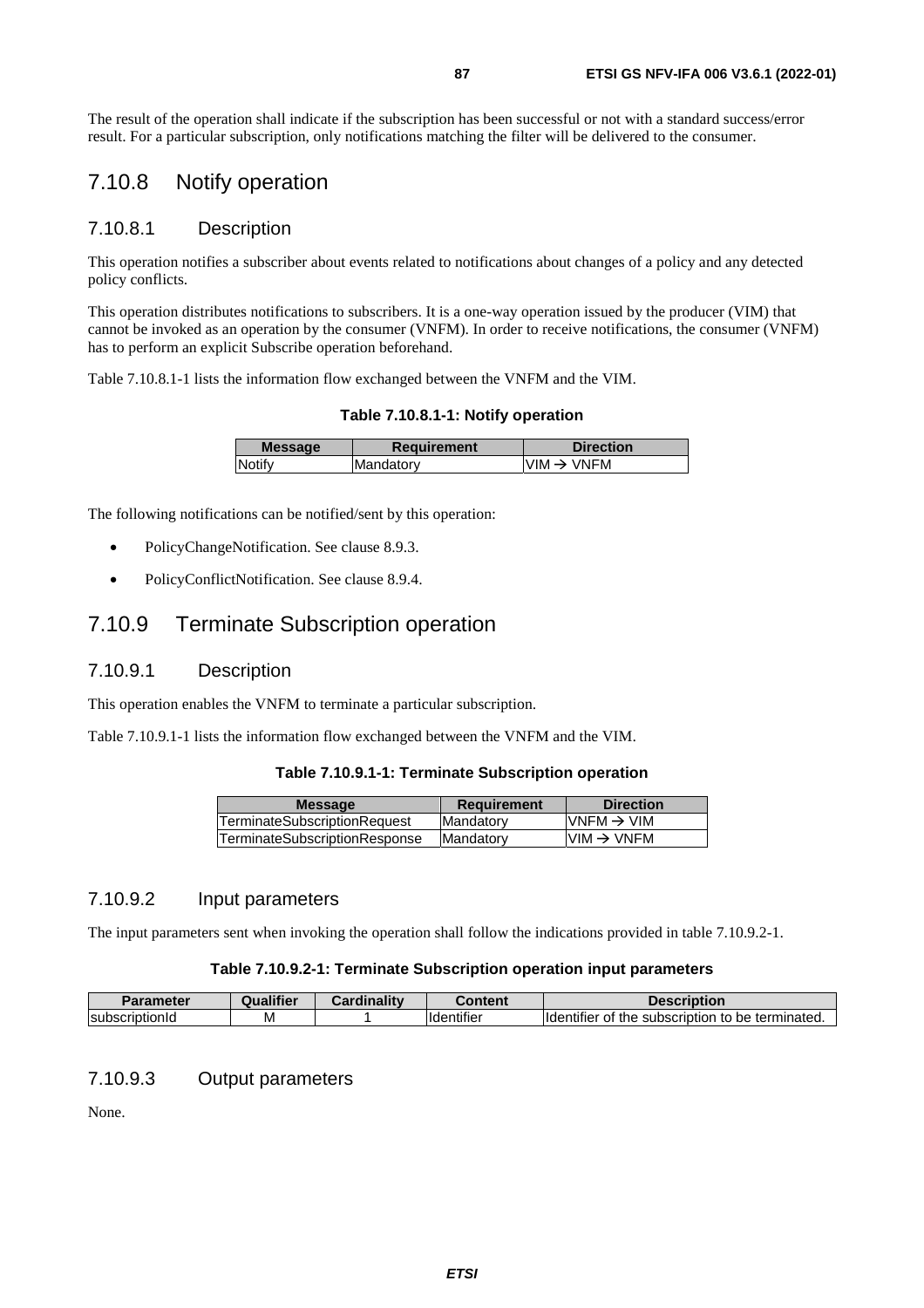The result of the operation shall indicate if the subscription has been successful or not with a standard success/error result. For a particular subscription, only notifications matching the filter will be delivered to the consumer.

## 7.10.8 Notify operation

### 7.10.8.1 Description

This operation notifies a subscriber about events related to notifications about changes of a policy and any detected policy conflicts.

This operation distributes notifications to subscribers. It is a one-way operation issued by the producer (VIM) that cannot be invoked as an operation by the consumer (VNFM). In order to receive notifications, the consumer (VNFM) has to perform an explicit Subscribe operation beforehand.

Table 7.10.8.1-1 lists the information flow exchanged between the VNFM and the VIM.

**Table 7.10.8.1-1: Notify operation**

| Message | Requirement | Direction |
|---|---|---|
| Notify | Mandatory | VIM → VNFM |

The following notifications can be notified/sent by this operation:

- PolicyChangeNotification. See clause 8.9.3.
- PolicyConflictNotification. See clause 8.9.4.

## 7.10.9 Terminate Subscription operation

### 7.10.9.1 Description

This operation enables the VNFM to terminate a particular subscription.

Table 7.10.9.1-1 lists the information flow exchanged between the VNFM and the VIM.

**Table 7.10.9.1-1: Terminate Subscription operation**

| Message | Requirement | Direction |
|---|---|---|
| TerminateSubscriptionRequest | Mandatory | VNFM → VIM |
| TerminateSubscriptionResponse | Mandatory | VIM → VNFM |

### 7.10.9.2 Input parameters

The input parameters sent when invoking the operation shall follow the indications provided in table 7.10.9.2-1.

**Table 7.10.9.2-1: Terminate Subscription operation input parameters**

| Parameter | Qualifier | Cardinality | Content | Description |
|---|---|---|---|---|
| subscriptionId | M | 1 | Identifier | Identifier of the subscription to be terminated. |

### 7.10.9.3 Output parameters

None.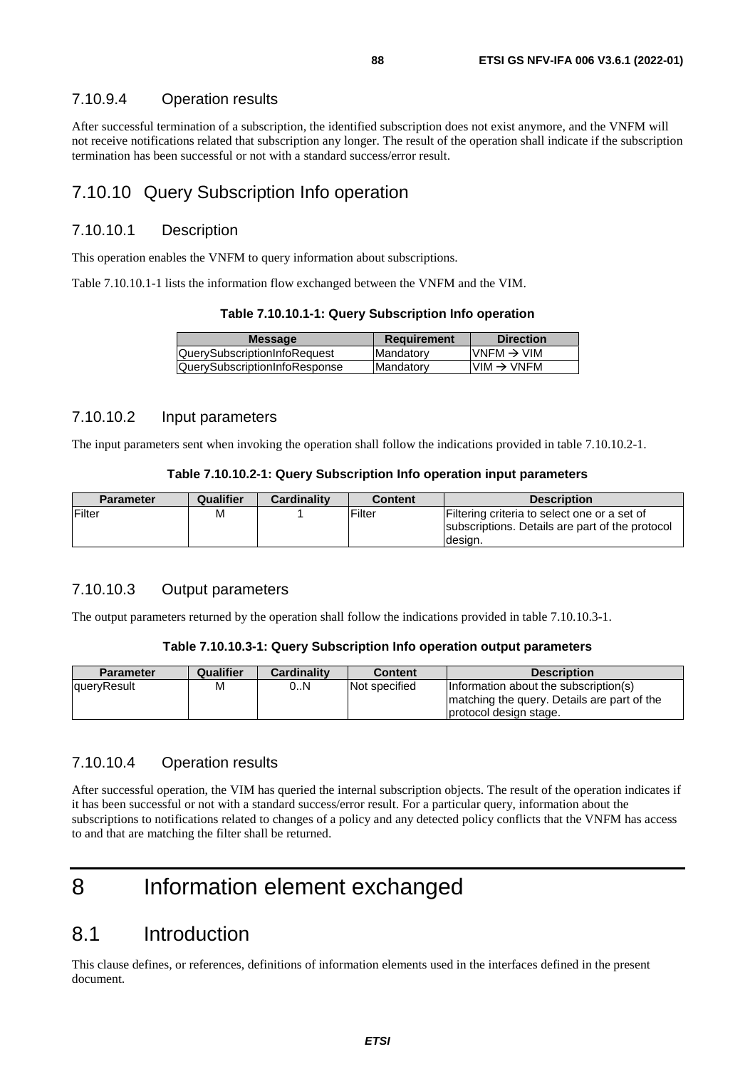#### 7.10.9.4 Operation results

After successful termination of a subscription, the identified subscription does not exist anymore, and the VNFM will not receive notifications related that subscription any longer. The result of the operation shall indicate if the subscription termination has been successful or not with a standard success/error result.

### 7.10.10 Query Subscription Info operation

#### 7.10.10.1 Description

This operation enables the VNFM to query information about subscriptions.

Table 7.10.10.1-1 lists the information flow exchanged between the VNFM and the VIM.

**Table 7.10.10.1-1: Query Subscription Info operation**

| Message | Requirement | Direction |
|---|---|---|
| QuerySubscriptionInfoRequest | Mandatory | VNFM → VIM |
| QuerySubscriptionInfoResponse | Mandatory | VIM → VNFM |

#### 7.10.10.2 Input parameters

The input parameters sent when invoking the operation shall follow the indications provided in table 7.10.10.2-1.

**Table 7.10.10.2-1: Query Subscription Info operation input parameters**

| Parameter | Qualifier | Cardinality | Content | Description |
|---|---|---|---|---|
| Filter | M | 1 | Filter | Filtering criteria to select one or a set of subscriptions. Details are part of the protocol design. |

#### 7.10.10.3 Output parameters

The output parameters returned by the operation shall follow the indications provided in table 7.10.10.3-1.

**Table 7.10.10.3-1: Query Subscription Info operation output parameters**

| Parameter | Qualifier | Cardinality | Content | Description |
|---|---|---|---|---|
| queryResult | M | 0..N | Not specified | Information about the subscription(s) matching the query. Details are part of the protocol design stage. |

#### 7.10.10.4 Operation results

After successful operation, the VIM has queried the internal subscription objects. The result of the operation indicates if it has been successful or not with a standard success/error result. For a particular query, information about the subscriptions to notifications related to changes of a policy and any detected policy conflicts that the VNFM has access to and that are matching the filter shall be returned.

# 8 Information element exchanged

## 8.1 Introduction

This clause defines, or references, definitions of information elements used in the interfaces defined in the present document.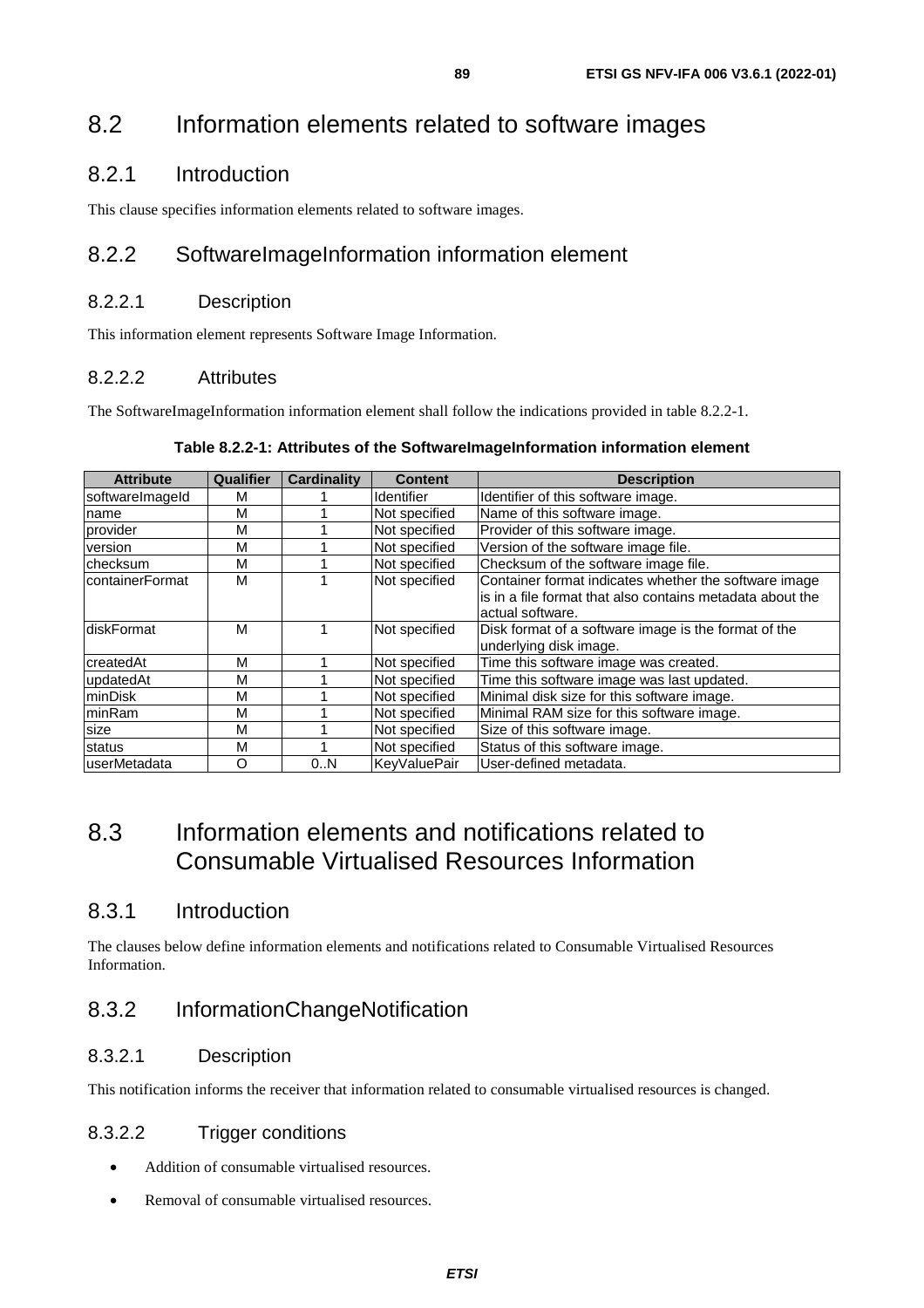# 8.2 Information elements related to software images

## 8.2.1 Introduction

This clause specifies information elements related to software images.

## 8.2.2 SoftwareImageInformation information element

### 8.2.2.1 Description

This information element represents Software Image Information.

### 8.2.2.2 Attributes

The SoftwareImageInformation information element shall follow the indications provided in table 8.2.2-1.

**Table 8.2.2-1: Attributes of the SoftwareImageInformation information element**

| Attribute | Qualifier | Cardinality | Content | Description |
|---|---|---|---|---|
| softwareImageId | M | 1 | Identifier | Identifier of this software image. |
| name | M | 1 | Not specified | Name of this software image. |
| provider | M | 1 | Not specified | Provider of this software image. |
| version | M | 1 | Not specified | Version of the software image file. |
| checksum | M | 1 | Not specified | Checksum of the software image file. |
| containerFormat | M | 1 | Not specified | Container format indicates whether the software image is in a file format that also contains metadata about the actual software. |
| diskFormat | M | 1 | Not specified | Disk format of a software image is the format of the underlying disk image. |
| createdAt | M | 1 | Not specified | Time this software image was created. |
| updatedAt | M | 1 | Not specified | Time this software image was last updated. |
| minDisk | M | 1 | Not specified | Minimal disk size for this software image. |
| minRam | M | 1 | Not specified | Minimal RAM size for this software image. |
| size | M | 1 | Not specified | Size of this software image. |
| status | M | 1 | Not specified | Status of this software image. |
| userMetadata | O | 0..N | KeyValuePair | User-defined metadata. |

# 8.3 Information elements and notifications related to Consumable Virtualised Resources Information

## 8.3.1 Introduction

The clauses below define information elements and notifications related to Consumable Virtualised Resources Information.

## 8.3.2 InformationChangeNotification

### 8.3.2.1 Description

This notification informs the receiver that information related to consumable virtualised resources is changed.

### 8.3.2.2 Trigger conditions

- Addition of consumable virtualised resources.
- Removal of consumable virtualised resources.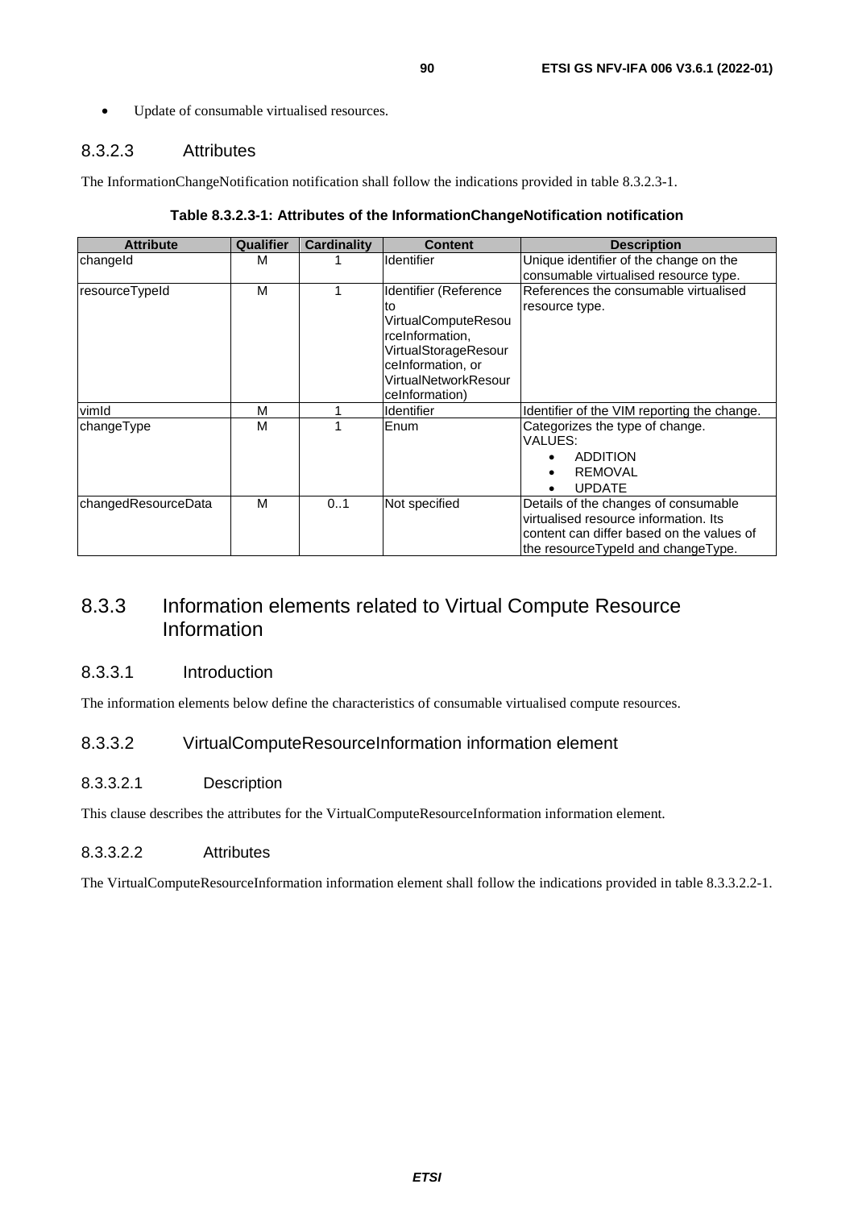- Update of consumable virtualised resources.

#### 8.3.2.3 Attributes

The InformationChangeNotification notification shall follow the indications provided in table 8.3.2.3-1.

**Table 8.3.2.3-1: Attributes of the InformationChangeNotification notification**

| Attribute | Qualifier | Cardinality | Content | Description |
|---|---|---|---|---|
| changeId | M | 1 | Identifier | Unique identifier of the change on the consumable virtualised resource type. |
| resourceTypeId | M | 1 | Identifier (Reference to VirtualComputeResourceInformation, VirtualStorageResourceInformation, or VirtualNetworkResourceInformation) | References the consumable virtualised resource type. |
| vimId | M | 1 | Identifier | Identifier of the VIM reporting the change. |
| changeType | M | 1 | Enum | Categorizes the type of change. VALUES: <br>• ADDITION <br>• REMOVAL <br>• UPDATE |
| changedResourceData | M | 0..1 | Not specified | Details of the changes of consumable virtualised resource information. Its content can differ based on the values of the resourceTypeId and changeType. |

### 8.3.3 Information elements related to Virtual Compute Resource Information

#### 8.3.3.1 Introduction

The information elements below define the characteristics of consumable virtualised compute resources.

#### 8.3.3.2 VirtualComputeResourceInformation information element

##### 8.3.3.2.1 Description

This clause describes the attributes for the VirtualComputeResourceInformation information element.

##### 8.3.3.2.2 Attributes

The VirtualComputeResourceInformation information element shall follow the indications provided in table 8.3.3.2.2-1.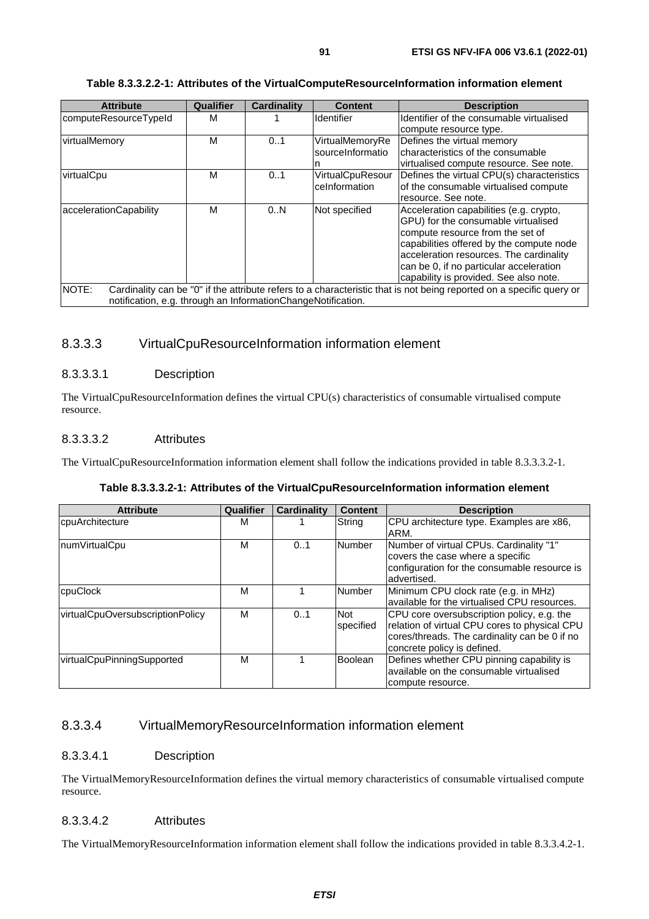**Table 8.3.3.2.2-1: Attributes of the VirtualComputeResourceInformation information element**

| Attribute | Qualifier | Cardinality | Content | Description |
|---|---|---|---|---|
| computeResourceTypeId | M | 1 | Identifier | Identifier of the consumable virtualised compute resource type. |
| virtualMemory | M | 0..1 | VirtualMemoryResourceInformation | Defines the virtual memory characteristics of the consumable virtualised compute resource. See note. |
| virtualCpu | M | 0..1 | VirtualCpuResourceInformation | Defines the virtual CPU(s) characteristics of the consumable virtualised compute resource. See note. |
| accelerationCapability | M | 0..N | Not specified | Acceleration capabilities (e.g. crypto, GPU) for the consumable virtualised compute resource from the set of capabilities offered by the compute node acceleration resources. The cardinality can be 0, if no particular acceleration capability is provided. See also note. |
| NOTE: Cardinality can be "0" if the attribute refers to a characteristic that is not being reported on a specific query or notification, e.g. through an InformationChangeNotification. | | | | |

### 8.3.3.3 VirtualCpuResourceInformation information element

#### 8.3.3.3.1 Description

The VirtualCpuResourceInformation defines the virtual CPU(s) characteristics of consumable virtualised compute resource.

#### 8.3.3.3.2 Attributes

The VirtualCpuResourceInformation information element shall follow the indications provided in table 8.3.3.3.2-1.

**Table 8.3.3.3.2-1: Attributes of the VirtualCpuResourceInformation information element**

| Attribute | Qualifier | Cardinality | Content | Description |
|---|---|---|---|---|
| cpuArchitecture | M | 1 | String | CPU architecture type. Examples are x86, ARM. |
| numVirtualCpu | M | 0..1 | Number | Number of virtual CPUs. Cardinality "1" covers the case where a specific configuration for the consumable resource is advertised. |
| cpuClock | M | 1 | Number | Minimum CPU clock rate (e.g. in MHz) available for the virtualised CPU resources. |
| virtualCpuOversubscriptionPolicy | M | 0..1 | Not specified | CPU core oversubscription policy, e.g. the relation of virtual CPU cores to physical CPU cores/threads. The cardinality can be 0 if no concrete policy is defined. |
| virtualCpuPinningSupported | M | 1 | Boolean | Defines whether CPU pinning capability is available on the consumable virtualised compute resource. |

### 8.3.3.4 VirtualMemoryResourceInformation information element

#### 8.3.3.4.1 Description

The VirtualMemoryResourceInformation defines the virtual memory characteristics of consumable virtualised compute resource.

#### 8.3.3.4.2 Attributes

The VirtualMemoryResourceInformation information element shall follow the indications provided in table 8.3.3.4.2-1.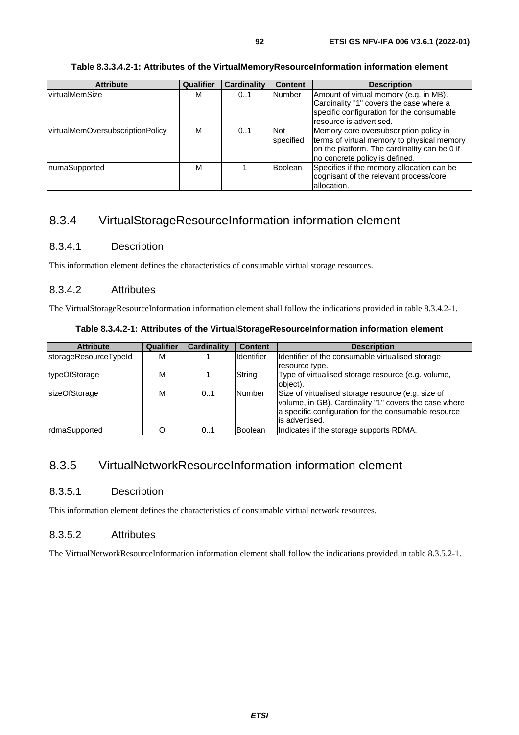**Table 8.3.3.4.2-1: Attributes of the VirtualMemoryResourceInformation information element**

| Attribute | Qualifier | Cardinality | Content | Description |
|---|---|---|---|---|
| virtualMemSize | M | 0..1 | Number | Amount of virtual memory (e.g. in MB). Cardinality "1" covers the case where a specific configuration for the consumable resource is advertised. |
| virtualMemOversubscriptionPolicy | M | 0..1 | Not specified | Memory core oversubscription policy in terms of virtual memory to physical memory on the platform. The cardinality can be 0 if no concrete policy is defined. |
| numaSupported | M | 1 | Boolean | Specifies if the memory allocation can be cognisant of the relevant process/core allocation. |

## 8.3.4 VirtualStorageResourceInformation information element

### 8.3.4.1 Description

This information element defines the characteristics of consumable virtual storage resources.

### 8.3.4.2 Attributes

The VirtualStorageResourceInformation information element shall follow the indications provided in table 8.3.4.2-1.

**Table 8.3.4.2-1: Attributes of the VirtualStorageResourceInformation information element**

| Attribute | Qualifier | Cardinality | Content | Description |
|---|---|---|---|---|
| storageResourceTypeId | M | 1 | Identifier | Identifier of the consumable virtualised storage resource type. |
| typeOfStorage | M | 1 | String | Type of virtualised storage resource (e.g. volume, object). |
| sizeOfStorage | M | 0..1 | Number | Size of virtualised storage resource (e.g. size of volume, in GB). Cardinality "1" covers the case where a specific configuration for the consumable resource is advertised. |
| rdmaSupported | O | 0..1 | Boolean | Indicates if the storage supports RDMA. |

## 8.3.5 VirtualNetworkResourceInformation information element

### 8.3.5.1 Description

This information element defines the characteristics of consumable virtual network resources.

### 8.3.5.2 Attributes

The VirtualNetworkResourceInformation information element shall follow the indications provided in table 8.3.5.2-1.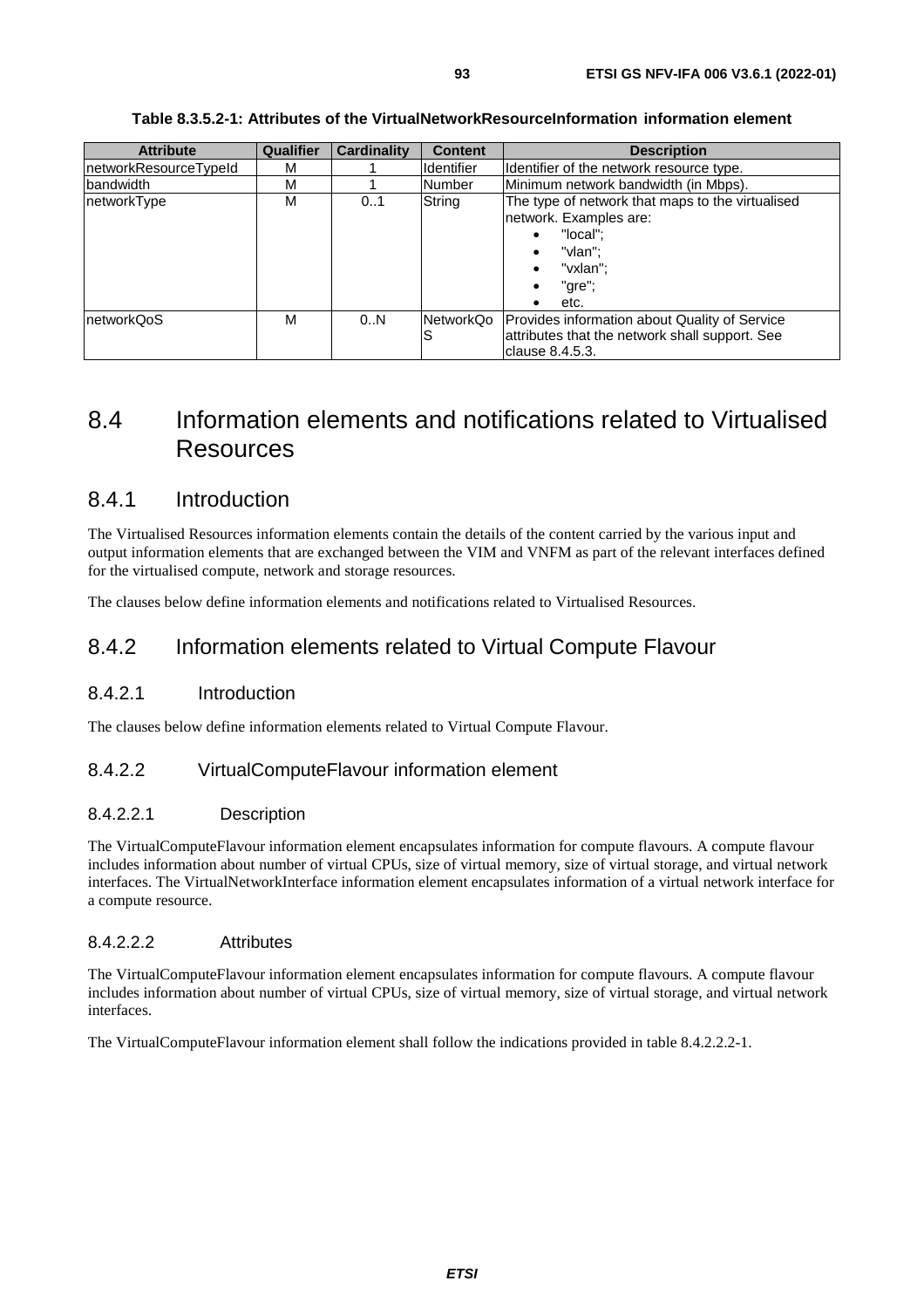**Table 8.3.5.2-1: Attributes of the VirtualNetworkResourceInformation information element**

| Attribute | Qualifier | Cardinality | Content | Description |
|---|---|---|---|---|
| networkResourceTypeId | M | 1 | Identifier | Identifier of the network resource type. |
| bandwidth | M | 1 | Number | Minimum network bandwidth (in Mbps). |
| networkType | M | 0..1 | String | The type of network that maps to the virtualised network. Examples are: <br>• "local"; <br>• "vlan"; <br>• "vxlan"; <br>• "gre"; <br>• etc. |
| networkQoS | M | 0..N | NetworkQoS | Provides information about Quality of Service attributes that the network shall support. See clause 8.4.5.3. |

# 8.4 Information elements and notifications related to Virtualised Resources

## 8.4.1 Introduction

The Virtualised Resources information elements contain the details of the content carried by the various input and output information elements that are exchanged between the VIM and VNFM as part of the relevant interfaces defined for the virtualised compute, network and storage resources.

The clauses below define information elements and notifications related to Virtualised Resources.

## 8.4.2 Information elements related to Virtual Compute Flavour

### 8.4.2.1 Introduction

The clauses below define information elements related to Virtual Compute Flavour.

### 8.4.2.2 VirtualComputeFlavour information element

#### 8.4.2.2.1 Description

The VirtualComputeFlavour information element encapsulates information for compute flavours. A compute flavour includes information about number of virtual CPUs, size of virtual memory, size of virtual storage, and virtual network interfaces. The VirtualNetworkInterface information element encapsulates information of a virtual network interface for a compute resource.

#### 8.4.2.2.2 Attributes

The VirtualComputeFlavour information element encapsulates information for compute flavours. A compute flavour includes information about number of virtual CPUs, size of virtual memory, size of virtual storage, and virtual network interfaces.

The VirtualComputeFlavour information element shall follow the indications provided in table 8.4.2.2.2-1.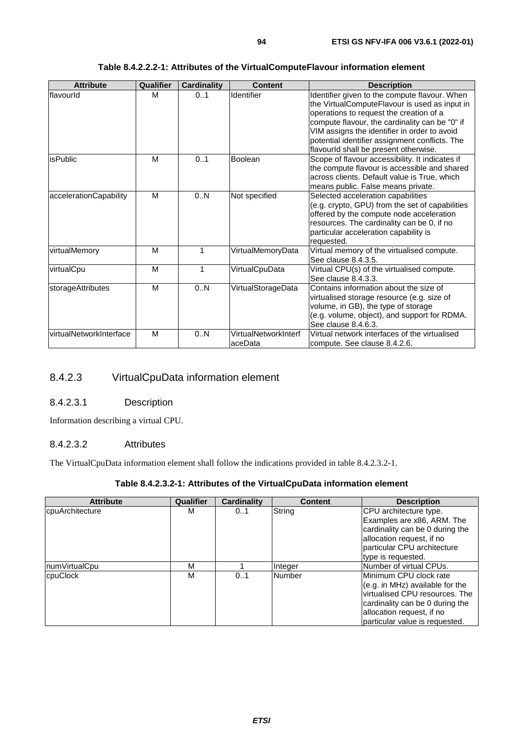**Table 8.4.2.2.2-1: Attributes of the VirtualComputeFlavour information element**

| Attribute | Qualifier | Cardinality | Content | Description |
| --- | --- | --- | --- | --- |
| flavourId | M | 0..1 | Identifier | Identifier given to the compute flavour. When the VirtualComputeFlavour is used as input in operations to request the creation of a compute flavour, the cardinality can be "0" if VIM assigns the identifier in order to avoid potential identifier assignment conflicts. The flavourId shall be present otherwise. |
| isPublic | M | 0..1 | Boolean | Scope of flavour accessibility. It indicates if the compute flavour is accessible and shared across clients. Default value is True, which means public. False means private. |
| accelerationCapability | M | 0..N | Not specified | Selected acceleration capabilities (e.g. crypto, GPU) from the set of capabilities offered by the compute node acceleration resources. The cardinality can be 0, if no particular acceleration capability is requested. |
| virtualMemory | M | 1 | VirtualMemoryData | Virtual memory of the virtualised compute. See clause 8.4.3.5. |
| virtualCpu | M | 1 | VirtualCpuData | Virtual CPU(s) of the virtualised compute. See clause 8.4.3.3. |
| storageAttributes | M | 0..N | VirtualStorageData | Contains information about the size of virtualised storage resource (e.g. size of volume, in GB), the type of storage (e.g. volume, object), and support for RDMA. See clause 8.4.6.3. |
| virtualNetworkInterface | M | 0..N | VirtualNetworkInterfaceData | Virtual network interfaces of the virtualised compute. See clause 8.4.2.6. |

### 8.4.2.3 VirtualCpuData information element

#### 8.4.2.3.1 Description

Information describing a virtual CPU.

#### 8.4.2.3.2 Attributes

The VirtualCpuData information element shall follow the indications provided in table 8.4.2.3.2-1.

**Table 8.4.2.3.2-1: Attributes of the VirtualCpuData information element**

| Attribute | Qualifier | Cardinality | Content | Description |
| --- | --- | --- | --- | --- |
| cpuArchitecture | M | 0..1 | String | CPU architecture type. Examples are x86, ARM. The cardinality can be 0 during the allocation request, if no particular CPU architecture type is requested. |
| numVirtualCpu | M | 1 | Integer | Number of virtual CPUs. |
| cpuClock | M | 0..1 | Number | Minimum CPU clock rate (e.g. in MHz) available for the virtualised CPU resources. The cardinality can be 0 during the allocation request, if no particular value is requested. |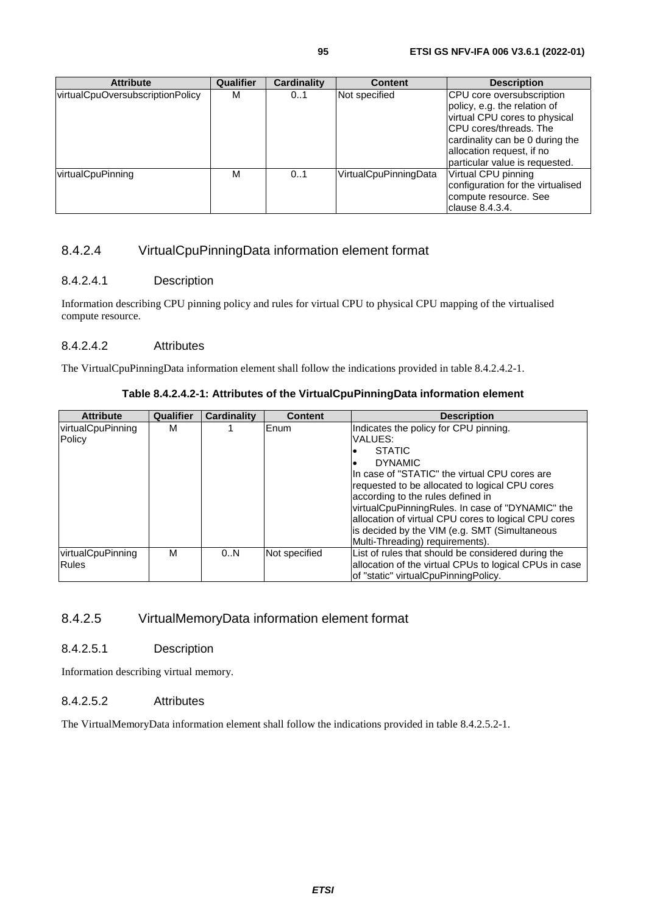| Attribute | Qualifier | Cardinality | Content | Description |
|---|---|---|---|---|
| virtualCpuOversubscriptionPolicy | M | 0..1 | Not specified | CPU core oversubscription policy, e.g. the relation of virtual CPU cores to physical CPU cores/threads. The cardinality can be 0 during the allocation request, if no particular value is requested. |
| virtualCpuPinning | M | 0..1 | VirtualCpuPinningData | Virtual CPU pinning configuration for the virtualised compute resource. See clause 8.4.3.4. |

### 8.4.2.4 VirtualCpuPinningData information element format

#### 8.4.2.4.1 Description

Information describing CPU pinning policy and rules for virtual CPU to physical CPU mapping of the virtualised compute resource.

#### 8.4.2.4.2 Attributes

The VirtualCpuPinningData information element shall follow the indications provided in table 8.4.2.4.2-1.

**Table 8.4.2.4.2-1: Attributes of the VirtualCpuPinningData information element**

| Attribute | Qualifier | Cardinality | Content | Description |
|---|---|---|---|---|
| virtualCpuPinningPolicy | M | 1 | Enum | Indicates the policy for CPU pinning.<br>VALUES:<br>• STATIC<br>• DYNAMIC<br>In case of "STATIC" the virtual CPU cores are requested to be allocated to logical CPU cores according to the rules defined in virtualCpuPinningRules. In case of "DYNAMIC" the allocation of virtual CPU cores to logical CPU cores is decided by the VIM (e.g. SMT (Simultaneous Multi-Threading) requirements). |
| virtualCpuPinningRules | M | 0..N | Not specified | List of rules that should be considered during the allocation of the virtual CPUs to logical CPUs in case of "static" virtualCpuPinningPolicy. |

### 8.4.2.5 VirtualMemoryData information element format

#### 8.4.2.5.1 Description

Information describing virtual memory.

#### 8.4.2.5.2 Attributes

The VirtualMemoryData information element shall follow the indications provided in table 8.4.2.5.2-1.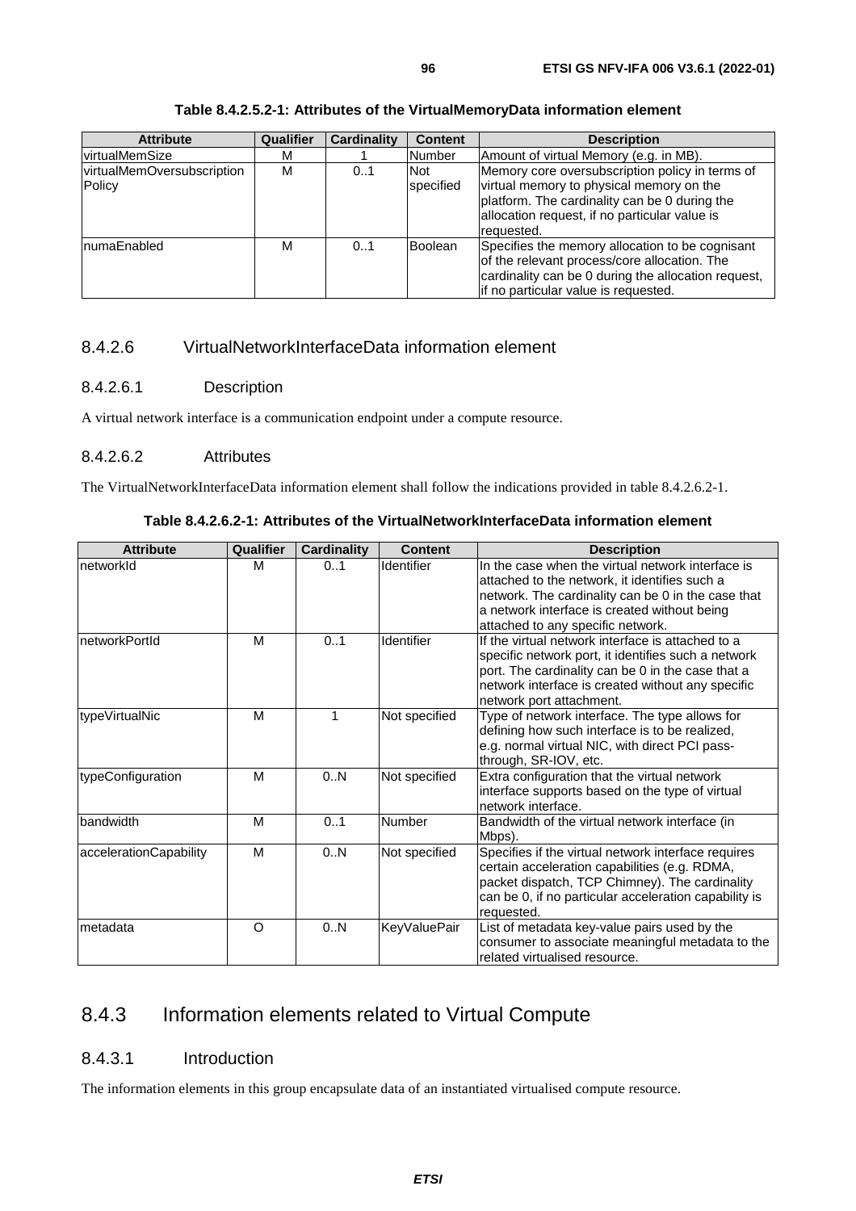**Table 8.4.2.5.2-1: Attributes of the VirtualMemoryData information element**

| Attribute | Qualifier | Cardinality | Content | Description |
|---|---|---|---|---|
| virtualMemSize | M | 1 | Number | Amount of virtual Memory (e.g. in MB). |
| virtualMemOversubscriptionPolicy | M | 0..1 | Not specified | Memory core oversubscription policy in terms of virtual memory to physical memory on the platform. The cardinality can be 0 during the allocation request, if no particular value is requested. |
| numaEnabled | M | 0..1 | Boolean | Specifies the memory allocation to be cognisant of the relevant process/core allocation. The cardinality can be 0 during the allocation request, if no particular value is requested. |

### 8.4.2.6 VirtualNetworkInterfaceData information element

#### 8.4.2.6.1 Description

A virtual network interface is a communication endpoint under a compute resource.

#### 8.4.2.6.2 Attributes

The VirtualNetworkInterfaceData information element shall follow the indications provided in table 8.4.2.6.2-1.

**Table 8.4.2.6.2-1: Attributes of the VirtualNetworkInterfaceData information element**

| Attribute | Qualifier | Cardinality | Content | Description |
|---|---|---|---|---|
| networkId | M | 0..1 | Identifier | In the case when the virtual network interface is attached to the network, it identifies such a network. The cardinality can be 0 in the case that a network interface is created without being attached to any specific network. |
| networkPortId | M | 0..1 | Identifier | If the virtual network interface is attached to a specific network port, it identifies such a network port. The cardinality can be 0 in the case that a network interface is created without any specific network port attachment. |
| typeVirtualNic | M | 1 | Not specified | Type of network interface. The type allows for defining how such interface is to be realized, e.g. normal virtual NIC, with direct PCI pass-through, SR-IOV, etc. |
| typeConfiguration | M | 0..N | Not specified | Extra configuration that the virtual network interface supports based on the type of virtual network interface. |
| bandwidth | M | 0..1 | Number | Bandwidth of the virtual network interface (in Mbps). |
| accelerationCapability | M | 0..N | Not specified | Specifies if the virtual network interface requires certain acceleration capabilities (e.g. RDMA, packet dispatch, TCP Chimney). The cardinality can be 0, if no particular acceleration capability is requested. |
| metadata | O | 0..N | KeyValuePair | List of metadata key-value pairs used by the consumer to associate meaningful metadata to the related virtualised resource. |

## 8.4.3 Information elements related to Virtual Compute

### 8.4.3.1 Introduction

The information elements in this group encapsulate data of an instantiated virtualised compute resource.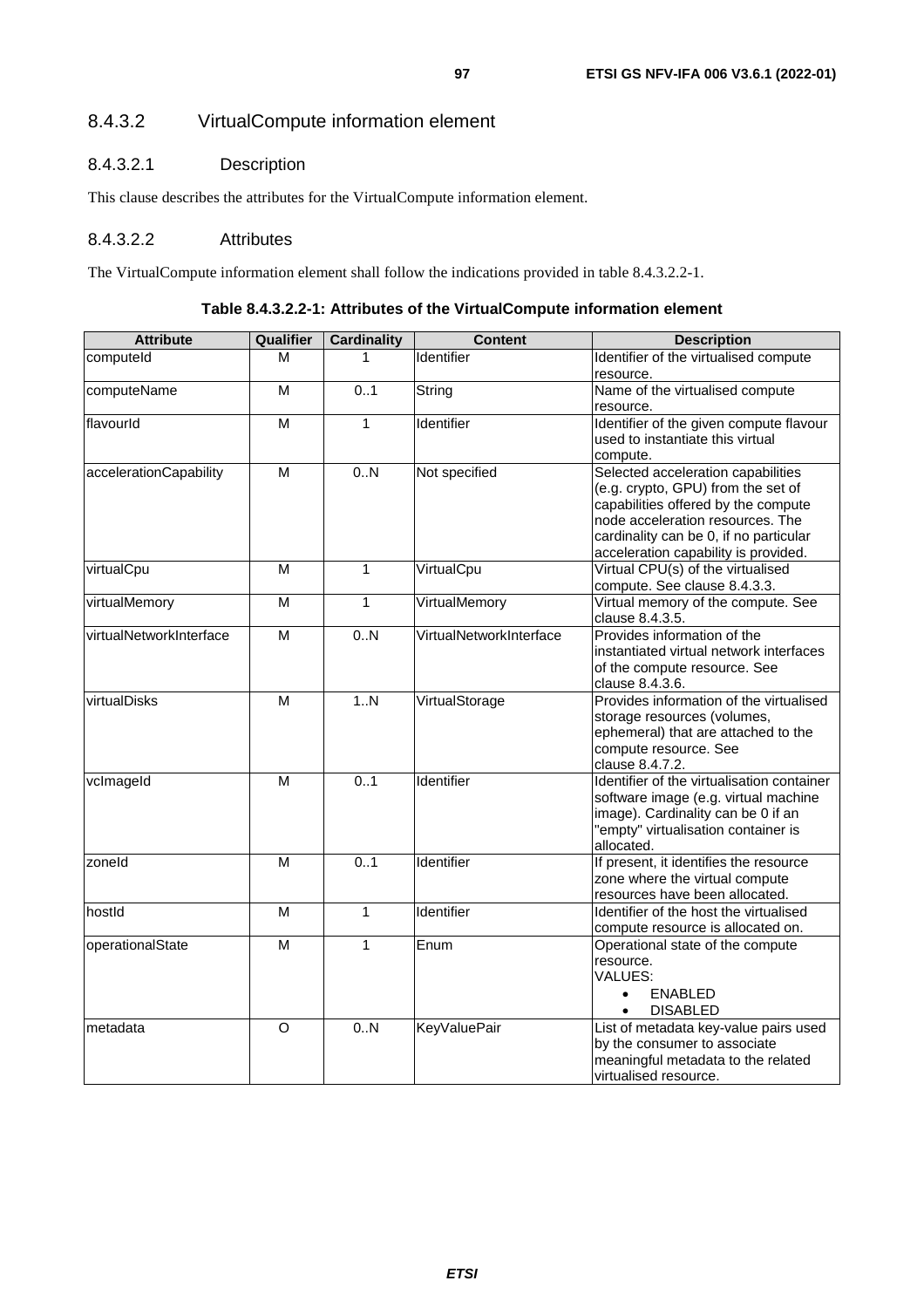### 8.4.3.2 VirtualCompute information element

#### 8.4.3.2.1 Description

This clause describes the attributes for the VirtualCompute information element.

#### 8.4.3.2.2 Attributes

The VirtualCompute information element shall follow the indications provided in table 8.4.3.2.2-1.

**Table 8.4.3.2.2-1: Attributes of the VirtualCompute information element**

| Attribute | Qualifier | Cardinality | Content | Description |
|---|---|---|---|---|
| computeId | M | 1 | Identifier | Identifier of the virtualised compute resource. |
| computeName | M | 0..1 | String | Name of the virtualised compute resource. |
| flavourId | M | 1 | Identifier | Identifier of the given compute flavour used to instantiate this virtual compute. |
| accelerationCapability | M | 0..N | Not specified | Selected acceleration capabilities (e.g. crypto, GPU) from the set of capabilities offered by the compute node acceleration resources. The cardinality can be 0, if no particular acceleration capability is provided. |
| virtualCpu | M | 1 | VirtualCpu | Virtual CPU(s) of the virtualised compute. See clause 8.4.3.3. |
| virtualMemory | M | 1 | VirtualMemory | Virtual memory of the compute. See clause 8.4.3.5. |
| virtualNetworkInterface | M | 0..N | VirtualNetworkInterface | Provides information of the instantiated virtual network interfaces of the compute resource. See clause 8.4.3.6. |
| virtualDisks | M | 1..N | VirtualStorage | Provides information of the virtualised storage resources (volumes, ephemeral) that are attached to the compute resource. See clause 8.4.7.2. |
| vcImageId | M | 0..1 | Identifier | Identifier of the virtualisation container software image (e.g. virtual machine image). Cardinality can be 0 if an "empty" virtualisation container is allocated. |
| zoneId | M | 0..1 | Identifier | If present, it identifies the resource zone where the virtual compute resources have been allocated. |
| hostId | M | 1 | Identifier | Identifier of the host the virtualised compute resource is allocated on. |
| operationalState | M | 1 | Enum | Operational state of the compute resource.<br>VALUES:<br>• ENABLED<br>• DISABLED |
| metadata | O | 0..N | KeyValuePair | List of metadata key-value pairs used by the consumer to associate meaningful metadata to the related virtualised resource. |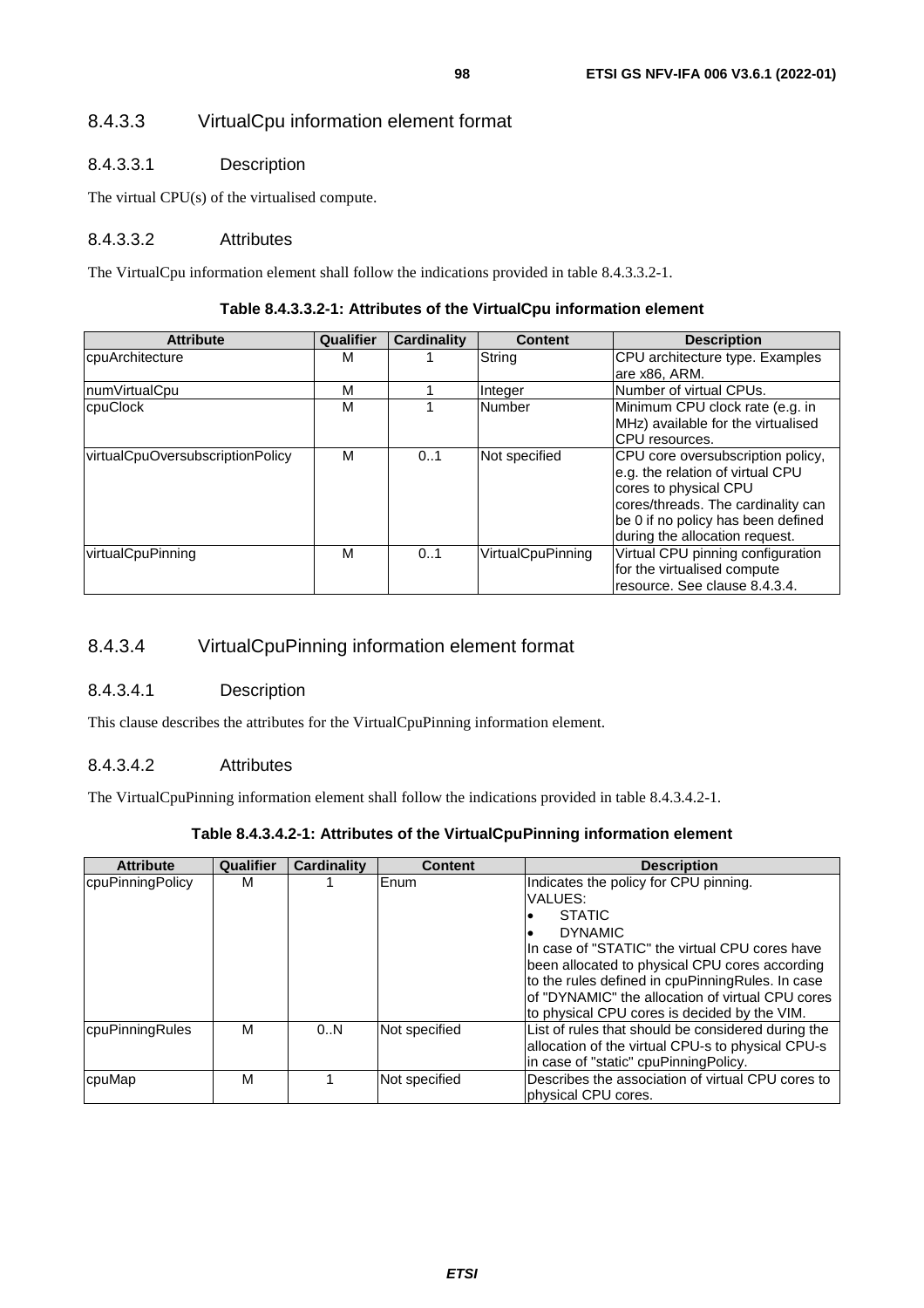### 8.4.3.3 VirtualCpu information element format

#### 8.4.3.3.1 Description

The virtual CPU(s) of the virtualised compute.

#### 8.4.3.3.2 Attributes

The VirtualCpu information element shall follow the indications provided in table 8.4.3.3.2-1.

**Table 8.4.3.3.2-1: Attributes of the VirtualCpu information element**

| Attribute | Qualifier | Cardinality | Content | Description |
|---|---|---|---|---|
| cpuArchitecture | M | 1 | String | CPU architecture type. Examples are x86, ARM. |
| numVirtualCpu | M | 1 | Integer | Number of virtual CPUs. |
| cpuClock | M | 1 | Number | Minimum CPU clock rate (e.g. in MHz) available for the virtualised CPU resources. |
| virtualCpuOversubscriptionPolicy | M | 0..1 | Not specified | CPU core oversubscription policy, e.g. the relation of virtual CPU cores to physical CPU cores/threads. The cardinality can be 0 if no policy has been defined during the allocation request. |
| virtualCpuPinning | M | 0..1 | VirtualCpuPinning | Virtual CPU pinning configuration for the virtualised compute resource. See clause 8.4.3.4. |

### 8.4.3.4 VirtualCpuPinning information element format

#### 8.4.3.4.1 Description

This clause describes the attributes for the VirtualCpuPinning information element.

#### 8.4.3.4.2 Attributes

The VirtualCpuPinning information element shall follow the indications provided in table 8.4.3.4.2-1.

**Table 8.4.3.4.2-1: Attributes of the VirtualCpuPinning information element**

| Attribute | Qualifier | Cardinality | Content | Description |
|---|---|---|---|---|
| cpuPinningPolicy | M | 1 | Enum | Indicates the policy for CPU pinning.<br>VALUES:<br>• STATIC<br>• DYNAMIC<br>In case of "STATIC" the virtual CPU cores have been allocated to physical CPU cores according to the rules defined in cpuPinningRules. In case of "DYNAMIC" the allocation of virtual CPU cores to physical CPU cores is decided by the VIM. |
| cpuPinningRules | M | 0..N | Not specified | List of rules that should be considered during the allocation of the virtual CPU-s to physical CPU-s in case of "static" cpuPinningPolicy. |
| cpuMap | M | 1 | Not specified | Describes the association of virtual CPU cores to physical CPU cores. |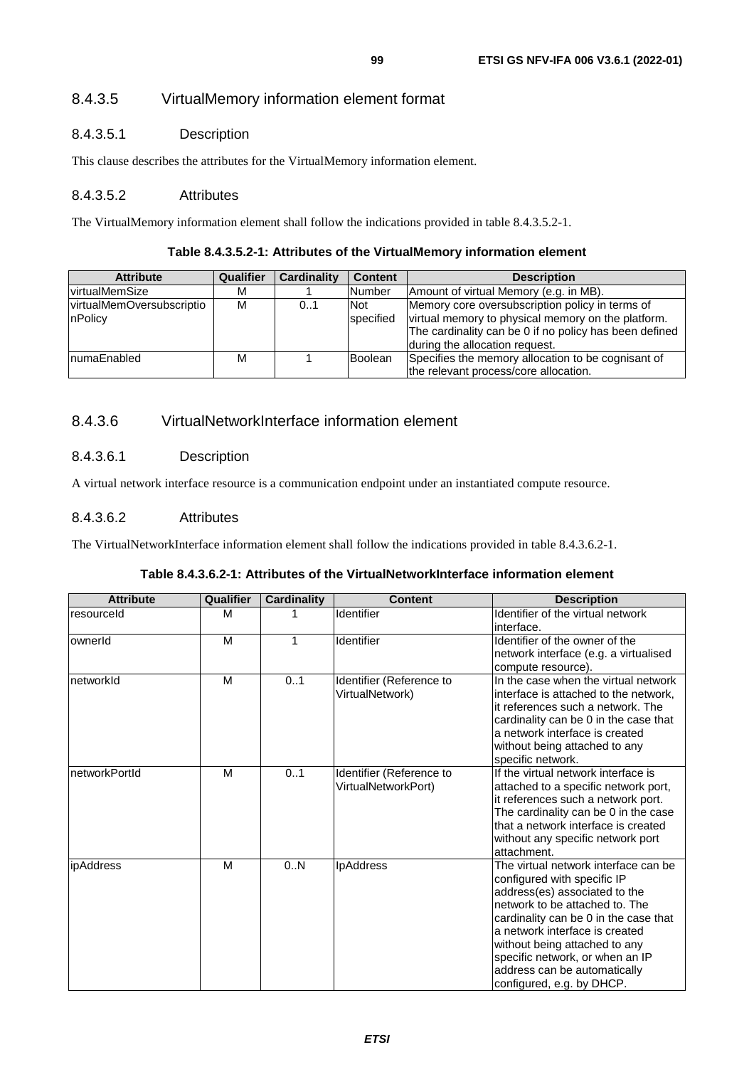### 8.4.3.5 VirtualMemory information element format

#### 8.4.3.5.1 Description

This clause describes the attributes for the VirtualMemory information element.

#### 8.4.3.5.2 Attributes

The VirtualMemory information element shall follow the indications provided in table 8.4.3.5.2-1.

**Table 8.4.3.5.2-1: Attributes of the VirtualMemory information element**

| Attribute | Qualifier | Cardinality | Content | Description |
|---|---|---|---|---|
| virtualMemSize | M | 1 | Number | Amount of virtual Memory (e.g. in MB). |
| virtualMemOversubscriptionPolicy | M | 0..1 | Not specified | Memory core oversubscription policy in terms of virtual memory to physical memory on the platform. The cardinality can be 0 if no policy has been defined during the allocation request. |
| numaEnabled | M | 1 | Boolean | Specifies the memory allocation to be cognisant of the relevant process/core allocation. |

### 8.4.3.6 VirtualNetworkInterface information element

#### 8.4.3.6.1 Description

A virtual network interface resource is a communication endpoint under an instantiated compute resource.

#### 8.4.3.6.2 Attributes

The VirtualNetworkInterface information element shall follow the indications provided in table 8.4.3.6.2-1.

**Table 8.4.3.6.2-1: Attributes of the VirtualNetworkInterface information element**

| Attribute | Qualifier | Cardinality | Content | Description |
|---|---|---|---|---|
| resourceId | M | 1 | Identifier | Identifier of the virtual network interface. |
| ownerId | M | 1 | Identifier | Identifier of the owner of the network interface (e.g. a virtualised compute resource). |
| networkId | M | 0..1 | Identifier (Reference to VirtualNetwork) | In the case when the virtual network interface is attached to the network, it references such a network. The cardinality can be 0 in the case that a network interface is created without being attached to any specific network. |
| networkPortId | M | 0..1 | Identifier (Reference to VirtualNetworkPort) | If the virtual network interface is attached to a specific network port, it references such a network port. The cardinality can be 0 in the case that a network interface is created without any specific network port attachment. |
| ipAddress | M | 0..N | IpAddress | The virtual network interface can be configured with specific IP address(es) associated to the network to be attached to. The cardinality can be 0 in the case that a network interface is created without being attached to any specific network, or when an IP address can be automatically configured, e.g. by DHCP. |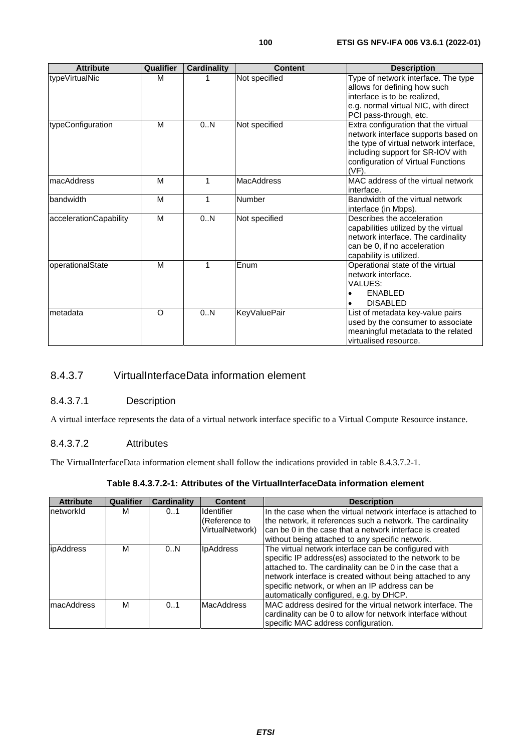| Attribute | Qualifier | Cardinality | Content | Description |
| --- | --- | --- | --- | --- |
| typeVirtualNic | M | 1 | Not specified | Type of network interface. The type allows for defining how such interface is to be realized, e.g. normal virtual NIC, with direct PCI pass-through, etc. |
| typeConfiguration | M | 0..N | Not specified | Extra configuration that the virtual network interface supports based on the type of virtual network interface, including support for SR-IOV with configuration of Virtual Functions (VF). |
| macAddress | M | 1 | MacAddress | MAC address of the virtual network interface. |
| bandwidth | M | 1 | Number | Bandwidth of the virtual network interface (in Mbps). |
| accelerationCapability | M | 0..N | Not specified | Describes the acceleration capabilities utilized by the virtual network interface. The cardinality can be 0, if no acceleration capability is utilized. |
| operationalState | M | 1 | Enum | Operational state of the virtual network interface. VALUES: • ENABLED • DISABLED |
| metadata | O | 0..N | KeyValuePair | List of metadata key-value pairs used by the consumer to associate meaningful metadata to the related virtualised resource. |

### 8.4.3.7 VirtualInterfaceData information element

#### 8.4.3.7.1 Description

A virtual interface represents the data of a virtual network interface specific to a Virtual Compute Resource instance.

#### 8.4.3.7.2 Attributes

The VirtualInterfaceData information element shall follow the indications provided in table 8.4.3.7.2-1.

**Table 8.4.3.7.2-1: Attributes of the VirtualInterfaceData information element**

| Attribute | Qualifier | Cardinality | Content | Description |
| --- | --- | --- | --- | --- |
| networkId | M | 0..1 | Identifier (Reference to VirtualNetwork) | In the case when the virtual network interface is attached to the network, it references such a network. The cardinality can be 0 in the case that a network interface is created without being attached to any specific network. |
| ipAddress | M | 0..N | IpAddress | The virtual network interface can be configured with specific IP address(es) associated to the network to be attached to. The cardinality can be 0 in the case that a network interface is created without being attached to any specific network, or when an IP address can be automatically configured, e.g. by DHCP. |
| macAddress | M | 0..1 | MacAddress | MAC address desired for the virtual network interface. The cardinality can be 0 to allow for network interface without specific MAC address configuration. |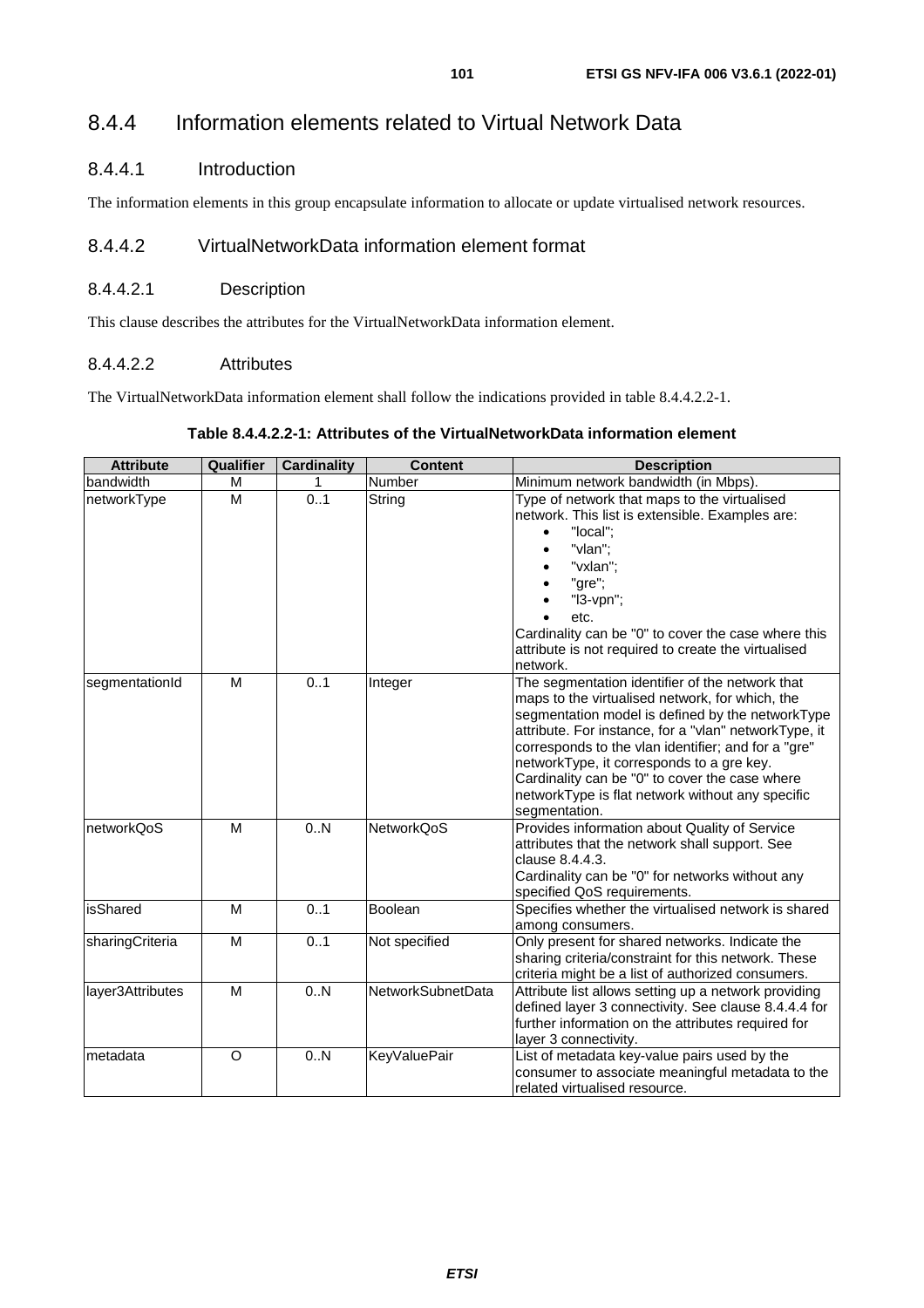## 8.4.4 Information elements related to Virtual Network Data

### 8.4.4.1 Introduction

The information elements in this group encapsulate information to allocate or update virtualised network resources.

### 8.4.4.2 VirtualNetworkData information element format

#### 8.4.4.2.1 Description

This clause describes the attributes for the VirtualNetworkData information element.

#### 8.4.4.2.2 Attributes

The VirtualNetworkData information element shall follow the indications provided in table 8.4.4.2.2-1.

**Table 8.4.4.2.2-1: Attributes of the VirtualNetworkData information element**

| Attribute | Qualifier | Cardinality | Content | Description |
|---|---|---|---|---|
| bandwidth | M | 1 | Number | Minimum network bandwidth (in Mbps). |
| networkType | M | 0..1 | String | Type of network that maps to the virtualised network. This list is extensible. Examples are: <br>• "local"; <br>• "vlan"; <br>• "vxlan"; <br>• "gre"; <br>• "l3-vpn"; <br>• etc. <br>Cardinality can be "0" to cover the case where this attribute is not required to create the virtualised network. |
| segmentationId | M | 0..1 | Integer | The segmentation identifier of the network that maps to the virtualised network, for which, the segmentation model is defined by the networkType attribute. For instance, for a "vlan" networkType, it corresponds to the vlan identifier; and for a "gre" networkType, it corresponds to a gre key. Cardinality can be "0" to cover the case where networkType is flat network without any specific segmentation. |
| networkQoS | M | 0..N | NetworkQoS | Provides information about Quality of Service attributes that the network shall support. See clause 8.4.4.3. <br>Cardinality can be "0" for networks without any specified QoS requirements. |
| isShared | M | 0..1 | Boolean | Specifies whether the virtualised network is shared among consumers. |
| sharingCriteria | M | 0..1 | Not specified | Only present for shared networks. Indicate the sharing criteria/constraint for this network. These criteria might be a list of authorized consumers. |
| layer3Attributes | M | 0..N | NetworkSubnetData | Attribute list allows setting up a network providing defined layer 3 connectivity. See clause 8.4.4.4 for further information on the attributes required for layer 3 connectivity. |
| metadata | O | 0..N | KeyValuePair | List of metadata key-value pairs used by the consumer to associate meaningful metadata to the related virtualised resource. |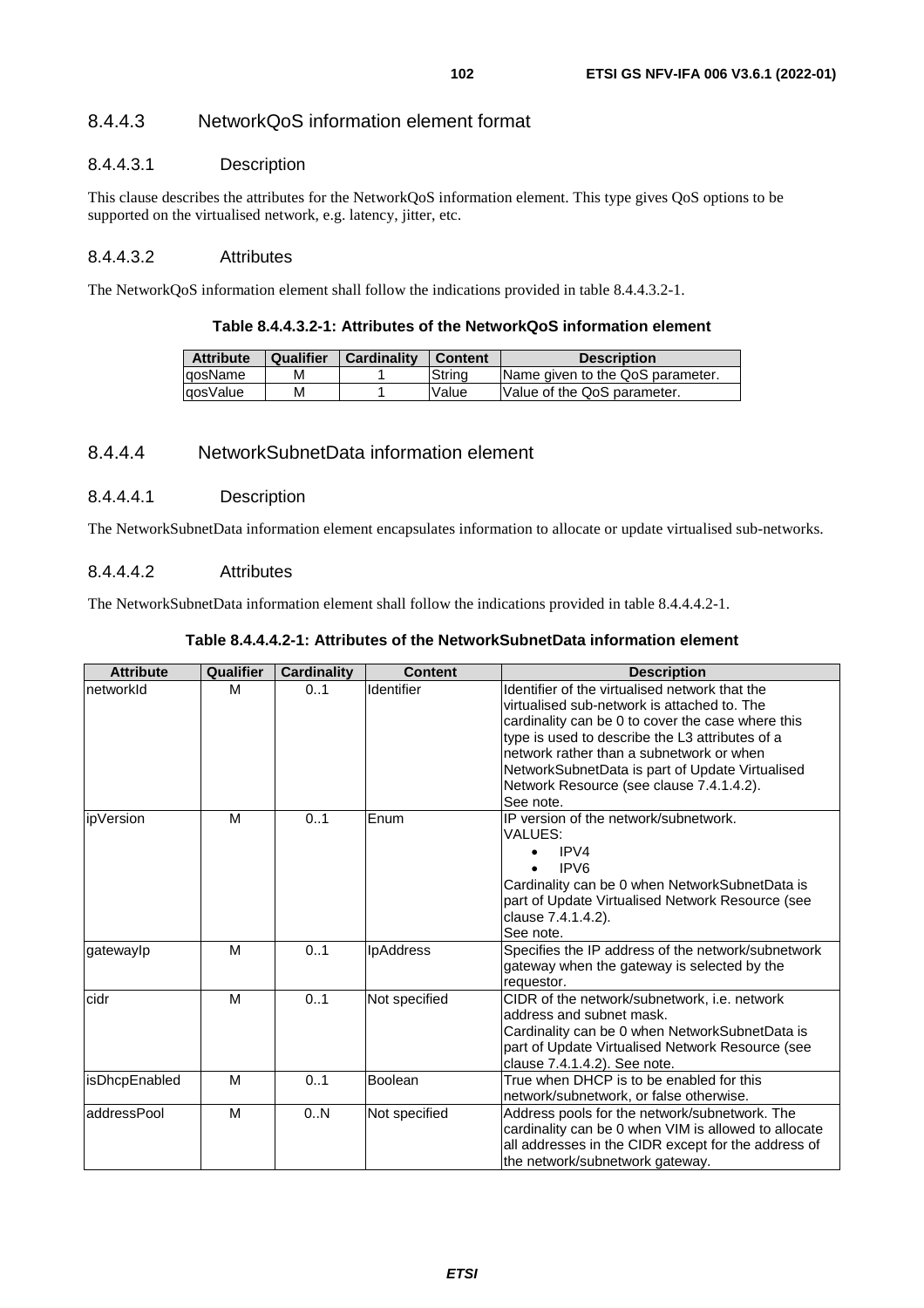### 8.4.4.3 NetworkQoS information element format

#### 8.4.4.3.1 Description

This clause describes the attributes for the NetworkQoS information element. This type gives QoS options to be supported on the virtualised network, e.g. latency, jitter, etc.

#### 8.4.4.3.2 Attributes

The NetworkQoS information element shall follow the indications provided in table 8.4.4.3.2-1.

**Table 8.4.4.3.2-1: Attributes of the NetworkQoS information element**

| Attribute | Qualifier | Cardinality | Content | Description |
|---|---|---|---|---|
| qosName | M | 1 | String | Name given to the QoS parameter. |
| qosValue | M | 1 | Value | Value of the QoS parameter. |

### 8.4.4.4 NetworkSubnetData information element

#### 8.4.4.4.1 Description

The NetworkSubnetData information element encapsulates information to allocate or update virtualised sub-networks.

#### 8.4.4.4.2 Attributes

The NetworkSubnetData information element shall follow the indications provided in table 8.4.4.4.2-1.

**Table 8.4.4.4.2-1: Attributes of the NetworkSubnetData information element**

| Attribute | Qualifier | Cardinality | Content | Description |
|---|---|---|---|---|
| networkId | M | 0..1 | Identifier | Identifier of the virtualised network that the virtualised sub-network is attached to. The cardinality can be 0 to cover the case where this type is used to describe the L3 attributes of a network rather than a subnetwork or when NetworkSubnetData is part of Update Virtualised Network Resource (see clause 7.4.1.4.2). See note. |
| ipVersion | M | 0..1 | Enum | IP version of the network/subnetwork. VALUES: <br>• IPV4 <br>• IPV6 <br>Cardinality can be 0 when NetworkSubnetData is part of Update Virtualised Network Resource (see clause 7.4.1.4.2). See note. |
| gatewayIp | M | 0..1 | IpAddress | Specifies the IP address of the network/subnetwork gateway when the gateway is selected by the requestor. |
| cidr | M | 0..1 | Not specified | CIDR of the network/subnetwork, i.e. network address and subnet mask. Cardinality can be 0 when NetworkSubnetData is part of Update Virtualised Network Resource (see clause 7.4.1.4.2). See note. |
| isDhcpEnabled | M | 0..1 | Boolean | True when DHCP is to be enabled for this network/subnetwork, or false otherwise. |
| addressPool | M | 0..N | Not specified | Address pools for the network/subnetwork. The cardinality can be 0 when VIM is allowed to allocate all addresses in the CIDR except for the address of the network/subnetwork gateway. |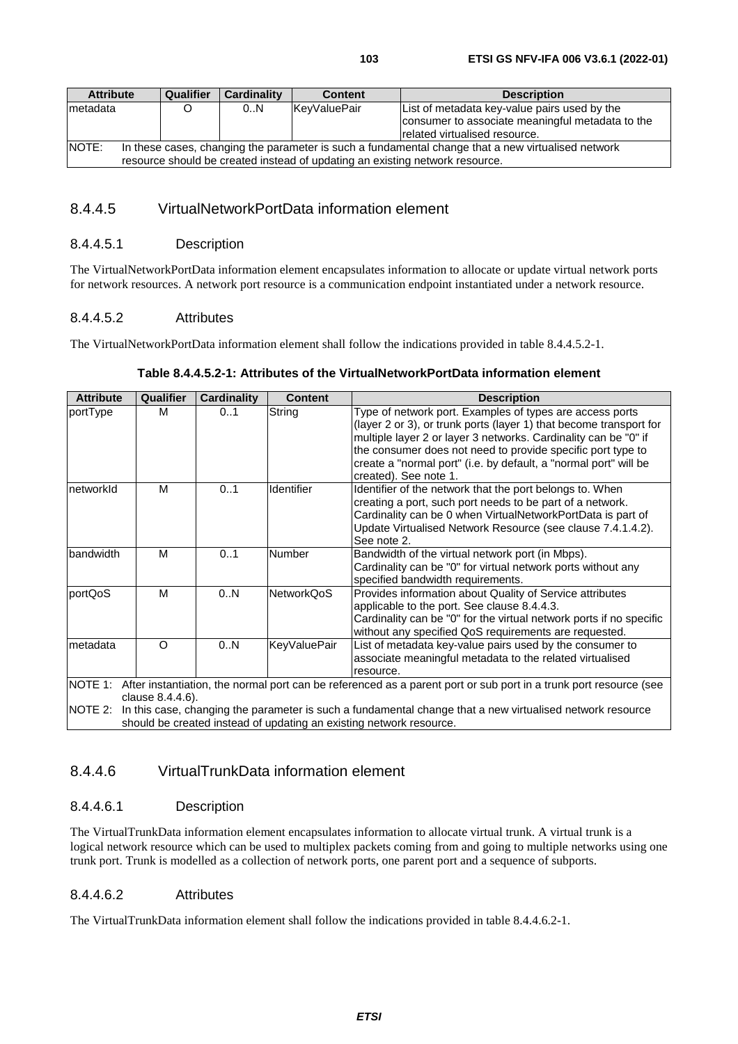| Attribute | Qualifier | Cardinality | Content | Description |
|---|---|---|---|---|
| metadata | O | 0..N | KeyValuePair | List of metadata key-value pairs used by the consumer to associate meaningful metadata to the related virtualised resource. |
| NOTE: In these cases, changing the parameter is such a fundamental change that a new virtualised network resource should be created instead of updating an existing network resource. | | | | |

### 8.4.4.5 VirtualNetworkPortData information element

#### 8.4.4.5.1 Description

The VirtualNetworkPortData information element encapsulates information to allocate or update virtual network ports for network resources. A network port resource is a communication endpoint instantiated under a network resource.

#### 8.4.4.5.2 Attributes

The VirtualNetworkPortData information element shall follow the indications provided in table 8.4.4.5.2-1.

**Table 8.4.4.5.2-1: Attributes of the VirtualNetworkPortData information element**

| Attribute | Qualifier | Cardinality | Content | Description |
|---|---|---|---|---|
| portType | M | 0..1 | String | Type of network port. Examples of types are access ports (layer 2 or 3), or trunk ports (layer 1) that become transport for multiple layer 2 or layer 3 networks. Cardinality can be "0" if the consumer does not need to provide specific port type to create a "normal port" (i.e. by default, a "normal port" will be created). See note 1. |
| networkId | M | 0..1 | Identifier | Identifier of the network that the port belongs to. When creating a port, such port needs to be part of a network. Cardinality can be 0 when VirtualNetworkPortData is part of Update Virtualised Network Resource (see clause 7.4.1.4.2). See note 2. |
| bandwidth | M | 0..1 | Number | Bandwidth of the virtual network port (in Mbps). Cardinality can be "0" for virtual network ports without any specified bandwidth requirements. |
| portQoS | M | 0..N | NetworkQoS | Provides information about Quality of Service attributes applicable to the port. See clause 8.4.4.3. Cardinality can be "0" for the virtual network ports if no specific without any specified QoS requirements are requested. |
| metadata | O | 0..N | KeyValuePair | List of metadata key-value pairs used by the consumer to associate meaningful metadata to the related virtualised resource. |
| NOTE 1: After instantiation, the normal port can be referenced as a parent port or sub port in a trunk port resource (see clause 8.4.4.6).<br>NOTE 2: In this case, changing the parameter is such a fundamental change that a new virtualised network resource should be created instead of updating an existing network resource. | | | | |

### 8.4.4.6 VirtualTrunkData information element

#### 8.4.4.6.1 Description

The VirtualTrunkData information element encapsulates information to allocate virtual trunk. A virtual trunk is a logical network resource which can be used to multiplex packets coming from and going to multiple networks using one trunk port. Trunk is modelled as a collection of network ports, one parent port and a sequence of subports.

#### 8.4.4.6.2 Attributes

The VirtualTrunkData information element shall follow the indications provided in table 8.4.4.6.2-1.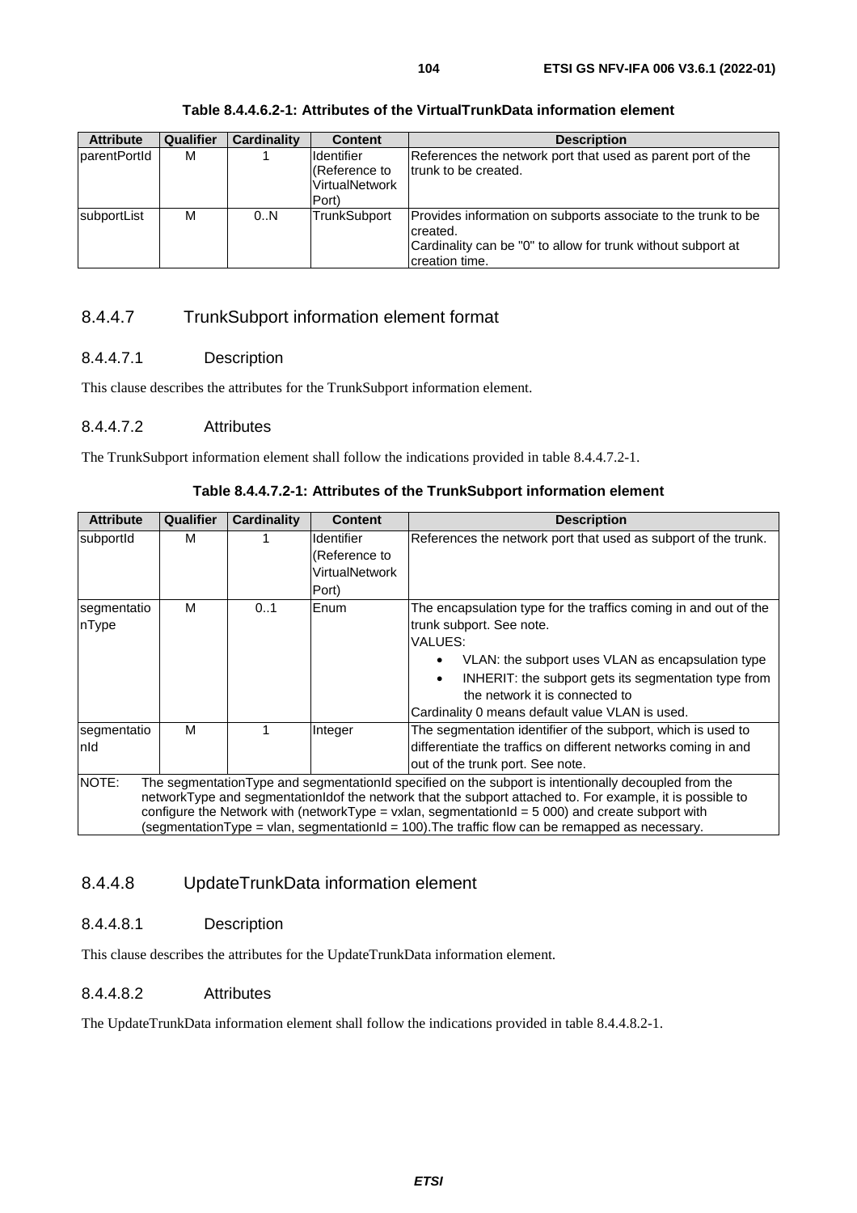**Table 8.4.4.6.2-1: Attributes of the VirtualTrunkData information element**

| Attribute | Qualifier | Cardinality | Content | Description |
|---|---|---|---|---|
| parentPortId | M | 1 | Identifier (Reference to VirtualNetwork Port) | References the network port that used as parent port of the trunk to be created. |
| subportList | M | 0..N | TrunkSubport | Provides information on subports associate to the trunk to be created.<br>Cardinality can be "0" to allow for trunk without subport at creation time. |

### 8.4.4.7 TrunkSubport information element format

#### 8.4.4.7.1 Description

This clause describes the attributes for the TrunkSubport information element.

#### 8.4.4.7.2 Attributes

The TrunkSubport information element shall follow the indications provided in table 8.4.4.7.2-1.

**Table 8.4.4.7.2-1: Attributes of the TrunkSubport information element**

| Attribute | Qualifier | Cardinality | Content | Description |
|---|---|---|---|---|
| subportId | M | 1 | Identifier (Reference to VirtualNetwork Port) | References the network port that used as subport of the trunk. |
| segmentationType | M | 0..1 | Enum | The encapsulation type for the traffics coming in and out of the trunk subport. See note.<br>VALUES:<br>• VLAN: the subport uses VLAN as encapsulation type<br>• INHERIT: the subport gets its segmentation type from the network it is connected to<br>Cardinality 0 means default value VLAN is used. |
| segmentationId | M | 1 | Integer | The segmentation identifier of the subport, which is used to differentiate the traffics on different networks coming in and out of the trunk port. See note. |
| NOTE: The segmentationType and segmentationId specified on the subport is intentionally decoupled from the networkType and segmentationIdof the network that the subport attached to. For example, it is possible to configure the Network with (networkType = vxlan, segmentationId = 5 000) and create subport with (segmentationType = vlan, segmentationId = 100).The traffic flow can be remapped as necessary. | | | | |

### 8.4.4.8 UpdateTrunkData information element

#### 8.4.4.8.1 Description

This clause describes the attributes for the UpdateTrunkData information element.

#### 8.4.4.8.2 Attributes

The UpdateTrunkData information element shall follow the indications provided in table 8.4.4.8.2-1.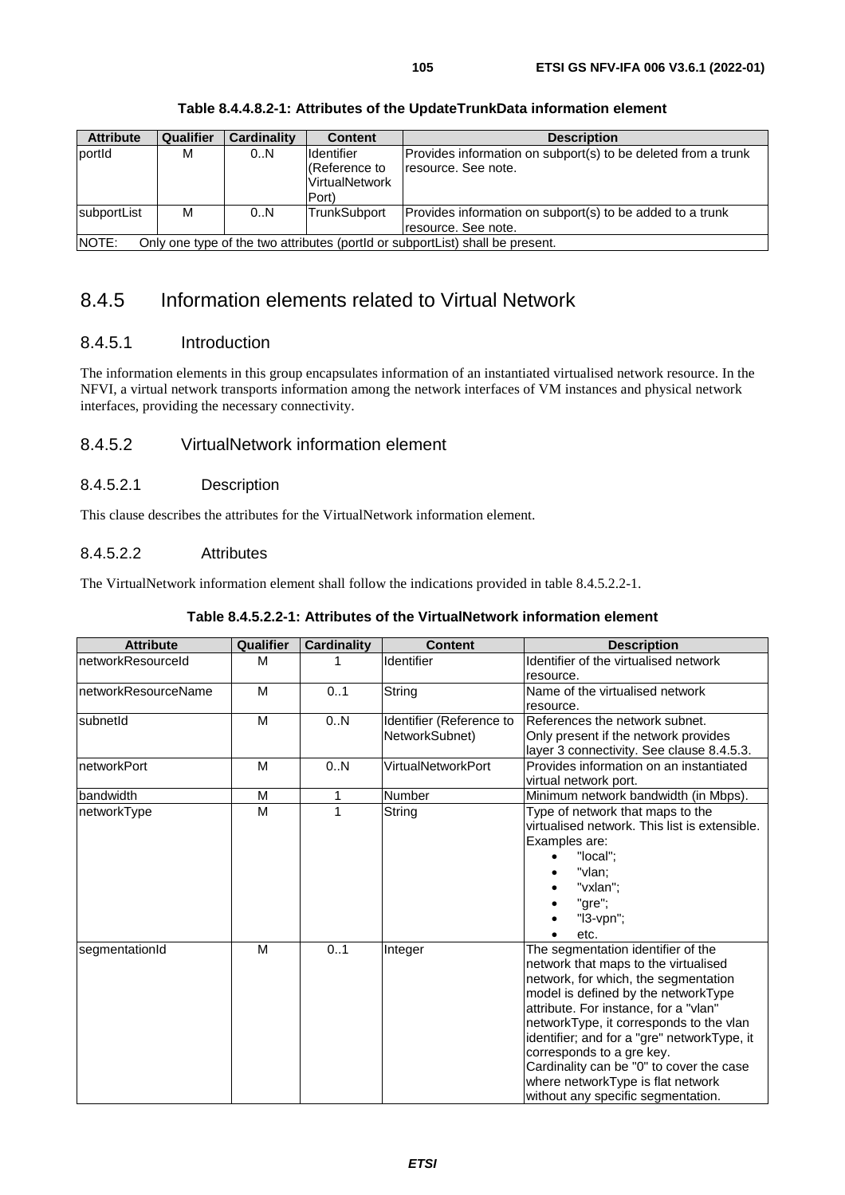**Table 8.4.4.8.2-1: Attributes of the UpdateTrunkData information element**

| Attribute | Qualifier | Cardinality | Content | Description |
| --- | --- | --- | --- | --- |
| portId | M | 0..N | Identifier (Reference to VirtualNetwork Port) | Provides information on subport(s) to be deleted from a trunk resource. See note. |
| subportList | M | 0..N | TrunkSubport | Provides information on subport(s) to be added to a trunk resource. See note. |
| NOTE: Only one type of the two attributes (portId or subportList) shall be present. | | | | |

## 8.4.5 Information elements related to Virtual Network

### 8.4.5.1 Introduction

The information elements in this group encapsulates information of an instantiated virtualised network resource. In the NFVI, a virtual network transports information among the network interfaces of VM instances and physical network interfaces, providing the necessary connectivity.

### 8.4.5.2 VirtualNetwork information element

#### 8.4.5.2.1 Description

This clause describes the attributes for the VirtualNetwork information element.

#### 8.4.5.2.2 Attributes

The VirtualNetwork information element shall follow the indications provided in table 8.4.5.2.2-1.

**Table 8.4.5.2.2-1: Attributes of the VirtualNetwork information element**

| Attribute | Qualifier | Cardinality | Content | Description |
| --- | --- | --- | --- | --- |
| networkResourceId | M | 1 | Identifier | Identifier of the virtualised network resource. |
| networkResourceName | M | 0..1 | String | Name of the virtualised network resource. |
| subnetId | M | 0..N | Identifier (Reference to NetworkSubnet) | References the network subnet. Only present if the network provides layer 3 connectivity. See clause 8.4.5.3. |
| networkPort | M | 0..N | VirtualNetworkPort | Provides information on an instantiated virtual network port. |
| bandwidth | M | 1 | Number | Minimum network bandwidth (in Mbps). |
| networkType | M | 1 | String | Type of network that maps to the virtualised network. This list is extensible. Examples are: <br>• "local"; <br>• "vlan; <br>• "vxlan"; <br>• "gre"; <br>• "l3-vpn"; <br>• etc. |
| segmentationId | M | 0..1 | Integer | The segmentation identifier of the network that maps to the virtualised network, for which, the segmentation model is defined by the networkType attribute. For instance, for a "vlan" networkType, it corresponds to the vlan identifier; and for a "gre" networkType, it corresponds to a gre key. Cardinality can be "0" to cover the case where networkType is flat network without any specific segmentation. |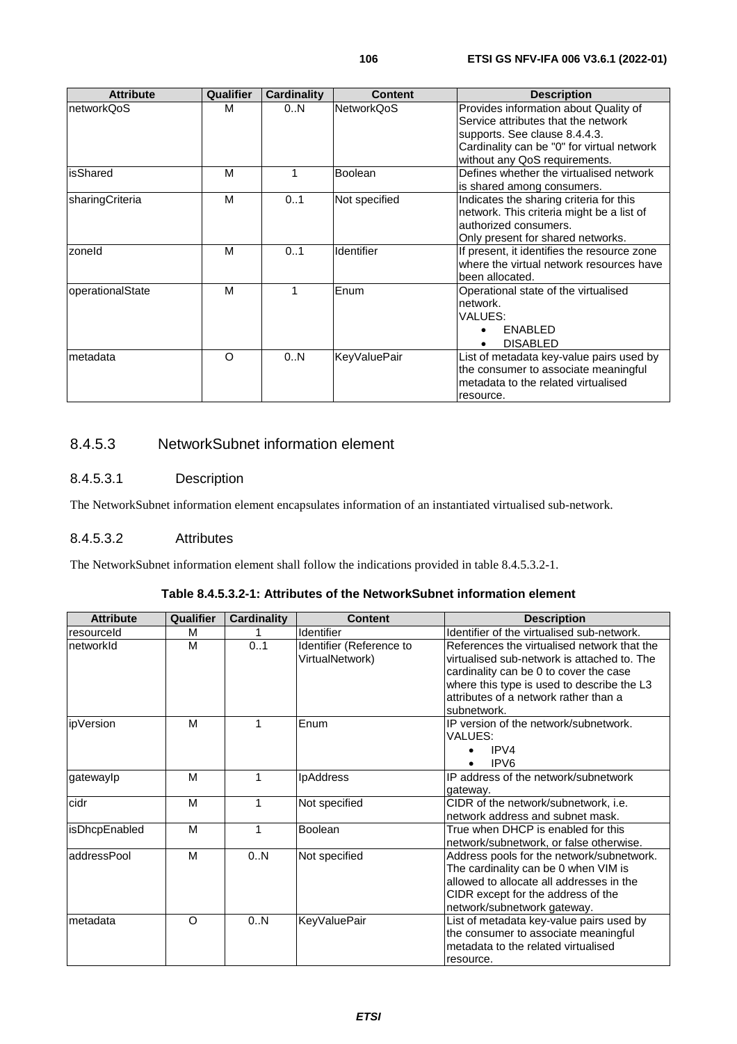| Attribute | Qualifier | Cardinality | Content | Description |
| --- | --- | --- | --- | --- |
| networkQoS | M | 0..N | NetworkQoS | Provides information about Quality of Service attributes that the network supports. See clause 8.4.4.3. Cardinality can be "0" for virtual network without any QoS requirements. |
| isShared | M | 1 | Boolean | Defines whether the virtualised network is shared among consumers. |
| sharingCriteria | M | 0..1 | Not specified | Indicates the sharing criteria for this network. This criteria might be a list of authorized consumers. Only present for shared networks. |
| zoneId | M | 0..1 | Identifier | If present, it identifies the resource zone where the virtual network resources have been allocated. |
| operationalState | M | 1 | Enum | Operational state of the virtualised network. VALUES: • ENABLED • DISABLED |
| metadata | O | 0..N | KeyValuePair | List of metadata key-value pairs used by the consumer to associate meaningful metadata to the related virtualised resource. |

### 8.4.5.3 NetworkSubnet information element

#### 8.4.5.3.1 Description

The NetworkSubnet information element encapsulates information of an instantiated virtualised sub-network.

#### 8.4.5.3.2 Attributes

The NetworkSubnet information element shall follow the indications provided in table 8.4.5.3.2-1.

**Table 8.4.5.3.2-1: Attributes of the NetworkSubnet information element**

| Attribute | Qualifier | Cardinality | Content | Description |
| --- | --- | --- | --- | --- |
| resourceId | M | 1 | Identifier | Identifier of the virtualised sub-network. |
| networkId | M | 0..1 | Identifier (Reference to VirtualNetwork) | References the virtualised network that the virtualised sub-network is attached to. The cardinality can be 0 to cover the case where this type is used to describe the L3 attributes of a network rather than a subnetwork. |
| ipVersion | M | 1 | Enum | IP version of the network/subnetwork. VALUES: • IPV4 • IPV6 |
| gatewayIp | M | 1 | IpAddress | IP address of the network/subnetwork gateway. |
| cidr | M | 1 | Not specified | CIDR of the network/subnetwork, i.e. network address and subnet mask. |
| isDhcpEnabled | M | 1 | Boolean | True when DHCP is enabled for this network/subnetwork, or false otherwise. |
| addressPool | M | 0..N | Not specified | Address pools for the network/subnetwork. The cardinality can be 0 when VIM is allowed to allocate all addresses in the CIDR except for the address of the network/subnetwork gateway. |
| metadata | O | 0..N | KeyValuePair | List of metadata key-value pairs used by the consumer to associate meaningful metadata to the related virtualised resource. |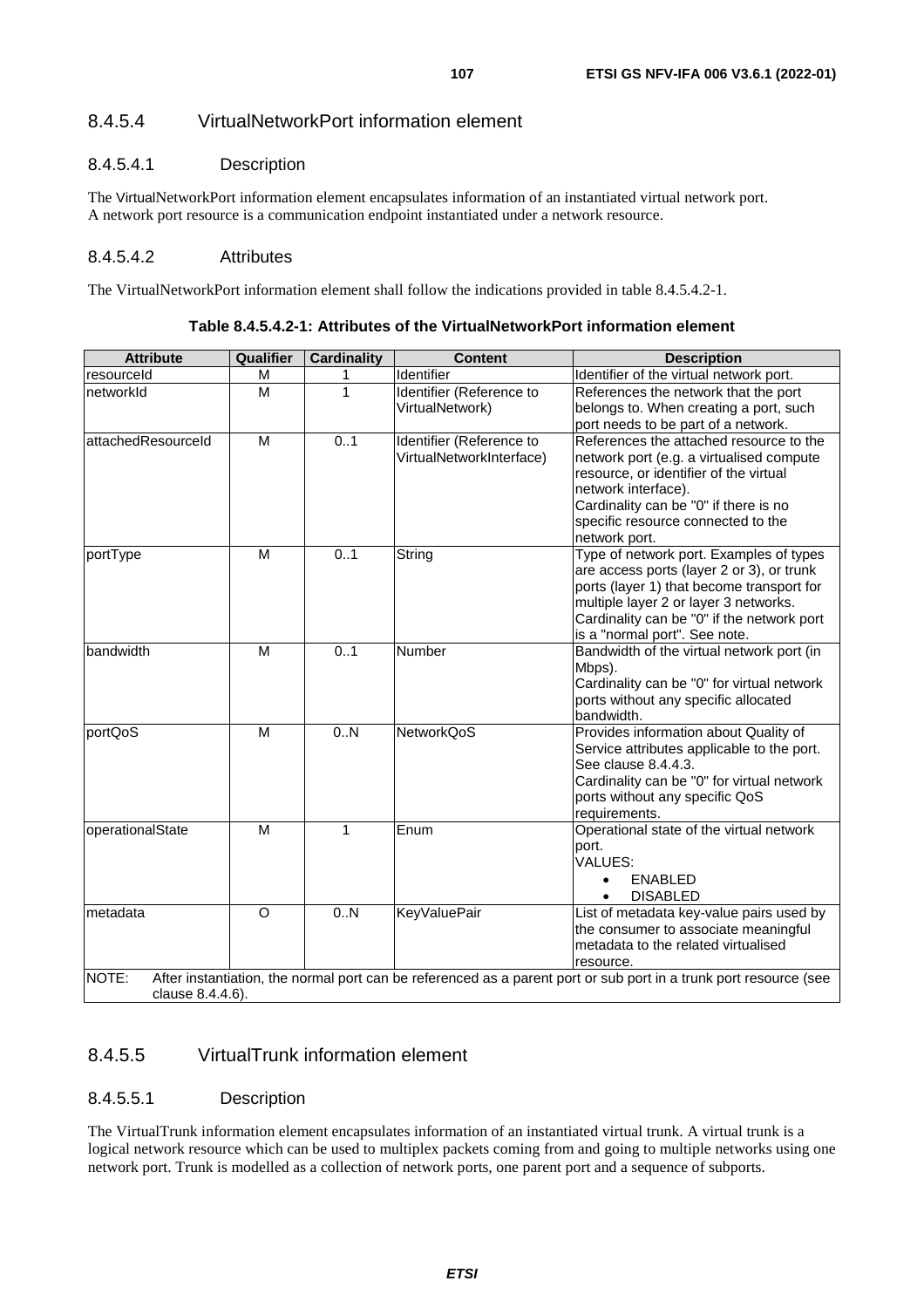#### 8.4.5.4 VirtualNetworkPort information element

##### 8.4.5.4.1 Description

The VirtualNetworkPort information element encapsulates information of an instantiated virtual network port. A network port resource is a communication endpoint instantiated under a network resource.

##### 8.4.5.4.2 Attributes

The VirtualNetworkPort information element shall follow the indications provided in table 8.4.5.4.2-1.

**Table 8.4.5.4.2-1: Attributes of the VirtualNetworkPort information element**

| Attribute | Qualifier | Cardinality | Content | Description |
|---|---|---|---|---|
| resourceId | M | 1 | Identifier | Identifier of the virtual network port. |
| networkId | M | 1 | Identifier (Reference to VirtualNetwork) | References the network that the port belongs to. When creating a port, such port needs to be part of a network. |
| attachedResourceId | M | 0..1 | Identifier (Reference to VirtualNetworkInterface) | References the attached resource to the network port (e.g. a virtualised compute resource, or identifier of the virtual network interface).<br>Cardinality can be "0" if there is no specific resource connected to the network port. |
| portType | M | 0..1 | String | Type of network port. Examples of types are access ports (layer 2 or 3), or trunk ports (layer 1) that become transport for multiple layer 2 or layer 3 networks.<br>Cardinality can be "0" if the network port is a "normal port". See note. |
| bandwidth | M | 0..1 | Number | Bandwidth of the virtual network port (in Mbps).<br>Cardinality can be "0" for virtual network ports without any specific allocated bandwidth. |
| portQoS | M | 0..N | NetworkQoS | Provides information about Quality of Service attributes applicable to the port. See clause 8.4.4.3.<br>Cardinality can be "0" for virtual network ports without any specific QoS requirements. |
| operationalState | M | 1 | Enum | Operational state of the virtual network port.<br>VALUES:<br>• ENABLED<br>• DISABLED |
| metadata | O | 0..N | KeyValuePair | List of metadata key-value pairs used by the consumer to associate meaningful metadata to the related virtualised resource. |
| NOTE: After instantiation, the normal port can be referenced as a parent port or sub port in a trunk port resource (see clause 8.4.4.6). | | | | |

#### 8.4.5.5 VirtualTrunk information element

##### 8.4.5.5.1 Description

The VirtualTrunk information element encapsulates information of an instantiated virtual trunk. A virtual trunk is a logical network resource which can be used to multiplex packets coming from and going to multiple networks using one network port. Trunk is modelled as a collection of network ports, one parent port and a sequence of subports.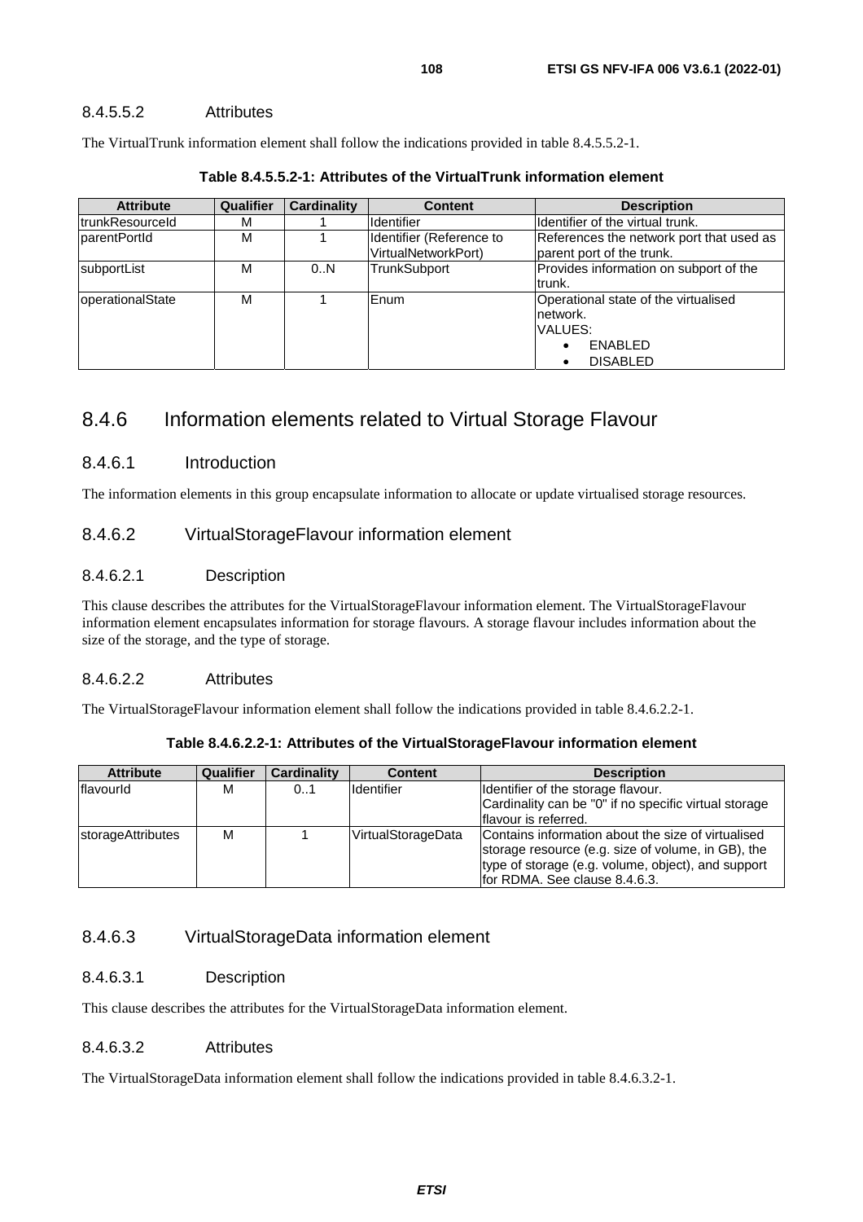#### 8.4.5.5.2 Attributes

The VirtualTrunk information element shall follow the indications provided in table 8.4.5.5.2-1.

**Table 8.4.5.5.2-1: Attributes of the VirtualTrunk information element**

| Attribute | Qualifier | Cardinality | Content | Description |
|---|---|---|---|---|
| trunkResourceId | M | 1 | Identifier | Identifier of the virtual trunk. |
| parentPortId | M | 1 | Identifier (Reference to VirtualNetworkPort) | References the network port that used as parent port of the trunk. |
| subportList | M | 0..N | TrunkSubport | Provides information on subport of the trunk. |
| operationalState | M | 1 | Enum | Operational state of the virtualised network.<br>VALUES:<br>• ENABLED<br>• DISABLED |

## 8.4.6 Information elements related to Virtual Storage Flavour

### 8.4.6.1 Introduction

The information elements in this group encapsulate information to allocate or update virtualised storage resources.

### 8.4.6.2 VirtualStorageFlavour information element

#### 8.4.6.2.1 Description

This clause describes the attributes for the VirtualStorageFlavour information element. The VirtualStorageFlavour information element encapsulates information for storage flavours. A storage flavour includes information about the size of the storage, and the type of storage.

#### 8.4.6.2.2 Attributes

The VirtualStorageFlavour information element shall follow the indications provided in table 8.4.6.2.2-1.

**Table 8.4.6.2.2-1: Attributes of the VirtualStorageFlavour information element**

| Attribute | Qualifier | Cardinality | Content | Description |
|---|---|---|---|---|
| flavourId | M | 0..1 | Identifier | Identifier of the storage flavour.<br>Cardinality can be "0" if no specific virtual storage flavour is referred. |
| storageAttributes | M | 1 | VirtualStorageData | Contains information about the size of virtualised storage resource (e.g. size of volume, in GB), the type of storage (e.g. volume, object), and support for RDMA. See clause 8.4.6.3. |

### 8.4.6.3 VirtualStorageData information element

#### 8.4.6.3.1 Description

This clause describes the attributes for the VirtualStorageData information element.

#### 8.4.6.3.2 Attributes

The VirtualStorageData information element shall follow the indications provided in table 8.4.6.3.2-1.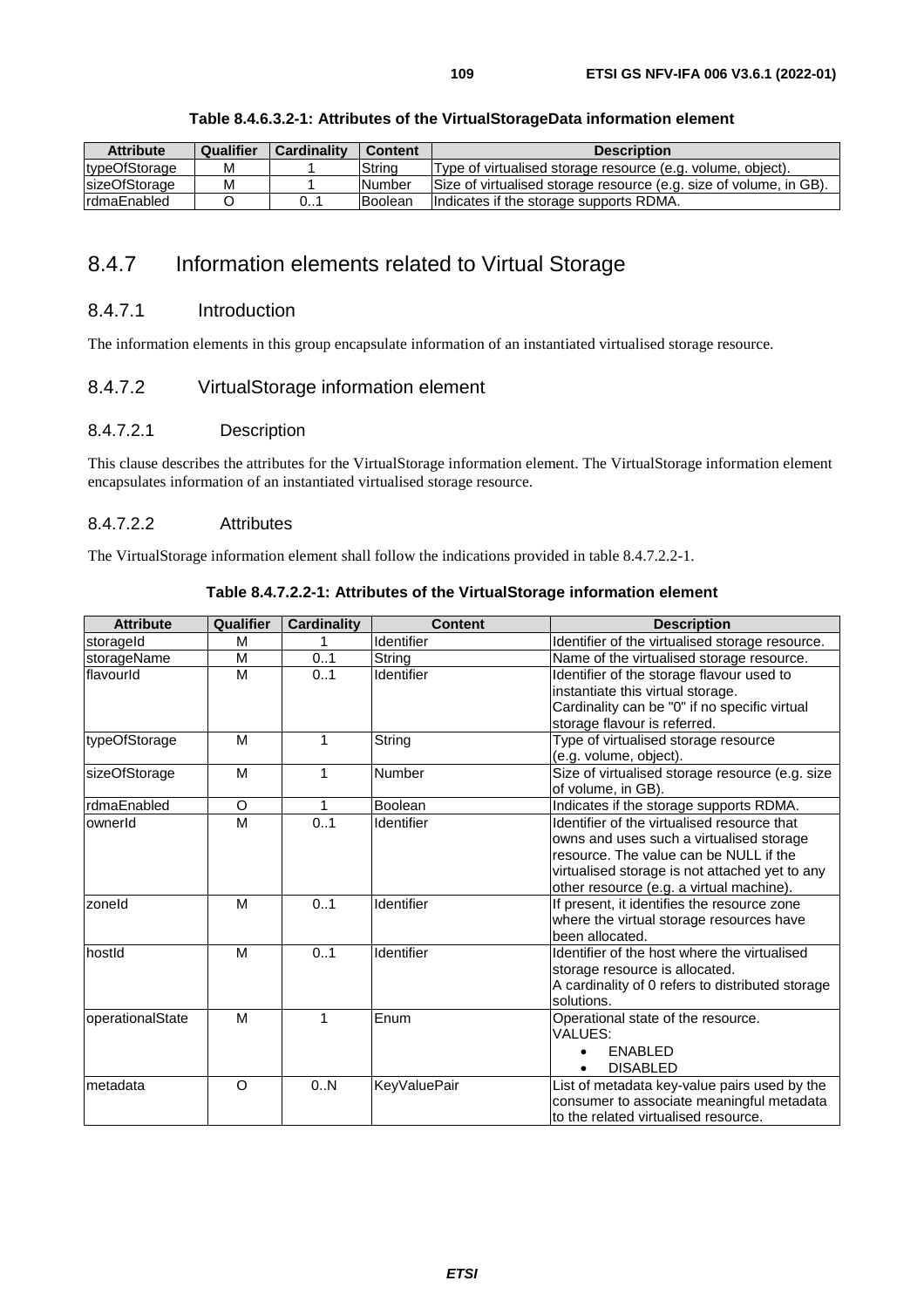**Table 8.4.6.3.2-1: Attributes of the VirtualStorageData information element**

| Attribute | Qualifier | Cardinality | Content | Description |
| --- | --- | --- | --- | --- |
| typeOfStorage | M | 1 | String | Type of virtualised storage resource (e.g. volume, object). |
| sizeOfStorage | M | 1 | Number | Size of virtualised storage resource (e.g. size of volume, in GB). |
| rdmaEnabled | O | 0..1 | Boolean | Indicates if the storage supports RDMA. |

## 8.4.7 Information elements related to Virtual Storage

### 8.4.7.1 Introduction

The information elements in this group encapsulate information of an instantiated virtualised storage resource.

### 8.4.7.2 VirtualStorage information element

#### 8.4.7.2.1 Description

This clause describes the attributes for the VirtualStorage information element. The VirtualStorage information element encapsulates information of an instantiated virtualised storage resource.

#### 8.4.7.2.2 Attributes

The VirtualStorage information element shall follow the indications provided in table 8.4.7.2.2-1.

**Table 8.4.7.2.2-1: Attributes of the VirtualStorage information element**

| Attribute | Qualifier | Cardinality | Content | Description |
| --- | --- | --- | --- | --- |
| storageId | M | 1 | Identifier | Identifier of the virtualised storage resource. |
| storageName | M | 0..1 | String | Name of the virtualised storage resource. |
| flavourId | M | 0..1 | Identifier | Identifier of the storage flavour used to instantiate this virtual storage. Cardinality can be "0" if no specific virtual storage flavour is referred. |
| typeOfStorage | M | 1 | String | Type of virtualised storage resource (e.g. volume, object). |
| sizeOfStorage | M | 1 | Number | Size of virtualised storage resource (e.g. size of volume, in GB). |
| rdmaEnabled | O | 1 | Boolean | Indicates if the storage supports RDMA. |
| ownerId | M | 0..1 | Identifier | Identifier of the virtualised resource that owns and uses such a virtualised storage resource. The value can be NULL if the virtualised storage is not attached yet to any other resource (e.g. a virtual machine). |
| zoneId | M | 0..1 | Identifier | If present, it identifies the resource zone where the virtual storage resources have been allocated. |
| hostId | M | 0..1 | Identifier | Identifier of the host where the virtualised storage resource is allocated. A cardinality of 0 refers to distributed storage solutions. |
| operationalState | M | 1 | Enum | Operational state of the resource. VALUES: • ENABLED • DISABLED |
| metadata | O | 0..N | KeyValuePair | List of metadata key-value pairs used by the consumer to associate meaningful metadata to the related virtualised resource. |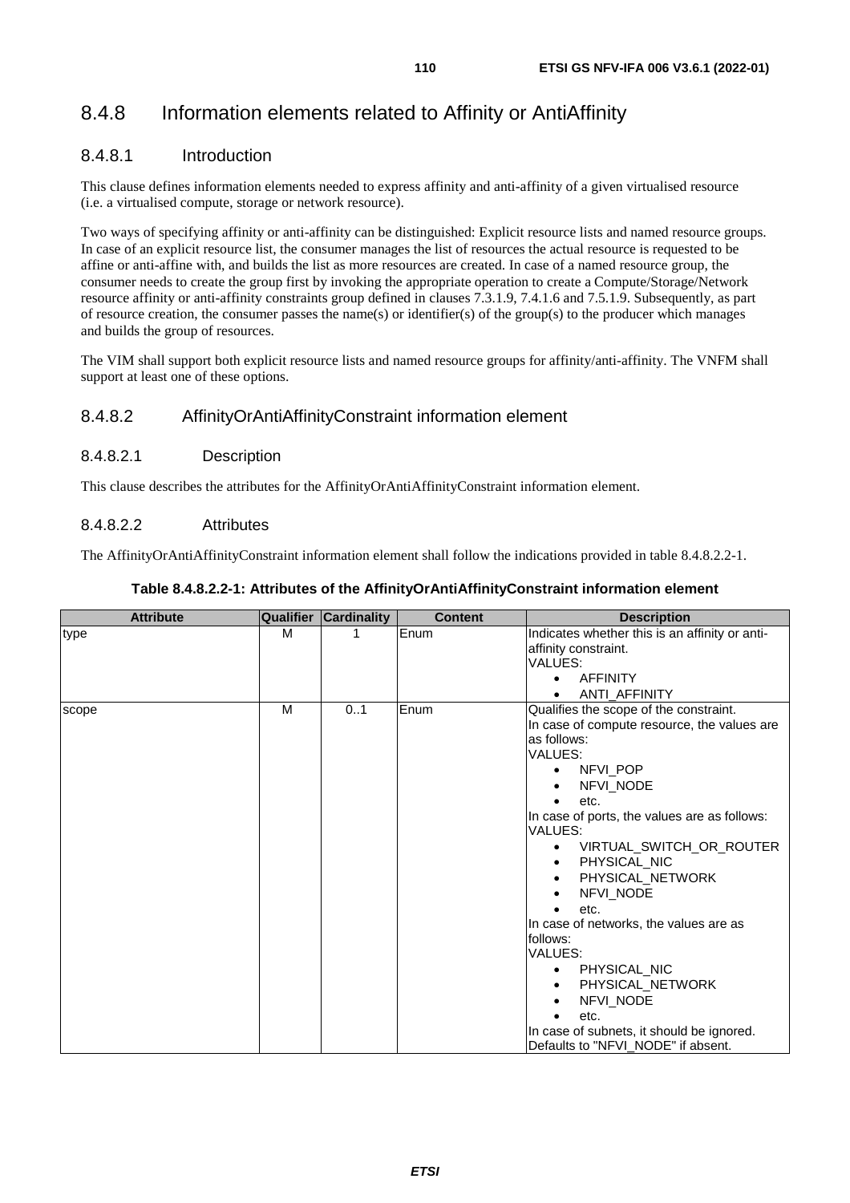## 8.4.8 Information elements related to Affinity or AntiAffinity

### 8.4.8.1 Introduction

This clause defines information elements needed to express affinity and anti-affinity of a given virtualised resource (i.e. a virtualised compute, storage or network resource).

Two ways of specifying affinity or anti-affinity can be distinguished: Explicit resource lists and named resource groups. In case of an explicit resource list, the consumer manages the list of resources the actual resource is requested to be affine or anti-affine with, and builds the list as more resources are created. In case of a named resource group, the consumer needs to create the group first by invoking the appropriate operation to create a Compute/Storage/Network resource affinity or anti-affinity constraints group defined in clauses 7.3.1.9, 7.4.1.6 and 7.5.1.9. Subsequently, as part of resource creation, the consumer passes the name(s) or identifier(s) of the group(s) to the producer which manages and builds the group of resources.

The VIM shall support both explicit resource lists and named resource groups for affinity/anti-affinity. The VNFM shall support at least one of these options.

### 8.4.8.2 AffinityOrAntiAffinityConstraint information element

#### 8.4.8.2.1 Description

This clause describes the attributes for the AffinityOrAntiAffinityConstraint information element.

#### 8.4.8.2.2 Attributes

The AffinityOrAntiAffinityConstraint information element shall follow the indications provided in table 8.4.8.2.2-1.

**Table 8.4.8.2.2-1: Attributes of the AffinityOrAntiAffinityConstraint information element**

| Attribute | Qualifier | Cardinality | Content | Description |
|---|---|---|---|---|
| type | M | 1 | Enum | Indicates whether this is an affinity or anti-affinity constraint.<br>VALUES:<br>• AFFINITY<br>• ANTI_AFFINITY |
| scope | M | 0..1 | Enum | Qualifies the scope of the constraint.<br>In case of compute resource, the values are as follows:<br>VALUES:<br>• NFVI_POP<br>• NFVI_NODE<br>• etc.<br>In case of ports, the values are as follows:<br>VALUES:<br>• VIRTUAL_SWITCH_OR_ROUTER<br>• PHYSICAL_NIC<br>• PHYSICAL_NETWORK<br>• NFVI_NODE<br>• etc.<br>In case of networks, the values are as follows:<br>VALUES:<br>• PHYSICAL_NIC<br>• PHYSICAL_NETWORK<br>• NFVI_NODE<br>• etc.<br>In case of subnets, it should be ignored.<br>Defaults to "NFVI_NODE" if absent. |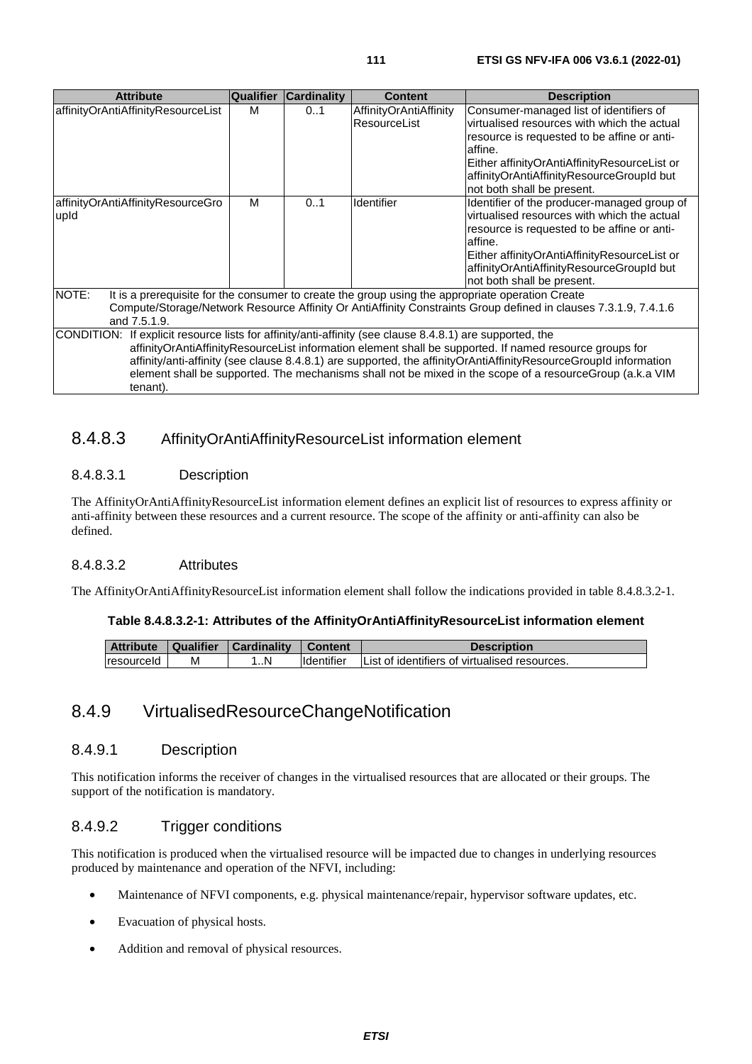| Attribute | Qualifier | Cardinality | Content | Description |
| --- | --- | --- | --- | --- |
| affinityOrAntiAffinityResourceList | M | 0..1 | AffinityOrAntiAffinity ResourceList | Consumer-managed list of identifiers of virtualised resources with which the actual resource is requested to be affine or anti-affine. Either affinityOrAntiAffinityResourceList or affinityOrAntiAffinityResourceGroupId but not both shall be present. |
| affinityOrAntiAffinityResourceGroupId | M | 0..1 | Identifier | Identifier of the producer-managed group of virtualised resources with which the actual resource is requested to be affine or anti-affine. Either affinityOrAntiAffinityResourceList or affinityOrAntiAffinityResourceGroupId but not both shall be present. |
| NOTE: It is a prerequisite for the consumer to create the group using the appropriate operation Create Compute/Storage/Network Resource Affinity Or AntiAffinity Constraints Group defined in clauses 7.3.1.9, 7.4.1.6 and 7.5.1.9. | | | | |
| CONDITION: If explicit resource lists for affinity/anti-affinity (see clause 8.4.8.1) are supported, the affinityOrAntiAffinityResourceList information element shall be supported. If named resource groups for affinity/anti-affinity (see clause 8.4.8.1) are supported, the affinityOrAntiAffinityResourceGroupId information element shall be supported. The mechanisms shall not be mixed in the scope of a resourceGroup (a.k.a VIM tenant). | | | | |

### 8.4.8.3 AffinityOrAntiAffinityResourceList information element

#### 8.4.8.3.1 Description

The AffinityOrAntiAffinityResourceList information element defines an explicit list of resources to express affinity or anti-affinity between these resources and a current resource. The scope of the affinity or anti-affinity can also be defined.

#### 8.4.8.3.2 Attributes

The AffinityOrAntiAffinityResourceList information element shall follow the indications provided in table 8.4.8.3.2-1.

**Table 8.4.8.3.2-1: Attributes of the AffinityOrAntiAffinityResourceList information element**

| Attribute | Qualifier | Cardinality | Content | Description |
| --- | --- | --- | --- | --- |
| resourceId | M | 1..N | Identifier | List of identifiers of virtualised resources. |

## 8.4.9 VirtualisedResourceChangeNotification

### 8.4.9.1 Description

This notification informs the receiver of changes in the virtualised resources that are allocated or their groups. The support of the notification is mandatory.

### 8.4.9.2 Trigger conditions

This notification is produced when the virtualised resource will be impacted due to changes in underlying resources produced by maintenance and operation of the NFVI, including:

- Maintenance of NFVI components, e.g. physical maintenance/repair, hypervisor software updates, etc.
- Evacuation of physical hosts.
- Addition and removal of physical resources.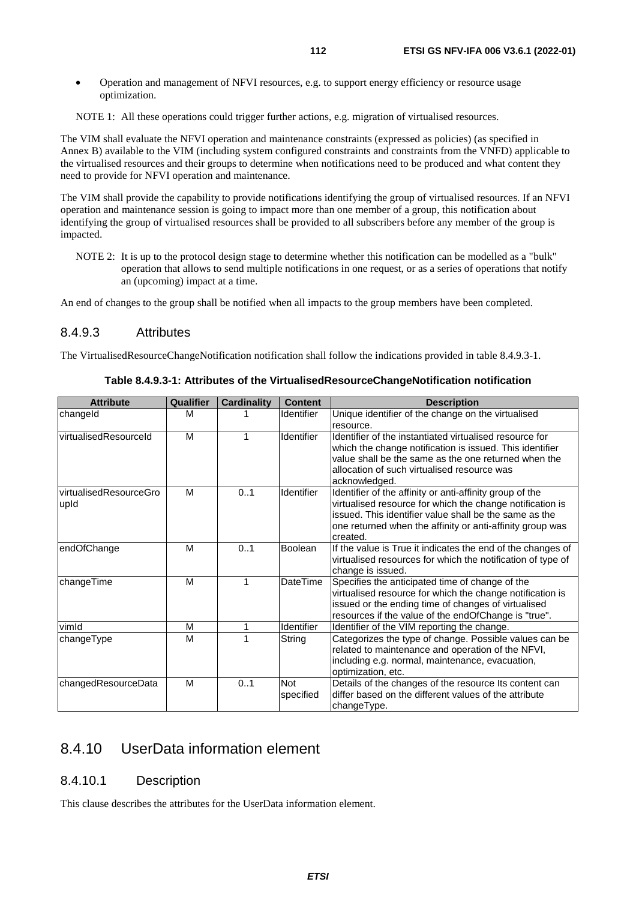- Operation and management of NFVI resources, e.g. to support energy efficiency or resource usage optimization.

NOTE 1: All these operations could trigger further actions, e.g. migration of virtualised resources.

The VIM shall evaluate the NFVI operation and maintenance constraints (expressed as policies) (as specified in Annex B) available to the VIM (including system configured constraints and constraints from the VNFD) applicable to the virtualised resources and their groups to determine when notifications need to be produced and what content they need to provide for NFVI operation and maintenance.

The VIM shall provide the capability to provide notifications identifying the group of virtualised resources. If an NFVI operation and maintenance session is going to impact more than one member of a group, this notification about identifying the group of virtualised resources shall be provided to all subscribers before any member of the group is impacted.

NOTE 2: It is up to the protocol design stage to determine whether this notification can be modelled as a "bulk" operation that allows to send multiple notifications in one request, or as a series of operations that notify an (upcoming) impact at a time.

An end of changes to the group shall be notified when all impacts to the group members have been completed.

### 8.4.9.3 Attributes

The VirtualisedResourceChangeNotification notification shall follow the indications provided in table 8.4.9.3-1.

**Table 8.4.9.3-1: Attributes of the VirtualisedResourceChangeNotification notification**

| Attribute | Qualifier | Cardinality | Content | Description |
|---|---|---|---|---|
| changeId | M | 1 | Identifier | Unique identifier of the change on the virtualised resource. |
| virtualisedResourceId | M | 1 | Identifier | Identifier of the instantiated virtualised resource for which the change notification is issued. This identifier value shall be the same as the one returned when the allocation of such virtualised resource was acknowledged. |
| virtualisedResourceGroupId | M | 0..1 | Identifier | Identifier of the affinity or anti-affinity group of the virtualised resource for which the change notification is issued. This identifier value shall be the same as the one returned when the affinity or anti-affinity group was created. |
| endOfChange | M | 0..1 | Boolean | If the value is True it indicates the end of the changes of virtualised resources for which the notification of type of change is issued. |
| changeTime | M | 1 | DateTime | Specifies the anticipated time of change of the virtualised resource for which the change notification is issued or the ending time of changes of virtualised resources if the value of the endOfChange is "true". |
| vimId | M | 1 | Identifier | Identifier of the VIM reporting the change. |
| changeType | M | 1 | String | Categorizes the type of change. Possible values can be related to maintenance and operation of the NFVI, including e.g. normal, maintenance, evacuation, optimization, etc. |
| changedResourceData | M | 0..1 | Not specified | Details of the changes of the resource Its content can differ based on the different values of the attribute changeType. |

## 8.4.10 UserData information element

### 8.4.10.1 Description

This clause describes the attributes for the UserData information element.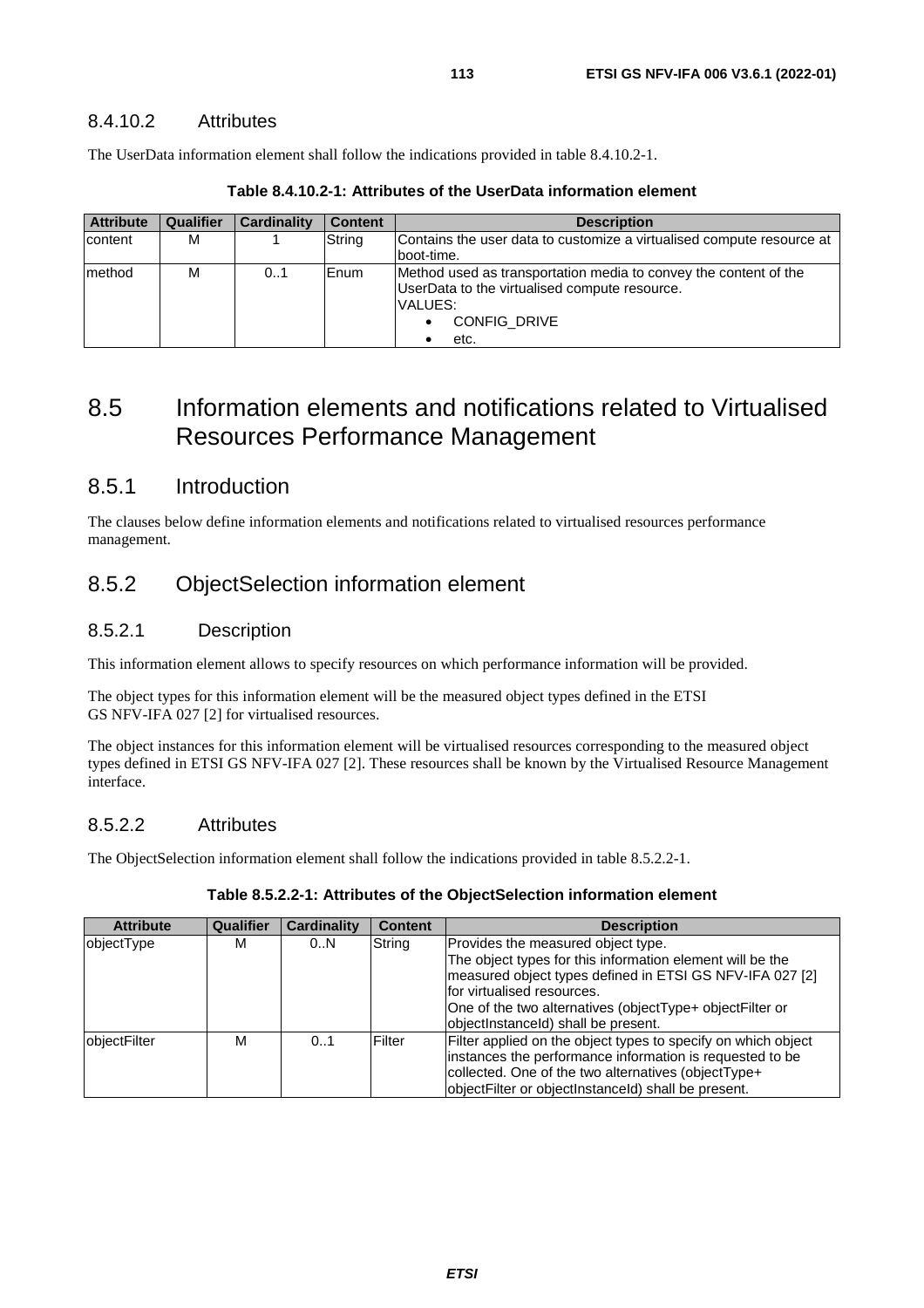#### 8.4.10.2 Attributes

The UserData information element shall follow the indications provided in table 8.4.10.2-1.

**Table 8.4.10.2-1: Attributes of the UserData information element**

| Attribute | Qualifier | Cardinality | Content | Description |
|---|---|---|---|---|
| content | M | 1 | String | Contains the user data to customize a virtualised compute resource at boot-time. |
| method | M | 0..1 | Enum | Method used as transportation media to convey the content of the UserData to the virtualised compute resource.<br>VALUES:<br>• CONFIG_DRIVE<br>• etc. |

## 8.5 Information elements and notifications related to Virtualised Resources Performance Management

### 8.5.1 Introduction

The clauses below define information elements and notifications related to virtualised resources performance management.

### 8.5.2 ObjectSelection information element

#### 8.5.2.1 Description

This information element allows to specify resources on which performance information will be provided.

The object types for this information element will be the measured object types defined in the ETSI GS NFV-IFA 027 [2] for virtualised resources.

The object instances for this information element will be virtualised resources corresponding to the measured object types defined in ETSI GS NFV-IFA 027 [2]. These resources shall be known by the Virtualised Resource Management interface.

#### 8.5.2.2 Attributes

The ObjectSelection information element shall follow the indications provided in table 8.5.2.2-1.

**Table 8.5.2.2-1: Attributes of the ObjectSelection information element**

| Attribute | Qualifier | Cardinality | Content | Description |
|---|---|---|---|---|
| objectType | M | 0..N | String | Provides the measured object type.<br>The object types for this information element will be the measured object types defined in ETSI GS NFV-IFA 027 [2] for virtualised resources.<br>One of the two alternatives (objectType+ objectFilter or objectInstanceId) shall be present. |
| objectFilter | M | 0..1 | Filter | Filter applied on the object types to specify on which object instances the performance information is requested to be collected. One of the two alternatives (objectType+ objectFilter or objectInstanceId) shall be present. |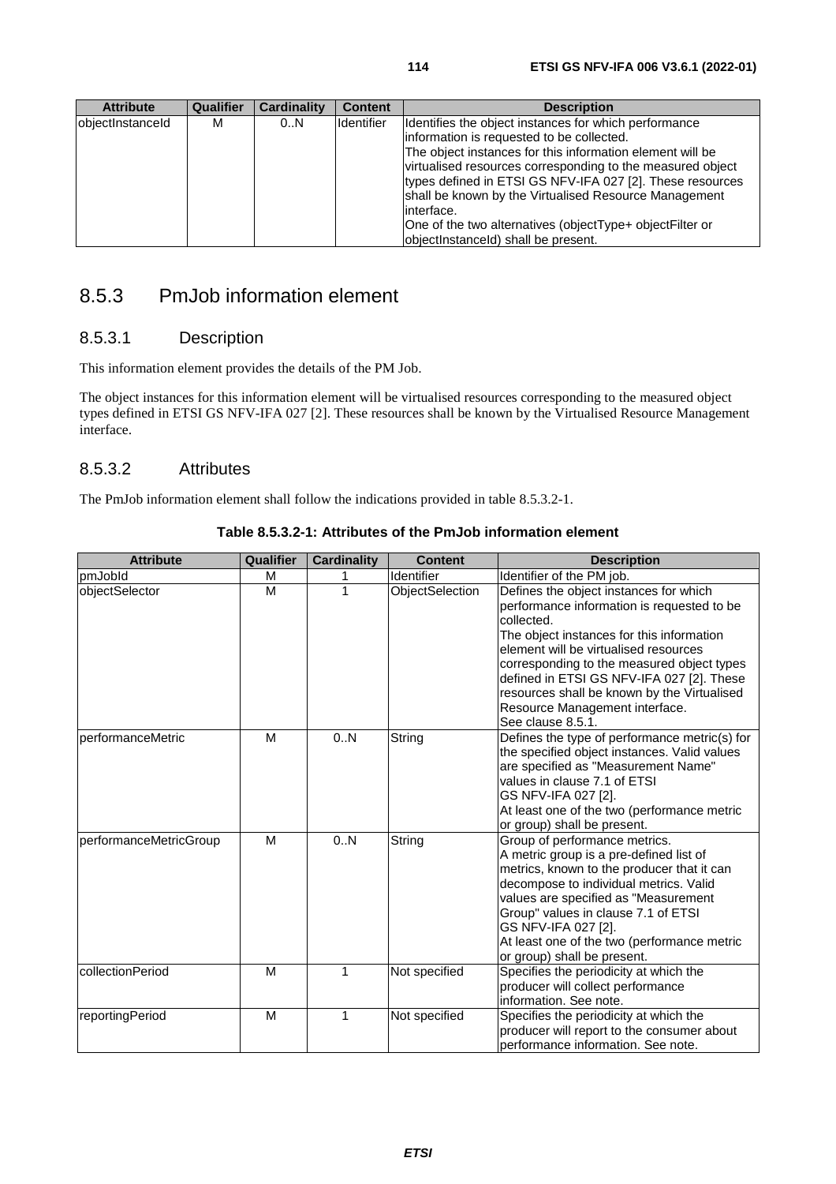| Attribute | Qualifier | Cardinality | Content | Description |
|---|---|---|---|---|
| objectInstanceId | M | 0..N | Identifier | Identifies the object instances for which performance information is requested to be collected.<br>The object instances for this information element will be virtualised resources corresponding to the measured object types defined in ETSI GS NFV-IFA 027 [2]. These resources shall be known by the Virtualised Resource Management interface.<br>One of the two alternatives (objectType+ objectFilter or objectInstanceId) shall be present. |

## 8.5.3 PmJob information element

### 8.5.3.1 Description

This information element provides the details of the PM Job.

The object instances for this information element will be virtualised resources corresponding to the measured object types defined in ETSI GS NFV-IFA 027 [2]. These resources shall be known by the Virtualised Resource Management interface.

### 8.5.3.2 Attributes

The PmJob information element shall follow the indications provided in table 8.5.3.2-1.

**Table 8.5.3.2-1: Attributes of the PmJob information element**

| Attribute | Qualifier | Cardinality | Content | Description |
|---|---|---|---|---|
| pmJobId | M | 1 | Identifier | Identifier of the PM job. |
| objectSelector | M | 1 | ObjectSelection | Defines the object instances for which performance information is requested to be collected.<br>The object instances for this information element will be virtualised resources corresponding to the measured object types defined in ETSI GS NFV-IFA 027 [2]. These resources shall be known by the Virtualised Resource Management interface.<br>See clause 8.5.1. |
| performanceMetric | M | 0..N | String | Defines the type of performance metric(s) for the specified object instances. Valid values are specified as "Measurement Name" values in clause 7.1 of ETSI GS NFV-IFA 027 [2].<br>At least one of the two (performance metric or group) shall be present. |
| performanceMetricGroup | M | 0..N | String | Group of performance metrics.<br>A metric group is a pre-defined list of metrics, known to the producer that it can decompose to individual metrics. Valid values are specified as "Measurement Group" values in clause 7.1 of ETSI GS NFV-IFA 027 [2].<br>At least one of the two (performance metric or group) shall be present. |
| collectionPeriod | M | 1 | Not specified | Specifies the periodicity at which the producer will collect performance information. See note. |
| reportingPeriod | M | 1 | Not specified | Specifies the periodicity at which the producer will report to the consumer about performance information. See note. |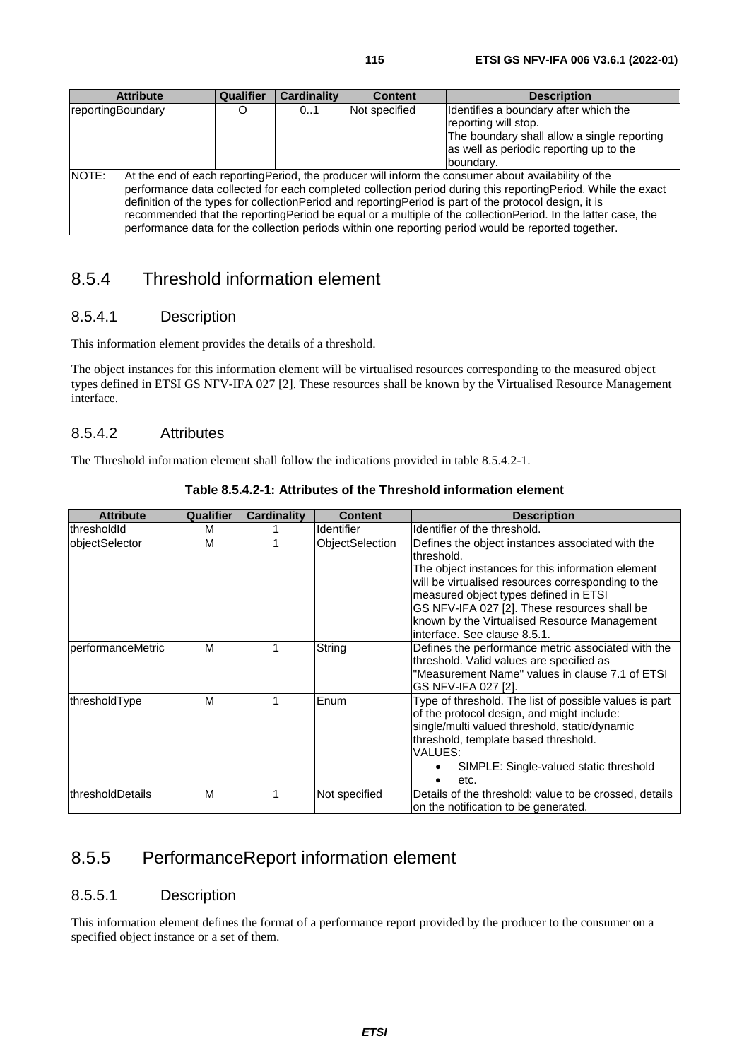| Attribute | Qualifier | Cardinality | Content | Description |
|---|---|---|---|---|
| reportingBoundary | O | 0..1 | Not specified | Identifies a boundary after which the reporting will stop. The boundary shall allow a single reporting as well as periodic reporting up to the boundary. |
| NOTE: At the end of each reportingPeriod, the producer will inform the consumer about availability of the performance data collected for each completed collection period during this reportingPeriod. While the exact definition of the types for collectionPeriod and reportingPeriod is part of the protocol design, it is recommended that the reportingPeriod be equal or a multiple of the collectionPeriod. In the latter case, the performance data for the collection periods within one reporting period would be reported together. | | | | |

## 8.5.4 Threshold information element

### 8.5.4.1 Description

This information element provides the details of a threshold.

The object instances for this information element will be virtualised resources corresponding to the measured object types defined in ETSI GS NFV-IFA 027 [2]. These resources shall be known by the Virtualised Resource Management interface.

### 8.5.4.2 Attributes

The Threshold information element shall follow the indications provided in table 8.5.4.2-1.

**Table 8.5.4.2-1: Attributes of the Threshold information element**

| Attribute | Qualifier | Cardinality | Content | Description |
|---|---|---|---|---|
| thresholdId | M | 1 | Identifier | Identifier of the threshold. |
| objectSelector | M | 1 | ObjectSelection | Defines the object instances associated with the threshold. The object instances for this information element will be virtualised resources corresponding to the measured object types defined in ETSI GS NFV-IFA 027 [2]. These resources shall be known by the Virtualised Resource Management interface. See clause 8.5.1. |
| performanceMetric | M | 1 | String | Defines the performance metric associated with the threshold. Valid values are specified as "Measurement Name" values in clause 7.1 of ETSI GS NFV-IFA 027 [2]. |
| thresholdType | M | 1 | Enum | Type of threshold. The list of possible values is part of the protocol design, and might include: single/multi valued threshold, static/dynamic threshold, template based threshold. VALUES: • SIMPLE: Single-valued static threshold • etc. |
| thresholdDetails | M | 1 | Not specified | Details of the threshold: value to be crossed, details on the notification to be generated. |

## 8.5.5 PerformanceReport information element

### 8.5.5.1 Description

This information element defines the format of a performance report provided by the producer to the consumer on a specified object instance or a set of them.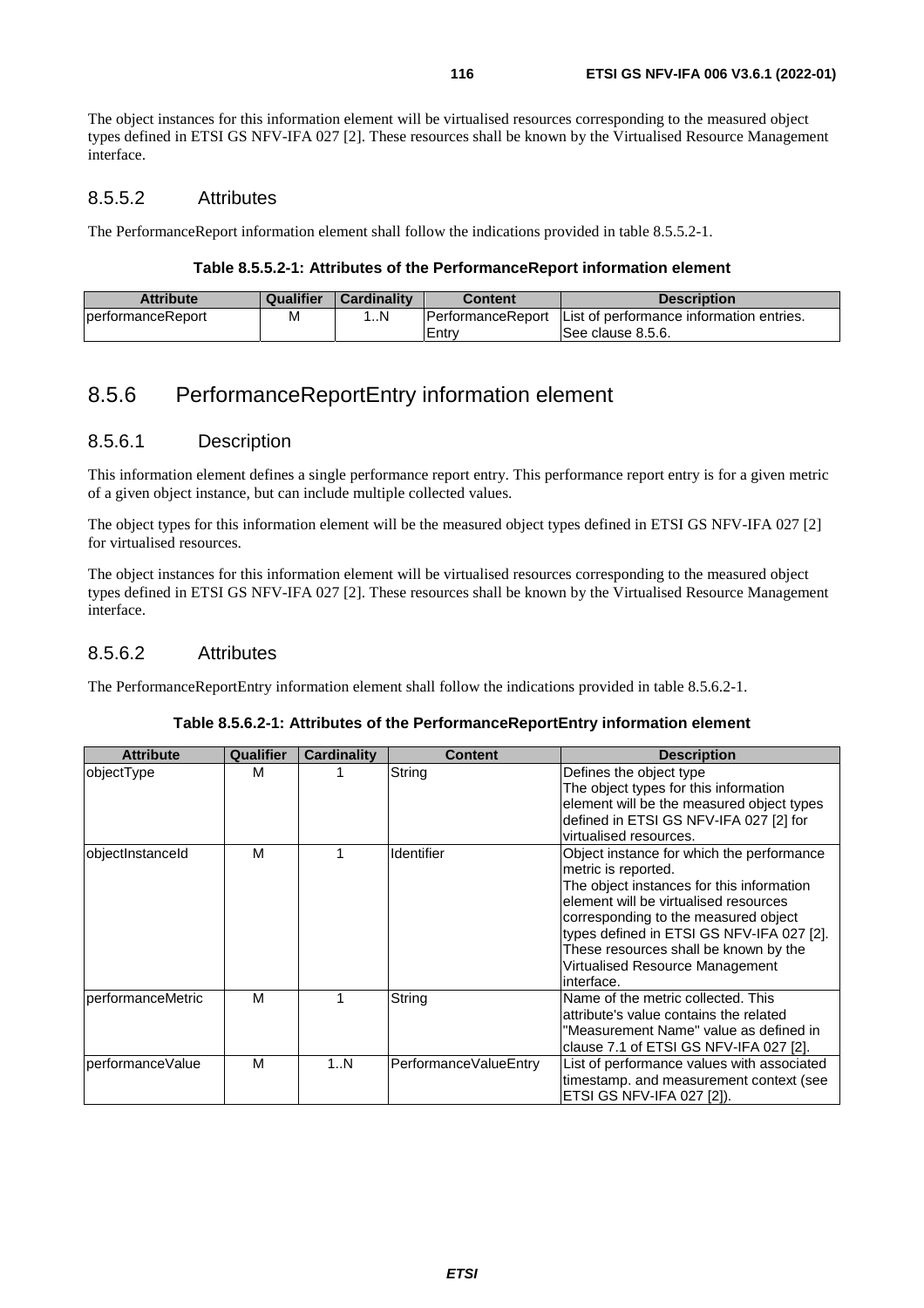The object instances for this information element will be virtualised resources corresponding to the measured object types defined in ETSI GS NFV-IFA 027 [2]. These resources shall be known by the Virtualised Resource Management interface.

#### 8.5.5.2 Attributes

The PerformanceReport information element shall follow the indications provided in table 8.5.5.2-1.

**Table 8.5.5.2-1: Attributes of the PerformanceReport information element**

| Attribute | Qualifier | Cardinality | Content | Description |
|---|---|---|---|---|
| performanceReport | M | 1..N | PerformanceReport Entry | List of performance information entries. See clause 8.5.6. |

### 8.5.6 PerformanceReportEntry information element

#### 8.5.6.1 Description

This information element defines a single performance report entry. This performance report entry is for a given metric of a given object instance, but can include multiple collected values.

The object types for this information element will be the measured object types defined in ETSI GS NFV-IFA 027 [2] for virtualised resources.

The object instances for this information element will be virtualised resources corresponding to the measured object types defined in ETSI GS NFV-IFA 027 [2]. These resources shall be known by the Virtualised Resource Management interface.

#### 8.5.6.2 Attributes

The PerformanceReportEntry information element shall follow the indications provided in table 8.5.6.2-1.

**Table 8.5.6.2-1: Attributes of the PerformanceReportEntry information element**

| Attribute | Qualifier | Cardinality | Content | Description |
|---|---|---|---|---|
| objectType | M | 1 | String | Defines the object type<br>The object types for this information element will be the measured object types defined in ETSI GS NFV-IFA 027 [2] for virtualised resources. |
| objectInstanceId | M | 1 | Identifier | Object instance for which the performance metric is reported.<br>The object instances for this information element will be virtualised resources corresponding to the measured object types defined in ETSI GS NFV-IFA 027 [2]. These resources shall be known by the Virtualised Resource Management interface. |
| performanceMetric | M | 1 | String | Name of the metric collected. This attribute's value contains the related "Measurement Name" value as defined in clause 7.1 of ETSI GS NFV-IFA 027 [2]. |
| performanceValue | M | 1..N | PerformanceValueEntry | List of performance values with associated timestamp. and measurement context (see ETSI GS NFV-IFA 027 [2]). |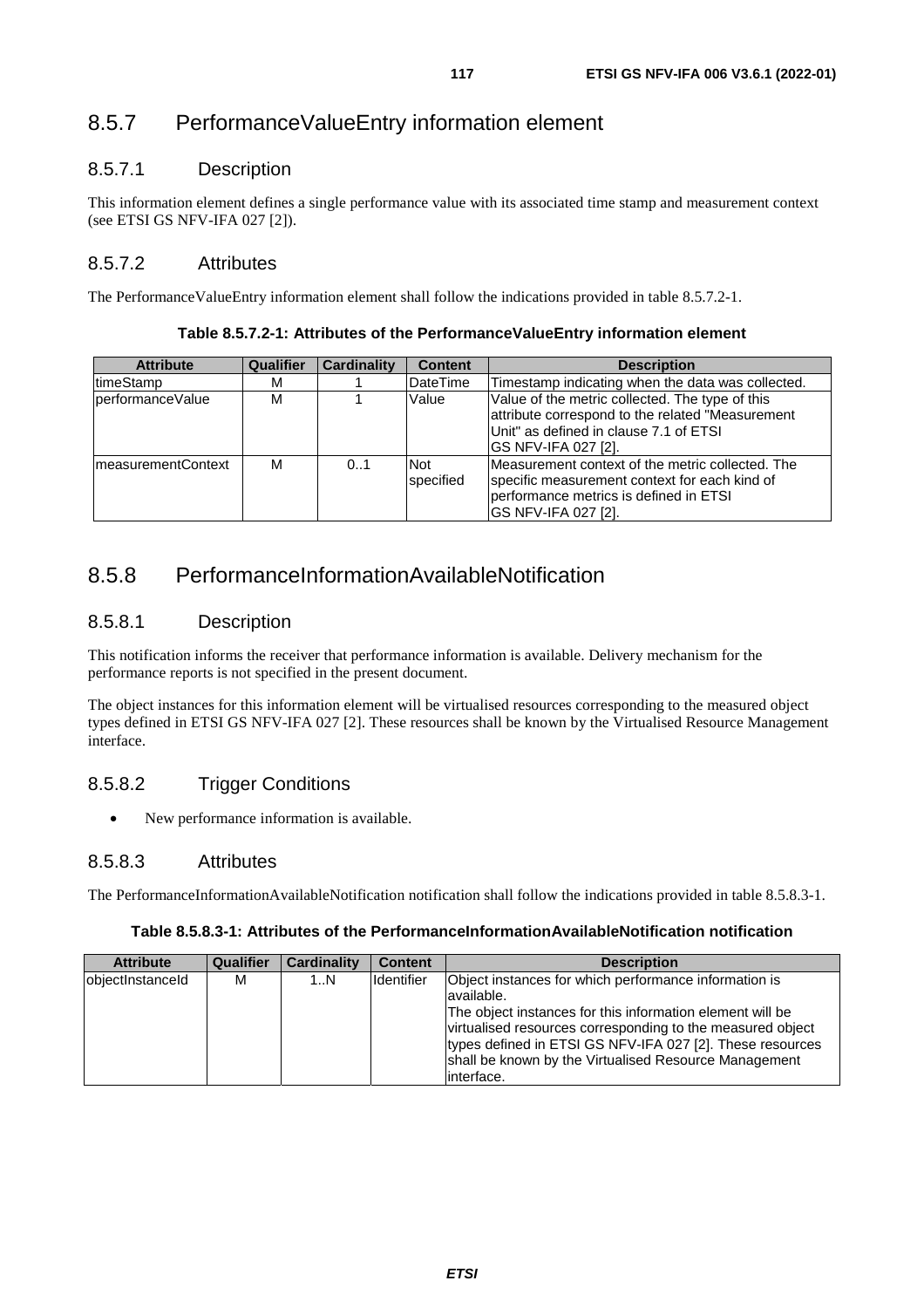## 8.5.7 PerformanceValueEntry information element

### 8.5.7.1 Description

This information element defines a single performance value with its associated time stamp and measurement context (see ETSI GS NFV-IFA 027 [2]).

### 8.5.7.2 Attributes

The PerformanceValueEntry information element shall follow the indications provided in table 8.5.7.2-1.

**Table 8.5.7.2-1: Attributes of the PerformanceValueEntry information element**

| Attribute | Qualifier | Cardinality | Content | Description |
|---|---|---|---|---|
| timeStamp | M | 1 | DateTime | Timestamp indicating when the data was collected. |
| performanceValue | M | 1 | Value | Value of the metric collected. The type of this attribute correspond to the related "Measurement Unit" as defined in clause 7.1 of ETSI GS NFV-IFA 027 [2]. |
| measurementContext | M | 0..1 | Not specified | Measurement context of the metric collected. The specific measurement context for each kind of performance metrics is defined in ETSI GS NFV-IFA 027 [2]. |

## 8.5.8 PerformanceInformationAvailableNotification

### 8.5.8.1 Description

This notification informs the receiver that performance information is available. Delivery mechanism for the performance reports is not specified in the present document.

The object instances for this information element will be virtualised resources corresponding to the measured object types defined in ETSI GS NFV-IFA 027 [2]. These resources shall be known by the Virtualised Resource Management interface.

### 8.5.8.2 Trigger Conditions

- New performance information is available.

### 8.5.8.3 Attributes

The PerformanceInformationAvailableNotification notification shall follow the indications provided in table 8.5.8.3-1.

**Table 8.5.8.3-1: Attributes of the PerformanceInformationAvailableNotification notification**

| Attribute | Qualifier | Cardinality | Content | Description |
|---|---|---|---|---|
| objectInstanceId | M | 1..N | Identifier | Object instances for which performance information is available. The object instances for this information element will be virtualised resources corresponding to the measured object types defined in ETSI GS NFV-IFA 027 [2]. These resources shall be known by the Virtualised Resource Management interface. |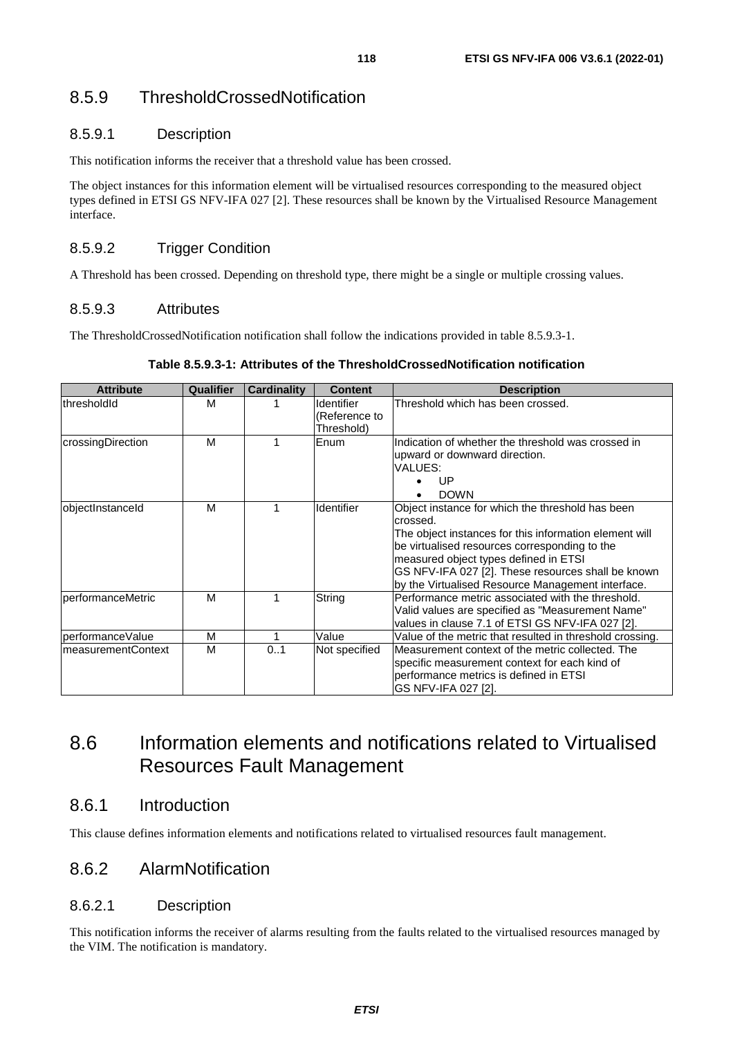### 8.5.9 ThresholdCrossedNotification

#### 8.5.9.1 Description

This notification informs the receiver that a threshold value has been crossed.

The object instances for this information element will be virtualised resources corresponding to the measured object types defined in ETSI GS NFV-IFA 027 [2]. These resources shall be known by the Virtualised Resource Management interface.

#### 8.5.9.2 Trigger Condition

A Threshold has been crossed. Depending on threshold type, there might be a single or multiple crossing values.

#### 8.5.9.3 Attributes

The ThresholdCrossedNotification notification shall follow the indications provided in table 8.5.9.3-1.

**Table 8.5.9.3-1: Attributes of the ThresholdCrossedNotification notification**

| Attribute | Qualifier | Cardinality | Content | Description |
|---|---|---|---|---|
| thresholdId | M | 1 | Identifier (Reference to Threshold) | Threshold which has been crossed. |
| crossingDirection | M | 1 | Enum | Indication of whether the threshold was crossed in upward or downward direction.<br>VALUES:<br>• UP<br>• DOWN |
| objectInstanceId | M | 1 | Identifier | Object instance for which the threshold has been crossed.<br>The object instances for this information element will be virtualised resources corresponding to the measured object types defined in ETSI GS NFV-IFA 027 [2]. These resources shall be known by the Virtualised Resource Management interface. |
| performanceMetric | M | 1 | String | Performance metric associated with the threshold. Valid values are specified as "Measurement Name" values in clause 7.1 of ETSI GS NFV-IFA 027 [2]. |
| performanceValue | M | 1 | Value | Value of the metric that resulted in threshold crossing. |
| measurementContext | M | 0..1 | Not specified | Measurement context of the metric collected. The specific measurement context for each kind of performance metrics is defined in ETSI GS NFV-IFA 027 [2]. |

## 8.6 Information elements and notifications related to Virtualised Resources Fault Management

### 8.6.1 Introduction

This clause defines information elements and notifications related to virtualised resources fault management.

### 8.6.2 AlarmNotification

#### 8.6.2.1 Description

This notification informs the receiver of alarms resulting from the faults related to the virtualised resources managed by the VIM. The notification is mandatory.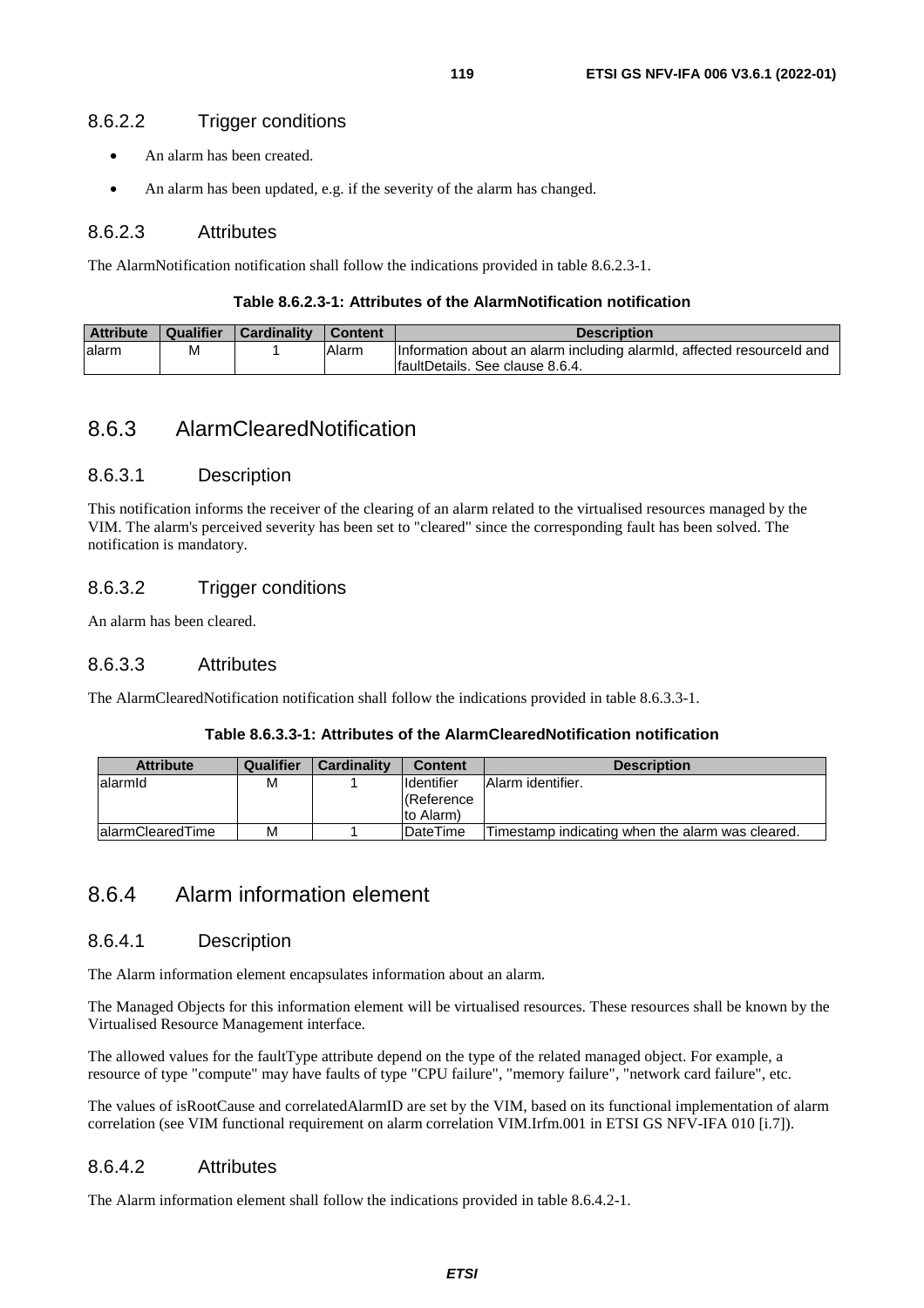### 8.6.2.2 Trigger conditions

- An alarm has been created.
- An alarm has been updated, e.g. if the severity of the alarm has changed.

### 8.6.2.3 Attributes

The AlarmNotification notification shall follow the indications provided in table 8.6.2.3-1.

**Table 8.6.2.3-1: Attributes of the AlarmNotification notification**

| Attribute | Qualifier | Cardinality | Content | Description |
|---|---|---|---|---|
| alarm | M | 1 | Alarm | Information about an alarm including alarmId, affected resourceId and faultDetails. See clause 8.6.4. |

## 8.6.3 AlarmClearedNotification

### 8.6.3.1 Description

This notification informs the receiver of the clearing of an alarm related to the virtualised resources managed by the VIM. The alarm's perceived severity has been set to "cleared" since the corresponding fault has been solved. The notification is mandatory.

### 8.6.3.2 Trigger conditions

An alarm has been cleared.

### 8.6.3.3 Attributes

The AlarmClearedNotification notification shall follow the indications provided in table 8.6.3.3-1.

**Table 8.6.3.3-1: Attributes of the AlarmClearedNotification notification**

| Attribute | Qualifier | Cardinality | Content | Description |
|---|---|---|---|---|
| alarmId | M | 1 | Identifier (Reference to Alarm) | Alarm identifier. |
| alarmClearedTime | M | 1 | DateTime | Timestamp indicating when the alarm was cleared. |

## 8.6.4 Alarm information element

### 8.6.4.1 Description

The Alarm information element encapsulates information about an alarm.

The Managed Objects for this information element will be virtualised resources. These resources shall be known by the Virtualised Resource Management interface.

The allowed values for the faultType attribute depend on the type of the related managed object. For example, a resource of type "compute" may have faults of type "CPU failure", "memory failure", "network card failure", etc.

The values of isRootCause and correlatedAlarmID are set by the VIM, based on its functional implementation of alarm correlation (see VIM functional requirement on alarm correlation VIM.Irfm.001 in ETSI GS NFV-IFA 010 [i.7]).

### 8.6.4.2 Attributes

The Alarm information element shall follow the indications provided in table 8.6.4.2-1.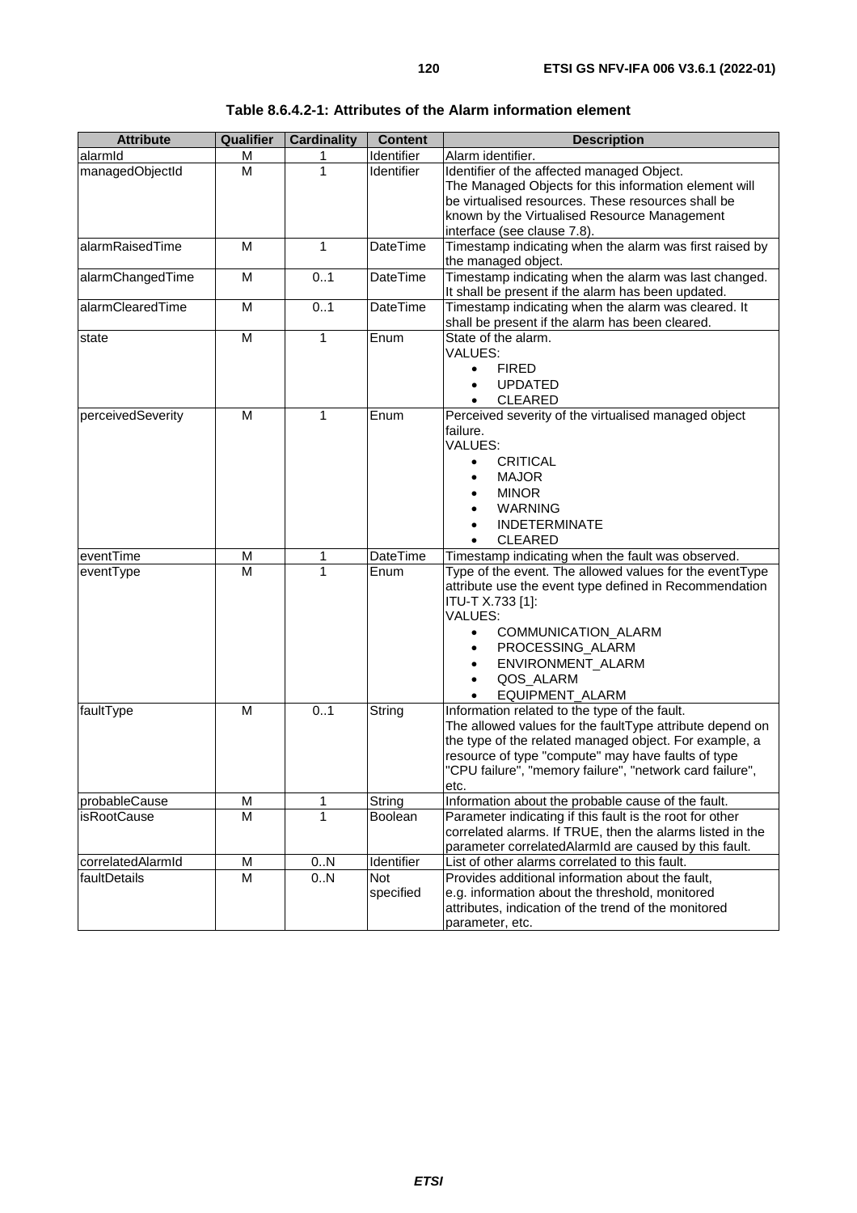**Table 8.6.4.2-1: Attributes of the Alarm information element**

| Attribute | Qualifier | Cardinality | Content | Description |
| --- | --- | --- | --- | --- |
| alarmId | M | 1 | Identifier | Alarm identifier. |
| managedObjectId | M | 1 | Identifier | Identifier of the affected managed Object. The Managed Objects for this information element will be virtualised resources. These resources shall be known by the Virtualised Resource Management interface (see clause 7.8). |
| alarmRaisedTime | M | 1 | DateTime | Timestamp indicating when the alarm was first raised by the managed object. |
| alarmChangedTime | M | 0..1 | DateTime | Timestamp indicating when the alarm was last changed. It shall be present if the alarm has been updated. |
| alarmClearedTime | M | 0..1 | DateTime | Timestamp indicating when the alarm was cleared. It shall be present if the alarm has been cleared. |
| state | M | 1 | Enum | State of the alarm.<br>VALUES:<br>• FIRED<br>• UPDATED<br>• CLEARED |
| perceivedSeverity | M | 1 | Enum | Perceived severity of the virtualised managed object failure.<br>VALUES:<br>• CRITICAL<br>• MAJOR<br>• MINOR<br>• WARNING<br>• INDETERMINATE<br>• CLEARED |
| eventTime | M | 1 | DateTime | Timestamp indicating when the fault was observed. |
| eventType | M | 1 | Enum | Type of the event. The allowed values for the eventType attribute use the event type defined in Recommendation ITU-T X.733 [1]:<br>VALUES:<br>• COMMUNICATION_ALARM<br>• PROCESSING_ALARM<br>• ENVIRONMENT_ALARM<br>• QOS_ALARM<br>• EQUIPMENT_ALARM |
| faultType | M | 0..1 | String | Information related to the type of the fault.<br>The allowed values for the faultType attribute depend on the type of the related managed object. For example, a resource of type "compute" may have faults of type "CPU failure", "memory failure", "network card failure", etc. |
| probableCause | M | 1 | String | Information about the probable cause of the fault. |
| isRootCause | M | 1 | Boolean | Parameter indicating if this fault is the root for other correlated alarms. If TRUE, then the alarms listed in the parameter correlatedAlarmId are caused by this fault. |
| correlatedAlarmId | M | 0..N | Identifier | List of other alarms correlated to this fault. |
| faultDetails | M | 0..N | Not specified | Provides additional information about the fault, e.g. information about the threshold, monitored attributes, indication of the trend of the monitored parameter, etc. |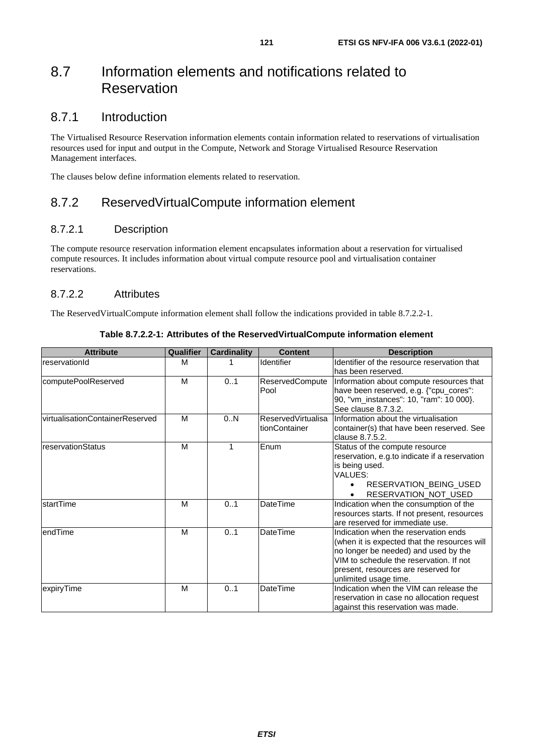# 8.7 Information elements and notifications related to Reservation

## 8.7.1 Introduction

The Virtualised Resource Reservation information elements contain information related to reservations of virtualisation resources used for input and output in the Compute, Network and Storage Virtualised Resource Reservation Management interfaces.

The clauses below define information elements related to reservation.

## 8.7.2 ReservedVirtualCompute information element

### 8.7.2.1 Description

The compute resource reservation information element encapsulates information about a reservation for virtualised compute resources. It includes information about virtual compute resource pool and virtualisation container reservations.

### 8.7.2.2 Attributes

The ReservedVirtualCompute information element shall follow the indications provided in table 8.7.2.2-1.

**Table 8.7.2.2-1: Attributes of the ReservedVirtualCompute information element**

| Attribute | Qualifier | Cardinality | Content | Description |
|---|---|---|---|---|
| reservationId | M | 1 | Identifier | Identifier of the resource reservation that has been reserved. |
| computePoolReserved | M | 0..1 | ReservedComputePool | Information about compute resources that have been reserved, e.g. {"cpu_cores": 90, "vm_instances": 10, "ram": 10 000}. See clause 8.7.3.2. |
| virtualisationContainerReserved | M | 0..N | ReservedVirtualisationContainer | Information about the virtualisation container(s) that have been reserved. See clause 8.7.5.2. |
| reservationStatus | M | 1 | Enum | Status of the compute resource reservation, e.g.to indicate if a reservation is being used.<br>VALUES:<br>• RESERVATION_BEING_USED<br>• RESERVATION_NOT_USED |
| startTime | M | 0..1 | DateTime | Indication when the consumption of the resources starts. If not present, resources are reserved for immediate use. |
| endTime | M | 0..1 | DateTime | Indication when the reservation ends (when it is expected that the resources will no longer be needed) and used by the VIM to schedule the reservation. If not present, resources are reserved for unlimited usage time. |
| expiryTime | M | 0..1 | DateTime | Indication when the VIM can release the reservation in case no allocation request against this reservation was made. |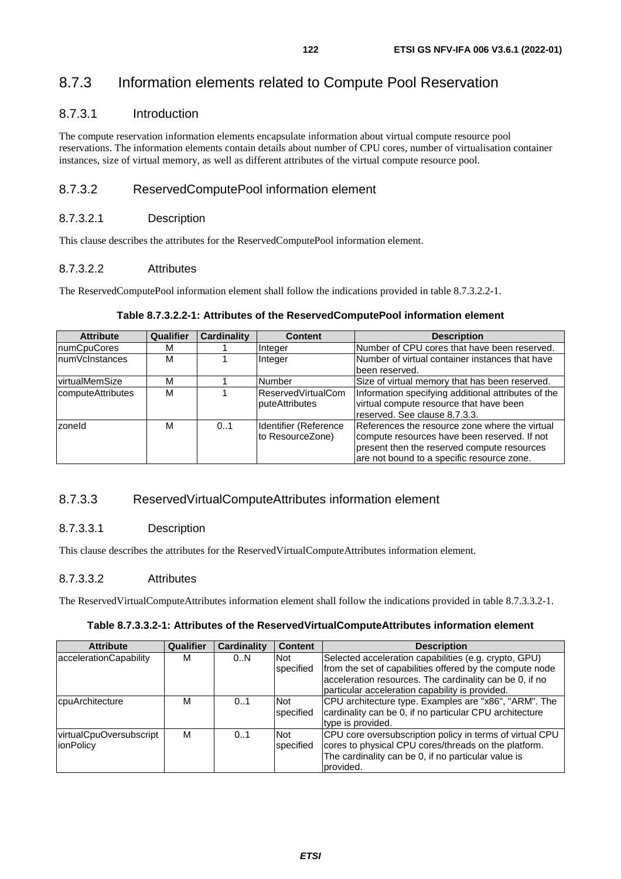## 8.7.3 Information elements related to Compute Pool Reservation

### 8.7.3.1 Introduction

The compute reservation information elements encapsulate information about virtual compute resource pool reservations. The information elements contain details about number of CPU cores, number of virtualisation container instances, size of virtual memory, as well as different attributes of the virtual compute resource pool.

### 8.7.3.2 ReservedComputePool information element

#### 8.7.3.2.1 Description

This clause describes the attributes for the ReservedComputePool information element.

#### 8.7.3.2.2 Attributes

The ReservedComputePool information element shall follow the indications provided in table 8.7.3.2.2-1.

**Table 8.7.3.2.2-1: Attributes of the ReservedComputePool information element**

| Attribute | Qualifier | Cardinality | Content | Description |
|---|---|---|---|---|
| numCpuCores | M | 1 | Integer | Number of CPU cores that have been reserved. |
| numVcInstances | M | 1 | Integer | Number of virtual container instances that have been reserved. |
| virtualMemSize | M | 1 | Number | Size of virtual memory that has been reserved. |
| computeAttributes | M | 1 | ReservedVirtualComputeAttributes | Information specifying additional attributes of the virtual compute resource that have been reserved. See clause 8.7.3.3. |
| zoneId | M | 0..1 | Identifier (Reference to ResourceZone) | References the resource zone where the virtual compute resources have been reserved. If not present then the reserved compute resources are not bound to a specific resource zone. |

### 8.7.3.3 ReservedVirtualComputeAttributes information element

#### 8.7.3.3.1 Description

This clause describes the attributes for the ReservedVirtualComputeAttributes information element.

#### 8.7.3.3.2 Attributes

The ReservedVirtualComputeAttributes information element shall follow the indications provided in table 8.7.3.3.2-1.

**Table 8.7.3.3.2-1: Attributes of the ReservedVirtualComputeAttributes information element**

| Attribute | Qualifier | Cardinality | Content | Description |
|---|---|---|---|---|
| accelerationCapability | M | 0..N | Not specified | Selected acceleration capabilities (e.g. crypto, GPU) from the set of capabilities offered by the compute node acceleration resources. The cardinality can be 0, if no particular acceleration capability is provided. |
| cpuArchitecture | M | 0..1 | Not specified | CPU architecture type. Examples are "x86", "ARM". The cardinality can be 0, if no particular CPU architecture type is provided. |
| virtualCpuOversubscriptionPolicy | M | 0..1 | Not specified | CPU core oversubscription policy in terms of virtual CPU cores to physical CPU cores/threads on the platform. The cardinality can be 0, if no particular value is provided. |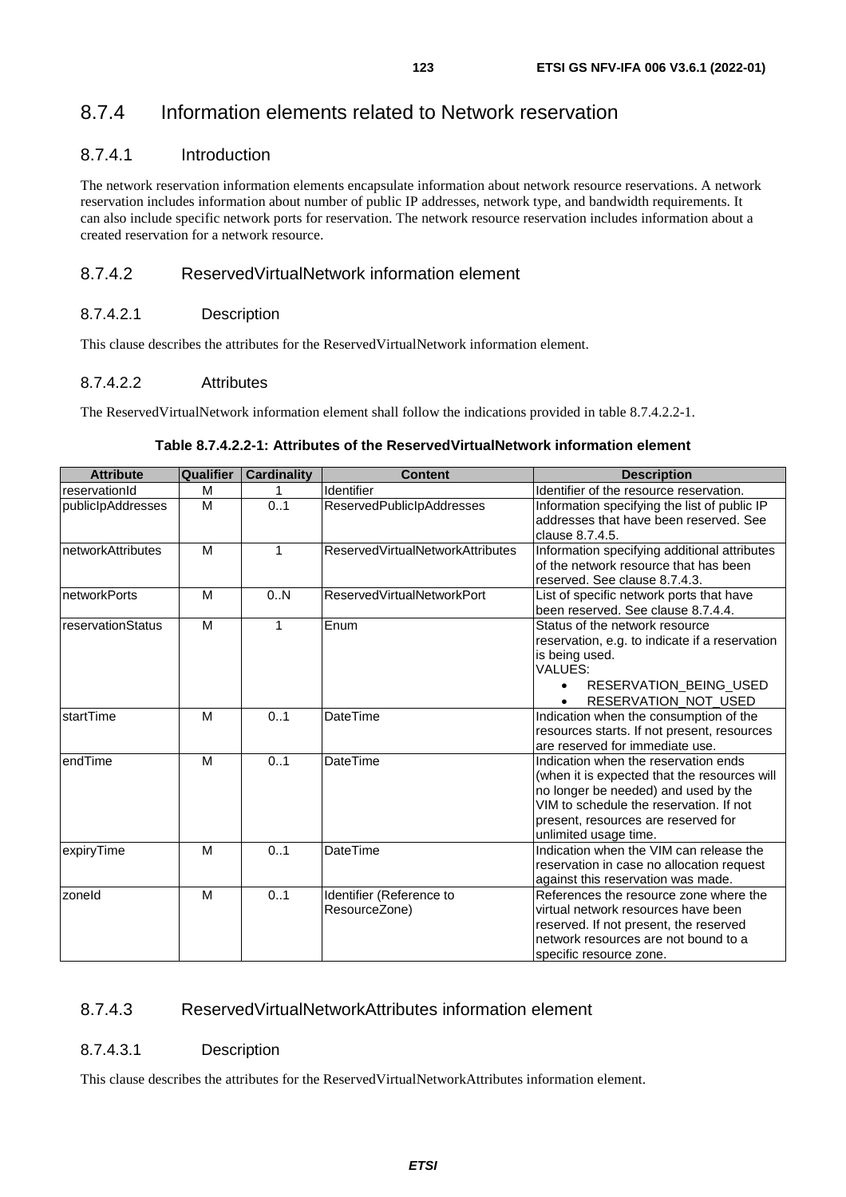## 8.7.4 Information elements related to Network reservation

### 8.7.4.1 Introduction

The network reservation information elements encapsulate information about network resource reservations. A network reservation includes information about number of public IP addresses, network type, and bandwidth requirements. It can also include specific network ports for reservation. The network resource reservation includes information about a created reservation for a network resource.

### 8.7.4.2 ReservedVirtualNetwork information element

#### 8.7.4.2.1 Description

This clause describes the attributes for the ReservedVirtualNetwork information element.

#### 8.7.4.2.2 Attributes

The ReservedVirtualNetwork information element shall follow the indications provided in table 8.7.4.2.2-1.

**Table 8.7.4.2.2-1: Attributes of the ReservedVirtualNetwork information element**

| Attribute | Qualifier | Cardinality | Content | Description |
|---|---|---|---|---|
| reservationId | M | 1 | Identifier | Identifier of the resource reservation. |
| publicIpAddresses | M | 0..1 | ReservedPublicIpAddresses | Information specifying the list of public IP addresses that have been reserved. See clause 8.7.4.5. |
| networkAttributes | M | 1 | ReservedVirtualNetworkAttributes | Information specifying additional attributes of the network resource that has been reserved. See clause 8.7.4.3. |
| networkPorts | M | 0..N | ReservedVirtualNetworkPort | List of specific network ports that have been reserved. See clause 8.7.4.4. |
| reservationStatus | M | 1 | Enum | Status of the network resource reservation, e.g. to indicate if a reservation is being used.<br>VALUES:<br>• RESERVATION_BEING_USED<br>• RESERVATION_NOT_USED |
| startTime | M | 0..1 | DateTime | Indication when the consumption of the resources starts. If not present, resources are reserved for immediate use. |
| endTime | M | 0..1 | DateTime | Indication when the reservation ends (when it is expected that the resources will no longer be needed) and used by the VIM to schedule the reservation. If not present, resources are reserved for unlimited usage time. |
| expiryTime | M | 0..1 | DateTime | Indication when the VIM can release the reservation in case no allocation request against this reservation was made. |
| zoneId | M | 0..1 | Identifier (Reference to ResourceZone) | References the resource zone where the virtual network resources have been reserved. If not present, the reserved network resources are not bound to a specific resource zone. |

### 8.7.4.3 ReservedVirtualNetworkAttributes information element

#### 8.7.4.3.1 Description

This clause describes the attributes for the ReservedVirtualNetworkAttributes information element.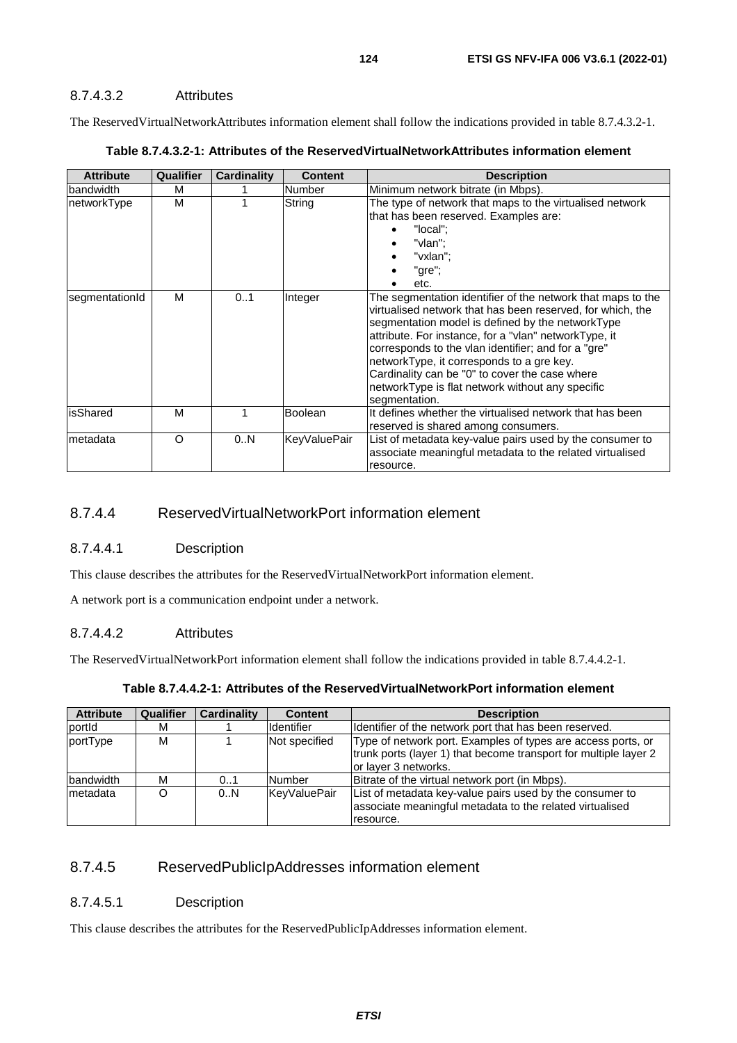#### 8.7.4.3.2 Attributes

The ReservedVirtualNetworkAttributes information element shall follow the indications provided in table 8.7.4.3.2-1.

**Table 8.7.4.3.2-1: Attributes of the ReservedVirtualNetworkAttributes information element**

| Attribute | Qualifier | Cardinality | Content | Description |
|---|---|---|---|---|
| bandwidth | M | 1 | Number | Minimum network bitrate (in Mbps). |
| networkType | M | 1 | String | The type of network that maps to the virtualised network that has been reserved. Examples are: <br>• "local"; <br>• "vlan"; <br>• "vxlan"; <br>• "gre"; <br>• etc. |
| segmentationId | M | 0..1 | Integer | The segmentation identifier of the network that maps to the virtualised network that has been reserved, for which, the segmentation model is defined by the networkType attribute. For instance, for a "vlan" networkType, it corresponds to the vlan identifier; and for a "gre" networkType, it corresponds to a gre key. Cardinality can be "0" to cover the case where networkType is flat network without any specific segmentation. |
| isShared | M | 1 | Boolean | It defines whether the virtualised network that has been reserved is shared among consumers. |
| metadata | O | 0..N | KeyValuePair | List of metadata key-value pairs used by the consumer to associate meaningful metadata to the related virtualised resource. |

### 8.7.4.4 ReservedVirtualNetworkPort information element

#### 8.7.4.4.1 Description

This clause describes the attributes for the ReservedVirtualNetworkPort information element.

A network port is a communication endpoint under a network.

#### 8.7.4.4.2 Attributes

The ReservedVirtualNetworkPort information element shall follow the indications provided in table 8.7.4.4.2-1.

**Table 8.7.4.4.2-1: Attributes of the ReservedVirtualNetworkPort information element**

| Attribute | Qualifier | Cardinality | Content | Description |
|---|---|---|---|---|
| portId | M | 1 | Identifier | Identifier of the network port that has been reserved. |
| portType | M | 1 | Not specified | Type of network port. Examples of types are access ports, or trunk ports (layer 1) that become transport for multiple layer 2 or layer 3 networks. |
| bandwidth | M | 0..1 | Number | Bitrate of the virtual network port (in Mbps). |
| metadata | O | 0..N | KeyValuePair | List of metadata key-value pairs used by the consumer to associate meaningful metadata to the related virtualised resource. |

### 8.7.4.5 ReservedPublicIpAddresses information element

#### 8.7.4.5.1 Description

This clause describes the attributes for the ReservedPublicIpAddresses information element.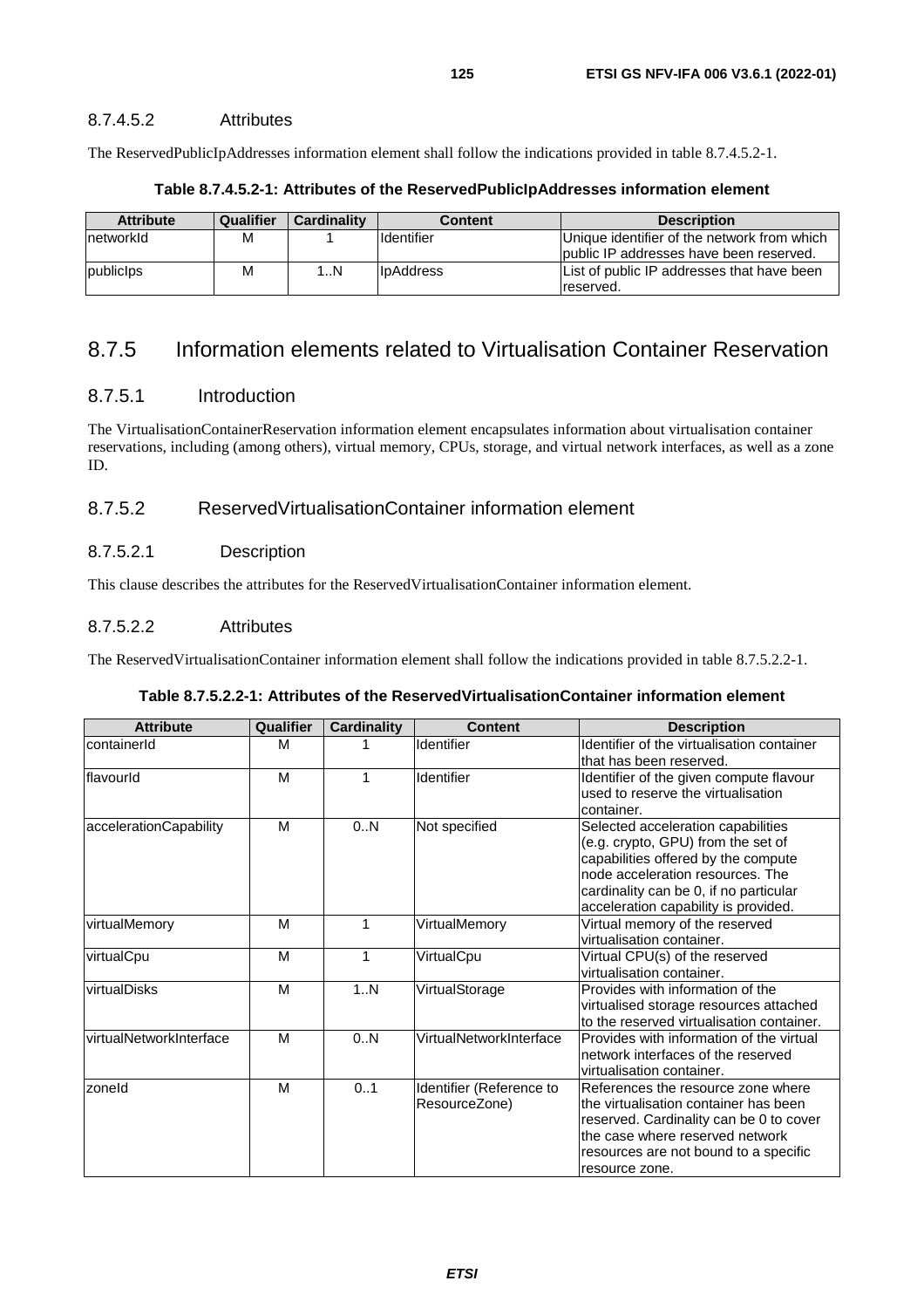#### 8.7.4.5.2 Attributes

The ReservedPublicIpAddresses information element shall follow the indications provided in table 8.7.4.5.2-1.

**Table 8.7.4.5.2-1: Attributes of the ReservedPublicIpAddresses information element**

| Attribute | Qualifier | Cardinality | Content | Description |
|---|---|---|---|---|
| networkId | M | 1 | Identifier | Unique identifier of the network from which public IP addresses have been reserved. |
| publicIps | M | 1..N | IpAddress | List of public IP addresses that have been reserved. |

## 8.7.5 Information elements related to Virtualisation Container Reservation

### 8.7.5.1 Introduction

The VirtualisationContainerReservation information element encapsulates information about virtualisation container reservations, including (among others), virtual memory, CPUs, storage, and virtual network interfaces, as well as a zone ID.

### 8.7.5.2 ReservedVirtualisationContainer information element

#### 8.7.5.2.1 Description

This clause describes the attributes for the ReservedVirtualisationContainer information element.

#### 8.7.5.2.2 Attributes

The ReservedVirtualisationContainer information element shall follow the indications provided in table 8.7.5.2.2-1.

**Table 8.7.5.2.2-1: Attributes of the ReservedVirtualisationContainer information element**

| Attribute | Qualifier | Cardinality | Content | Description |
|---|---|---|---|---|
| containerId | M | 1 | Identifier | Identifier of the virtualisation container that has been reserved. |
| flavourId | M | 1 | Identifier | Identifier of the given compute flavour used to reserve the virtualisation container. |
| accelerationCapability | M | 0..N | Not specified | Selected acceleration capabilities (e.g. crypto, GPU) from the set of capabilities offered by the compute node acceleration resources. The cardinality can be 0, if no particular acceleration capability is provided. |
| virtualMemory | M | 1 | VirtualMemory | Virtual memory of the reserved virtualisation container. |
| virtualCpu | M | 1 | VirtualCpu | Virtual CPU(s) of the reserved virtualisation container. |
| virtualDisks | M | 1..N | VirtualStorage | Provides with information of the virtualised storage resources attached to the reserved virtualisation container. |
| virtualNetworkInterface | M | 0..N | VirtualNetworkInterface | Provides with information of the virtual network interfaces of the reserved virtualisation container. |
| zoneId | M | 0..1 | Identifier (Reference to ResourceZone) | References the resource zone where the virtualisation container has been reserved. Cardinality can be 0 to cover the case where reserved network resources are not bound to a specific resource zone. |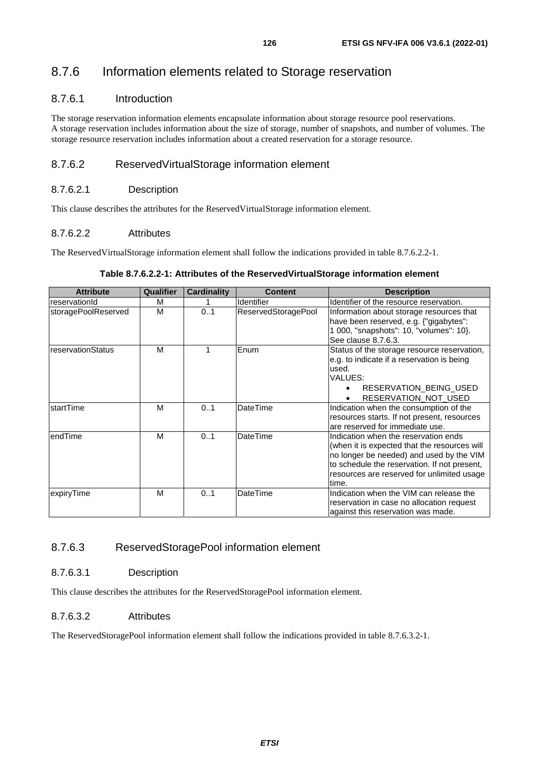## 8.7.6 Information elements related to Storage reservation

### 8.7.6.1 Introduction

The storage reservation information elements encapsulate information about storage resource pool reservations. A storage reservation includes information about the size of storage, number of snapshots, and number of volumes. The storage resource reservation includes information about a created reservation for a storage resource.

### 8.7.6.2 ReservedVirtualStorage information element

#### 8.7.6.2.1 Description

This clause describes the attributes for the ReservedVirtualStorage information element.

#### 8.7.6.2.2 Attributes

The ReservedVirtualStorage information element shall follow the indications provided in table 8.7.6.2.2-1.

**Table 8.7.6.2.2-1: Attributes of the ReservedVirtualStorage information element**

| Attribute | Qualifier | Cardinality | Content | Description |
|---|---|---|---|---|
| reservationId | M | 1 | Identifier | Identifier of the resource reservation. |
| storagePoolReserved | M | 0..1 | ReservedStoragePool | Information about storage resources that have been reserved, e.g. {"gigabytes": 1 000, "snapshots": 10, "volumes": 10}. See clause 8.7.6.3. |
| reservationStatus | M | 1 | Enum | Status of the storage resource reservation, e.g. to indicate if a reservation is being used.<br>VALUES:<br>• RESERVATION_BEING_USED<br>• RESERVATION_NOT_USED |
| startTime | M | 0..1 | DateTime | Indication when the consumption of the resources starts. If not present, resources are reserved for immediate use. |
| endTime | M | 0..1 | DateTime | Indication when the reservation ends (when it is expected that the resources will no longer be needed) and used by the VIM to schedule the reservation. If not present, resources are reserved for unlimited usage time. |
| expiryTime | M | 0..1 | DateTime | Indication when the VIM can release the reservation in case no allocation request against this reservation was made. |

### 8.7.6.3 ReservedStoragePool information element

#### 8.7.6.3.1 Description

This clause describes the attributes for the ReservedStoragePool information element.

#### 8.7.6.3.2 Attributes

The ReservedStoragePool information element shall follow the indications provided in table 8.7.6.3.2-1.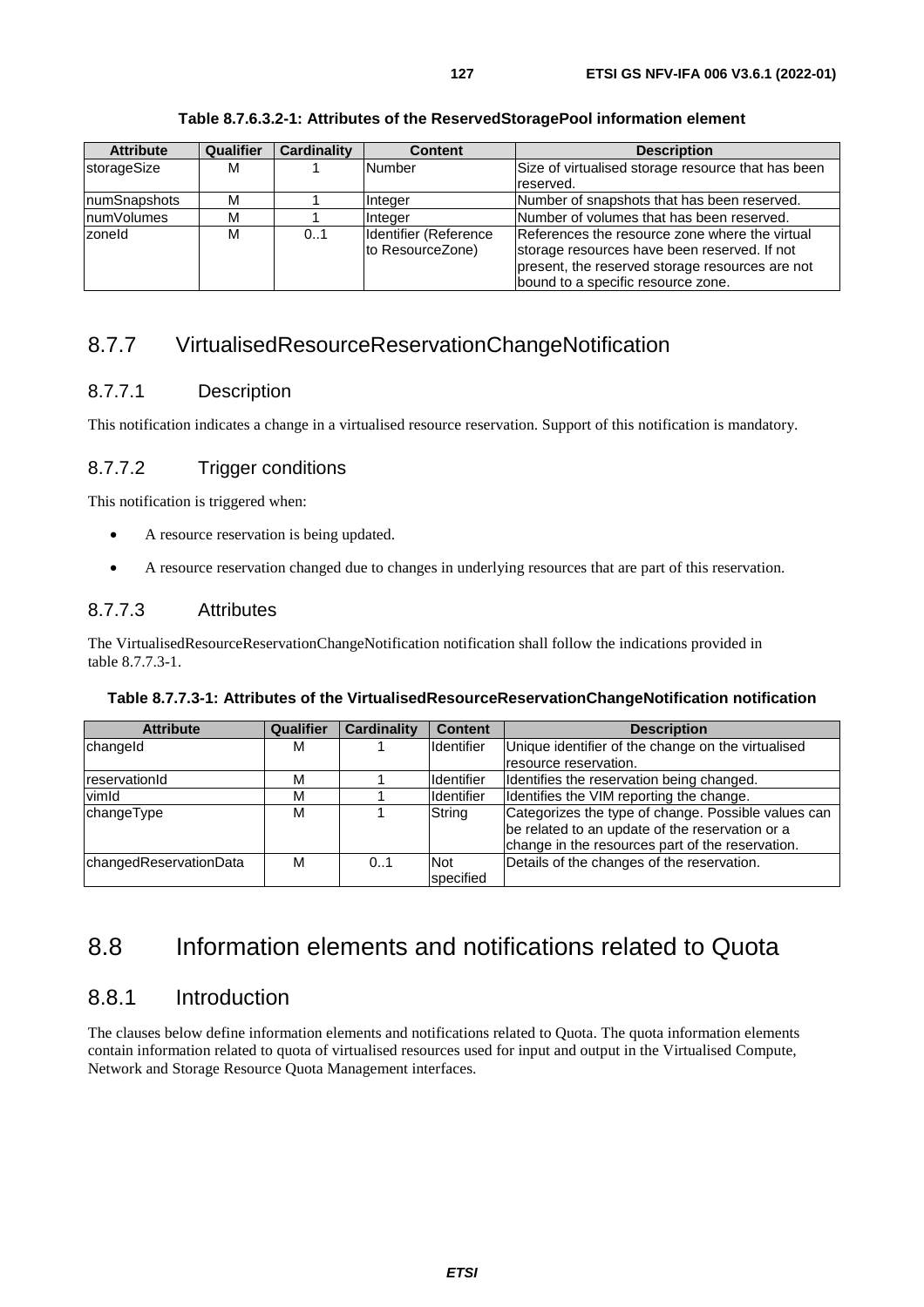**Table 8.7.6.3.2-1: Attributes of the ReservedStoragePool information element**

| Attribute | Qualifier | Cardinality | Content | Description |
|---|---|---|---|---|
| storageSize | M | 1 | Number | Size of virtualised storage resource that has been reserved. |
| numSnapshots | M | 1 | Integer | Number of snapshots that has been reserved. |
| numVolumes | M | 1 | Integer | Number of volumes that has been reserved. |
| zoneId | M | 0..1 | Identifier (Reference to ResourceZone) | References the resource zone where the virtual storage resources have been reserved. If not present, the reserved storage resources are not bound to a specific resource zone. |

## 8.7.7 VirtualisedResourceReservationChangeNotification

### 8.7.7.1 Description

This notification indicates a change in a virtualised resource reservation. Support of this notification is mandatory.

### 8.7.7.2 Trigger conditions

This notification is triggered when:

- A resource reservation is being updated.
- A resource reservation changed due to changes in underlying resources that are part of this reservation.

### 8.7.7.3 Attributes

The VirtualisedResourceReservationChangeNotification notification shall follow the indications provided in table 8.7.7.3-1.

**Table 8.7.7.3-1: Attributes of the VirtualisedResourceReservationChangeNotification notification**

| Attribute | Qualifier | Cardinality | Content | Description |
|---|---|---|---|---|
| changeId | M | 1 | Identifier | Unique identifier of the change on the virtualised resource reservation. |
| reservationId | M | 1 | Identifier | Identifies the reservation being changed. |
| vimId | M | 1 | Identifier | Identifies the VIM reporting the change. |
| changeType | M | 1 | String | Categorizes the type of change. Possible values can be related to an update of the reservation or a change in the resources part of the reservation. |
| changedReservationData | M | 0..1 | Not specified | Details of the changes of the reservation. |

# 8.8 Information elements and notifications related to Quota

## 8.8.1 Introduction

The clauses below define information elements and notifications related to Quota. The quota information elements contain information related to quota of virtualised resources used for input and output in the Virtualised Compute, Network and Storage Resource Quota Management interfaces.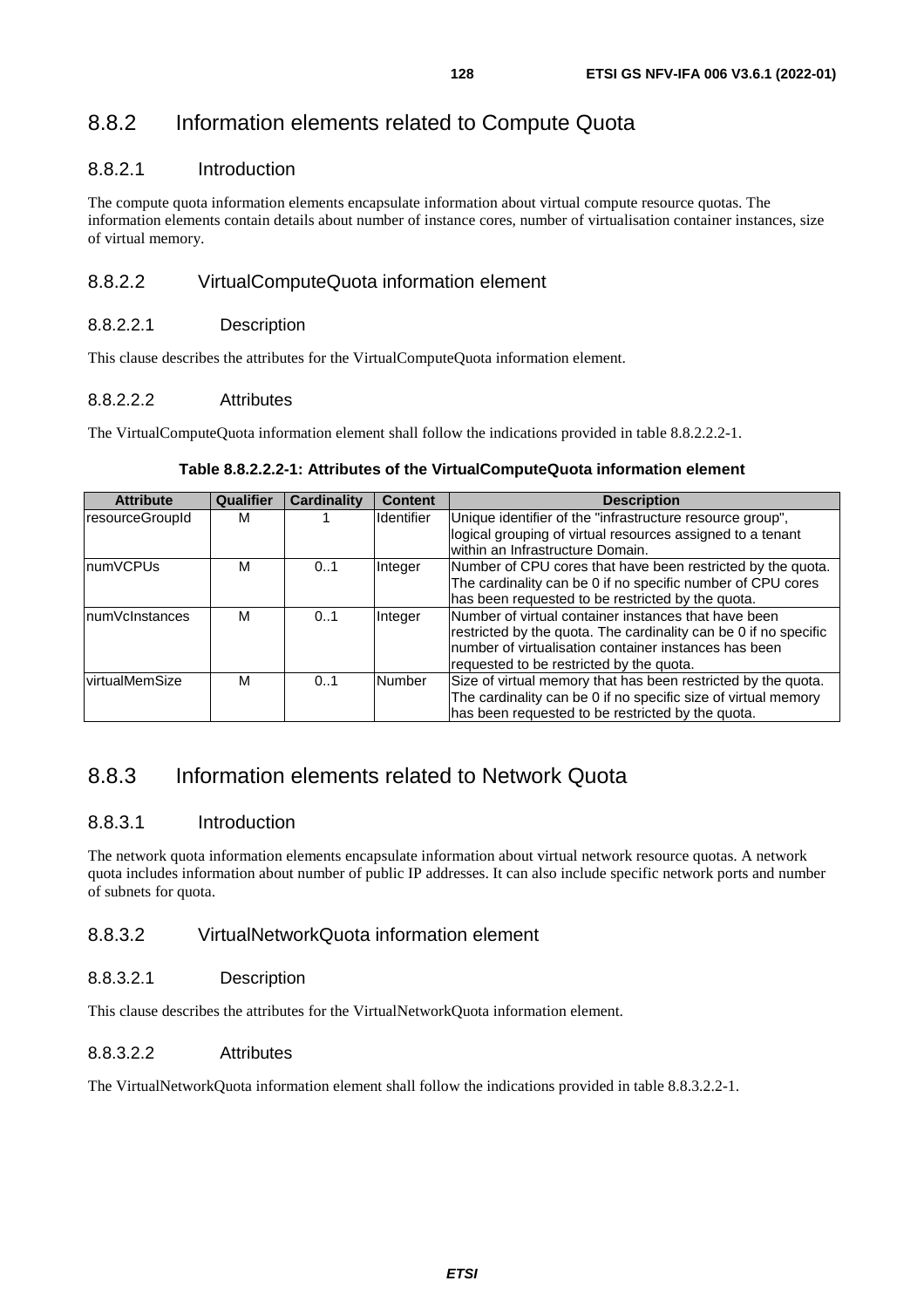## 8.8.2 Information elements related to Compute Quota

### 8.8.2.1 Introduction

The compute quota information elements encapsulate information about virtual compute resource quotas. The information elements contain details about number of instance cores, number of virtualisation container instances, size of virtual memory.

### 8.8.2.2 VirtualComputeQuota information element

#### 8.8.2.2.1 Description

This clause describes the attributes for the VirtualComputeQuota information element.

#### 8.8.2.2.2 Attributes

The VirtualComputeQuota information element shall follow the indications provided in table 8.8.2.2.2-1.

**Table 8.8.2.2.2-1: Attributes of the VirtualComputeQuota information element**

| Attribute | Qualifier | Cardinality | Content | Description |
|---|---|---|---|---|
| resourceGroupId | M | 1 | Identifier | Unique identifier of the "infrastructure resource group", logical grouping of virtual resources assigned to a tenant within an Infrastructure Domain. |
| numVCPUs | M | 0..1 | Integer | Number of CPU cores that have been restricted by the quota. The cardinality can be 0 if no specific number of CPU cores has been requested to be restricted by the quota. |
| numVcInstances | M | 0..1 | Integer | Number of virtual container instances that have been restricted by the quota. The cardinality can be 0 if no specific number of virtualisation container instances has been requested to be restricted by the quota. |
| virtualMemSize | M | 0..1 | Number | Size of virtual memory that has been restricted by the quota. The cardinality can be 0 if no specific size of virtual memory has been requested to be restricted by the quota. |

## 8.8.3 Information elements related to Network Quota

### 8.8.3.1 Introduction

The network quota information elements encapsulate information about virtual network resource quotas. A network quota includes information about number of public IP addresses. It can also include specific network ports and number of subnets for quota.

### 8.8.3.2 VirtualNetworkQuota information element

#### 8.8.3.2.1 Description

This clause describes the attributes for the VirtualNetworkQuota information element.

#### 8.8.3.2.2 Attributes

The VirtualNetworkQuota information element shall follow the indications provided in table 8.8.3.2.2-1.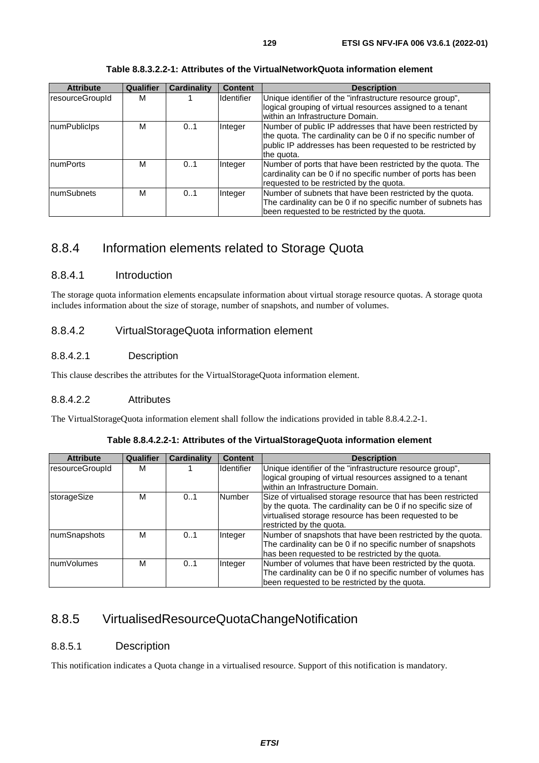**Table 8.8.3.2.2-1: Attributes of the VirtualNetworkQuota information element**

| Attribute | Qualifier | Cardinality | Content | Description |
|---|---|---|---|---|
| resourceGroupId | M | 1 | Identifier | Unique identifier of the "infrastructure resource group", logical grouping of virtual resources assigned to a tenant within an Infrastructure Domain. |
| numPublicIps | M | 0..1 | Integer | Number of public IP addresses that have been restricted by the quota. The cardinality can be 0 if no specific number of public IP addresses has been requested to be restricted by the quota. |
| numPorts | M | 0..1 | Integer | Number of ports that have been restricted by the quota. The cardinality can be 0 if no specific number of ports has been requested to be restricted by the quota. |
| numSubnets | M | 0..1 | Integer | Number of subnets that have been restricted by the quota. The cardinality can be 0 if no specific number of subnets has been requested to be restricted by the quota. |

## 8.8.4 Information elements related to Storage Quota

### 8.8.4.1 Introduction

The storage quota information elements encapsulate information about virtual storage resource quotas. A storage quota includes information about the size of storage, number of snapshots, and number of volumes.

### 8.8.4.2 VirtualStorageQuota information element

#### 8.8.4.2.1 Description

This clause describes the attributes for the VirtualStorageQuota information element.

#### 8.8.4.2.2 Attributes

The VirtualStorageQuota information element shall follow the indications provided in table 8.8.4.2.2-1.

**Table 8.8.4.2.2-1: Attributes of the VirtualStorageQuota information element**

| Attribute | Qualifier | Cardinality | Content | Description |
|---|---|---|---|---|
| resourceGroupId | M | 1 | Identifier | Unique identifier of the "infrastructure resource group", logical grouping of virtual resources assigned to a tenant within an Infrastructure Domain. |
| storageSize | M | 0..1 | Number | Size of virtualised storage resource that has been restricted by the quota. The cardinality can be 0 if no specific size of virtualised storage resource has been requested to be restricted by the quota. |
| numSnapshots | M | 0..1 | Integer | Number of snapshots that have been restricted by the quota. The cardinality can be 0 if no specific number of snapshots has been requested to be restricted by the quota. |
| numVolumes | M | 0..1 | Integer | Number of volumes that have been restricted by the quota. The cardinality can be 0 if no specific number of volumes has been requested to be restricted by the quota. |

## 8.8.5 VirtualisedResourceQuotaChangeNotification

### 8.8.5.1 Description

This notification indicates a Quota change in a virtualised resource. Support of this notification is mandatory.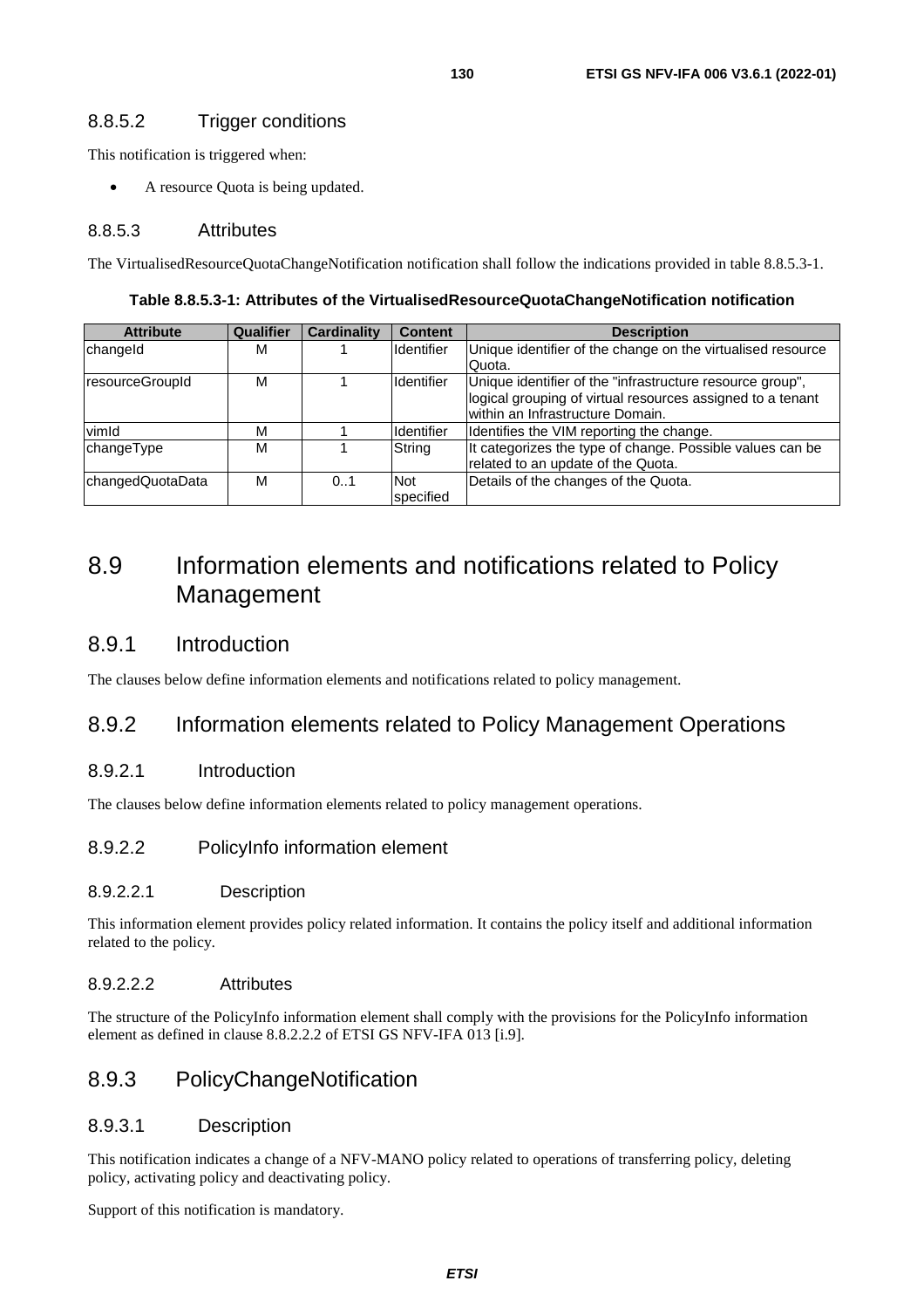#### 8.8.5.2 Trigger conditions

This notification is triggered when:

- A resource Quota is being updated.

#### 8.8.5.3 Attributes

The VirtualisedResourceQuotaChangeNotification notification shall follow the indications provided in table 8.8.5.3-1.

**Table 8.8.5.3-1: Attributes of the VirtualisedResourceQuotaChangeNotification notification**

| Attribute | Qualifier | Cardinality | Content | Description |
|---|---|---|---|---|
| changeId | M | 1 | Identifier | Unique identifier of the change on the virtualised resource Quota. |
| resourceGroupId | M | 1 | Identifier | Unique identifier of the "infrastructure resource group", logical grouping of virtual resources assigned to a tenant within an Infrastructure Domain. |
| vimId | M | 1 | Identifier | Identifies the VIM reporting the change. |
| changeType | M | 1 | String | It categorizes the type of change. Possible values can be related to an update of the Quota. |
| changedQuotaData | M | 0..1 | Not specified | Details of the changes of the Quota. |

## 8.9 Information elements and notifications related to Policy Management

### 8.9.1 Introduction

The clauses below define information elements and notifications related to policy management.

### 8.9.2 Information elements related to Policy Management Operations

#### 8.9.2.1 Introduction

The clauses below define information elements related to policy management operations.

#### 8.9.2.2 PolicyInfo information element

##### 8.9.2.2.1 Description

This information element provides policy related information. It contains the policy itself and additional information related to the policy.

##### 8.9.2.2.2 Attributes

The structure of the PolicyInfo information element shall comply with the provisions for the PolicyInfo information element as defined in clause 8.8.2.2.2 of ETSI GS NFV-IFA 013 [i.9].

### 8.9.3 PolicyChangeNotification

#### 8.9.3.1 Description

This notification indicates a change of a NFV-MANO policy related to operations of transferring policy, deleting policy, activating policy and deactivating policy.

Support of this notification is mandatory.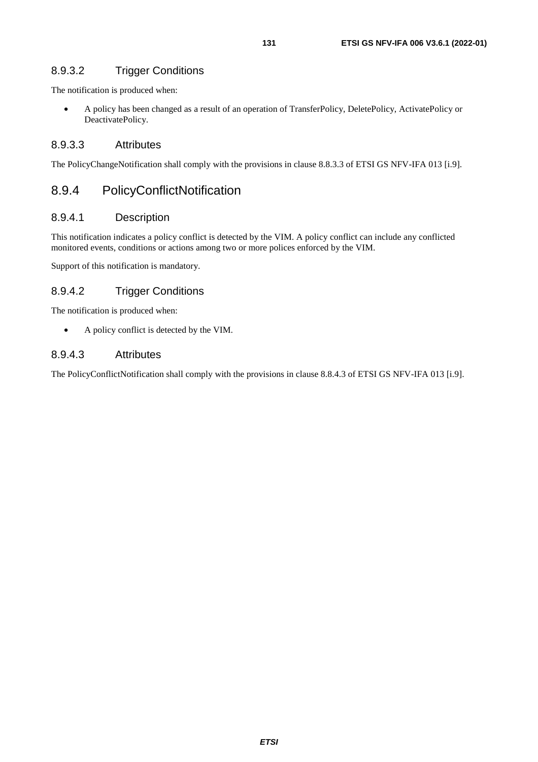#### 8.9.3.2 Trigger Conditions

The notification is produced when:

- A policy has been changed as a result of an operation of TransferPolicy, DeletePolicy, ActivatePolicy or DeactivatePolicy.

#### 8.9.3.3 Attributes

The PolicyChangeNotification shall comply with the provisions in clause 8.8.3.3 of ETSI GS NFV-IFA 013 [i.9].

### 8.9.4 PolicyConflictNotification

#### 8.9.4.1 Description

This notification indicates a policy conflict is detected by the VIM. A policy conflict can include any conflicted monitored events, conditions or actions among two or more polices enforced by the VIM.

Support of this notification is mandatory.

#### 8.9.4.2 Trigger Conditions

The notification is produced when:

- A policy conflict is detected by the VIM.

#### 8.9.4.3 Attributes

The PolicyConflictNotification shall comply with the provisions in clause 8.8.4.3 of ETSI GS NFV-IFA 013 [i.9].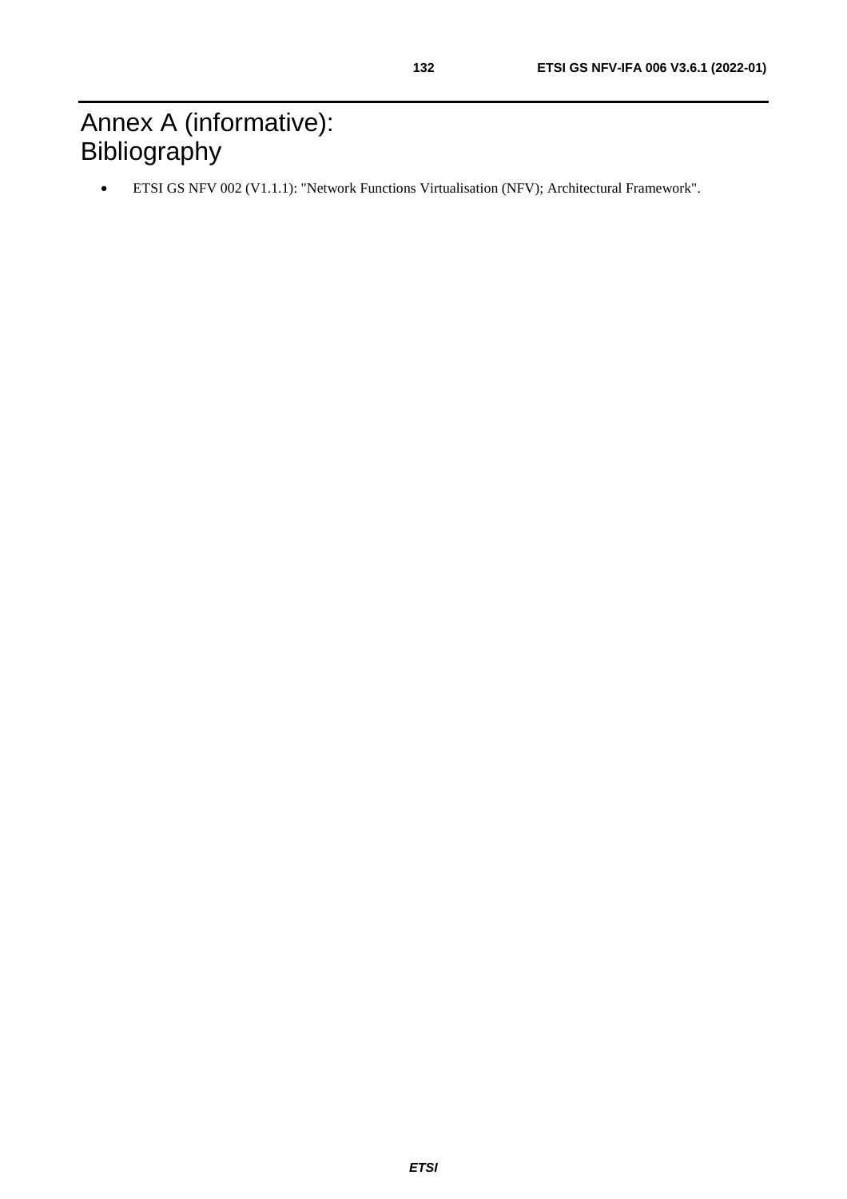# Annex A (informative): Bibliography

- ETSI GS NFV 002 (V1.1.1): "Network Functions Virtualisation (NFV); Architectural Framework".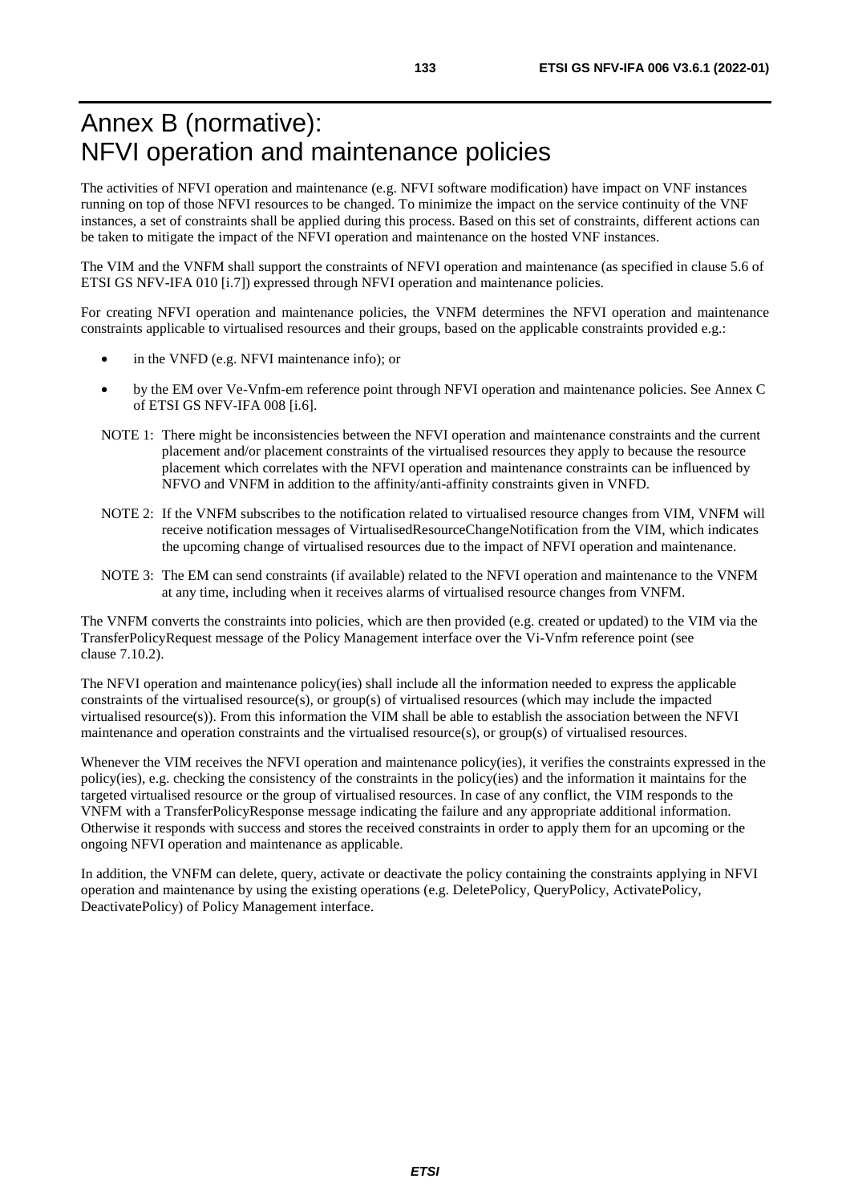# Annex B (normative): NFVI operation and maintenance policies

The activities of NFVI operation and maintenance (e.g. NFVI software modification) have impact on VNF instances running on top of those NFVI resources to be changed. To minimize the impact on the service continuity of the VNF instances, a set of constraints shall be applied during this process. Based on this set of constraints, different actions can be taken to mitigate the impact of the NFVI operation and maintenance on the hosted VNF instances.

The VIM and the VNFM shall support the constraints of NFVI operation and maintenance (as specified in clause 5.6 of ETSI GS NFV-IFA 010 [i.7]) expressed through NFVI operation and maintenance policies.

For creating NFVI operation and maintenance policies, the VNFM determines the NFVI operation and maintenance constraints applicable to virtualised resources and their groups, based on the applicable constraints provided e.g.:

- in the VNFD (e.g. NFVI maintenance info); or
- by the EM over Ve-Vnfm-em reference point through NFVI operation and maintenance policies. See Annex C of ETSI GS NFV-IFA 008 [i.6].

NOTE 1: There might be inconsistencies between the NFVI operation and maintenance constraints and the current placement and/or placement constraints of the virtualised resources they apply to because the resource placement which correlates with the NFVI operation and maintenance constraints can be influenced by NFVO and VNFM in addition to the affinity/anti-affinity constraints given in VNFD.

NOTE 2: If the VNFM subscribes to the notification related to virtualised resource changes from VIM, VNFM will receive notification messages of VirtualisedResourceChangeNotification from the VIM, which indicates the upcoming change of virtualised resources due to the impact of NFVI operation and maintenance.

NOTE 3: The EM can send constraints (if available) related to the NFVI operation and maintenance to the VNFM at any time, including when it receives alarms of virtualised resource changes from VNFM.

The VNFM converts the constraints into policies, which are then provided (e.g. created or updated) to the VIM via the TransferPolicyRequest message of the Policy Management interface over the Vi-Vnfm reference point (see clause 7.10.2).

The NFVI operation and maintenance policy(ies) shall include all the information needed to express the applicable constraints of the virtualised resource(s), or group(s) of virtualised resources (which may include the impacted virtualised resource(s)). From this information the VIM shall be able to establish the association between the NFVI maintenance and operation constraints and the virtualised resource(s), or group(s) of virtualised resources.

Whenever the VIM receives the NFVI operation and maintenance policy(ies), it verifies the constraints expressed in the policy(ies), e.g. checking the consistency of the constraints in the policy(ies) and the information it maintains for the targeted virtualised resource or the group of virtualised resources. In case of any conflict, the VIM responds to the VNFM with a TransferPolicyResponse message indicating the failure and any appropriate additional information. Otherwise it responds with success and stores the received constraints in order to apply them for an upcoming or the ongoing NFVI operation and maintenance as applicable.

In addition, the VNFM can delete, query, activate or deactivate the policy containing the constraints applying in NFVI operation and maintenance by using the existing operations (e.g. DeletePolicy, QueryPolicy, ActivatePolicy, DeactivatePolicy) of Policy Management interface.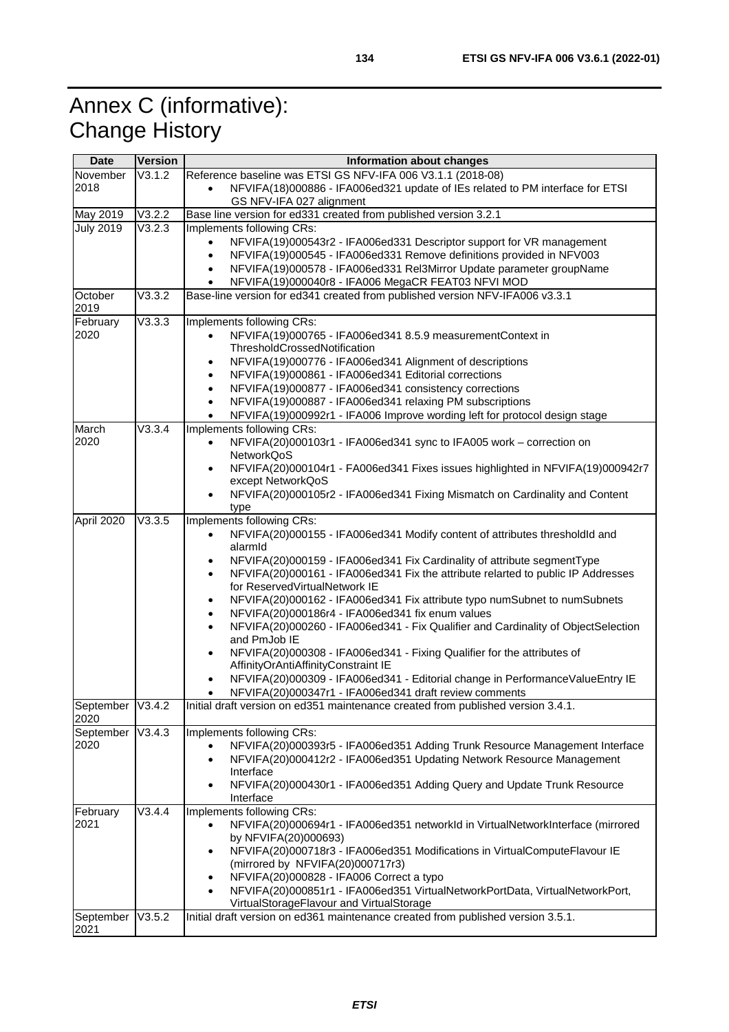# Annex C (informative): Change History

| Date | Version | Information about changes |
|---|---|---|
| November 2018 | V3.1.2 | Reference baseline was ETSI GS NFV-IFA 006 V3.1.1 (2018-08)<br>• NFVIFA(18)000886 - IFA006ed321 update of IEs related to PM interface for ETSI GS NFV-IFA 027 alignment |
| May 2019 | V3.2.2 | Base line version for ed331 created from published version 3.2.1 |
| July 2019 | V3.2.3 | Implements following CRs:<br>• NFVIFA(19)000543r2 - IFA006ed331 Descriptor support for VR management<br>• NFVIFA(19)000545 - IFA006ed331 Remove definitions provided in NFV003<br>• NFVIFA(19)000578 - IFA006ed331 Rel3Mirror Update parameter groupName<br>• NFVIFA(19)000040r8 - IFA006 MegaCR FEAT03 NFVI MOD |
| October 2019 | V3.3.2 | Base-line version for ed341 created from published version NFV-IFA006 v3.3.1 |
| February 2020 | V3.3.3 | Implements following CRs:<br>• NFVIFA(19)000765 - IFA006ed341 8.5.9 measurementContext in ThresholdCrossedNotification<br>• NFVIFA(19)000776 - IFA006ed341 Alignment of descriptions<br>• NFVIFA(19)000861 - IFA006ed341 Editorial corrections<br>• NFVIFA(19)000877 - IFA006ed341 consistency corrections<br>• NFVIFA(19)000887 - IFA006ed341 relaxing PM subscriptions<br>• NFVIFA(19)000992r1 - IFA006 Improve wording left for protocol design stage |
| March 2020 | V3.3.4 | Implements following CRs:<br>• NFVIFA(20)000103r1 - IFA006ed341 sync to IFA005 work – correction on NetworkQoS<br>• NFVIFA(20)000104r1 - FA006ed341 Fixes issues highlighted in NFVIFA(19)000942r7 except NetworkQoS<br>• NFVIFA(20)000105r2 - IFA006ed341 Fixing Mismatch on Cardinality and Content type |
| April 2020 | V3.3.5 | Implements following CRs:<br>• NFVIFA(20)000155 - IFA006ed341 Modify content of attributes thresholdId and alarmId<br>• NFVIFA(20)000159 - IFA006ed341 Fix Cardinality of attribute segmentType<br>• NFVIFA(20)000161 - IFA006ed341 Fix the attribute relarted to public IP Addresses for ReservedVirtualNetwork IE<br>• NFVIFA(20)000162 - IFA006ed341 Fix attribute typo numSubnet to numSubnets<br>• NFVIFA(20)000186r4 - IFA006ed341 fix enum values<br>• NFVIFA(20)000260 - IFA006ed341 - Fix Qualifier and Cardinality of ObjectSelection and PmJob IE<br>• NFVIFA(20)000308 - IFA006ed341 - Fixing Qualifier for the attributes of AffinityOrAntiAffinityConstraint IE<br>• NFVIFA(20)000309 - IFA006ed341 - Editorial change in PerformanceValueEntry IE<br>• NFVIFA(20)000347r1 - IFA006ed341 draft review comments |
| September 2020 | V3.4.2 | Initial draft version on ed351 maintenance created from published version 3.4.1. |
| September 2020 | V3.4.3 | Implements following CRs:<br>• NFVIFA(20)000393r5 - IFA006ed351 Adding Trunk Resource Management Interface<br>• NFVIFA(20)000412r2 - IFA006ed351 Updating Network Resource Management Interface<br>• NFVIFA(20)000430r1 - IFA006ed351 Adding Query and Update Trunk Resource Interface |
| February 2021 | V3.4.4 | Implements following CRs:<br>• NFVIFA(20)000694r1 - IFA006ed351 networkId in VirtualNetworkInterface (mirrored by NFVIFA(20)000693)<br>• NFVIFA(20)000718r3 - IFA006ed351 Modifications in VirtualComputeFlavour IE (mirrored by NFVIFA(20)000717r3)<br>• NFVIFA(20)000828 - IFA006 Correct a typo<br>• NFVIFA(20)000851r1 - IFA006ed351 VirtualNetworkPortData, VirtualNetworkPort, VirtualStorageFlavour and VirtualStorage |
| September 2021 | V3.5.2 | Initial draft version on ed361 maintenance created from published version 3.5.1. |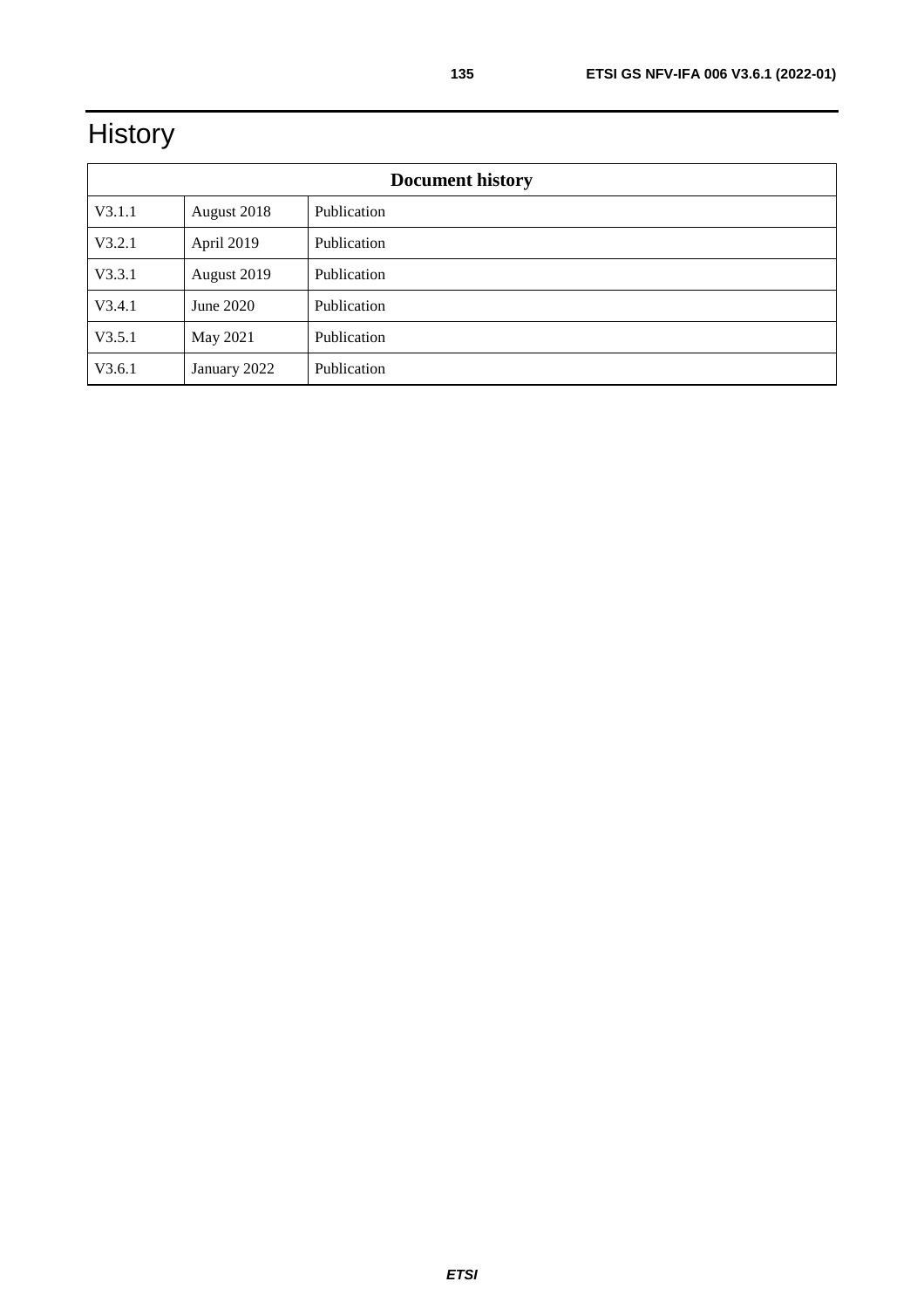# History

| Document history | | |
|---|---|---|
| V3.1.1 | August 2018 | Publication |
| V3.2.1 | April 2019 | Publication |
| V3.3.1 | August 2019 | Publication |
| V3.4.1 | June 2020 | Publication |
| V3.5.1 | May 2021 | Publication |
| V3.6.1 | January 2022 | Publication |